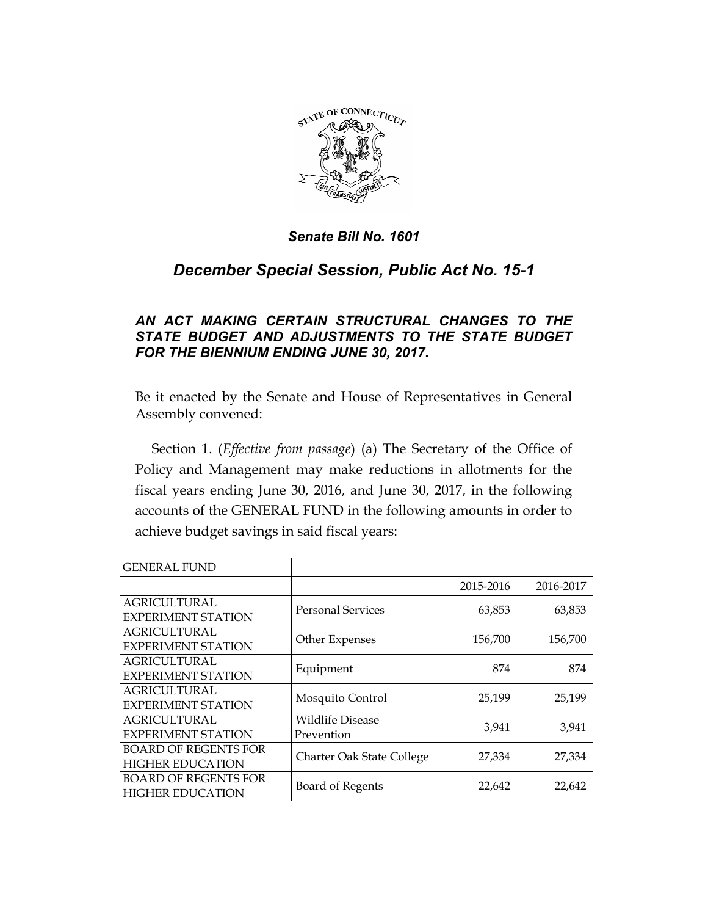***Senate Bill No. 1601***

## *December Special Session, Public Act No. 15-1*

### *AN ACT MAKING CERTAIN STRUCTURAL CHANGES TO THE STATE BUDGET AND ADJUSTMENTS TO THE STATE BUDGET FOR THE BIENNIUM ENDING JUNE 30, 2017.*

Be it enacted by the Senate and House of Representatives in General Assembly convened:

Section 1. (*Effective from passage*) (a) The Secretary of the Office of Policy and Management may make reductions in allotments for the fiscal years ending June 30, 2016, and June 30, 2017, in the following accounts of the GENERAL FUND in the following amounts in order to achieve budget savings in said fiscal years:

| GENERAL FUND | | | |
|---|---|---|---|
| | | 2015-2016 | 2016-2017 |
| AGRICULTURAL EXPERIMENT STATION | Personal Services | 63,853 | 63,853 |
| AGRICULTURAL EXPERIMENT STATION | Other Expenses | 156,700 | 156,700 |
| AGRICULTURAL EXPERIMENT STATION | Equipment | 874 | 874 |
| AGRICULTURAL EXPERIMENT STATION | Mosquito Control | 25,199 | 25,199 |
| AGRICULTURAL EXPERIMENT STATION | Wildlife Disease Prevention | 3,941 | 3,941 |
| BOARD OF REGENTS FOR HIGHER EDUCATION | Charter Oak State College | 27,334 | 27,334 |
| BOARD OF REGENTS FOR HIGHER EDUCATION | Board of Regents | 22,642 | 22,642 |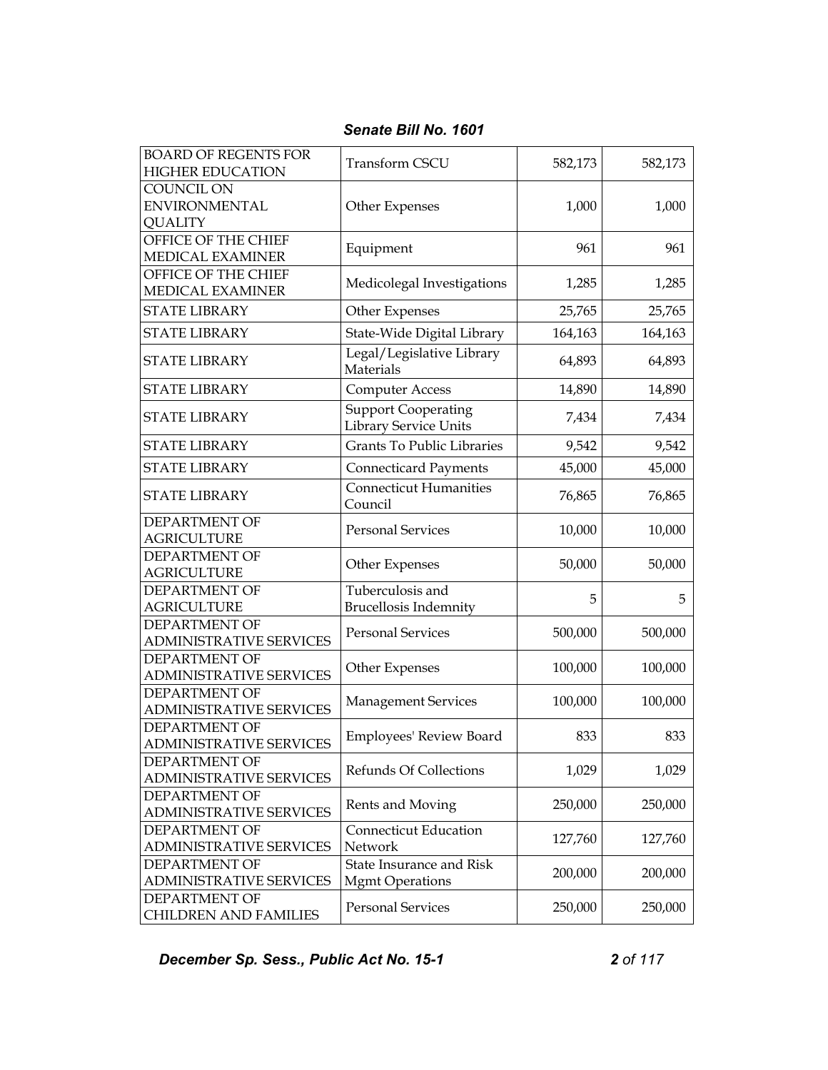| | | | |
|---|---|---|---|
| BOARD OF REGENTS FOR HIGHER EDUCATION | Transform CSCU | 582,173 | 582,173 |
| COUNCIL ON ENVIRONMENTAL QUALITY | Other Expenses | 1,000 | 1,000 |
| OFFICE OF THE CHIEF MEDICAL EXAMINER | Equipment | 961 | 961 |
| OFFICE OF THE CHIEF MEDICAL EXAMINER | Medicolegal Investigations | 1,285 | 1,285 |
| STATE LIBRARY | Other Expenses | 25,765 | 25,765 |
| STATE LIBRARY | State-Wide Digital Library | 164,163 | 164,163 |
| STATE LIBRARY | Legal/Legislative Library Materials | 64,893 | 64,893 |
| STATE LIBRARY | Computer Access | 14,890 | 14,890 |
| STATE LIBRARY | Support Cooperating Library Service Units | 7,434 | 7,434 |
| STATE LIBRARY | Grants To Public Libraries | 9,542 | 9,542 |
| STATE LIBRARY | Connecticard Payments | 45,000 | 45,000 |
| STATE LIBRARY | Connecticut Humanities Council | 76,865 | 76,865 |
| DEPARTMENT OF AGRICULTURE | Personal Services | 10,000 | 10,000 |
| DEPARTMENT OF AGRICULTURE | Other Expenses | 50,000 | 50,000 |
| DEPARTMENT OF AGRICULTURE | Tuberculosis and Brucellosis Indemnity | 5 | 5 |
| DEPARTMENT OF ADMINISTRATIVE SERVICES | Personal Services | 500,000 | 500,000 |
| DEPARTMENT OF ADMINISTRATIVE SERVICES | Other Expenses | 100,000 | 100,000 |
| DEPARTMENT OF ADMINISTRATIVE SERVICES | Management Services | 100,000 | 100,000 |
| DEPARTMENT OF ADMINISTRATIVE SERVICES | Employees' Review Board | 833 | 833 |
| DEPARTMENT OF ADMINISTRATIVE SERVICES | Refunds Of Collections | 1,029 | 1,029 |
| DEPARTMENT OF ADMINISTRATIVE SERVICES | Rents and Moving | 250,000 | 250,000 |
| DEPARTMENT OF ADMINISTRATIVE SERVICES | Connecticut Education Network | 127,760 | 127,760 |
| DEPARTMENT OF ADMINISTRATIVE SERVICES | State Insurance and Risk Mgmt Operations | 200,000 | 200,000 |
| DEPARTMENT OF CHILDREN AND FAMILIES | Personal Services | 250,000 | 250,000 |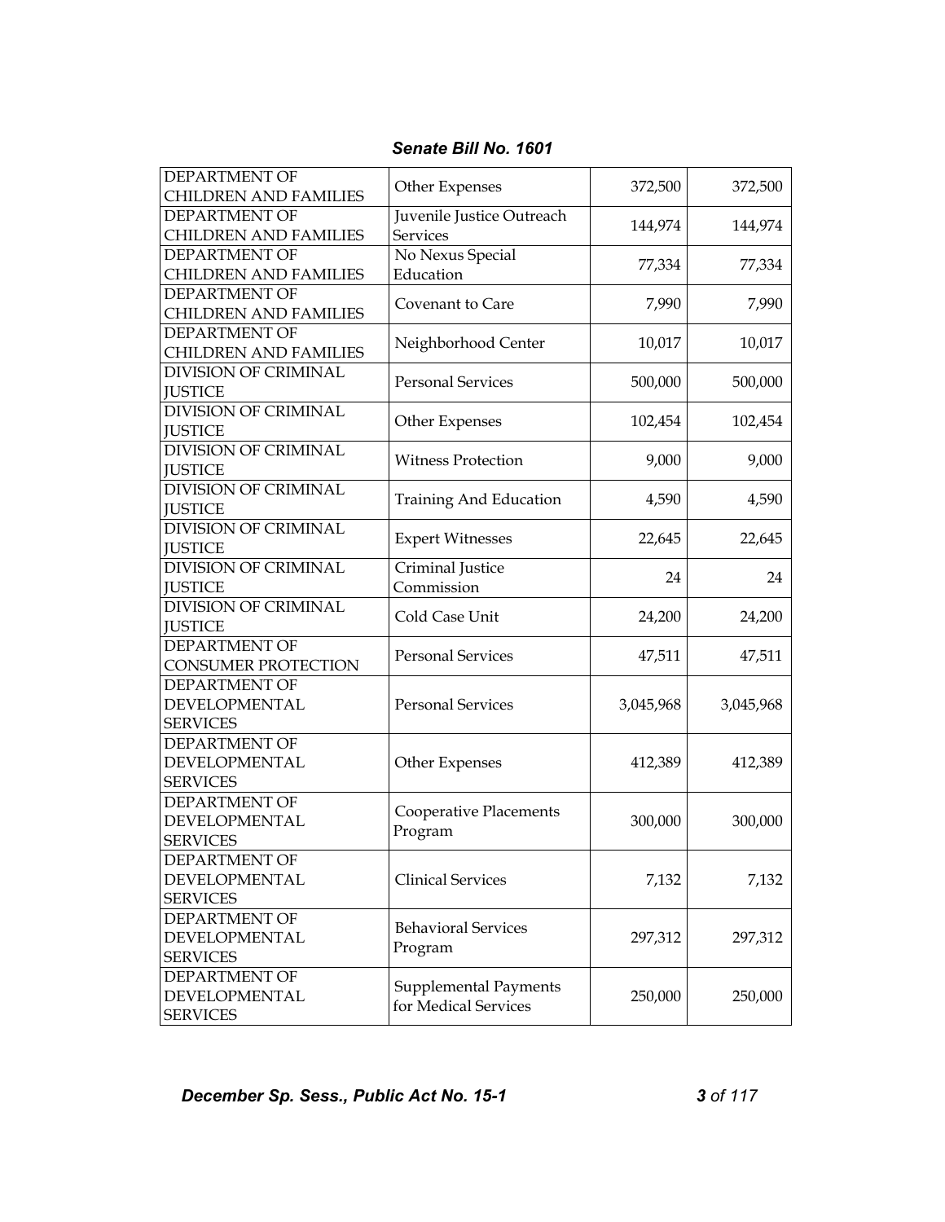| | | | |
|---|---|---|---|
| DEPARTMENT OF CHILDREN AND FAMILIES | Other Expenses | 372,500 | 372,500 |
| DEPARTMENT OF CHILDREN AND FAMILIES | Juvenile Justice Outreach Services | 144,974 | 144,974 |
| DEPARTMENT OF CHILDREN AND FAMILIES | No Nexus Special Education | 77,334 | 77,334 |
| DEPARTMENT OF CHILDREN AND FAMILIES | Covenant to Care | 7,990 | 7,990 |
| DEPARTMENT OF CHILDREN AND FAMILIES | Neighborhood Center | 10,017 | 10,017 |
| DIVISION OF CRIMINAL JUSTICE | Personal Services | 500,000 | 500,000 |
| DIVISION OF CRIMINAL JUSTICE | Other Expenses | 102,454 | 102,454 |
| DIVISION OF CRIMINAL JUSTICE | Witness Protection | 9,000 | 9,000 |
| DIVISION OF CRIMINAL JUSTICE | Training And Education | 4,590 | 4,590 |
| DIVISION OF CRIMINAL JUSTICE | Expert Witnesses | 22,645 | 22,645 |
| DIVISION OF CRIMINAL JUSTICE | Criminal Justice Commission | 24 | 24 |
| DIVISION OF CRIMINAL JUSTICE | Cold Case Unit | 24,200 | 24,200 |
| DEPARTMENT OF CONSUMER PROTECTION | Personal Services | 47,511 | 47,511 |
| DEPARTMENT OF DEVELOPMENTAL SERVICES | Personal Services | 3,045,968 | 3,045,968 |
| DEPARTMENT OF DEVELOPMENTAL SERVICES | Other Expenses | 412,389 | 412,389 |
| DEPARTMENT OF DEVELOPMENTAL SERVICES | Cooperative Placements Program | 300,000 | 300,000 |
| DEPARTMENT OF DEVELOPMENTAL SERVICES | Clinical Services | 7,132 | 7,132 |
| DEPARTMENT OF DEVELOPMENTAL SERVICES | Behavioral Services Program | 297,312 | 297,312 |
| DEPARTMENT OF DEVELOPMENTAL SERVICES | Supplemental Payments for Medical Services | 250,000 | 250,000 |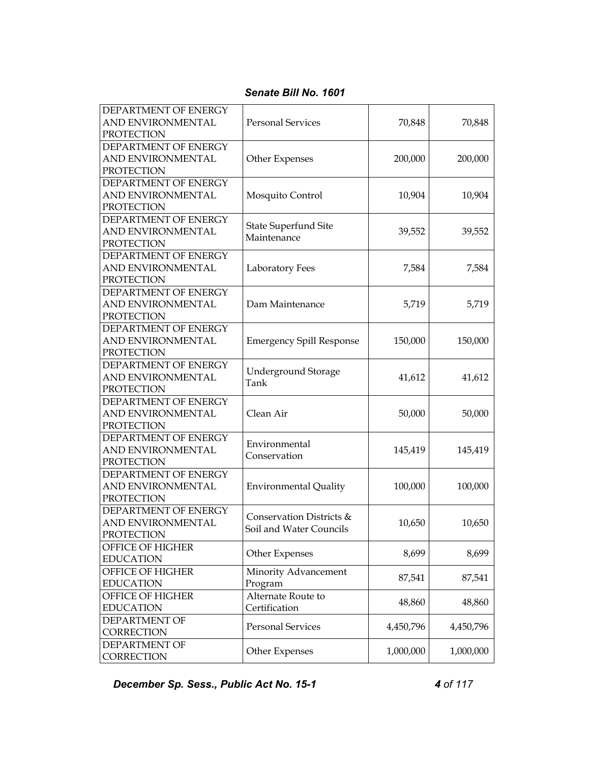| | | | |
|---|---|---|---|
| DEPARTMENT OF ENERGY AND ENVIRONMENTAL PROTECTION | Personal Services | 70,848 | 70,848 |
| DEPARTMENT OF ENERGY AND ENVIRONMENTAL PROTECTION | Other Expenses | 200,000 | 200,000 |
| DEPARTMENT OF ENERGY AND ENVIRONMENTAL PROTECTION | Mosquito Control | 10,904 | 10,904 |
| DEPARTMENT OF ENERGY AND ENVIRONMENTAL PROTECTION | State Superfund Site Maintenance | 39,552 | 39,552 |
| DEPARTMENT OF ENERGY AND ENVIRONMENTAL PROTECTION | Laboratory Fees | 7,584 | 7,584 |
| DEPARTMENT OF ENERGY AND ENVIRONMENTAL PROTECTION | Dam Maintenance | 5,719 | 5,719 |
| DEPARTMENT OF ENERGY AND ENVIRONMENTAL PROTECTION | Emergency Spill Response | 150,000 | 150,000 |
| DEPARTMENT OF ENERGY AND ENVIRONMENTAL PROTECTION | Underground Storage Tank | 41,612 | 41,612 |
| DEPARTMENT OF ENERGY AND ENVIRONMENTAL PROTECTION | Clean Air | 50,000 | 50,000 |
| DEPARTMENT OF ENERGY AND ENVIRONMENTAL PROTECTION | Environmental Conservation | 145,419 | 145,419 |
| DEPARTMENT OF ENERGY AND ENVIRONMENTAL PROTECTION | Environmental Quality | 100,000 | 100,000 |
| DEPARTMENT OF ENERGY AND ENVIRONMENTAL PROTECTION | Conservation Districts & Soil and Water Councils | 10,650 | 10,650 |
| OFFICE OF HIGHER EDUCATION | Other Expenses | 8,699 | 8,699 |
| OFFICE OF HIGHER EDUCATION | Minority Advancement Program | 87,541 | 87,541 |
| OFFICE OF HIGHER EDUCATION | Alternate Route to Certification | 48,860 | 48,860 |
| DEPARTMENT OF CORRECTION | Personal Services | 4,450,796 | 4,450,796 |
| DEPARTMENT OF CORRECTION | Other Expenses | 1,000,000 | 1,000,000 |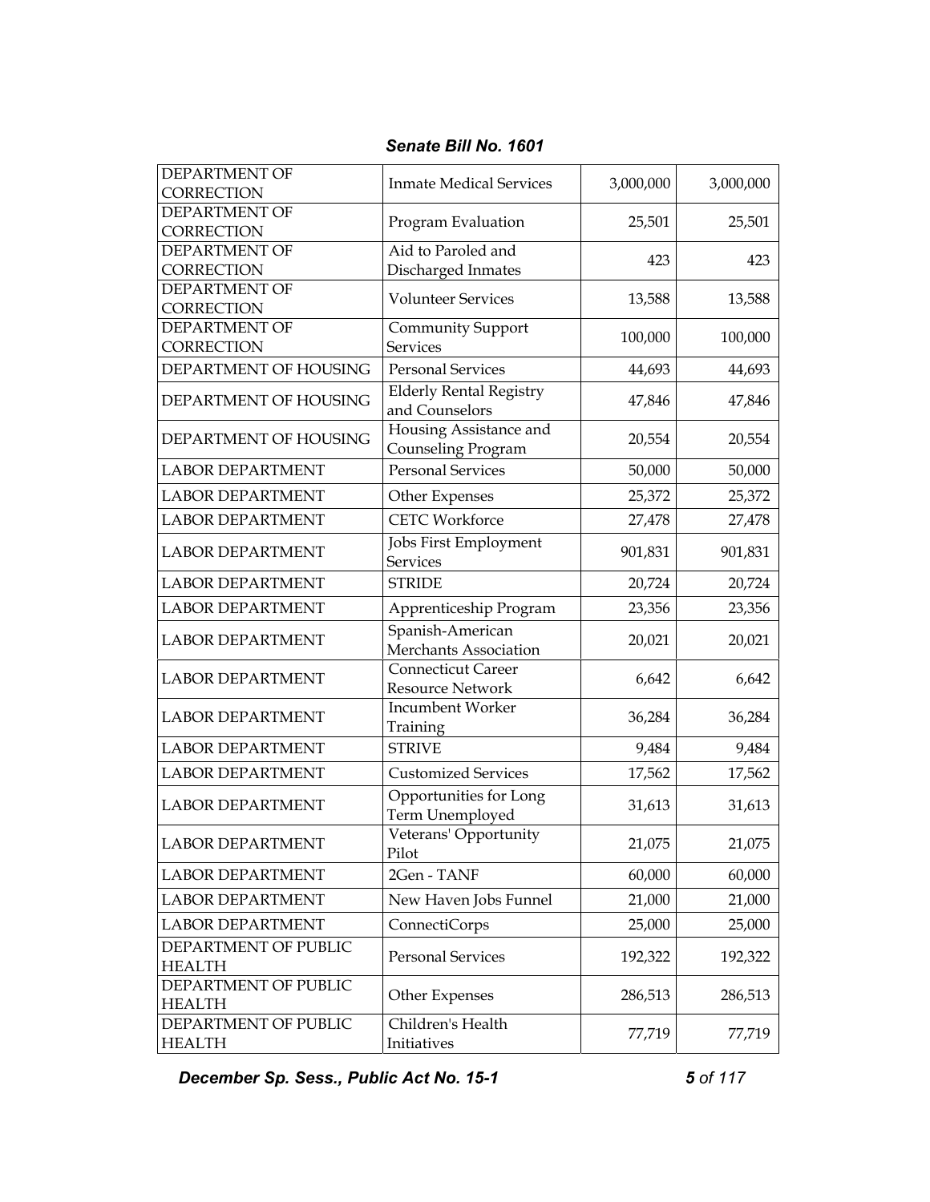| | | | |
|---|---|---|---|
| DEPARTMENT OF CORRECTION | Inmate Medical Services | 3,000,000 | 3,000,000 |
| DEPARTMENT OF CORRECTION | Program Evaluation | 25,501 | 25,501 |
| DEPARTMENT OF CORRECTION | Aid to Paroled and Discharged Inmates | 423 | 423 |
| DEPARTMENT OF CORRECTION | Volunteer Services | 13,588 | 13,588 |
| DEPARTMENT OF CORRECTION | Community Support Services | 100,000 | 100,000 |
| DEPARTMENT OF HOUSING | Personal Services | 44,693 | 44,693 |
| DEPARTMENT OF HOUSING | Elderly Rental Registry and Counselors | 47,846 | 47,846 |
| DEPARTMENT OF HOUSING | Housing Assistance and Counseling Program | 20,554 | 20,554 |
| LABOR DEPARTMENT | Personal Services | 50,000 | 50,000 |
| LABOR DEPARTMENT | Other Expenses | 25,372 | 25,372 |
| LABOR DEPARTMENT | CETC Workforce | 27,478 | 27,478 |
| LABOR DEPARTMENT | Jobs First Employment Services | 901,831 | 901,831 |
| LABOR DEPARTMENT | STRIDE | 20,724 | 20,724 |
| LABOR DEPARTMENT | Apprenticeship Program | 23,356 | 23,356 |
| LABOR DEPARTMENT | Spanish-American Merchants Association | 20,021 | 20,021 |
| LABOR DEPARTMENT | Connecticut Career Resource Network | 6,642 | 6,642 |
| LABOR DEPARTMENT | Incumbent Worker Training | 36,284 | 36,284 |
| LABOR DEPARTMENT | STRIVE | 9,484 | 9,484 |
| LABOR DEPARTMENT | Customized Services | 17,562 | 17,562 |
| LABOR DEPARTMENT | Opportunities for Long Term Unemployed | 31,613 | 31,613 |
| LABOR DEPARTMENT | Veterans' Opportunity Pilot | 21,075 | 21,075 |
| LABOR DEPARTMENT | 2Gen - TANF | 60,000 | 60,000 |
| LABOR DEPARTMENT | New Haven Jobs Funnel | 21,000 | 21,000 |
| LABOR DEPARTMENT | ConnectiCorps | 25,000 | 25,000 |
| DEPARTMENT OF PUBLIC HEALTH | Personal Services | 192,322 | 192,322 |
| DEPARTMENT OF PUBLIC HEALTH | Other Expenses | 286,513 | 286,513 |
| DEPARTMENT OF PUBLIC HEALTH | Children's Health Initiatives | 77,719 | 77,719 |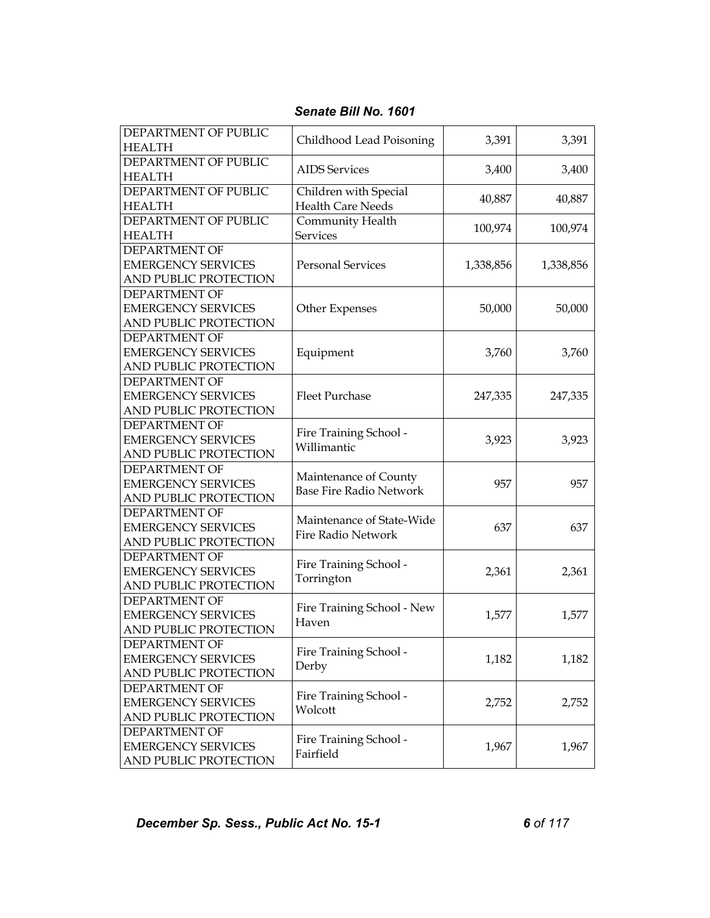| | | | |
|---|---|---|---|
| DEPARTMENT OF PUBLIC HEALTH | Childhood Lead Poisoning | 3,391 | 3,391 |
| DEPARTMENT OF PUBLIC HEALTH | AIDS Services | 3,400 | 3,400 |
| DEPARTMENT OF PUBLIC HEALTH | Children with Special Health Care Needs | 40,887 | 40,887 |
| DEPARTMENT OF PUBLIC HEALTH | Community Health Services | 100,974 | 100,974 |
| DEPARTMENT OF EMERGENCY SERVICES AND PUBLIC PROTECTION | Personal Services | 1,338,856 | 1,338,856 |
| DEPARTMENT OF EMERGENCY SERVICES AND PUBLIC PROTECTION | Other Expenses | 50,000 | 50,000 |
| DEPARTMENT OF EMERGENCY SERVICES AND PUBLIC PROTECTION | Equipment | 3,760 | 3,760 |
| DEPARTMENT OF EMERGENCY SERVICES AND PUBLIC PROTECTION | Fleet Purchase | 247,335 | 247,335 |
| DEPARTMENT OF EMERGENCY SERVICES AND PUBLIC PROTECTION | Fire Training School - Willimantic | 3,923 | 3,923 |
| DEPARTMENT OF EMERGENCY SERVICES AND PUBLIC PROTECTION | Maintenance of County Base Fire Radio Network | 957 | 957 |
| DEPARTMENT OF EMERGENCY SERVICES AND PUBLIC PROTECTION | Maintenance of State-Wide Fire Radio Network | 637 | 637 |
| DEPARTMENT OF EMERGENCY SERVICES AND PUBLIC PROTECTION | Fire Training School - Torrington | 2,361 | 2,361 |
| DEPARTMENT OF EMERGENCY SERVICES AND PUBLIC PROTECTION | Fire Training School - New Haven | 1,577 | 1,577 |
| DEPARTMENT OF EMERGENCY SERVICES AND PUBLIC PROTECTION | Fire Training School - Derby | 1,182 | 1,182 |
| DEPARTMENT OF EMERGENCY SERVICES AND PUBLIC PROTECTION | Fire Training School - Wolcott | 2,752 | 2,752 |
| DEPARTMENT OF EMERGENCY SERVICES AND PUBLIC PROTECTION | Fire Training School - Fairfield | 1,967 | 1,967 |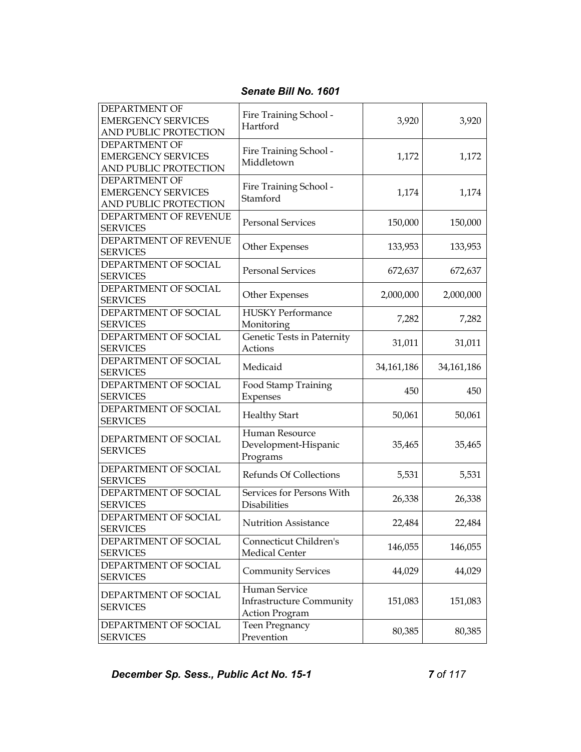| | | | |
|---|---|---|---|
| DEPARTMENT OF EMERGENCY SERVICES AND PUBLIC PROTECTION | Fire Training School - Hartford | 3,920 | 3,920 |
| DEPARTMENT OF EMERGENCY SERVICES AND PUBLIC PROTECTION | Fire Training School - Middletown | 1,172 | 1,172 |
| DEPARTMENT OF EMERGENCY SERVICES AND PUBLIC PROTECTION | Fire Training School - Stamford | 1,174 | 1,174 |
| DEPARTMENT OF REVENUE SERVICES | Personal Services | 150,000 | 150,000 |
| DEPARTMENT OF REVENUE SERVICES | Other Expenses | 133,953 | 133,953 |
| DEPARTMENT OF SOCIAL SERVICES | Personal Services | 672,637 | 672,637 |
| DEPARTMENT OF SOCIAL SERVICES | Other Expenses | 2,000,000 | 2,000,000 |
| DEPARTMENT OF SOCIAL SERVICES | HUSKY Performance Monitoring | 7,282 | 7,282 |
| DEPARTMENT OF SOCIAL SERVICES | Genetic Tests in Paternity Actions | 31,011 | 31,011 |
| DEPARTMENT OF SOCIAL SERVICES | Medicaid | 34,161,186 | 34,161,186 |
| DEPARTMENT OF SOCIAL SERVICES | Food Stamp Training Expenses | 450 | 450 |
| DEPARTMENT OF SOCIAL SERVICES | Healthy Start | 50,061 | 50,061 |
| DEPARTMENT OF SOCIAL SERVICES | Human Resource Development-Hispanic Programs | 35,465 | 35,465 |
| DEPARTMENT OF SOCIAL SERVICES | Refunds Of Collections | 5,531 | 5,531 |
| DEPARTMENT OF SOCIAL SERVICES | Services for Persons With Disabilities | 26,338 | 26,338 |
| DEPARTMENT OF SOCIAL SERVICES | Nutrition Assistance | 22,484 | 22,484 |
| DEPARTMENT OF SOCIAL SERVICES | Connecticut Children's Medical Center | 146,055 | 146,055 |
| DEPARTMENT OF SOCIAL SERVICES | Community Services | 44,029 | 44,029 |
| DEPARTMENT OF SOCIAL SERVICES | Human Service Infrastructure Community Action Program | 151,083 | 151,083 |
| DEPARTMENT OF SOCIAL SERVICES | Teen Pregnancy Prevention | 80,385 | 80,385 |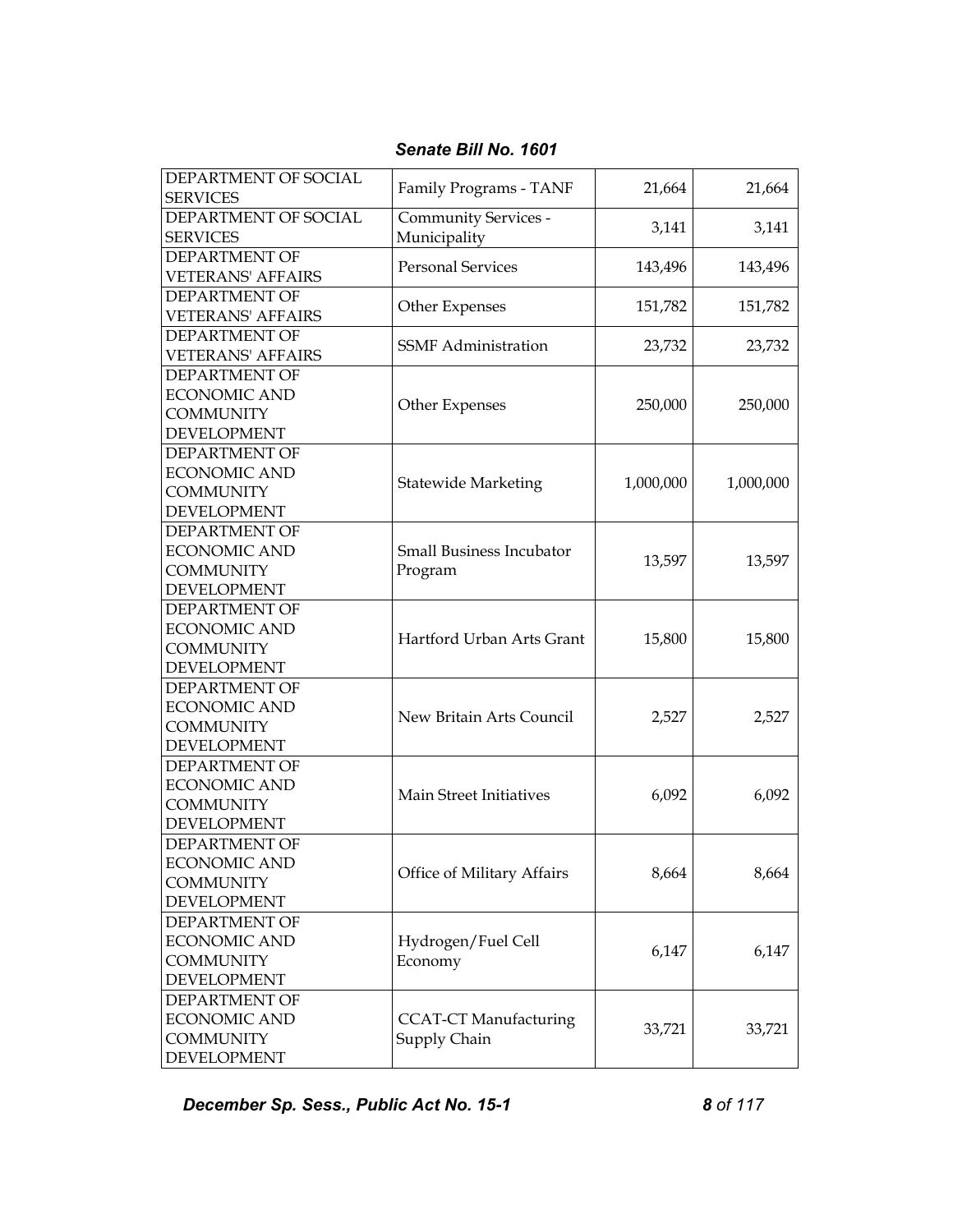| DEPARTMENT OF SOCIAL SERVICES | Family Programs - TANF | 21,664 | 21,664 |
|---|---|---|---|
| DEPARTMENT OF SOCIAL SERVICES | Community Services - Municipality | 3,141 | 3,141 |
| DEPARTMENT OF VETERANS' AFFAIRS | Personal Services | 143,496 | 143,496 |
| DEPARTMENT OF VETERANS' AFFAIRS | Other Expenses | 151,782 | 151,782 |
| DEPARTMENT OF VETERANS' AFFAIRS | SSMF Administration | 23,732 | 23,732 |
| DEPARTMENT OF ECONOMIC AND COMMUNITY DEVELOPMENT | Other Expenses | 250,000 | 250,000 |
| DEPARTMENT OF ECONOMIC AND COMMUNITY DEVELOPMENT | Statewide Marketing | 1,000,000 | 1,000,000 |
| DEPARTMENT OF ECONOMIC AND COMMUNITY DEVELOPMENT | Small Business Incubator Program | 13,597 | 13,597 |
| DEPARTMENT OF ECONOMIC AND COMMUNITY DEVELOPMENT | Hartford Urban Arts Grant | 15,800 | 15,800 |
| DEPARTMENT OF ECONOMIC AND COMMUNITY DEVELOPMENT | New Britain Arts Council | 2,527 | 2,527 |
| DEPARTMENT OF ECONOMIC AND COMMUNITY DEVELOPMENT | Main Street Initiatives | 6,092 | 6,092 |
| DEPARTMENT OF ECONOMIC AND COMMUNITY DEVELOPMENT | Office of Military Affairs | 8,664 | 8,664 |
| DEPARTMENT OF ECONOMIC AND COMMUNITY DEVELOPMENT | Hydrogen/Fuel Cell Economy | 6,147 | 6,147 |
| DEPARTMENT OF ECONOMIC AND COMMUNITY DEVELOPMENT | CCAT-CT Manufacturing Supply Chain | 33,721 | 33,721 |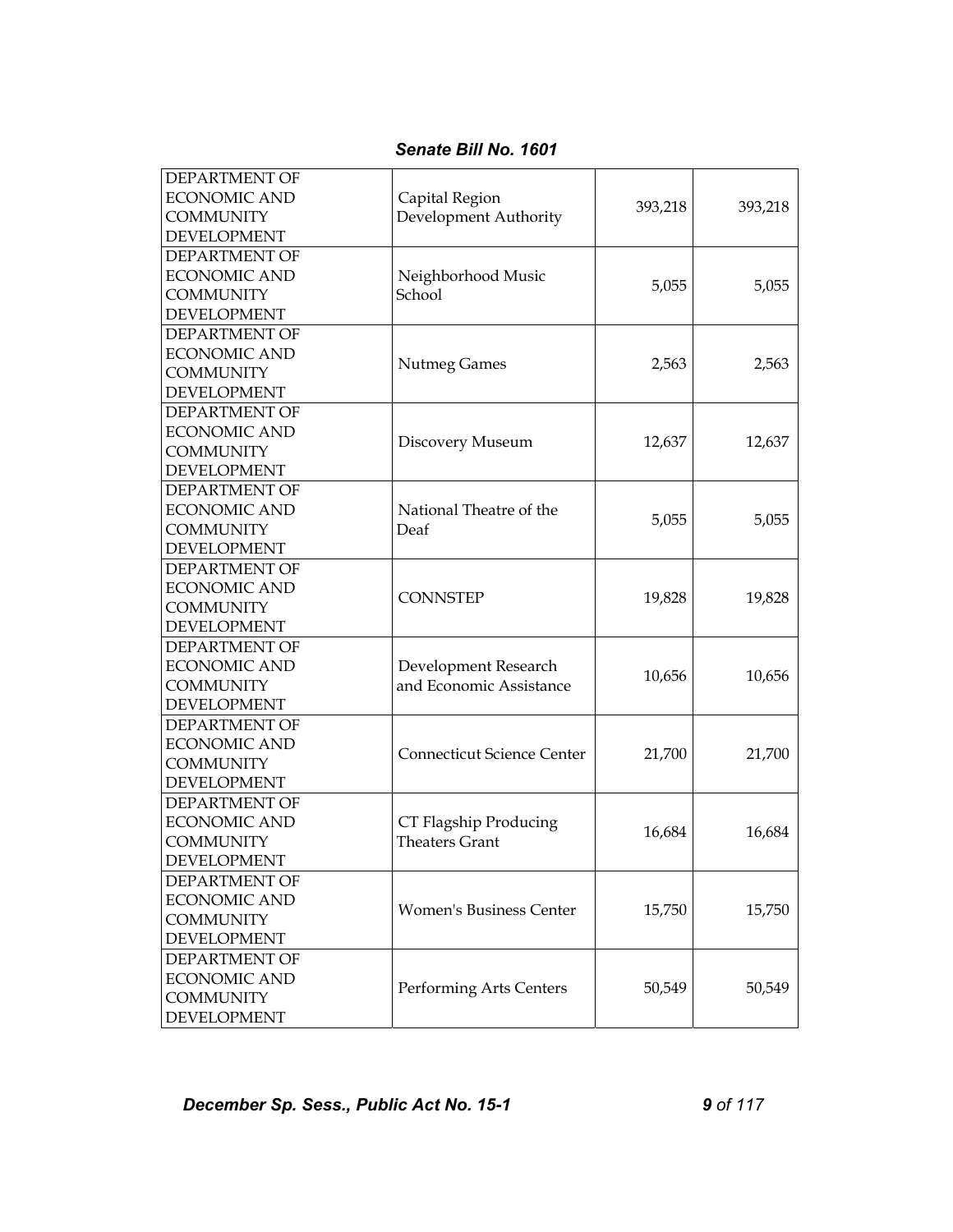| | | | |
|---|---|---|---|
| DEPARTMENT OF ECONOMIC AND COMMUNITY DEVELOPMENT | Capital Region Development Authority | 393,218 | 393,218 |
| DEPARTMENT OF ECONOMIC AND COMMUNITY DEVELOPMENT | Neighborhood Music School | 5,055 | 5,055 |
| DEPARTMENT OF ECONOMIC AND COMMUNITY DEVELOPMENT | Nutmeg Games | 2,563 | 2,563 |
| DEPARTMENT OF ECONOMIC AND COMMUNITY DEVELOPMENT | Discovery Museum | 12,637 | 12,637 |
| DEPARTMENT OF ECONOMIC AND COMMUNITY DEVELOPMENT | National Theatre of the Deaf | 5,055 | 5,055 |
| DEPARTMENT OF ECONOMIC AND COMMUNITY DEVELOPMENT | CONNSTEP | 19,828 | 19,828 |
| DEPARTMENT OF ECONOMIC AND COMMUNITY DEVELOPMENT | Development Research and Economic Assistance | 10,656 | 10,656 |
| DEPARTMENT OF ECONOMIC AND COMMUNITY DEVELOPMENT | Connecticut Science Center | 21,700 | 21,700 |
| DEPARTMENT OF ECONOMIC AND COMMUNITY DEVELOPMENT | CT Flagship Producing Theaters Grant | 16,684 | 16,684 |
| DEPARTMENT OF ECONOMIC AND COMMUNITY DEVELOPMENT | Women's Business Center | 15,750 | 15,750 |
| DEPARTMENT OF ECONOMIC AND COMMUNITY DEVELOPMENT | Performing Arts Centers | 50,549 | 50,549 |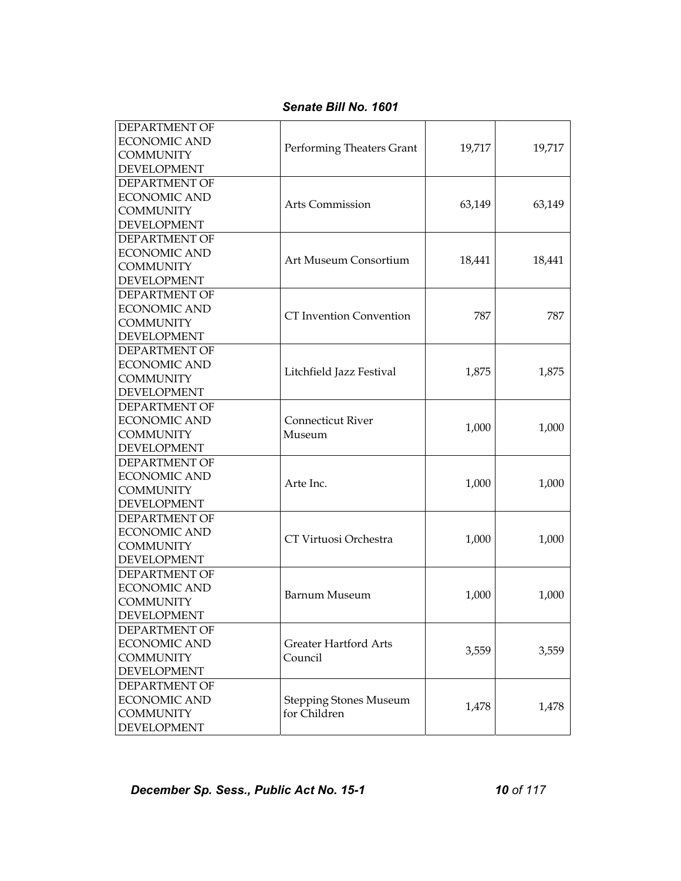| DEPARTMENT OF ECONOMIC AND COMMUNITY DEVELOPMENT | Performing Theaters Grant | 19,717 | 19,717 |
|---|---|---|---|
| DEPARTMENT OF ECONOMIC AND COMMUNITY DEVELOPMENT | Arts Commission | 63,149 | 63,149 |
| DEPARTMENT OF ECONOMIC AND COMMUNITY DEVELOPMENT | Art Museum Consortium | 18,441 | 18,441 |
| DEPARTMENT OF ECONOMIC AND COMMUNITY DEVELOPMENT | CT Invention Convention | 787 | 787 |
| DEPARTMENT OF ECONOMIC AND COMMUNITY DEVELOPMENT | Litchfield Jazz Festival | 1,875 | 1,875 |
| DEPARTMENT OF ECONOMIC AND COMMUNITY DEVELOPMENT | Connecticut River Museum | 1,000 | 1,000 |
| DEPARTMENT OF ECONOMIC AND COMMUNITY DEVELOPMENT | Arte Inc. | 1,000 | 1,000 |
| DEPARTMENT OF ECONOMIC AND COMMUNITY DEVELOPMENT | CT Virtuosi Orchestra | 1,000 | 1,000 |
| DEPARTMENT OF ECONOMIC AND COMMUNITY DEVELOPMENT | Barnum Museum | 1,000 | 1,000 |
| DEPARTMENT OF ECONOMIC AND COMMUNITY DEVELOPMENT | Greater Hartford Arts Council | 3,559 | 3,559 |
| DEPARTMENT OF ECONOMIC AND COMMUNITY DEVELOPMENT | Stepping Stones Museum for Children | 1,478 | 1,478 |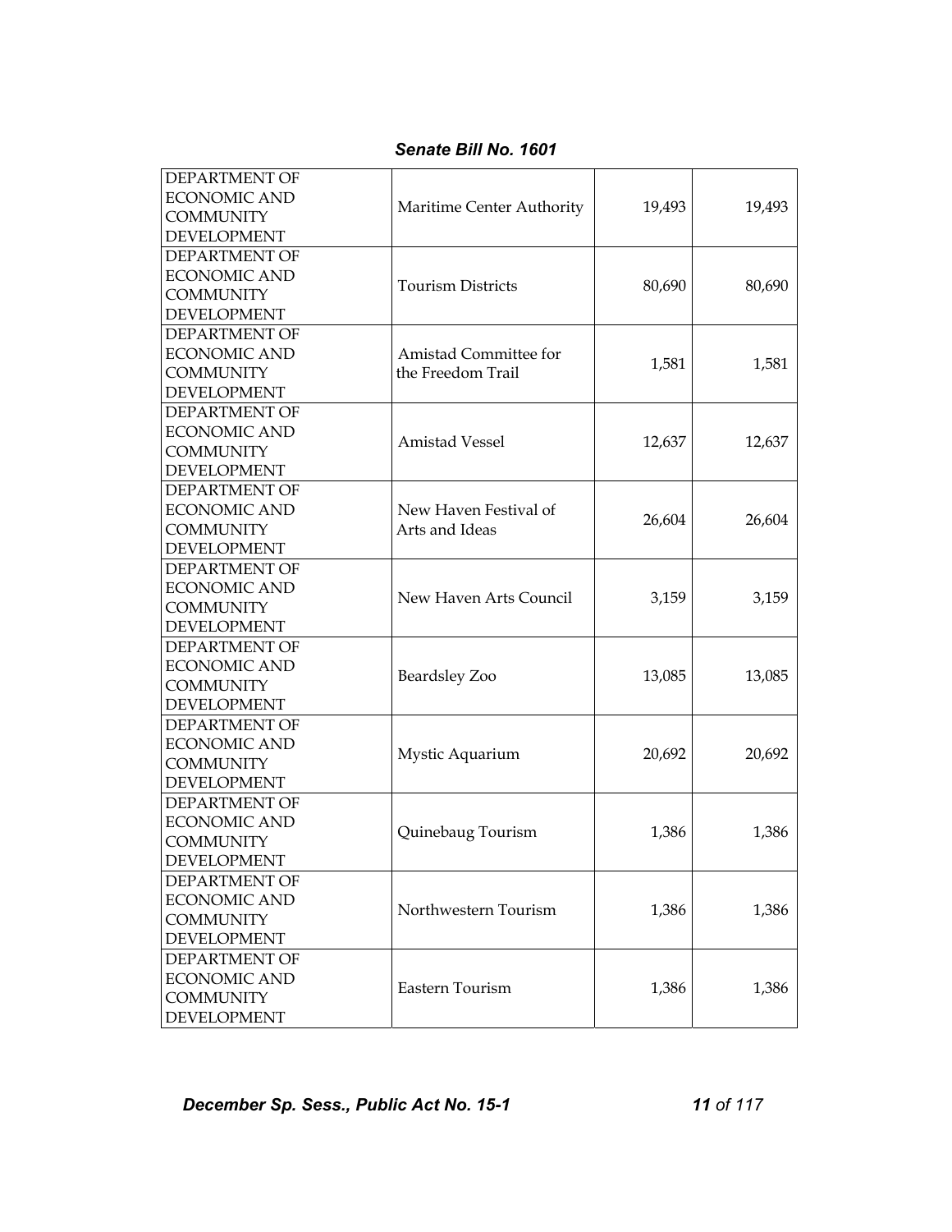| DEPARTMENT OF ECONOMIC AND COMMUNITY DEVELOPMENT | Maritime Center Authority | 19,493 | 19,493 |
|---|---|---|---|
| DEPARTMENT OF ECONOMIC AND COMMUNITY DEVELOPMENT | Tourism Districts | 80,690 | 80,690 |
| DEPARTMENT OF ECONOMIC AND COMMUNITY DEVELOPMENT | Amistad Committee for the Freedom Trail | 1,581 | 1,581 |
| DEPARTMENT OF ECONOMIC AND COMMUNITY DEVELOPMENT | Amistad Vessel | 12,637 | 12,637 |
| DEPARTMENT OF ECONOMIC AND COMMUNITY DEVELOPMENT | New Haven Festival of Arts and Ideas | 26,604 | 26,604 |
| DEPARTMENT OF ECONOMIC AND COMMUNITY DEVELOPMENT | New Haven Arts Council | 3,159 | 3,159 |
| DEPARTMENT OF ECONOMIC AND COMMUNITY DEVELOPMENT | Beardsley Zoo | 13,085 | 13,085 |
| DEPARTMENT OF ECONOMIC AND COMMUNITY DEVELOPMENT | Mystic Aquarium | 20,692 | 20,692 |
| DEPARTMENT OF ECONOMIC AND COMMUNITY DEVELOPMENT | Quinebaug Tourism | 1,386 | 1,386 |
| DEPARTMENT OF ECONOMIC AND COMMUNITY DEVELOPMENT | Northwestern Tourism | 1,386 | 1,386 |
| DEPARTMENT OF ECONOMIC AND COMMUNITY DEVELOPMENT | Eastern Tourism | 1,386 | 1,386 |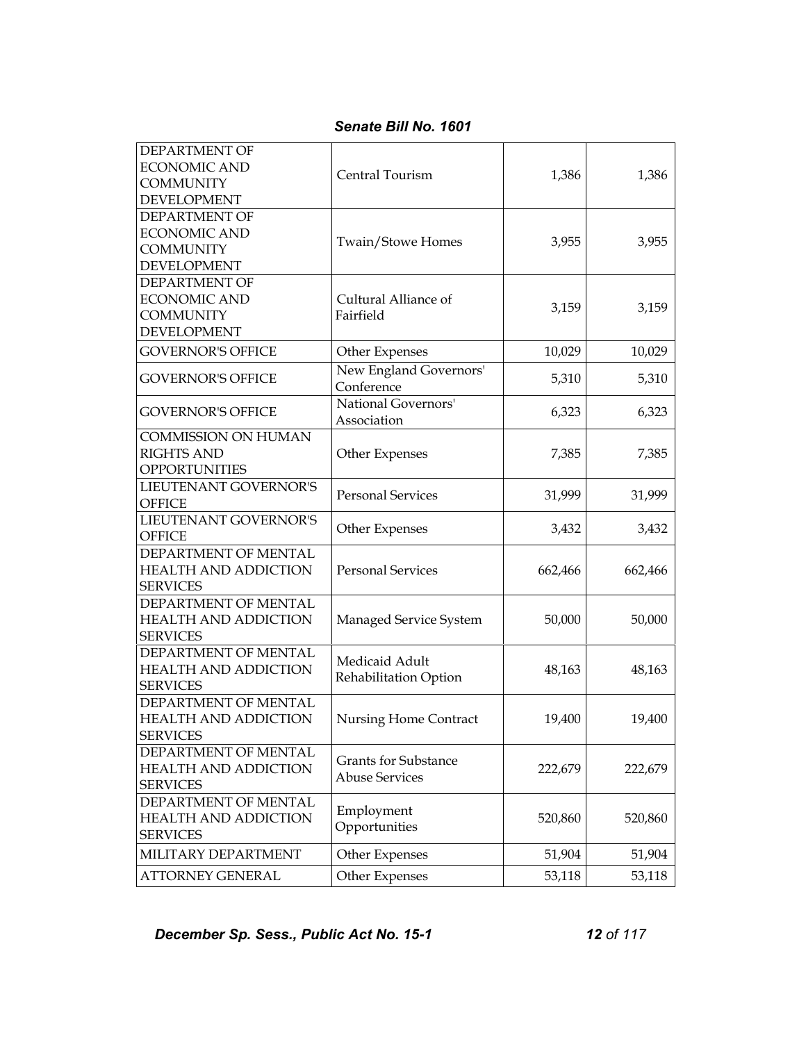| | | | |
|---|---|---|---|
| DEPARTMENT OF ECONOMIC AND COMMUNITY DEVELOPMENT | Central Tourism | 1,386 | 1,386 |
| DEPARTMENT OF ECONOMIC AND COMMUNITY DEVELOPMENT | Twain/Stowe Homes | 3,955 | 3,955 |
| DEPARTMENT OF ECONOMIC AND COMMUNITY DEVELOPMENT | Cultural Alliance of Fairfield | 3,159 | 3,159 |
| GOVERNOR'S OFFICE | Other Expenses | 10,029 | 10,029 |
| GOVERNOR'S OFFICE | New England Governors' Conference | 5,310 | 5,310 |
| GOVERNOR'S OFFICE | National Governors' Association | 6,323 | 6,323 |
| COMMISSION ON HUMAN RIGHTS AND OPPORTUNITIES | Other Expenses | 7,385 | 7,385 |
| LIEUTENANT GOVERNOR'S OFFICE | Personal Services | 31,999 | 31,999 |
| LIEUTENANT GOVERNOR'S OFFICE | Other Expenses | 3,432 | 3,432 |
| DEPARTMENT OF MENTAL HEALTH AND ADDICTION SERVICES | Personal Services | 662,466 | 662,466 |
| DEPARTMENT OF MENTAL HEALTH AND ADDICTION SERVICES | Managed Service System | 50,000 | 50,000 |
| DEPARTMENT OF MENTAL HEALTH AND ADDICTION SERVICES | Medicaid Adult Rehabilitation Option | 48,163 | 48,163 |
| DEPARTMENT OF MENTAL HEALTH AND ADDICTION SERVICES | Nursing Home Contract | 19,400 | 19,400 |
| DEPARTMENT OF MENTAL HEALTH AND ADDICTION SERVICES | Grants for Substance Abuse Services | 222,679 | 222,679 |
| DEPARTMENT OF MENTAL HEALTH AND ADDICTION SERVICES | Employment Opportunities | 520,860 | 520,860 |
| MILITARY DEPARTMENT | Other Expenses | 51,904 | 51,904 |
| ATTORNEY GENERAL | Other Expenses | 53,118 | 53,118 |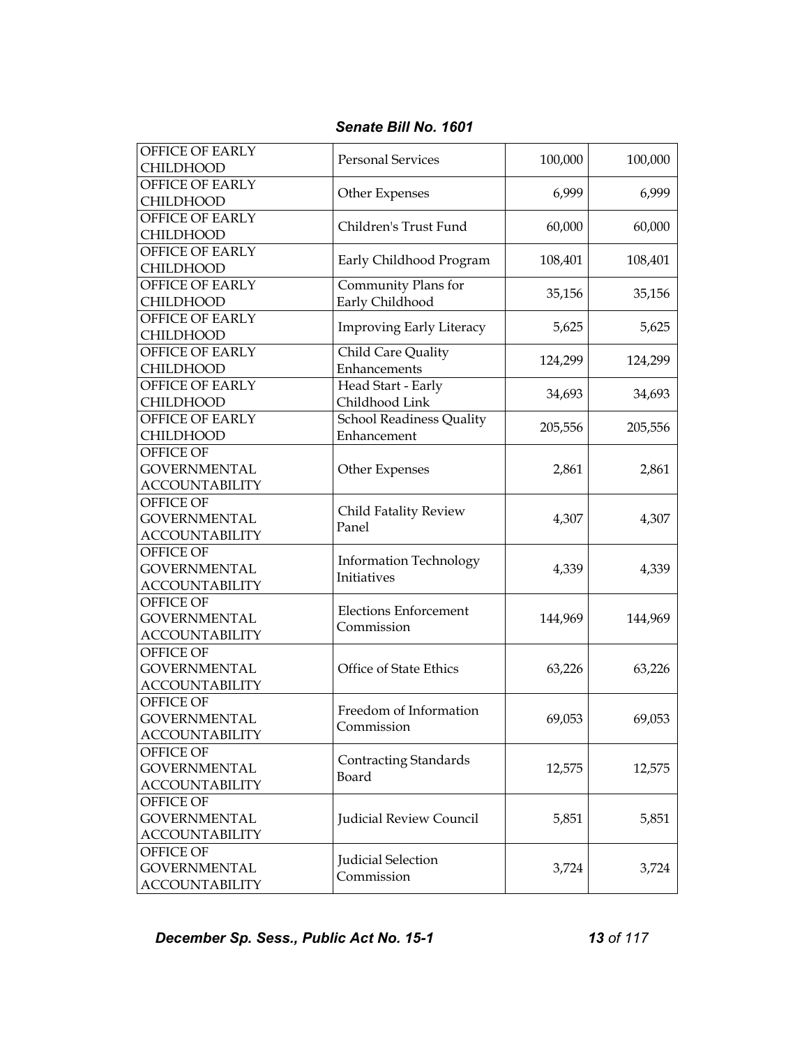| | | | |
|---|---|---|---|
| OFFICE OF EARLY CHILDHOOD | Personal Services | 100,000 | 100,000 |
| OFFICE OF EARLY CHILDHOOD | Other Expenses | 6,999 | 6,999 |
| OFFICE OF EARLY CHILDHOOD | Children's Trust Fund | 60,000 | 60,000 |
| OFFICE OF EARLY CHILDHOOD | Early Childhood Program | 108,401 | 108,401 |
| OFFICE OF EARLY CHILDHOOD | Community Plans for Early Childhood | 35,156 | 35,156 |
| OFFICE OF EARLY CHILDHOOD | Improving Early Literacy | 5,625 | 5,625 |
| OFFICE OF EARLY CHILDHOOD | Child Care Quality Enhancements | 124,299 | 124,299 |
| OFFICE OF EARLY CHILDHOOD | Head Start - Early Childhood Link | 34,693 | 34,693 |
| OFFICE OF EARLY CHILDHOOD | School Readiness Quality Enhancement | 205,556 | 205,556 |
| OFFICE OF GOVERNMENTAL ACCOUNTABILITY | Other Expenses | 2,861 | 2,861 |
| OFFICE OF GOVERNMENTAL ACCOUNTABILITY | Child Fatality Review Panel | 4,307 | 4,307 |
| OFFICE OF GOVERNMENTAL ACCOUNTABILITY | Information Technology Initiatives | 4,339 | 4,339 |
| OFFICE OF GOVERNMENTAL ACCOUNTABILITY | Elections Enforcement Commission | 144,969 | 144,969 |
| OFFICE OF GOVERNMENTAL ACCOUNTABILITY | Office of State Ethics | 63,226 | 63,226 |
| OFFICE OF GOVERNMENTAL ACCOUNTABILITY | Freedom of Information Commission | 69,053 | 69,053 |
| OFFICE OF GOVERNMENTAL ACCOUNTABILITY | Contracting Standards Board | 12,575 | 12,575 |
| OFFICE OF GOVERNMENTAL ACCOUNTABILITY | Judicial Review Council | 5,851 | 5,851 |
| OFFICE OF GOVERNMENTAL ACCOUNTABILITY | Judicial Selection Commission | 3,724 | 3,724 |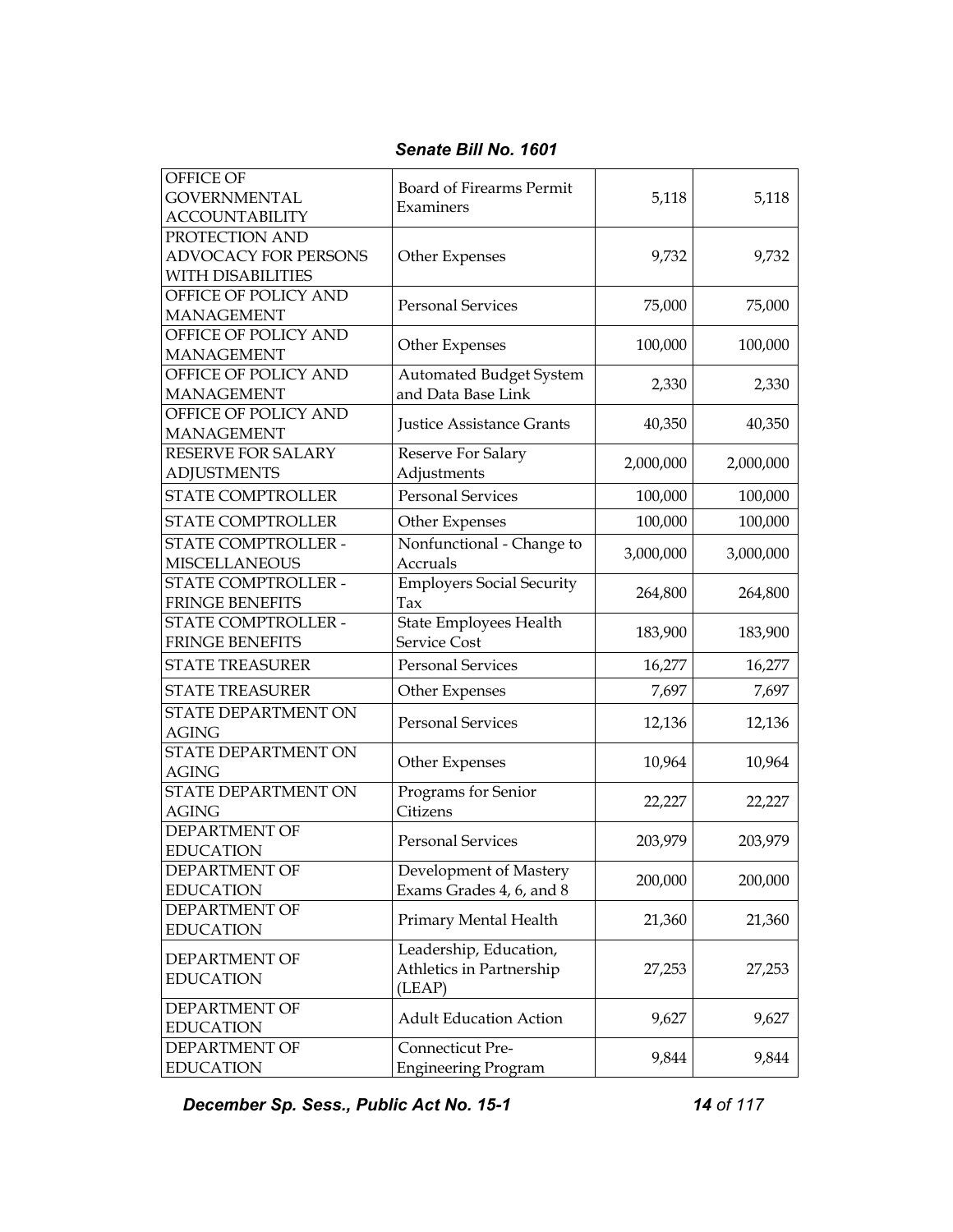| | | | |
|---|---|---|---|
| OFFICE OF GOVERNMENTAL ACCOUNTABILITY | Board of Firearms Permit Examiners | 5,118 | 5,118 |
| PROTECTION AND ADVOCACY FOR PERSONS WITH DISABILITIES | Other Expenses | 9,732 | 9,732 |
| OFFICE OF POLICY AND MANAGEMENT | Personal Services | 75,000 | 75,000 |
| OFFICE OF POLICY AND MANAGEMENT | Other Expenses | 100,000 | 100,000 |
| OFFICE OF POLICY AND MANAGEMENT | Automated Budget System and Data Base Link | 2,330 | 2,330 |
| OFFICE OF POLICY AND MANAGEMENT | Justice Assistance Grants | 40,350 | 40,350 |
| RESERVE FOR SALARY ADJUSTMENTS | Reserve For Salary Adjustments | 2,000,000 | 2,000,000 |
| STATE COMPTROLLER | Personal Services | 100,000 | 100,000 |
| STATE COMPTROLLER | Other Expenses | 100,000 | 100,000 |
| STATE COMPTROLLER - MISCELLANEOUS | Nonfunctional - Change to Accruals | 3,000,000 | 3,000,000 |
| STATE COMPTROLLER - FRINGE BENEFITS | Employers Social Security Tax | 264,800 | 264,800 |
| STATE COMPTROLLER - FRINGE BENEFITS | State Employees Health Service Cost | 183,900 | 183,900 |
| STATE TREASURER | Personal Services | 16,277 | 16,277 |
| STATE TREASURER | Other Expenses | 7,697 | 7,697 |
| STATE DEPARTMENT ON AGING | Personal Services | 12,136 | 12,136 |
| STATE DEPARTMENT ON AGING | Other Expenses | 10,964 | 10,964 |
| STATE DEPARTMENT ON AGING | Programs for Senior Citizens | 22,227 | 22,227 |
| DEPARTMENT OF EDUCATION | Personal Services | 203,979 | 203,979 |
| DEPARTMENT OF EDUCATION | Development of Mastery Exams Grades 4, 6, and 8 | 200,000 | 200,000 |
| DEPARTMENT OF EDUCATION | Primary Mental Health | 21,360 | 21,360 |
| DEPARTMENT OF EDUCATION | Leadership, Education, Athletics in Partnership (LEAP) | 27,253 | 27,253 |
| DEPARTMENT OF EDUCATION | Adult Education Action | 9,627 | 9,627 |
| DEPARTMENT OF EDUCATION | Connecticut Pre-Engineering Program | 9,844 | 9,844 |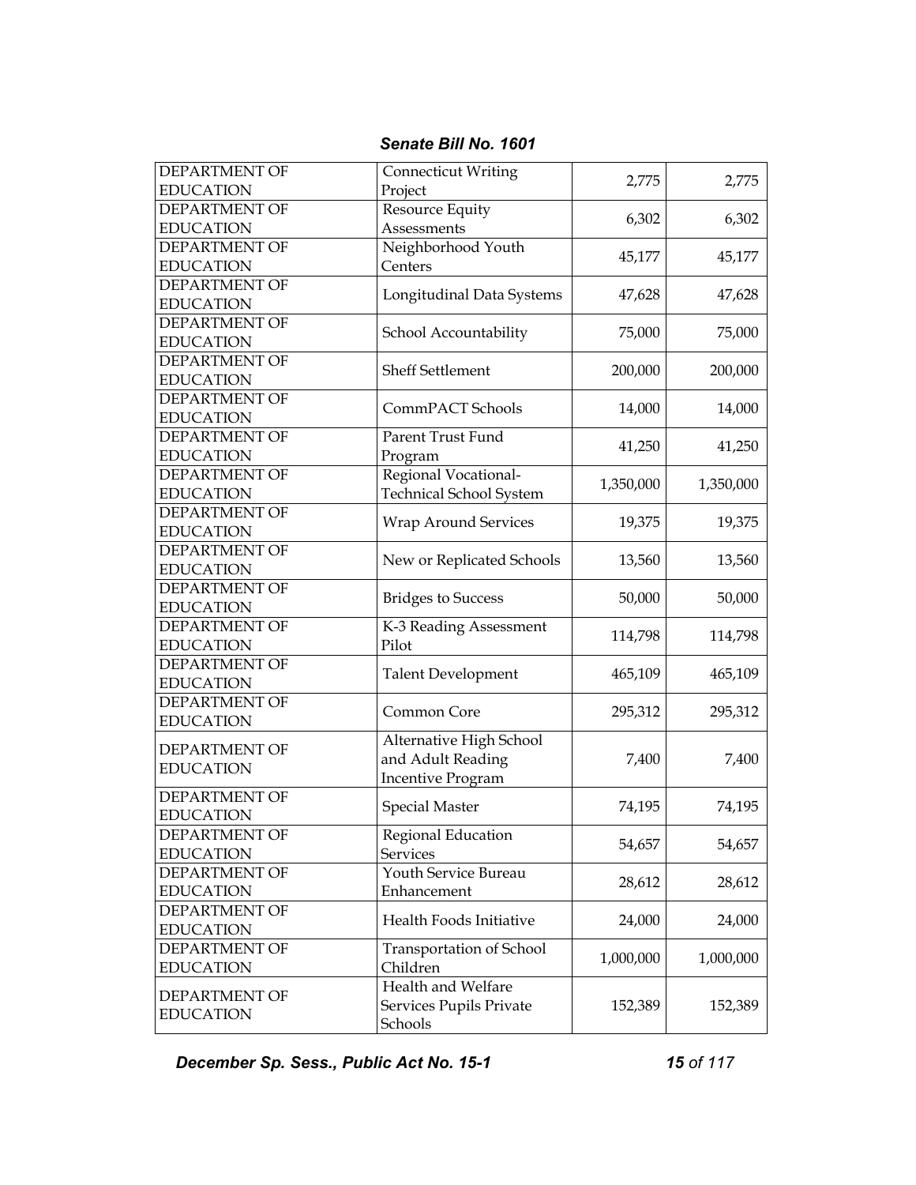| | | | |
|---|---|---|---|
| DEPARTMENT OF EDUCATION | Connecticut Writing Project | 2,775 | 2,775 |
| DEPARTMENT OF EDUCATION | Resource Equity Assessments | 6,302 | 6,302 |
| DEPARTMENT OF EDUCATION | Neighborhood Youth Centers | 45,177 | 45,177 |
| DEPARTMENT OF EDUCATION | Longitudinal Data Systems | 47,628 | 47,628 |
| DEPARTMENT OF EDUCATION | School Accountability | 75,000 | 75,000 |
| DEPARTMENT OF EDUCATION | Sheff Settlement | 200,000 | 200,000 |
| DEPARTMENT OF EDUCATION | CommPACT Schools | 14,000 | 14,000 |
| DEPARTMENT OF EDUCATION | Parent Trust Fund Program | 41,250 | 41,250 |
| DEPARTMENT OF EDUCATION | Regional Vocational-Technical School System | 1,350,000 | 1,350,000 |
| DEPARTMENT OF EDUCATION | Wrap Around Services | 19,375 | 19,375 |
| DEPARTMENT OF EDUCATION | New or Replicated Schools | 13,560 | 13,560 |
| DEPARTMENT OF EDUCATION | Bridges to Success | 50,000 | 50,000 |
| DEPARTMENT OF EDUCATION | K-3 Reading Assessment Pilot | 114,798 | 114,798 |
| DEPARTMENT OF EDUCATION | Talent Development | 465,109 | 465,109 |
| DEPARTMENT OF EDUCATION | Common Core | 295,312 | 295,312 |
| DEPARTMENT OF EDUCATION | Alternative High School and Adult Reading Incentive Program | 7,400 | 7,400 |
| DEPARTMENT OF EDUCATION | Special Master | 74,195 | 74,195 |
| DEPARTMENT OF EDUCATION | Regional Education Services | 54,657 | 54,657 |
| DEPARTMENT OF EDUCATION | Youth Service Bureau Enhancement | 28,612 | 28,612 |
| DEPARTMENT OF EDUCATION | Health Foods Initiative | 24,000 | 24,000 |
| DEPARTMENT OF EDUCATION | Transportation of School Children | 1,000,000 | 1,000,000 |
| DEPARTMENT OF EDUCATION | Health and Welfare Services Pupils Private Schools | 152,389 | 152,389 |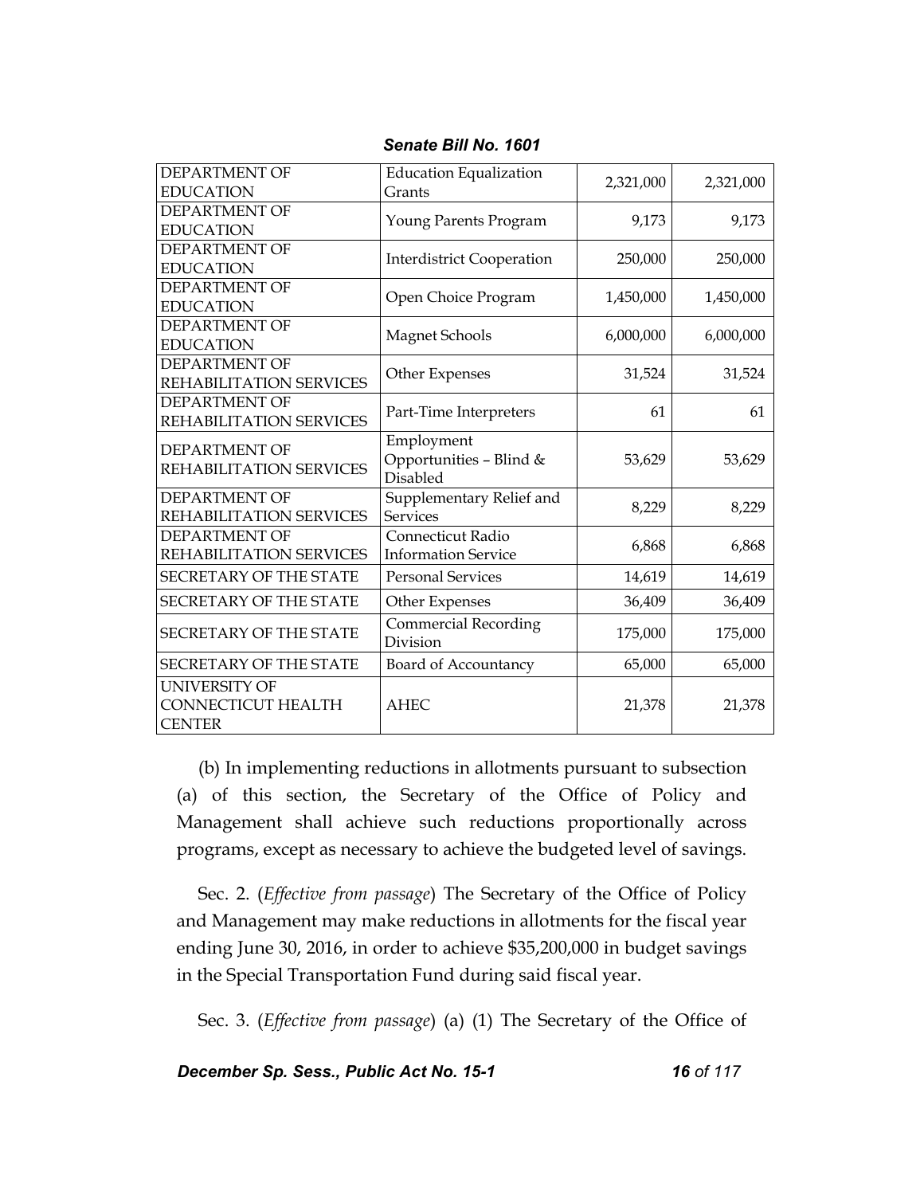| DEPARTMENT OF EDUCATION | Education Equalization Grants | 2,321,000 | 2,321,000 |
|---|---|---|---|
| DEPARTMENT OF EDUCATION | Young Parents Program | 9,173 | 9,173 |
| DEPARTMENT OF EDUCATION | Interdistrict Cooperation | 250,000 | 250,000 |
| DEPARTMENT OF EDUCATION | Open Choice Program | 1,450,000 | 1,450,000 |
| DEPARTMENT OF EDUCATION | Magnet Schools | 6,000,000 | 6,000,000 |
| DEPARTMENT OF REHABILITATION SERVICES | Other Expenses | 31,524 | 31,524 |
| DEPARTMENT OF REHABILITATION SERVICES | Part-Time Interpreters | 61 | 61 |
| DEPARTMENT OF REHABILITATION SERVICES | Employment Opportunities – Blind & Disabled | 53,629 | 53,629 |
| DEPARTMENT OF REHABILITATION SERVICES | Supplementary Relief and Services | 8,229 | 8,229 |
| DEPARTMENT OF REHABILITATION SERVICES | Connecticut Radio Information Service | 6,868 | 6,868 |
| SECRETARY OF THE STATE | Personal Services | 14,619 | 14,619 |
| SECRETARY OF THE STATE | Other Expenses | 36,409 | 36,409 |
| SECRETARY OF THE STATE | Commercial Recording Division | 175,000 | 175,000 |
| SECRETARY OF THE STATE | Board of Accountancy | 65,000 | 65,000 |
| UNIVERSITY OF CONNECTICUT HEALTH CENTER | AHEC | 21,378 | 21,378 |

(b) In implementing reductions in allotments pursuant to subsection (a) of this section, the Secretary of the Office of Policy and Management shall achieve such reductions proportionally across programs, except as necessary to achieve the budgeted level of savings.

Sec. 2. (*Effective from passage*) The Secretary of the Office of Policy and Management may make reductions in allotments for the fiscal year ending June 30, 2016, in order to achieve $35,200,000 in budget savings in the Special Transportation Fund during said fiscal year.

Sec. 3. (*Effective from passage*) (a) (1) The Secretary of the Office of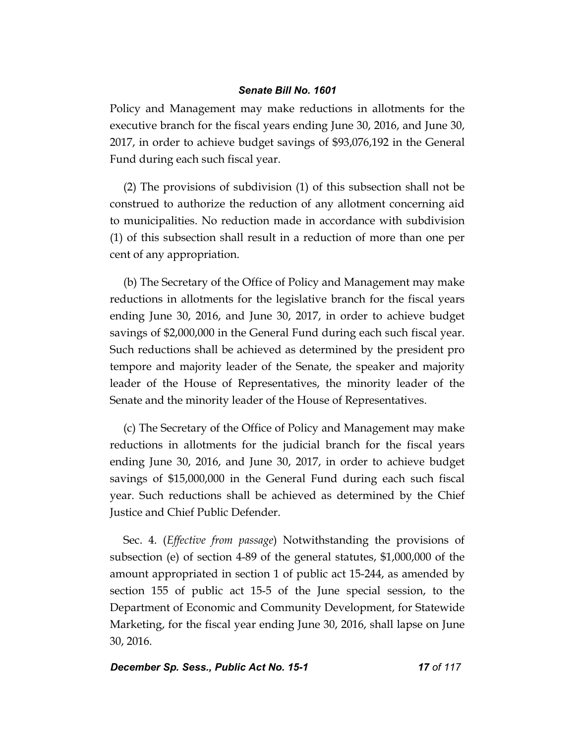Policy and Management may make reductions in allotments for the executive branch for the fiscal years ending June 30, 2016, and June 30, 2017, in order to achieve budget savings of $93,076,192 in the General Fund during each such fiscal year.

(2) The provisions of subdivision (1) of this subsection shall not be construed to authorize the reduction of any allotment concerning aid to municipalities. No reduction made in accordance with subdivision (1) of this subsection shall result in a reduction of more than one per cent of any appropriation.

(b) The Secretary of the Office of Policy and Management may make reductions in allotments for the legislative branch for the fiscal years ending June 30, 2016, and June 30, 2017, in order to achieve budget savings of $2,000,000 in the General Fund during each such fiscal year. Such reductions shall be achieved as determined by the president pro tempore and majority leader of the Senate, the speaker and majority leader of the House of Representatives, the minority leader of the Senate and the minority leader of the House of Representatives.

(c) The Secretary of the Office of Policy and Management may make reductions in allotments for the judicial branch for the fiscal years ending June 30, 2016, and June 30, 2017, in order to achieve budget savings of $15,000,000 in the General Fund during each such fiscal year. Such reductions shall be achieved as determined by the Chief Justice and Chief Public Defender.

Sec. 4. (*Effective from passage*) Notwithstanding the provisions of subsection (e) of section 4-89 of the general statutes, $1,000,000 of the amount appropriated in section 1 of public act 15-244, as amended by section 155 of public act 15-5 of the June special session, to the Department of Economic and Community Development, for Statewide Marketing, for the fiscal year ending June 30, 2016, shall lapse on June 30, 2016.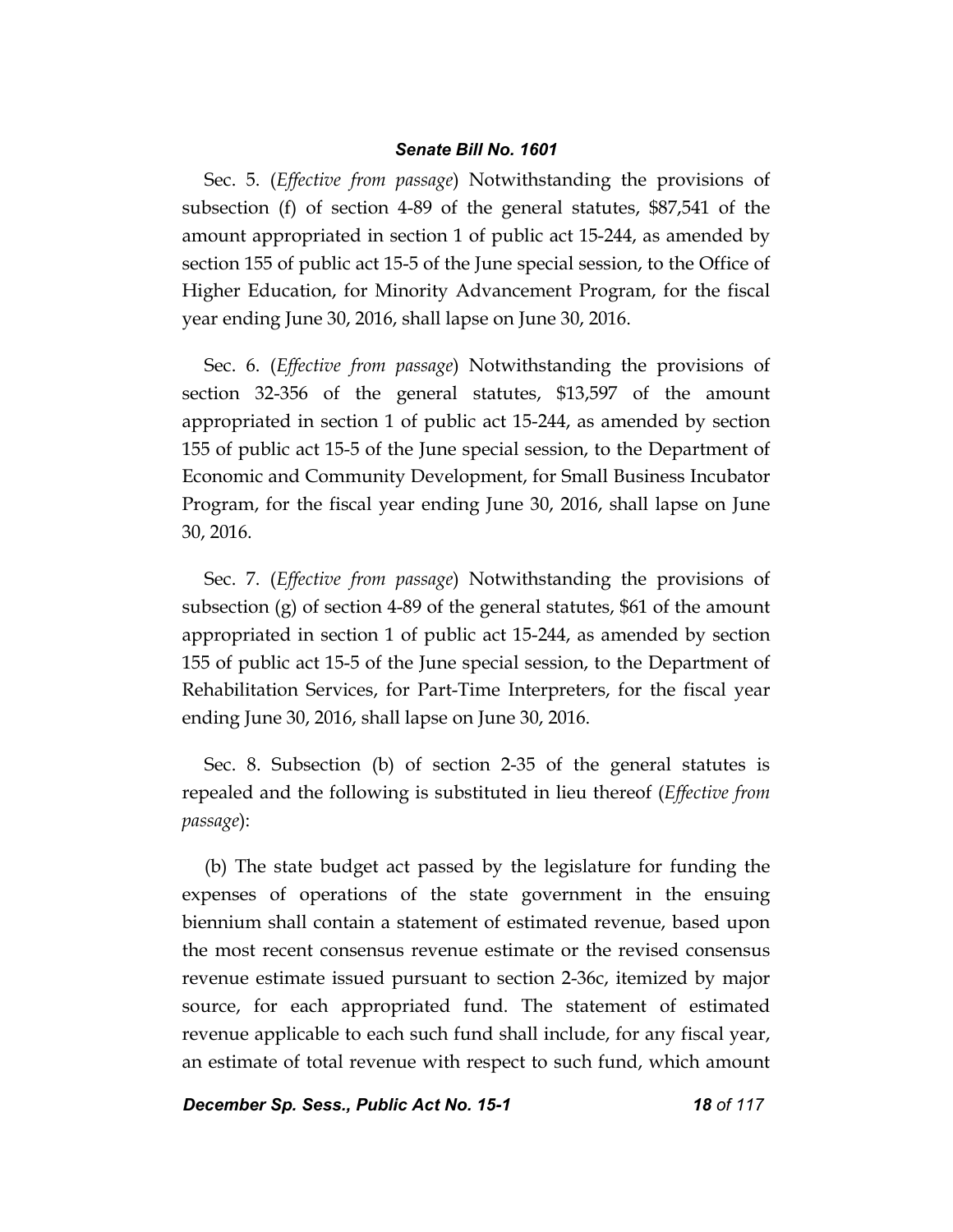Sec. 5. (*Effective from passage*) Notwithstanding the provisions of subsection (f) of section 4-89 of the general statutes, $87,541 of the amount appropriated in section 1 of public act 15-244, as amended by section 155 of public act 15-5 of the June special session, to the Office of Higher Education, for Minority Advancement Program, for the fiscal year ending June 30, 2016, shall lapse on June 30, 2016.

Sec. 6. (*Effective from passage*) Notwithstanding the provisions of section 32-356 of the general statutes, $13,597 of the amount appropriated in section 1 of public act 15-244, as amended by section 155 of public act 15-5 of the June special session, to the Department of Economic and Community Development, for Small Business Incubator Program, for the fiscal year ending June 30, 2016, shall lapse on June 30, 2016.

Sec. 7. (*Effective from passage*) Notwithstanding the provisions of subsection (g) of section 4-89 of the general statutes, $61 of the amount appropriated in section 1 of public act 15-244, as amended by section 155 of public act 15-5 of the June special session, to the Department of Rehabilitation Services, for Part-Time Interpreters, for the fiscal year ending June 30, 2016, shall lapse on June 30, 2016.

Sec. 8. Subsection (b) of section 2-35 of the general statutes is repealed and the following is substituted in lieu thereof (*Effective from passage*):

(b) The state budget act passed by the legislature for funding the expenses of operations of the state government in the ensuing biennium shall contain a statement of estimated revenue, based upon the most recent consensus revenue estimate or the revised consensus revenue estimate issued pursuant to section 2-36c, itemized by major source, for each appropriated fund. The statement of estimated revenue applicable to each such fund shall include, for any fiscal year, an estimate of total revenue with respect to such fund, which amount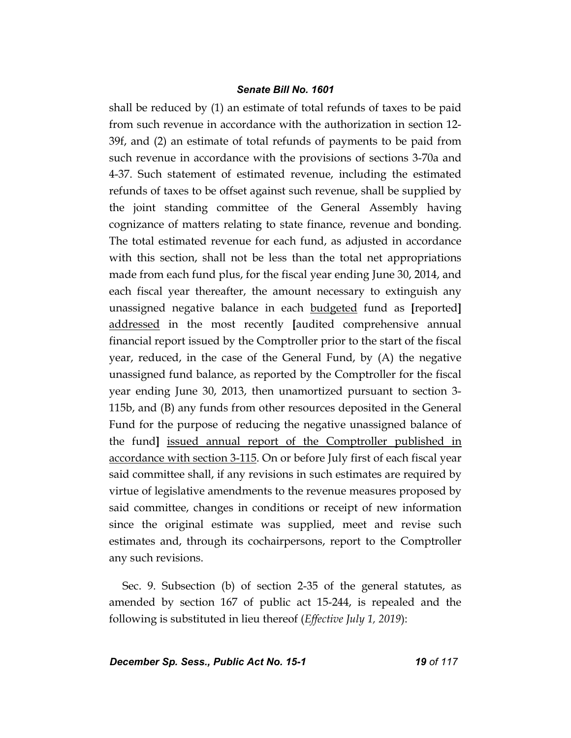shall be reduced by (1) an estimate of total refunds of taxes to be paid from such revenue in accordance with the authorization in section 12-39f, and (2) an estimate of total refunds of payments to be paid from such revenue in accordance with the provisions of sections 3-70a and 4-37. Such statement of estimated revenue, including the estimated refunds of taxes to be offset against such revenue, shall be supplied by the joint standing committee of the General Assembly having cognizance of matters relating to state finance, revenue and bonding. The total estimated revenue for each fund, as adjusted in accordance with this section, shall not be less than the total net appropriations made from each fund plus, for the fiscal year ending June 30, 2014, and each fiscal year thereafter, the amount necessary to extinguish any unassigned negative balance in each <u>budgeted</u> fund as **[**reported**]** <u>addressed</u> in the most recently **[**audited comprehensive annual financial report issued by the Comptroller prior to the start of the fiscal year, reduced, in the case of the General Fund, by (A) the negative unassigned fund balance, as reported by the Comptroller for the fiscal year ending June 30, 2013, then unamortized pursuant to section 3-115b, and (B) any funds from other resources deposited in the General Fund for the purpose of reducing the negative unassigned balance of the fund**]** <u>issued annual report of the Comptroller published in accordance with section 3-115</u>. On or before July first of each fiscal year said committee shall, if any revisions in such estimates are required by virtue of legislative amendments to the revenue measures proposed by said committee, changes in conditions or receipt of new information since the original estimate was supplied, meet and revise such estimates and, through its cochairpersons, report to the Comptroller any such revisions.

Sec. 9. Subsection (b) of section 2-35 of the general statutes, as amended by section 167 of public act 15-244, is repealed and the following is substituted in lieu thereof (*Effective July 1, 2019*):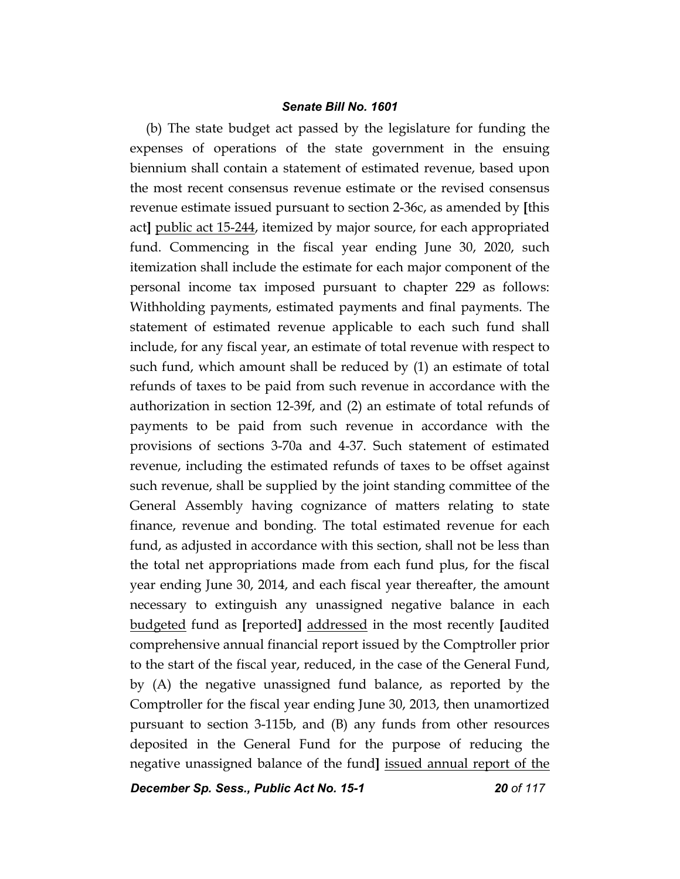(b) The state budget act passed by the legislature for funding the expenses of operations of the state government in the ensuing biennium shall contain a statement of estimated revenue, based upon the most recent consensus revenue estimate or the revised consensus revenue estimate issued pursuant to section 2-36c, as amended by **[**this act**]** <u>public act 15-244</u>, itemized by major source, for each appropriated fund. Commencing in the fiscal year ending June 30, 2020, such itemization shall include the estimate for each major component of the personal income tax imposed pursuant to chapter 229 as follows: Withholding payments, estimated payments and final payments. The statement of estimated revenue applicable to each such fund shall include, for any fiscal year, an estimate of total revenue with respect to such fund, which amount shall be reduced by (1) an estimate of total refunds of taxes to be paid from such revenue in accordance with the authorization in section 12-39f, and (2) an estimate of total refunds of payments to be paid from such revenue in accordance with the provisions of sections 3-70a and 4-37. Such statement of estimated revenue, including the estimated refunds of taxes to be offset against such revenue, shall be supplied by the joint standing committee of the General Assembly having cognizance of matters relating to state finance, revenue and bonding. The total estimated revenue for each fund, as adjusted in accordance with this section, shall not be less than the total net appropriations made from each fund plus, for the fiscal year ending June 30, 2014, and each fiscal year thereafter, the amount necessary to extinguish any unassigned negative balance in each <u>budgeted</u> fund as **[**reported**]** <u>addressed</u> in the most recently **[**audited comprehensive annual financial report issued by the Comptroller prior to the start of the fiscal year, reduced, in the case of the General Fund, by (A) the negative unassigned fund balance, as reported by the Comptroller for the fiscal year ending June 30, 2013, then unamortized pursuant to section 3-115b, and (B) any funds from other resources deposited in the General Fund for the purpose of reducing the negative unassigned balance of the fund**]** <u>issued annual report of the</u>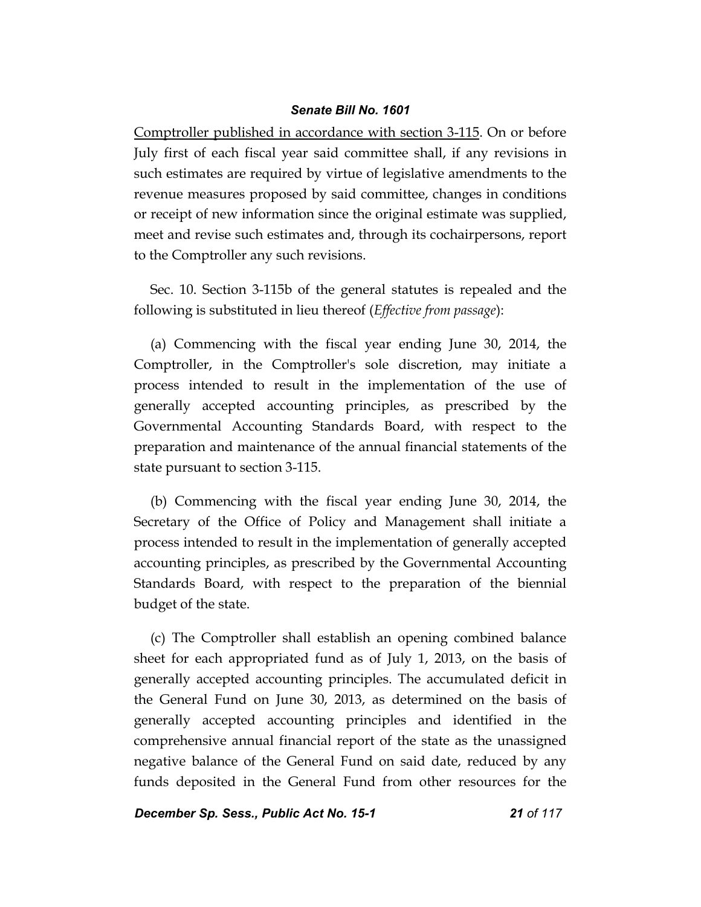Comptroller published in accordance with section 3-115. On or before July first of each fiscal year said committee shall, if any revisions in such estimates are required by virtue of legislative amendments to the revenue measures proposed by said committee, changes in conditions or receipt of new information since the original estimate was supplied, meet and revise such estimates and, through its cochairpersons, report to the Comptroller any such revisions.

Sec. 10. Section 3-115b of the general statutes is repealed and the following is substituted in lieu thereof (*Effective from passage*):

(a) Commencing with the fiscal year ending June 30, 2014, the Comptroller, in the Comptroller's sole discretion, may initiate a process intended to result in the implementation of the use of generally accepted accounting principles, as prescribed by the Governmental Accounting Standards Board, with respect to the preparation and maintenance of the annual financial statements of the state pursuant to section 3-115.

(b) Commencing with the fiscal year ending June 30, 2014, the Secretary of the Office of Policy and Management shall initiate a process intended to result in the implementation of generally accepted accounting principles, as prescribed by the Governmental Accounting Standards Board, with respect to the preparation of the biennial budget of the state.

(c) The Comptroller shall establish an opening combined balance sheet for each appropriated fund as of July 1, 2013, on the basis of generally accepted accounting principles. The accumulated deficit in the General Fund on June 30, 2013, as determined on the basis of generally accepted accounting principles and identified in the comprehensive annual financial report of the state as the unassigned negative balance of the General Fund on said date, reduced by any funds deposited in the General Fund from other resources for the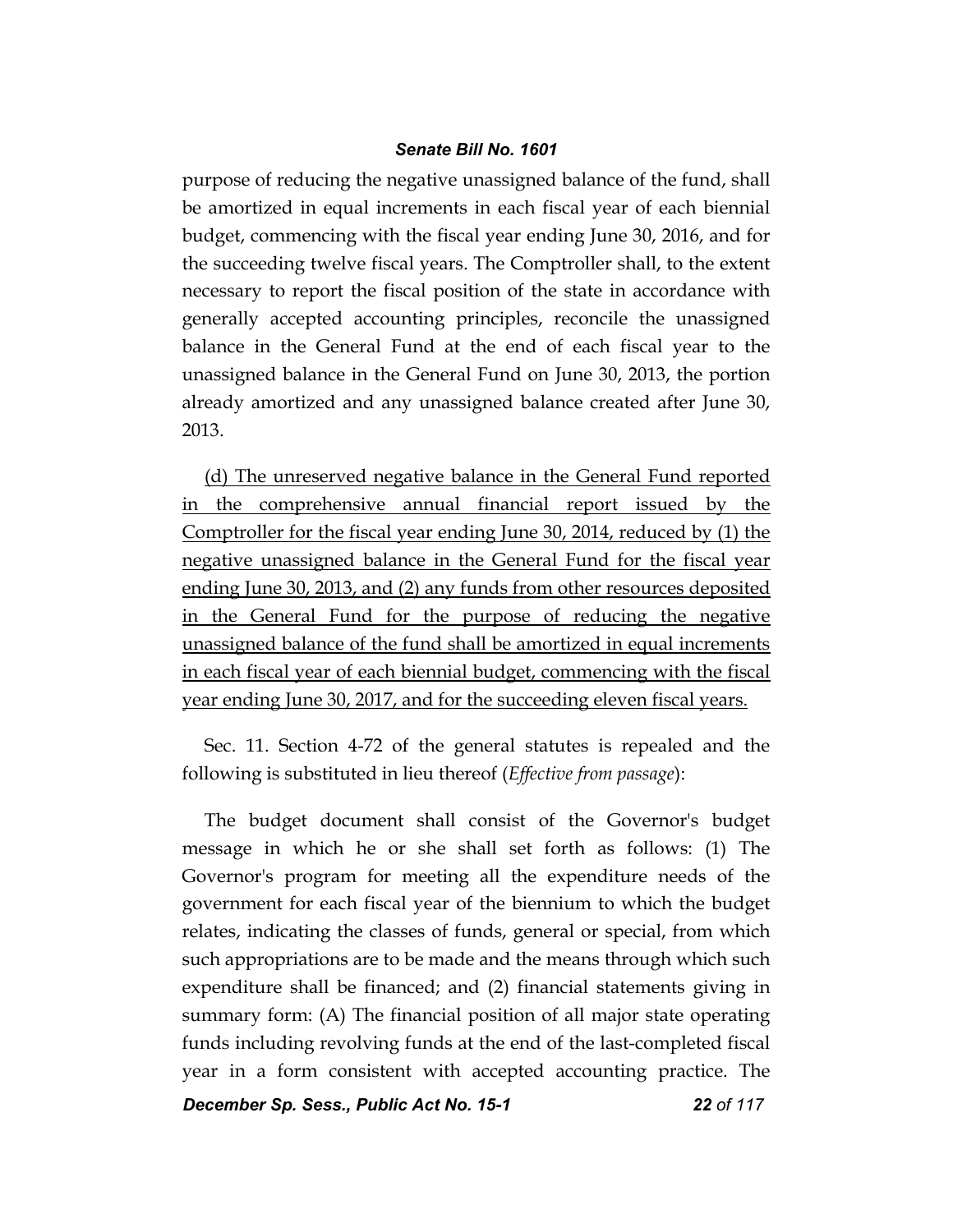purpose of reducing the negative unassigned balance of the fund, shall be amortized in equal increments in each fiscal year of each biennial budget, commencing with the fiscal year ending June 30, 2016, and for the succeeding twelve fiscal years. The Comptroller shall, to the extent necessary to report the fiscal position of the state in accordance with generally accepted accounting principles, reconcile the unassigned balance in the General Fund at the end of each fiscal year to the unassigned balance in the General Fund on June 30, 2013, the portion already amortized and any unassigned balance created after June 30, 2013.

<u>(d) The unreserved negative balance in the General Fund reported in the comprehensive annual financial report issued by the Comptroller for the fiscal year ending June 30, 2014, reduced by (1) the negative unassigned balance in the General Fund for the fiscal year ending June 30, 2013, and (2) any funds from other resources deposited in the General Fund for the purpose of reducing the negative unassigned balance of the fund shall be amortized in equal increments in each fiscal year of each biennial budget, commencing with the fiscal year ending June 30, 2017, and for the succeeding eleven fiscal years.</u>

Sec. 11. Section 4-72 of the general statutes is repealed and the following is substituted in lieu thereof (*Effective from passage*):

The budget document shall consist of the Governor's budget message in which he or she shall set forth as follows: (1) The Governor's program for meeting all the expenditure needs of the government for each fiscal year of the biennium to which the budget relates, indicating the classes of funds, general or special, from which such appropriations are to be made and the means through which such expenditure shall be financed; and (2) financial statements giving in summary form: (A) The financial position of all major state operating funds including revolving funds at the end of the last-completed fiscal year in a form consistent with accepted accounting practice. The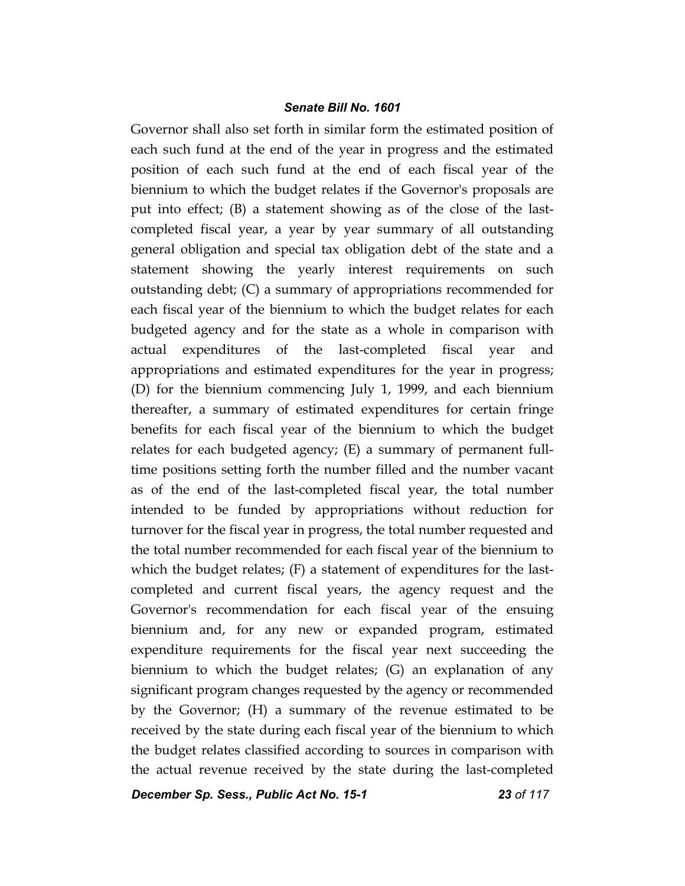Governor shall also set forth in similar form the estimated position of each such fund at the end of the year in progress and the estimated position of each such fund at the end of each fiscal year of the biennium to which the budget relates if the Governor's proposals are put into effect; (B) a statement showing as of the close of the last-completed fiscal year, a year by year summary of all outstanding general obligation and special tax obligation debt of the state and a statement showing the yearly interest requirements on such outstanding debt; (C) a summary of appropriations recommended for each fiscal year of the biennium to which the budget relates for each budgeted agency and for the state as a whole in comparison with actual expenditures of the last-completed fiscal year and appropriations and estimated expenditures for the year in progress; (D) for the biennium commencing July 1, 1999, and each biennium thereafter, a summary of estimated expenditures for certain fringe benefits for each fiscal year of the biennium to which the budget relates for each budgeted agency; (E) a summary of permanent full-time positions setting forth the number filled and the number vacant as of the end of the last-completed fiscal year, the total number intended to be funded by appropriations without reduction for turnover for the fiscal year in progress, the total number requested and the total number recommended for each fiscal year of the biennium to which the budget relates; (F) a statement of expenditures for the last-completed and current fiscal years, the agency request and the Governor's recommendation for each fiscal year of the ensuing biennium and, for any new or expanded program, estimated expenditure requirements for the fiscal year next succeeding the biennium to which the budget relates; (G) an explanation of any significant program changes requested by the agency or recommended by the Governor; (H) a summary of the revenue estimated to be received by the state during each fiscal year of the biennium to which the budget relates classified according to sources in comparison with the actual revenue received by the state during the last-completed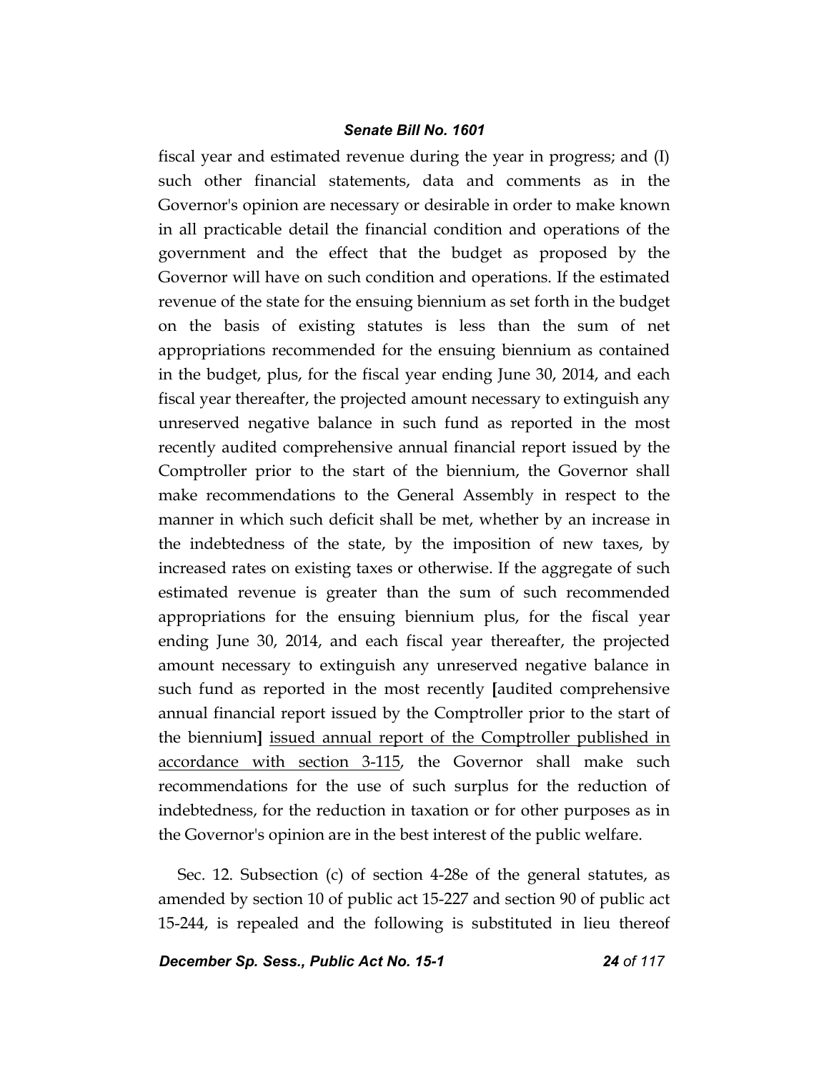fiscal year and estimated revenue during the year in progress; and (I) such other financial statements, data and comments as in the Governor's opinion are necessary or desirable in order to make known in all practicable detail the financial condition and operations of the government and the effect that the budget as proposed by the Governor will have on such condition and operations. If the estimated revenue of the state for the ensuing biennium as set forth in the budget on the basis of existing statutes is less than the sum of net appropriations recommended for the ensuing biennium as contained in the budget, plus, for the fiscal year ending June 30, 2014, and each fiscal year thereafter, the projected amount necessary to extinguish any unreserved negative balance in such fund as reported in the most recently audited comprehensive annual financial report issued by the Comptroller prior to the start of the biennium, the Governor shall make recommendations to the General Assembly in respect to the manner in which such deficit shall be met, whether by an increase in the indebtedness of the state, by the imposition of new taxes, by increased rates on existing taxes or otherwise. If the aggregate of such estimated revenue is greater than the sum of such recommended appropriations for the ensuing biennium plus, for the fiscal year ending June 30, 2014, and each fiscal year thereafter, the projected amount necessary to extinguish any unreserved negative balance in such fund as reported in the most recently **[**audited comprehensive annual financial report issued by the Comptroller prior to the start of the biennium**]** <u>issued annual report of the Comptroller published in accordance with section 3-115</u>, the Governor shall make such recommendations for the use of such surplus for the reduction of indebtedness, for the reduction in taxation or for other purposes as in the Governor's opinion are in the best interest of the public welfare.

Sec. 12. Subsection (c) of section 4-28e of the general statutes, as amended by section 10 of public act 15-227 and section 90 of public act 15-244, is repealed and the following is substituted in lieu thereof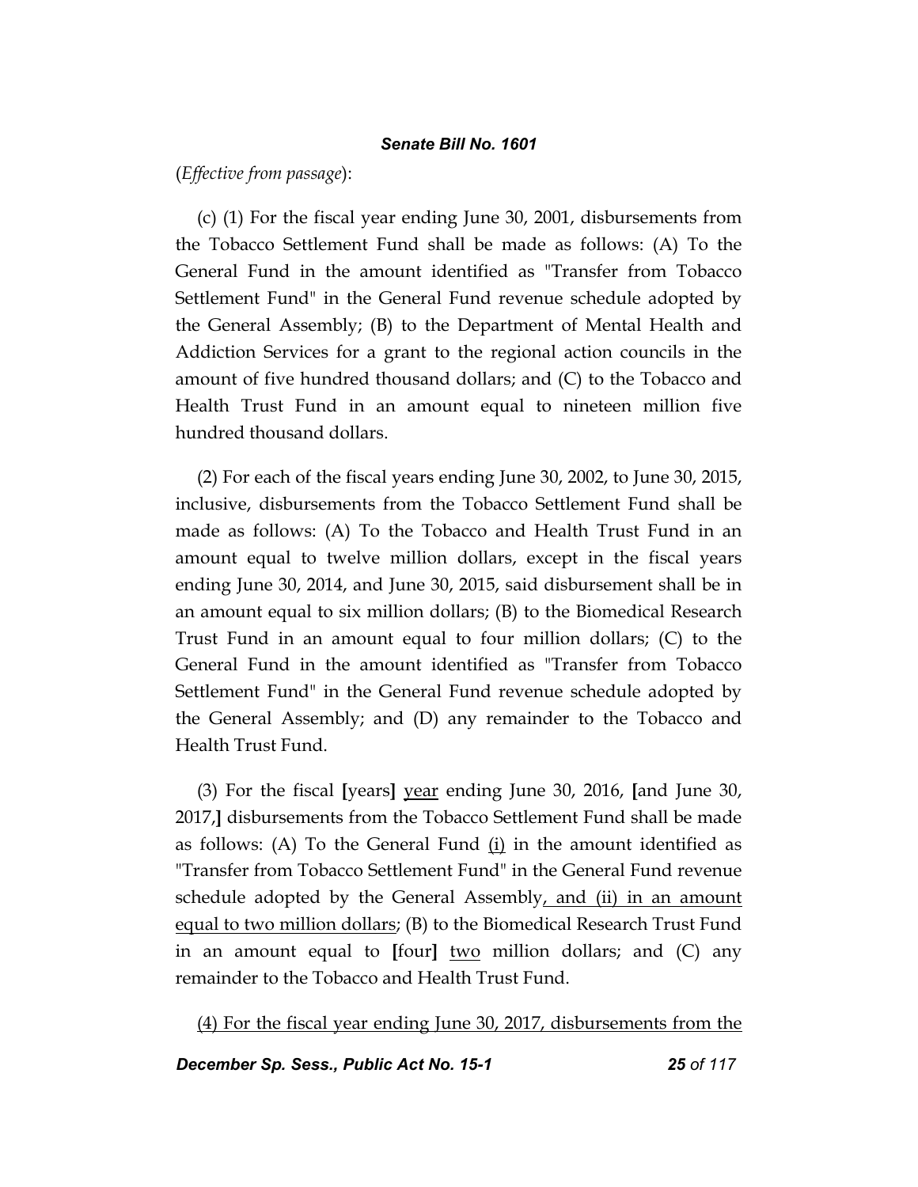(*Effective from passage*):

(c) (1) For the fiscal year ending June 30, 2001, disbursements from the Tobacco Settlement Fund shall be made as follows: (A) To the General Fund in the amount identified as "Transfer from Tobacco Settlement Fund" in the General Fund revenue schedule adopted by the General Assembly; (B) to the Department of Mental Health and Addiction Services for a grant to the regional action councils in the amount of five hundred thousand dollars; and (C) to the Tobacco and Health Trust Fund in an amount equal to nineteen million five hundred thousand dollars.

(2) For each of the fiscal years ending June 30, 2002, to June 30, 2015, inclusive, disbursements from the Tobacco Settlement Fund shall be made as follows: (A) To the Tobacco and Health Trust Fund in an amount equal to twelve million dollars, except in the fiscal years ending June 30, 2014, and June 30, 2015, said disbursement shall be in an amount equal to six million dollars; (B) to the Biomedical Research Trust Fund in an amount equal to four million dollars; (C) to the General Fund in the amount identified as "Transfer from Tobacco Settlement Fund" in the General Fund revenue schedule adopted by the General Assembly; and (D) any remainder to the Tobacco and Health Trust Fund.

(3) For the fiscal **[**years**]** <u>year</u> ending June 30, 2016, **[**and June 30, 2017,**]** disbursements from the Tobacco Settlement Fund shall be made as follows: (A) To the General Fund <u>(i)</u> in the amount identified as "Transfer from Tobacco Settlement Fund" in the General Fund revenue schedule adopted by the General Assembly<u>, and (ii) in an amount equal to two million dollars</u>; (B) to the Biomedical Research Trust Fund in an amount equal to **[**four**]** <u>two</u> million dollars; and (C) any remainder to the Tobacco and Health Trust Fund.

<u>(4) For the fiscal year ending June 30, 2017, disbursements from the</u>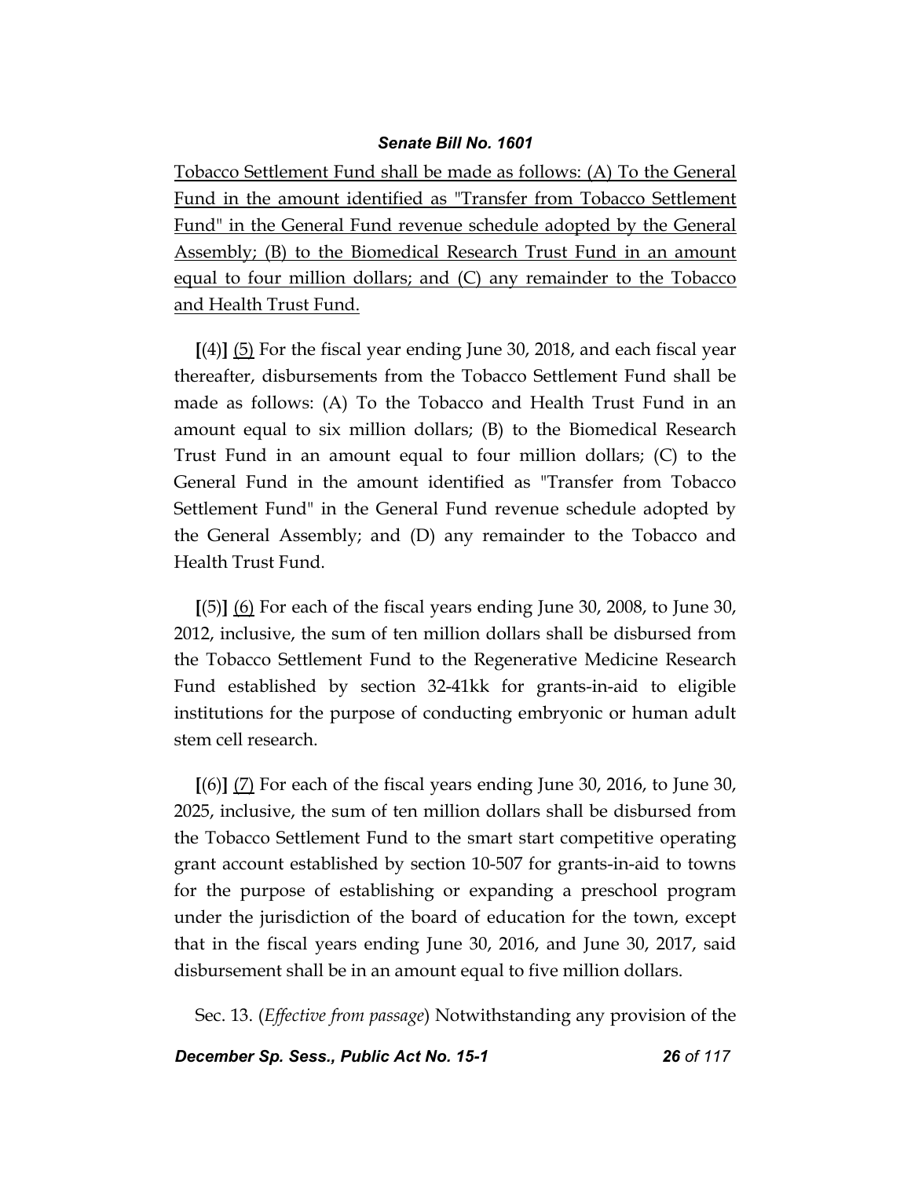Tobacco Settlement Fund shall be made as follows: (A) To the General Fund in the amount identified as "Transfer from Tobacco Settlement Fund" in the General Fund revenue schedule adopted by the General Assembly; (B) to the Biomedical Research Trust Fund in an amount equal to four million dollars; and (C) any remainder to the Tobacco and Health Trust Fund.

**[**(4)**]** (5) For the fiscal year ending June 30, 2018, and each fiscal year thereafter, disbursements from the Tobacco Settlement Fund shall be made as follows: (A) To the Tobacco and Health Trust Fund in an amount equal to six million dollars; (B) to the Biomedical Research Trust Fund in an amount equal to four million dollars; (C) to the General Fund in the amount identified as "Transfer from Tobacco Settlement Fund" in the General Fund revenue schedule adopted by the General Assembly; and (D) any remainder to the Tobacco and Health Trust Fund.

**[**(5)**]** (6) For each of the fiscal years ending June 30, 2008, to June 30, 2012, inclusive, the sum of ten million dollars shall be disbursed from the Tobacco Settlement Fund to the Regenerative Medicine Research Fund established by section 32-41kk for grants-in-aid to eligible institutions for the purpose of conducting embryonic or human adult stem cell research.

**[**(6)**]** (7) For each of the fiscal years ending June 30, 2016, to June 30, 2025, inclusive, the sum of ten million dollars shall be disbursed from the Tobacco Settlement Fund to the smart start competitive operating grant account established by section 10-507 for grants-in-aid to towns for the purpose of establishing or expanding a preschool program under the jurisdiction of the board of education for the town, except that in the fiscal years ending June 30, 2016, and June 30, 2017, said disbursement shall be in an amount equal to five million dollars.

Sec. 13. (*Effective from passage*) Notwithstanding any provision of the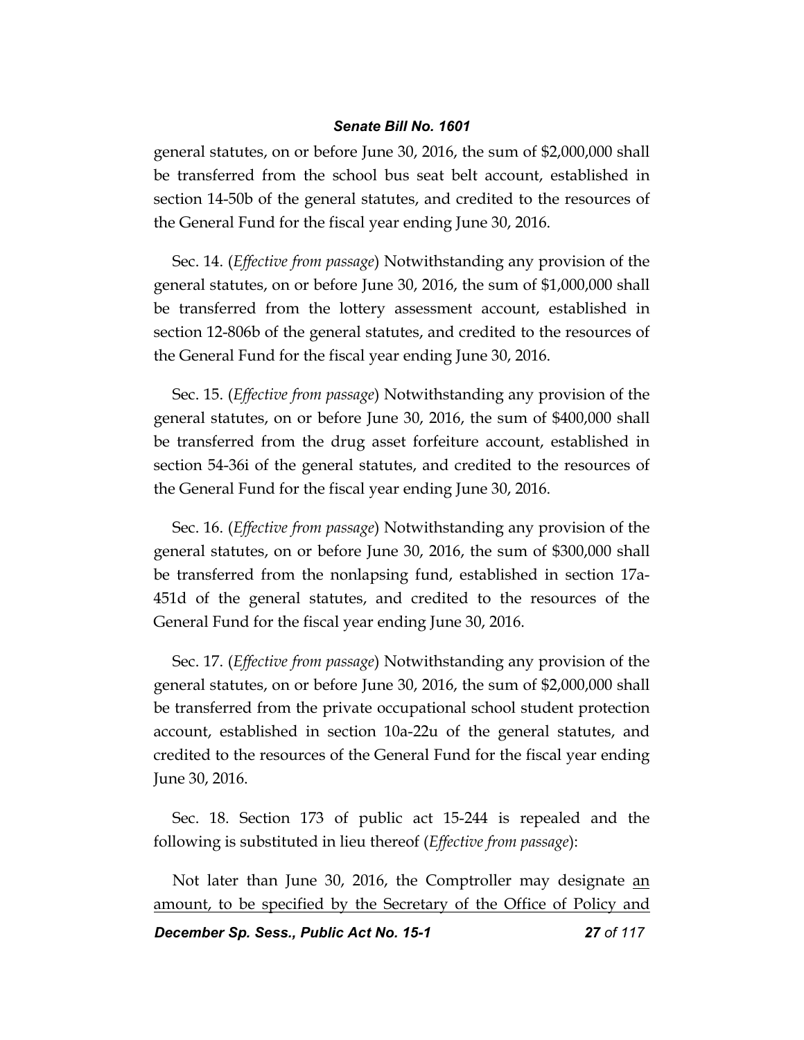general statutes, on or before June 30, 2016, the sum of $2,000,000 shall be transferred from the school bus seat belt account, established in section 14-50b of the general statutes, and credited to the resources of the General Fund for the fiscal year ending June 30, 2016.

Sec. 14. (*Effective from passage*) Notwithstanding any provision of the general statutes, on or before June 30, 2016, the sum of $1,000,000 shall be transferred from the lottery assessment account, established in section 12-806b of the general statutes, and credited to the resources of the General Fund for the fiscal year ending June 30, 2016.

Sec. 15. (*Effective from passage*) Notwithstanding any provision of the general statutes, on or before June 30, 2016, the sum of $400,000 shall be transferred from the drug asset forfeiture account, established in section 54-36i of the general statutes, and credited to the resources of the General Fund for the fiscal year ending June 30, 2016.

Sec. 16. (*Effective from passage*) Notwithstanding any provision of the general statutes, on or before June 30, 2016, the sum of $300,000 shall be transferred from the nonlapsing fund, established in section 17a-451d of the general statutes, and credited to the resources of the General Fund for the fiscal year ending June 30, 2016.

Sec. 17. (*Effective from passage*) Notwithstanding any provision of the general statutes, on or before June 30, 2016, the sum of $2,000,000 shall be transferred from the private occupational school student protection account, established in section 10a-22u of the general statutes, and credited to the resources of the General Fund for the fiscal year ending June 30, 2016.

Sec. 18. Section 173 of public act 15-244 is repealed and the following is substituted in lieu thereof (*Effective from passage*):

Not later than June 30, 2016, the Comptroller may designate <u>an amount, to be specified by the Secretary of the Office of Policy and</u>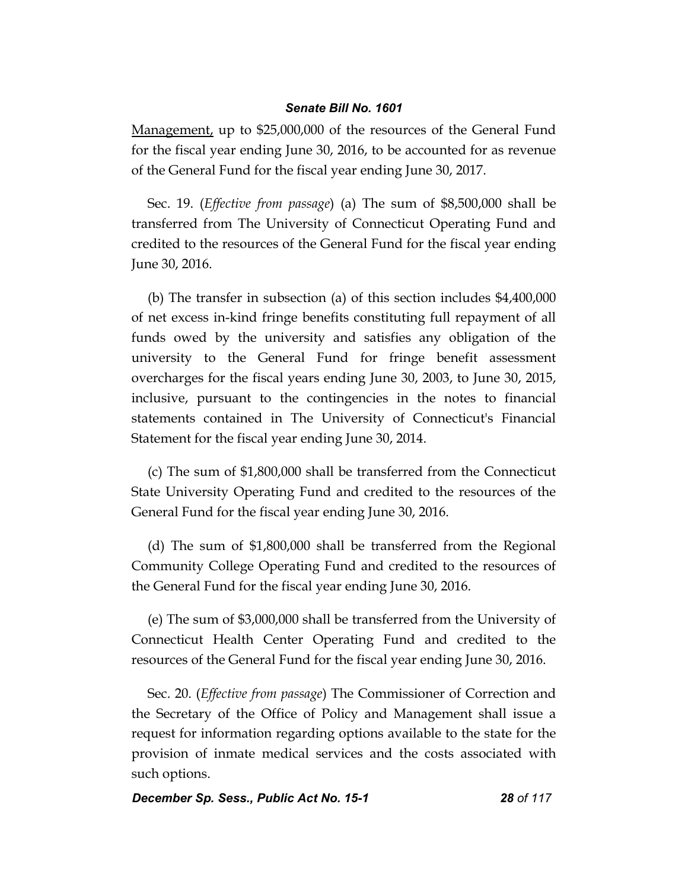Management, up to $25,000,000 of the resources of the General Fund for the fiscal year ending June 30, 2016, to be accounted for as revenue of the General Fund for the fiscal year ending June 30, 2017.

Sec. 19. (*Effective from passage*) (a) The sum of $8,500,000 shall be transferred from The University of Connecticut Operating Fund and credited to the resources of the General Fund for the fiscal year ending June 30, 2016.

(b) The transfer in subsection (a) of this section includes $4,400,000 of net excess in-kind fringe benefits constituting full repayment of all funds owed by the university and satisfies any obligation of the university to the General Fund for fringe benefit assessment overcharges for the fiscal years ending June 30, 2003, to June 30, 2015, inclusive, pursuant to the contingencies in the notes to financial statements contained in The University of Connecticut's Financial Statement for the fiscal year ending June 30, 2014.

(c) The sum of $1,800,000 shall be transferred from the Connecticut State University Operating Fund and credited to the resources of the General Fund for the fiscal year ending June 30, 2016.

(d) The sum of $1,800,000 shall be transferred from the Regional Community College Operating Fund and credited to the resources of the General Fund for the fiscal year ending June 30, 2016.

(e) The sum of $3,000,000 shall be transferred from the University of Connecticut Health Center Operating Fund and credited to the resources of the General Fund for the fiscal year ending June 30, 2016.

Sec. 20. (*Effective from passage*) The Commissioner of Correction and the Secretary of the Office of Policy and Management shall issue a request for information regarding options available to the state for the provision of inmate medical services and the costs associated with such options.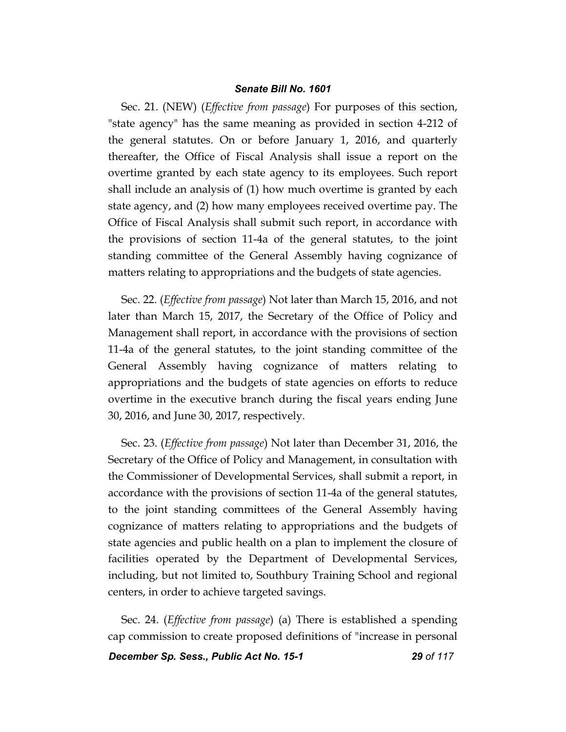Sec. 21. (NEW) (*Effective from passage*) For purposes of this section, "state agency" has the same meaning as provided in section 4-212 of the general statutes. On or before January 1, 2016, and quarterly thereafter, the Office of Fiscal Analysis shall issue a report on the overtime granted by each state agency to its employees. Such report shall include an analysis of (1) how much overtime is granted by each state agency, and (2) how many employees received overtime pay. The Office of Fiscal Analysis shall submit such report, in accordance with the provisions of section 11-4a of the general statutes, to the joint standing committee of the General Assembly having cognizance of matters relating to appropriations and the budgets of state agencies.

Sec. 22. (*Effective from passage*) Not later than March 15, 2016, and not later than March 15, 2017, the Secretary of the Office of Policy and Management shall report, in accordance with the provisions of section 11-4a of the general statutes, to the joint standing committee of the General Assembly having cognizance of matters relating to appropriations and the budgets of state agencies on efforts to reduce overtime in the executive branch during the fiscal years ending June 30, 2016, and June 30, 2017, respectively.

Sec. 23. (*Effective from passage*) Not later than December 31, 2016, the Secretary of the Office of Policy and Management, in consultation with the Commissioner of Developmental Services, shall submit a report, in accordance with the provisions of section 11-4a of the general statutes, to the joint standing committees of the General Assembly having cognizance of matters relating to appropriations and the budgets of state agencies and public health on a plan to implement the closure of facilities operated by the Department of Developmental Services, including, but not limited to, Southbury Training School and regional centers, in order to achieve targeted savings.

Sec. 24. (*Effective from passage*) (a) There is established a spending cap commission to create proposed definitions of "increase in personal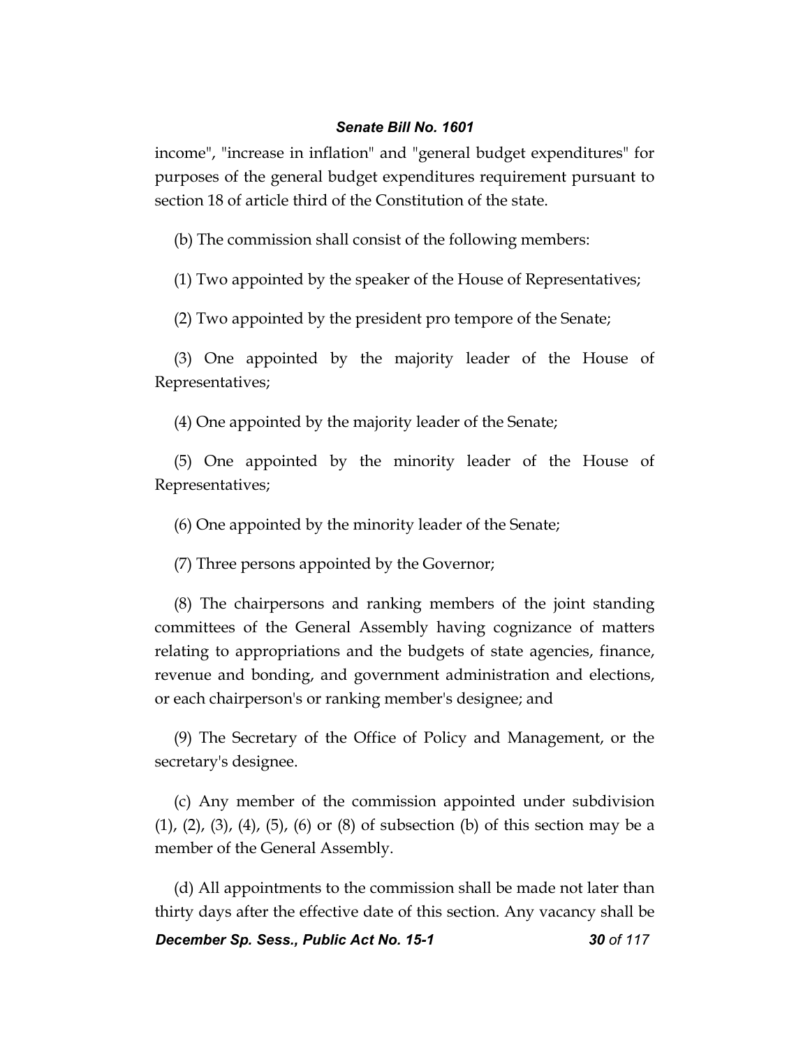income", "increase in inflation" and "general budget expenditures" for purposes of the general budget expenditures requirement pursuant to section 18 of article third of the Constitution of the state.

(b) The commission shall consist of the following members:

(1) Two appointed by the speaker of the House of Representatives;

(2) Two appointed by the president pro tempore of the Senate;

(3) One appointed by the majority leader of the House of Representatives;

(4) One appointed by the majority leader of the Senate;

(5) One appointed by the minority leader of the House of Representatives;

(6) One appointed by the minority leader of the Senate;

(7) Three persons appointed by the Governor;

(8) The chairpersons and ranking members of the joint standing committees of the General Assembly having cognizance of matters relating to appropriations and the budgets of state agencies, finance, revenue and bonding, and government administration and elections, or each chairperson's or ranking member's designee; and

(9) The Secretary of the Office of Policy and Management, or the secretary's designee.

(c) Any member of the commission appointed under subdivision (1), (2), (3), (4), (5), (6) or (8) of subsection (b) of this section may be a member of the General Assembly.

(d) All appointments to the commission shall be made not later than thirty days after the effective date of this section. Any vacancy shall be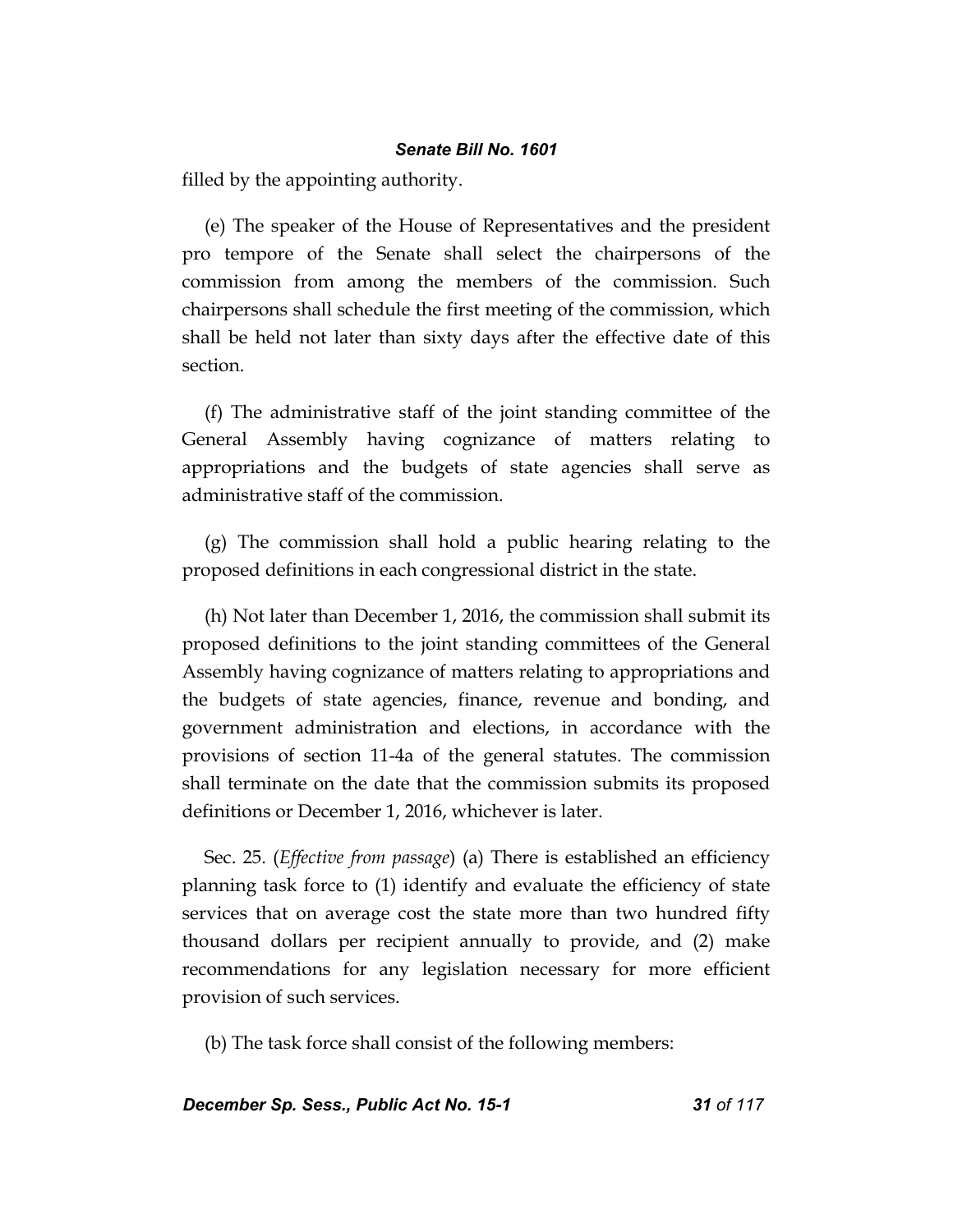filled by the appointing authority.

(e) The speaker of the House of Representatives and the president pro tempore of the Senate shall select the chairpersons of the commission from among the members of the commission. Such chairpersons shall schedule the first meeting of the commission, which shall be held not later than sixty days after the effective date of this section.

(f) The administrative staff of the joint standing committee of the General Assembly having cognizance of matters relating to appropriations and the budgets of state agencies shall serve as administrative staff of the commission.

(g) The commission shall hold a public hearing relating to the proposed definitions in each congressional district in the state.

(h) Not later than December 1, 2016, the commission shall submit its proposed definitions to the joint standing committees of the General Assembly having cognizance of matters relating to appropriations and the budgets of state agencies, finance, revenue and bonding, and government administration and elections, in accordance with the provisions of section 11-4a of the general statutes. The commission shall terminate on the date that the commission submits its proposed definitions or December 1, 2016, whichever is later.

Sec. 25. (*Effective from passage*) (a) There is established an efficiency planning task force to (1) identify and evaluate the efficiency of state services that on average cost the state more than two hundred fifty thousand dollars per recipient annually to provide, and (2) make recommendations for any legislation necessary for more efficient provision of such services.

(b) The task force shall consist of the following members: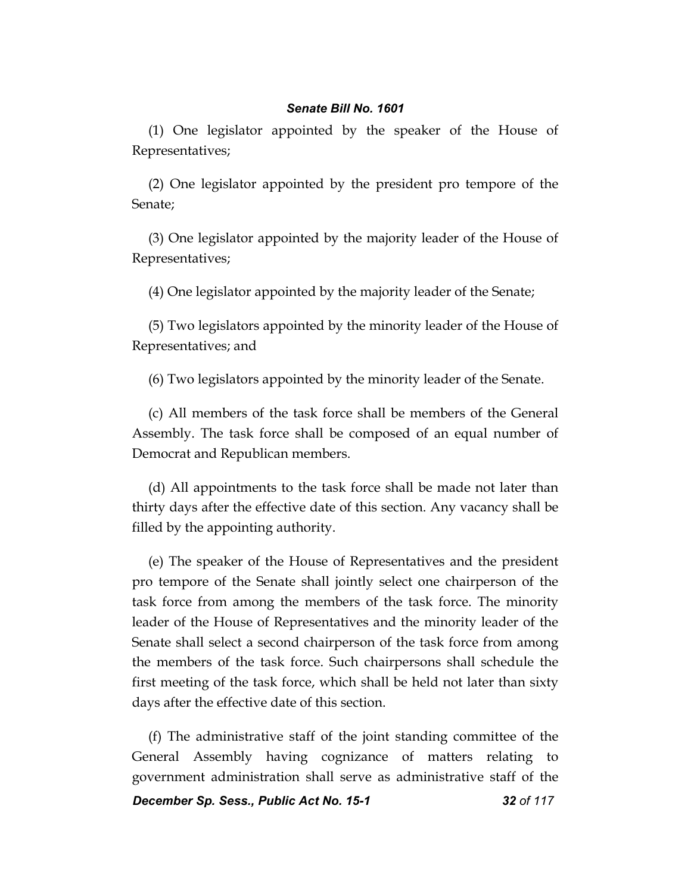(1) One legislator appointed by the speaker of the House of Representatives;

(2) One legislator appointed by the president pro tempore of the Senate;

(3) One legislator appointed by the majority leader of the House of Representatives;

(4) One legislator appointed by the majority leader of the Senate;

(5) Two legislators appointed by the minority leader of the House of Representatives; and

(6) Two legislators appointed by the minority leader of the Senate.

(c) All members of the task force shall be members of the General Assembly. The task force shall be composed of an equal number of Democrat and Republican members.

(d) All appointments to the task force shall be made not later than thirty days after the effective date of this section. Any vacancy shall be filled by the appointing authority.

(e) The speaker of the House of Representatives and the president pro tempore of the Senate shall jointly select one chairperson of the task force from among the members of the task force. The minority leader of the House of Representatives and the minority leader of the Senate shall select a second chairperson of the task force from among the members of the task force. Such chairpersons shall schedule the first meeting of the task force, which shall be held not later than sixty days after the effective date of this section.

(f) The administrative staff of the joint standing committee of the General Assembly having cognizance of matters relating to government administration shall serve as administrative staff of the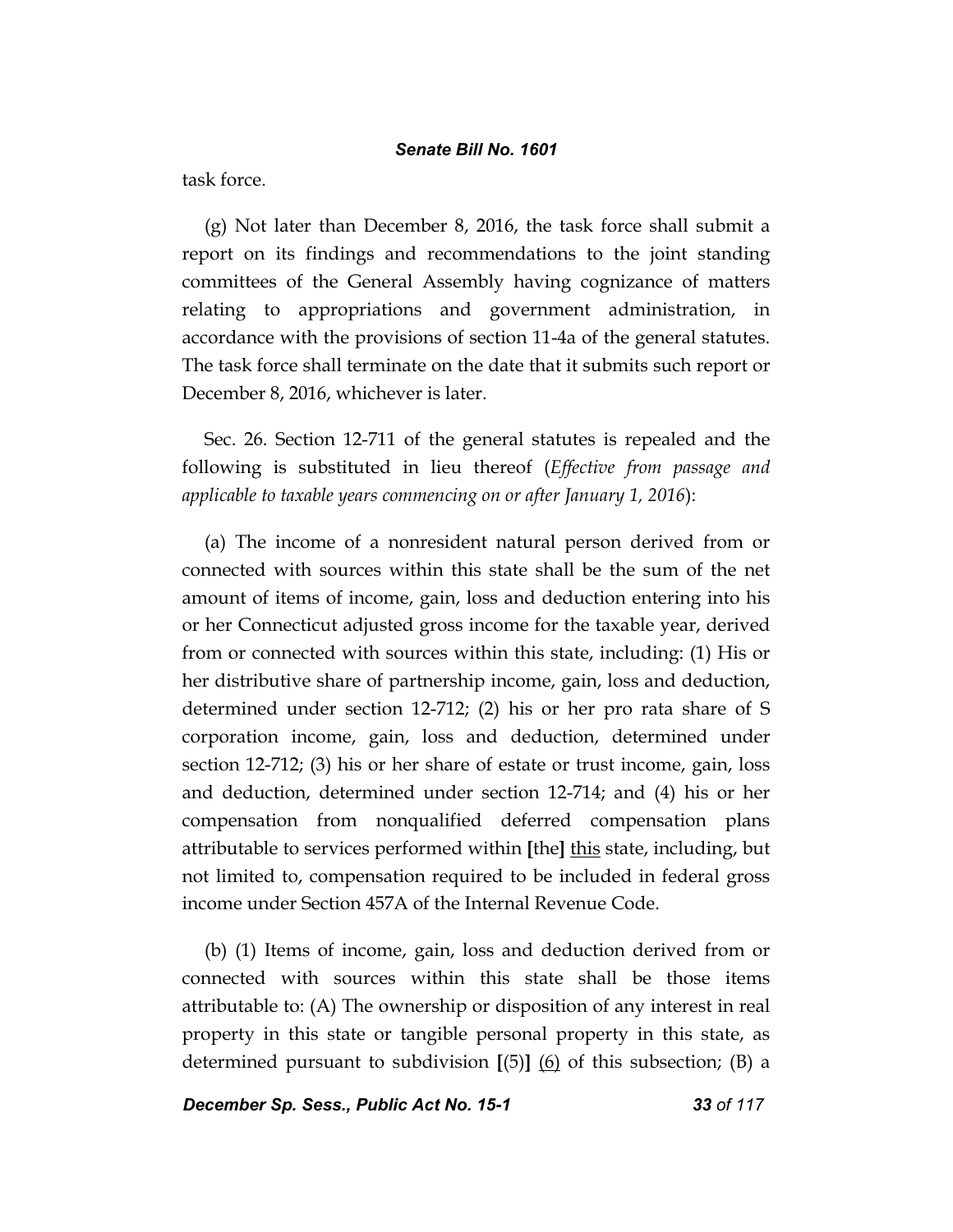task force.

(g) Not later than December 8, 2016, the task force shall submit a report on its findings and recommendations to the joint standing committees of the General Assembly having cognizance of matters relating to appropriations and government administration, in accordance with the provisions of section 11-4a of the general statutes. The task force shall terminate on the date that it submits such report or December 8, 2016, whichever is later.

Sec. 26. Section 12-711 of the general statutes is repealed and the following is substituted in lieu thereof (*Effective from passage and applicable to taxable years commencing on or after January 1, 2016*):

(a) The income of a nonresident natural person derived from or connected with sources within this state shall be the sum of the net amount of items of income, gain, loss and deduction entering into his or her Connecticut adjusted gross income for the taxable year, derived from or connected with sources within this state, including: (1) His or her distributive share of partnership income, gain, loss and deduction, determined under section 12-712; (2) his or her pro rata share of S corporation income, gain, loss and deduction, determined under section 12-712; (3) his or her share of estate or trust income, gain, loss and deduction, determined under section 12-714; and (4) his or her compensation from nonqualified deferred compensation plans attributable to services performed within **[**the**]** <u>this</u> state, including, but not limited to, compensation required to be included in federal gross income under Section 457A of the Internal Revenue Code.

(b) (1) Items of income, gain, loss and deduction derived from or connected with sources within this state shall be those items attributable to: (A) The ownership or disposition of any interest in real property in this state or tangible personal property in this state, as determined pursuant to subdivision **[**(5)**]** <u>(6)</u> of this subsection; (B) a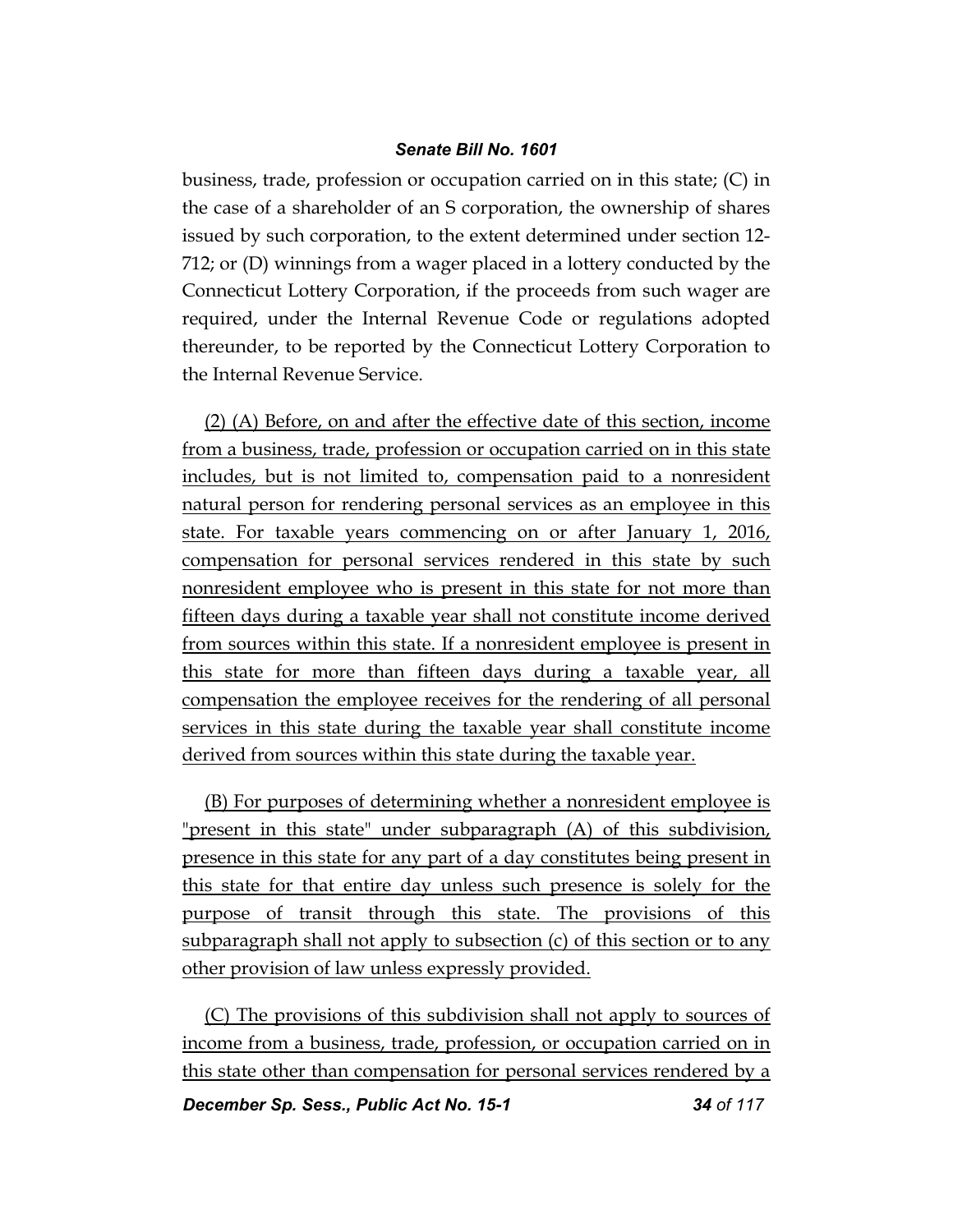business, trade, profession or occupation carried on in this state; (C) in the case of a shareholder of an S corporation, the ownership of shares issued by such corporation, to the extent determined under section 12-712; or (D) winnings from a wager placed in a lottery conducted by the Connecticut Lottery Corporation, if the proceeds from such wager are required, under the Internal Revenue Code or regulations adopted thereunder, to be reported by the Connecticut Lottery Corporation to the Internal Revenue Service.

(2) (A) Before, on and after the effective date of this section, income from a business, trade, profession or occupation carried on in this state includes, but is not limited to, compensation paid to a nonresident natural person for rendering personal services as an employee in this state. For taxable years commencing on or after January 1, 2016, compensation for personal services rendered in this state by such nonresident employee who is present in this state for not more than fifteen days during a taxable year shall not constitute income derived from sources within this state. If a nonresident employee is present in this state for more than fifteen days during a taxable year, all compensation the employee receives for the rendering of all personal services in this state during the taxable year shall constitute income derived from sources within this state during the taxable year.

(B) For purposes of determining whether a nonresident employee is "present in this state" under subparagraph (A) of this subdivision, presence in this state for any part of a day constitutes being present in this state for that entire day unless such presence is solely for the purpose of transit through this state. The provisions of this subparagraph shall not apply to subsection (c) of this section or to any other provision of law unless expressly provided.

(C) The provisions of this subdivision shall not apply to sources of income from a business, trade, profession, or occupation carried on in this state other than compensation for personal services rendered by a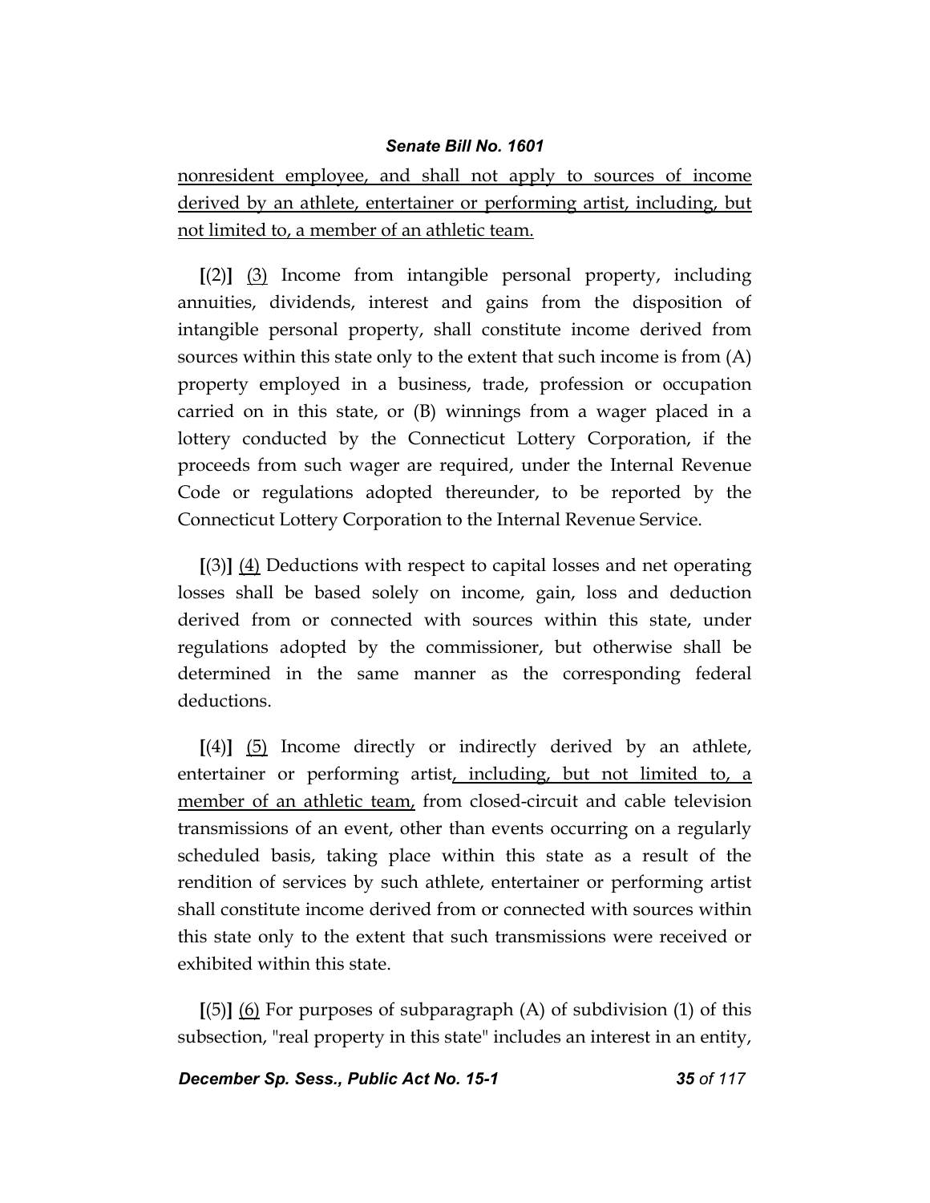nonresident employee, and shall not apply to sources of income derived by an athlete, entertainer or performing artist, including, but not limited to, a member of an athletic team.

[(2)] (3) Income from intangible personal property, including annuities, dividends, interest and gains from the disposition of intangible personal property, shall constitute income derived from sources within this state only to the extent that such income is from (A) property employed in a business, trade, profession or occupation carried on in this state, or (B) winnings from a wager placed in a lottery conducted by the Connecticut Lottery Corporation, if the proceeds from such wager are required, under the Internal Revenue Code or regulations adopted thereunder, to be reported by the Connecticut Lottery Corporation to the Internal Revenue Service.

[(3)] (4) Deductions with respect to capital losses and net operating losses shall be based solely on income, gain, loss and deduction derived from or connected with sources within this state, under regulations adopted by the commissioner, but otherwise shall be determined in the same manner as the corresponding federal deductions.

[(4)] (5) Income directly or indirectly derived by an athlete, entertainer or performing artist, including, but not limited to, a member of an athletic team, from closed-circuit and cable television transmissions of an event, other than events occurring on a regularly scheduled basis, taking place within this state as a result of the rendition of services by such athlete, entertainer or performing artist shall constitute income derived from or connected with sources within this state only to the extent that such transmissions were received or exhibited within this state.

[(5)] (6) For purposes of subparagraph (A) of subdivision (1) of this subsection, "real property in this state" includes an interest in an entity,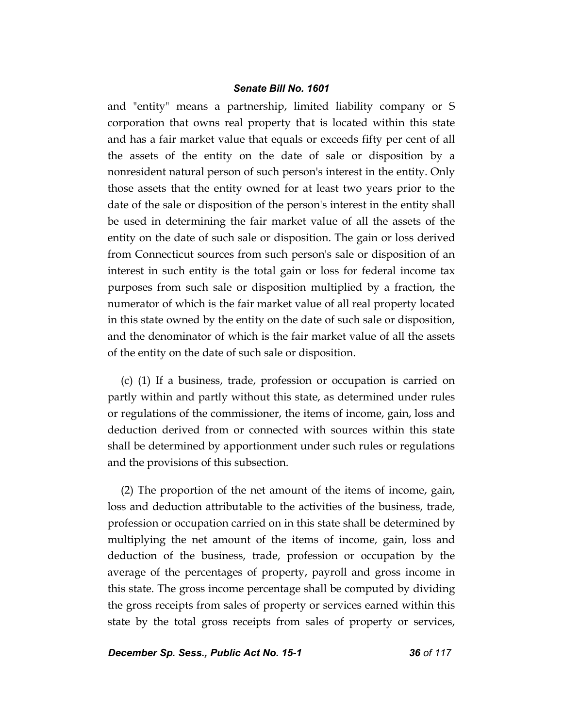and "entity" means a partnership, limited liability company or S corporation that owns real property that is located within this state and has a fair market value that equals or exceeds fifty per cent of all the assets of the entity on the date of sale or disposition by a nonresident natural person of such person's interest in the entity. Only those assets that the entity owned for at least two years prior to the date of the sale or disposition of the person's interest in the entity shall be used in determining the fair market value of all the assets of the entity on the date of such sale or disposition. The gain or loss derived from Connecticut sources from such person's sale or disposition of an interest in such entity is the total gain or loss for federal income tax purposes from such sale or disposition multiplied by a fraction, the numerator of which is the fair market value of all real property located in this state owned by the entity on the date of such sale or disposition, and the denominator of which is the fair market value of all the assets of the entity on the date of such sale or disposition.

(c) (1) If a business, trade, profession or occupation is carried on partly within and partly without this state, as determined under rules or regulations of the commissioner, the items of income, gain, loss and deduction derived from or connected with sources within this state shall be determined by apportionment under such rules or regulations and the provisions of this subsection.

(2) The proportion of the net amount of the items of income, gain, loss and deduction attributable to the activities of the business, trade, profession or occupation carried on in this state shall be determined by multiplying the net amount of the items of income, gain, loss and deduction of the business, trade, profession or occupation by the average of the percentages of property, payroll and gross income in this state. The gross income percentage shall be computed by dividing the gross receipts from sales of property or services earned within this state by the total gross receipts from sales of property or services,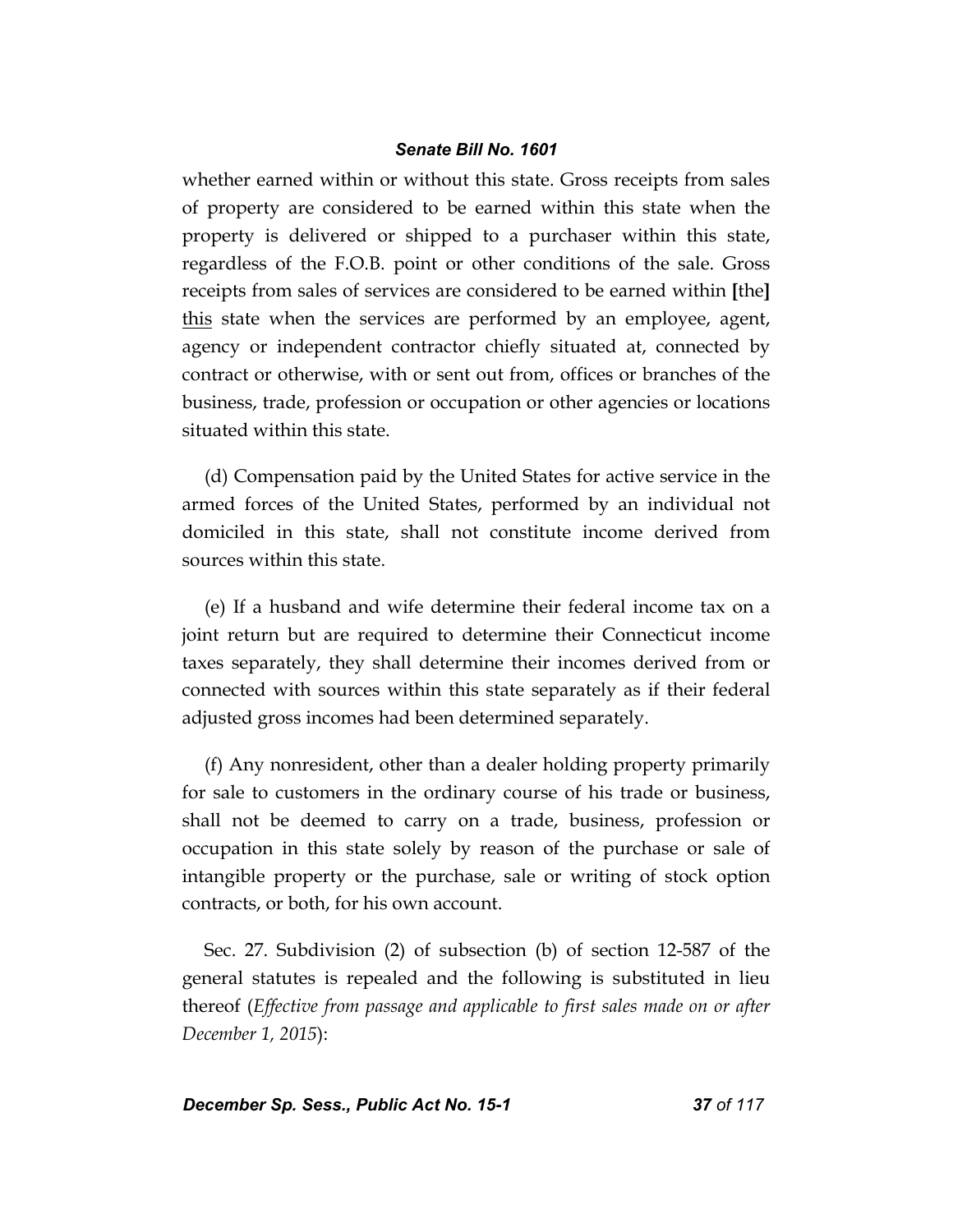whether earned within or without this state. Gross receipts from sales of property are considered to be earned within this state when the property is delivered or shipped to a purchaser within this state, regardless of the F.O.B. point or other conditions of the sale. Gross receipts from sales of services are considered to be earned within [the] this state when the services are performed by an employee, agent, agency or independent contractor chiefly situated at, connected by contract or otherwise, with or sent out from, offices or branches of the business, trade, profession or occupation or other agencies or locations situated within this state.

(d) Compensation paid by the United States for active service in the armed forces of the United States, performed by an individual not domiciled in this state, shall not constitute income derived from sources within this state.

(e) If a husband and wife determine their federal income tax on a joint return but are required to determine their Connecticut income taxes separately, they shall determine their incomes derived from or connected with sources within this state separately as if their federal adjusted gross incomes had been determined separately.

(f) Any nonresident, other than a dealer holding property primarily for sale to customers in the ordinary course of his trade or business, shall not be deemed to carry on a trade, business, profession or occupation in this state solely by reason of the purchase or sale of intangible property or the purchase, sale or writing of stock option contracts, or both, for his own account.

Sec. 27. Subdivision (2) of subsection (b) of section 12-587 of the general statutes is repealed and the following is substituted in lieu thereof (*Effective from passage and applicable to first sales made on or after December 1, 2015*):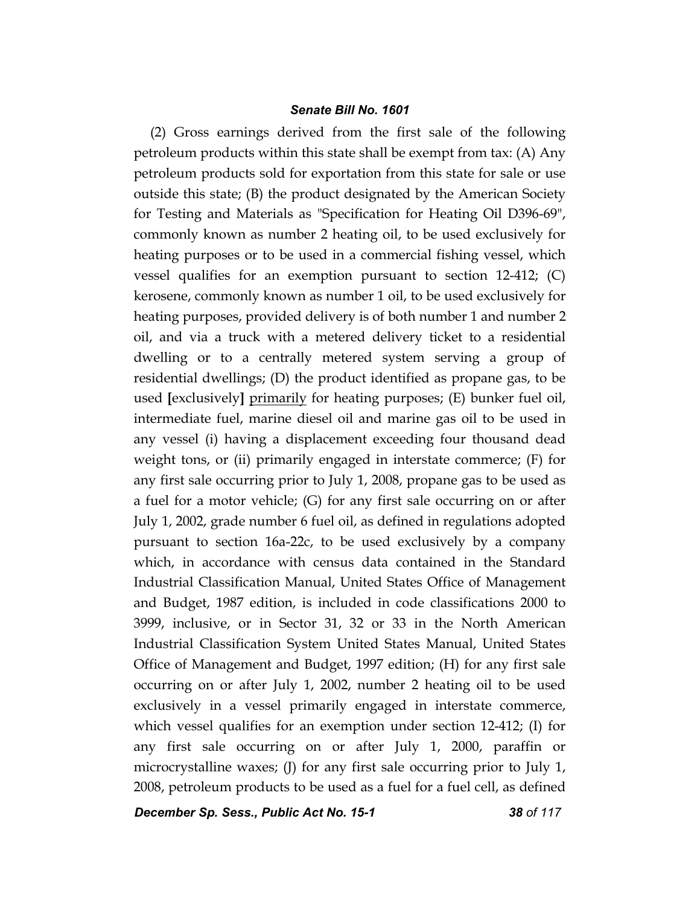(2) Gross earnings derived from the first sale of the following petroleum products within this state shall be exempt from tax: (A) Any petroleum products sold for exportation from this state for sale or use outside this state; (B) the product designated by the American Society for Testing and Materials as "Specification for Heating Oil D396-69", commonly known as number 2 heating oil, to be used exclusively for heating purposes or to be used in a commercial fishing vessel, which vessel qualifies for an exemption pursuant to section 12-412; (C) kerosene, commonly known as number 1 oil, to be used exclusively for heating purposes, provided delivery is of both number 1 and number 2 oil, and via a truck with a metered delivery ticket to a residential dwelling or to a centrally metered system serving a group of residential dwellings; (D) the product identified as propane gas, to be used **[**exclusively**]** <u>primarily</u> for heating purposes; (E) bunker fuel oil, intermediate fuel, marine diesel oil and marine gas oil to be used in any vessel (i) having a displacement exceeding four thousand dead weight tons, or (ii) primarily engaged in interstate commerce; (F) for any first sale occurring prior to July 1, 2008, propane gas to be used as a fuel for a motor vehicle; (G) for any first sale occurring on or after July 1, 2002, grade number 6 fuel oil, as defined in regulations adopted pursuant to section 16a-22c, to be used exclusively by a company which, in accordance with census data contained in the Standard Industrial Classification Manual, United States Office of Management and Budget, 1987 edition, is included in code classifications 2000 to 3999, inclusive, or in Sector 31, 32 or 33 in the North American Industrial Classification System United States Manual, United States Office of Management and Budget, 1997 edition; (H) for any first sale occurring on or after July 1, 2002, number 2 heating oil to be used exclusively in a vessel primarily engaged in interstate commerce, which vessel qualifies for an exemption under section 12-412; (I) for any first sale occurring on or after July 1, 2000, paraffin or microcrystalline waxes; (J) for any first sale occurring prior to July 1, 2008, petroleum products to be used as a fuel for a fuel cell, as defined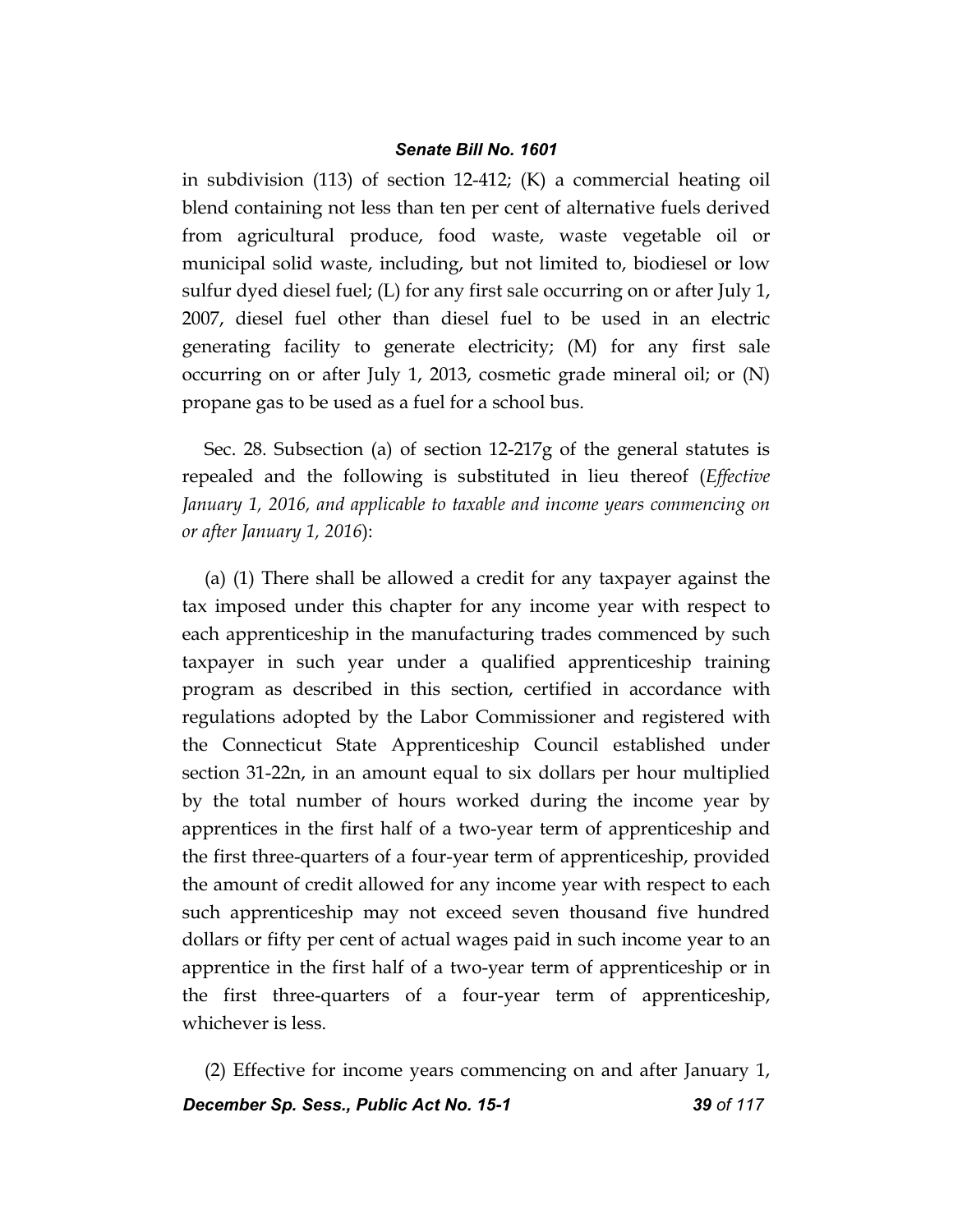in subdivision (113) of section 12-412; (K) a commercial heating oil blend containing not less than ten per cent of alternative fuels derived from agricultural produce, food waste, waste vegetable oil or municipal solid waste, including, but not limited to, biodiesel or low sulfur dyed diesel fuel; (L) for any first sale occurring on or after July 1, 2007, diesel fuel other than diesel fuel to be used in an electric generating facility to generate electricity; (M) for any first sale occurring on or after July 1, 2013, cosmetic grade mineral oil; or (N) propane gas to be used as a fuel for a school bus.

Sec. 28. Subsection (a) of section 12-217g of the general statutes is repealed and the following is substituted in lieu thereof (*Effective January 1, 2016, and applicable to taxable and income years commencing on or after January 1, 2016*):

(a) (1) There shall be allowed a credit for any taxpayer against the tax imposed under this chapter for any income year with respect to each apprenticeship in the manufacturing trades commenced by such taxpayer in such year under a qualified apprenticeship training program as described in this section, certified in accordance with regulations adopted by the Labor Commissioner and registered with the Connecticut State Apprenticeship Council established under section 31-22n, in an amount equal to six dollars per hour multiplied by the total number of hours worked during the income year by apprentices in the first half of a two-year term of apprenticeship and the first three-quarters of a four-year term of apprenticeship, provided the amount of credit allowed for any income year with respect to each such apprenticeship may not exceed seven thousand five hundred dollars or fifty per cent of actual wages paid in such income year to an apprentice in the first half of a two-year term of apprenticeship or in the first three-quarters of a four-year term of apprenticeship, whichever is less.

(2) Effective for income years commencing on and after January 1,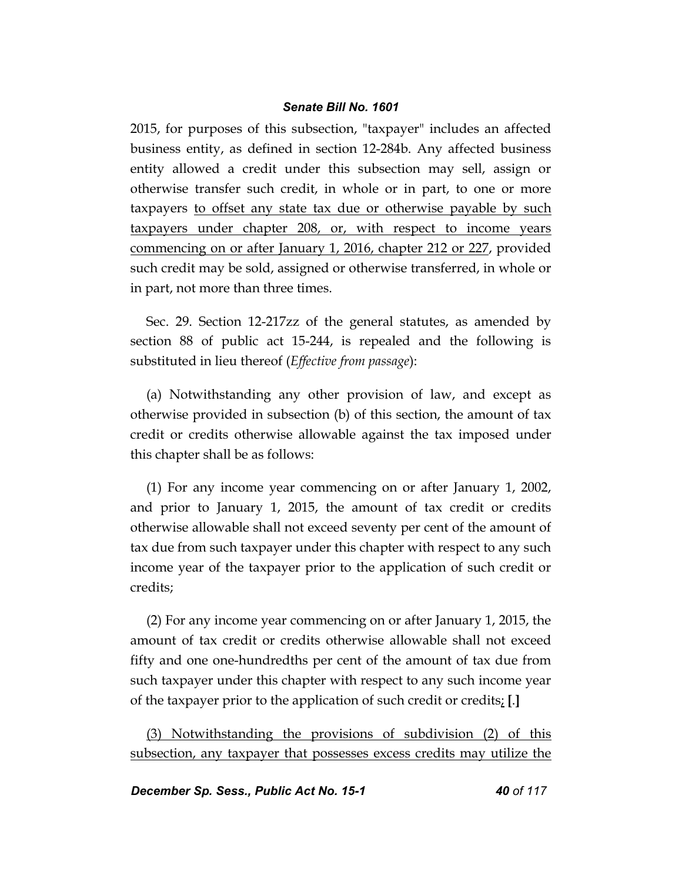2015, for purposes of this subsection, "taxpayer" includes an affected business entity, as defined in section 12-284b. Any affected business entity allowed a credit under this subsection may sell, assign or otherwise transfer such credit, in whole or in part, to one or more taxpayers <u>to offset any state tax due or otherwise payable by such taxpayers under chapter 208, or, with respect to income years commencing on or after January 1, 2016, chapter 212 or 227</u>, provided such credit may be sold, assigned or otherwise transferred, in whole or in part, not more than three times.

Sec. 29. Section 12-217zz of the general statutes, as amended by section 88 of public act 15-244, is repealed and the following is substituted in lieu thereof (*Effective from passage*):

(a) Notwithstanding any other provision of law, and except as otherwise provided in subsection (b) of this section, the amount of tax credit or credits otherwise allowable against the tax imposed under this chapter shall be as follows:

(1) For any income year commencing on or after January 1, 2002, and prior to January 1, 2015, the amount of tax credit or credits otherwise allowable shall not exceed seventy per cent of the amount of tax due from such taxpayer under this chapter with respect to any such income year of the taxpayer prior to the application of such credit or credits;

(2) For any income year commencing on or after January 1, 2015, the amount of tax credit or credits otherwise allowable shall not exceed fifty and one-hundredths per cent of the amount of tax due from such taxpayer under this chapter with respect to any such income year of the taxpayer prior to the application of such credit or credits<u>;</u> **[.]**

<u>(3) Notwithstanding the provisions of subdivision (2) of this subsection, any taxpayer that possesses excess credits may utilize the</u>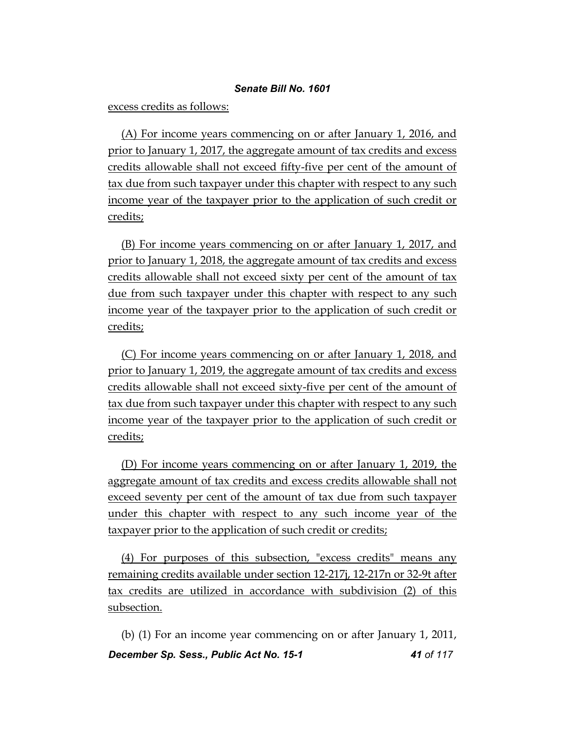excess credits as follows:

(A) For income years commencing on or after January 1, 2016, and prior to January 1, 2017, the aggregate amount of tax credits and excess credits allowable shall not exceed fifty-five per cent of the amount of tax due from such taxpayer under this chapter with respect to any such income year of the taxpayer prior to the application of such credit or credits;

(B) For income years commencing on or after January 1, 2017, and prior to January 1, 2018, the aggregate amount of tax credits and excess credits allowable shall not exceed sixty per cent of the amount of tax due from such taxpayer under this chapter with respect to any such income year of the taxpayer prior to the application of such credit or credits;

(C) For income years commencing on or after January 1, 2018, and prior to January 1, 2019, the aggregate amount of tax credits and excess credits allowable shall not exceed sixty-five per cent of the amount of tax due from such taxpayer under this chapter with respect to any such income year of the taxpayer prior to the application of such credit or credits;

(D) For income years commencing on or after January 1, 2019, the aggregate amount of tax credits and excess credits allowable shall not exceed seventy per cent of the amount of tax due from such taxpayer under this chapter with respect to any such income year of the taxpayer prior to the application of such credit or credits;

(4) For purposes of this subsection, "excess credits" means any remaining credits available under section 12-217j, 12-217n or 32-9t after tax credits are utilized in accordance with subdivision (2) of this subsection.

(b) (1) For an income year commencing on or after January 1, 2011,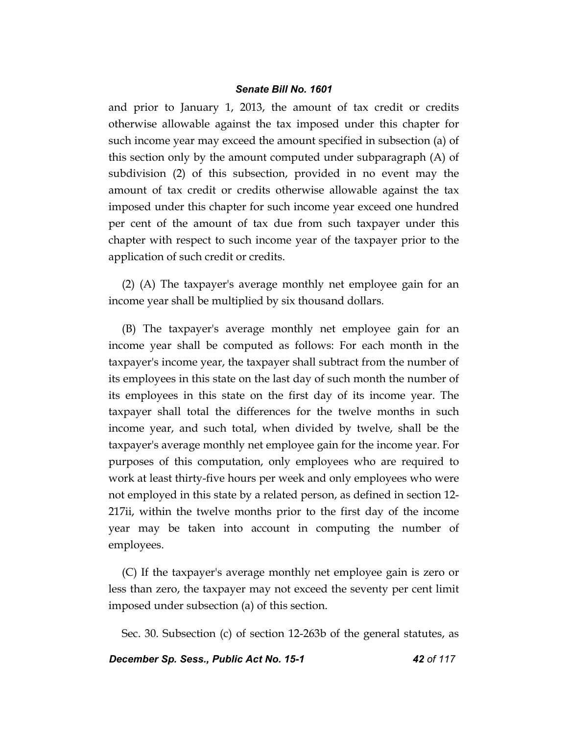and prior to January 1, 2013, the amount of tax credit or credits otherwise allowable against the tax imposed under this chapter for such income year may exceed the amount specified in subsection (a) of this section only by the amount computed under subparagraph (A) of subdivision (2) of this subsection, provided in no event may the amount of tax credit or credits otherwise allowable against the tax imposed under this chapter for such income year exceed one hundred per cent of the amount of tax due from such taxpayer under this chapter with respect to such income year of the taxpayer prior to the application of such credit or credits.

(2) (A) The taxpayer's average monthly net employee gain for an income year shall be multiplied by six thousand dollars.

(B) The taxpayer's average monthly net employee gain for an income year shall be computed as follows: For each month in the taxpayer's income year, the taxpayer shall subtract from the number of its employees in this state on the last day of such month the number of its employees in this state on the first day of its income year. The taxpayer shall total the differences for the twelve months in such income year, and such total, when divided by twelve, shall be the taxpayer's average monthly net employee gain for the income year. For purposes of this computation, only employees who are required to work at least thirty-five hours per week and only employees who were not employed in this state by a related person, as defined in section 12-217ii, within the twelve months prior to the first day of the income year may be taken into account in computing the number of employees.

(C) If the taxpayer's average monthly net employee gain is zero or less than zero, the taxpayer may not exceed the seventy per cent limit imposed under subsection (a) of this section.

Sec. 30. Subsection (c) of section 12-263b of the general statutes, as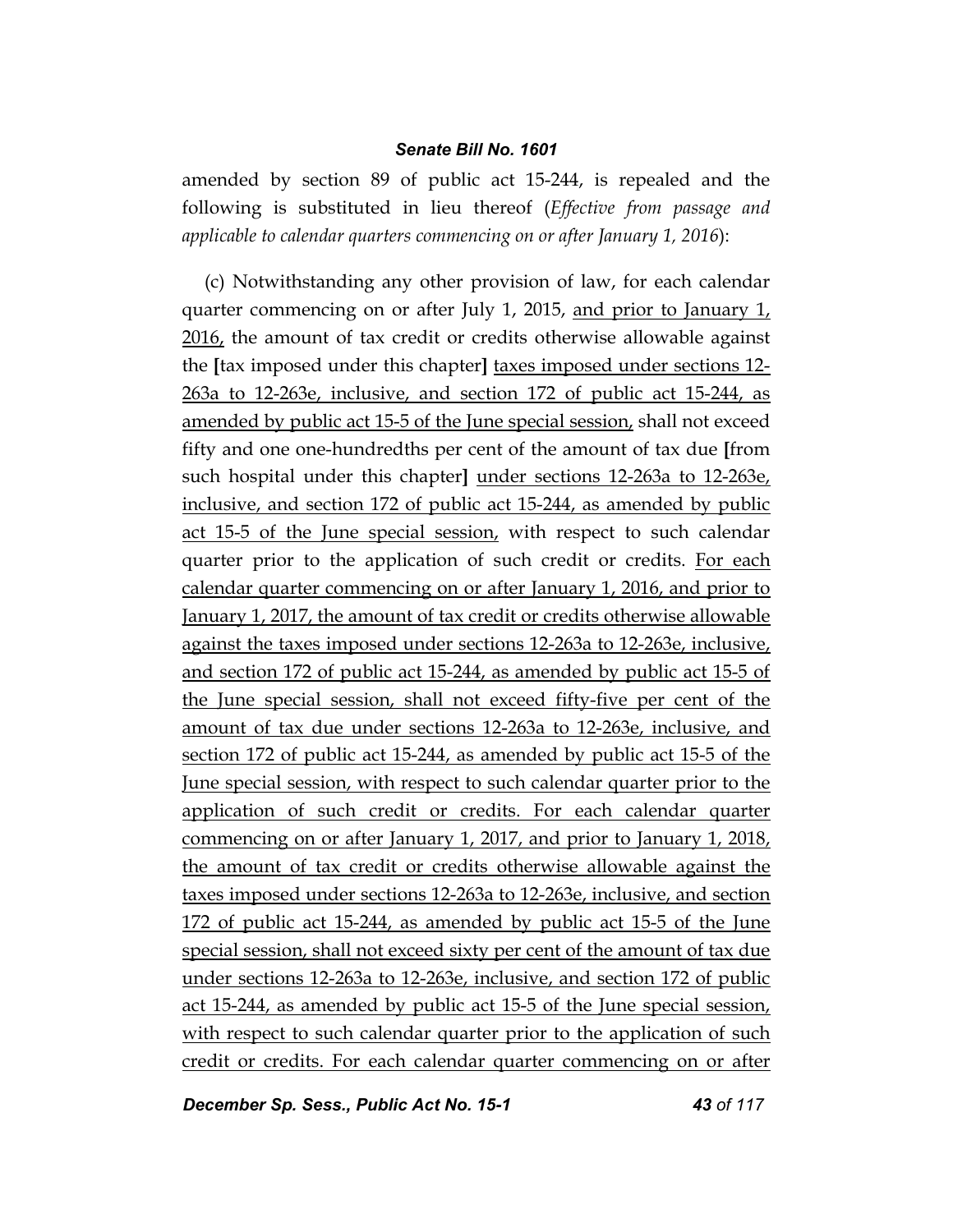amended by section 89 of public act 15-244, is repealed and the following is substituted in lieu thereof (*Effective from passage and applicable to calendar quarters commencing on or after January 1, 2016*):

(c) Notwithstanding any other provision of law, for each calendar quarter commencing on or after July 1, 2015, <u>and prior to January 1, 2016,</u> the amount of tax credit or credits otherwise allowable against the **[**tax imposed under this chapter**]** <u>taxes imposed under sections 12-263a to 12-263e, inclusive, and section 172 of public act 15-244, as amended by public act 15-5 of the June special session,</u> shall not exceed fifty and one one-hundredths per cent of the amount of tax due **[**from such hospital under this chapter**]** <u>under sections 12-263a to 12-263e, inclusive, and section 172 of public act 15-244, as amended by public act 15-5 of the June special session,</u> with respect to such calendar quarter prior to the application of such credit or credits. <u>For each calendar quarter commencing on or after January 1, 2016, and prior to January 1, 2017, the amount of tax credit or credits otherwise allowable against the taxes imposed under sections 12-263a to 12-263e, inclusive, and section 172 of public act 15-244, as amended by public act 15-5 of the June special session, shall not exceed fifty-five per cent of the amount of tax due under sections 12-263a to 12-263e, inclusive, and section 172 of public act 15-244, as amended by public act 15-5 of the June special session, with respect to such calendar quarter prior to the application of such credit or credits. For each calendar quarter commencing on or after January 1, 2017, and prior to January 1, 2018, the amount of tax credit or credits otherwise allowable against the taxes imposed under sections 12-263a to 12-263e, inclusive, and section 172 of public act 15-244, as amended by public act 15-5 of the June special session, shall not exceed sixty per cent of the amount of tax due under sections 12-263a to 12-263e, inclusive, and section 172 of public act 15-244, as amended by public act 15-5 of the June special session, with respect to such calendar quarter prior to the application of such credit or credits. For each calendar quarter commencing on or after</u>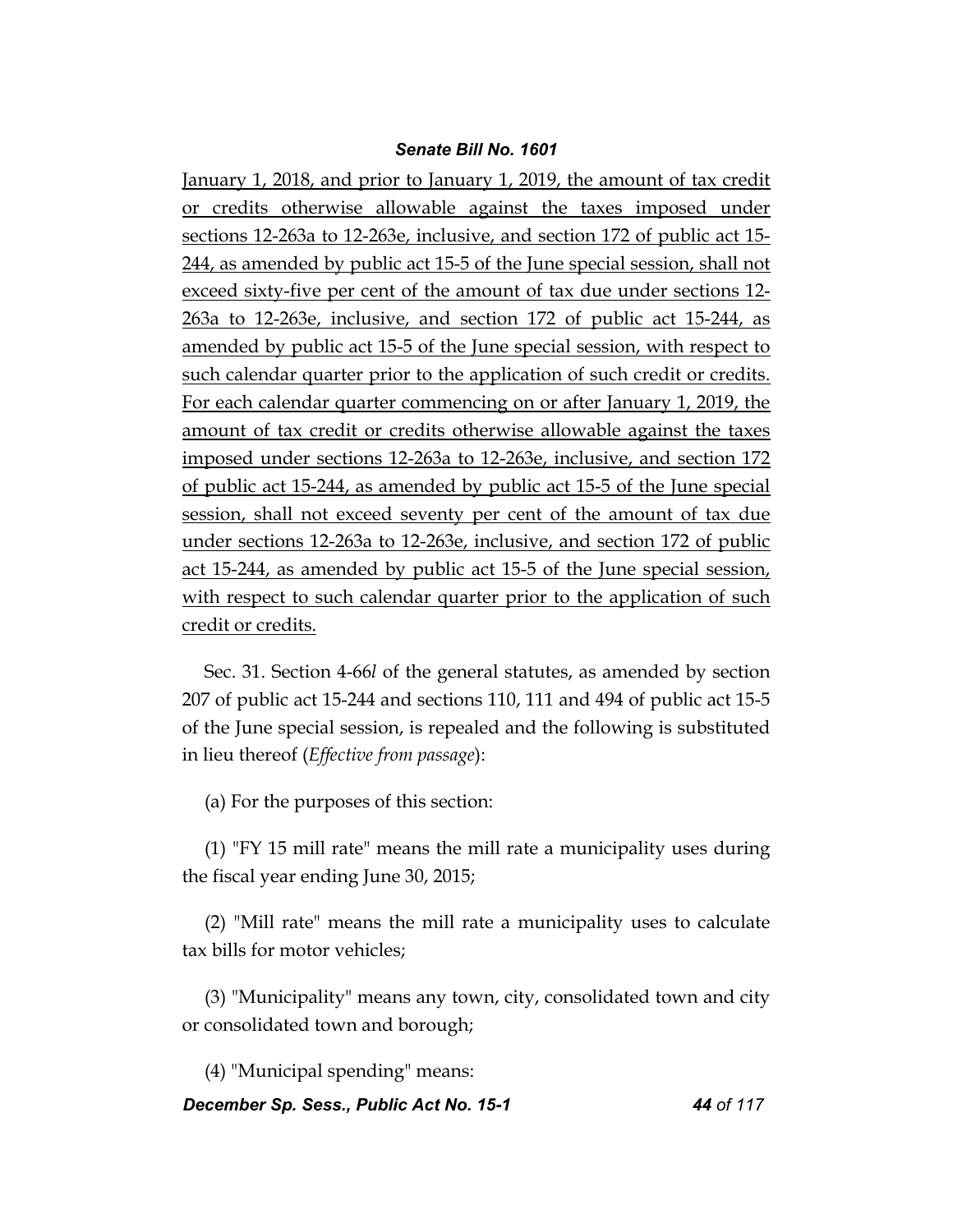January 1, 2018, and prior to January 1, 2019, the amount of tax credit or credits otherwise allowable against the taxes imposed under sections 12-263a to 12-263e, inclusive, and section 172 of public act 15-244, as amended by public act 15-5 of the June special session, shall not exceed sixty-five per cent of the amount of tax due under sections 12-263a to 12-263e, inclusive, and section 172 of public act 15-244, as amended by public act 15-5 of the June special session, with respect to such calendar quarter prior to the application of such credit or credits. For each calendar quarter commencing on or after January 1, 2019, the amount of tax credit or credits otherwise allowable against the taxes imposed under sections 12-263a to 12-263e, inclusive, and section 172 of public act 15-244, as amended by public act 15-5 of the June special session, shall not exceed seventy per cent of the amount of tax due under sections 12-263a to 12-263e, inclusive, and section 172 of public act 15-244, as amended by public act 15-5 of the June special session, with respect to such calendar quarter prior to the application of such credit or credits.

Sec. 31. Section 4-66*l* of the general statutes, as amended by section 207 of public act 15-244 and sections 110, 111 and 494 of public act 15-5 of the June special session, is repealed and the following is substituted in lieu thereof (*Effective from passage*):

(a) For the purposes of this section:

(1) "FY 15 mill rate" means the mill rate a municipality uses during the fiscal year ending June 30, 2015;

(2) "Mill rate" means the mill rate a municipality uses to calculate tax bills for motor vehicles;

(3) "Municipality" means any town, city, consolidated town and city or consolidated town and borough;

(4) "Municipal spending" means: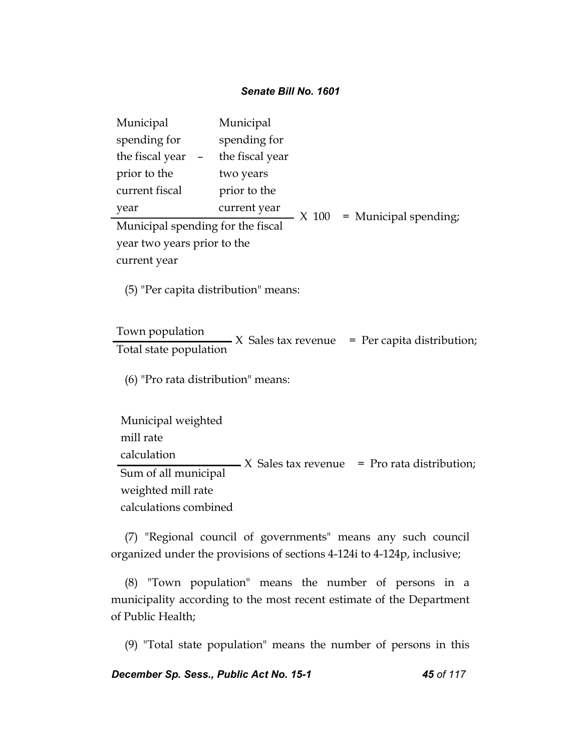$$\frac{\text{Municipal spending for the fiscal year prior to the current fiscal year} - \text{Municipal spending for the fiscal year two years prior to the current year}}{\text{Municipal spending for the fiscal year two years prior to the current year}} \times 100 = \text{Municipal spending;}$$

(5) "Per capita distribution" means:

$$\frac{\text{Town population}}{\text{Total state population}} \times \text{Sales tax revenue} = \text{Per capita distribution;}$$

(6) "Pro rata distribution" means:

$$\frac{\text{Municipal weighted mill rate calculation}}{\text{Sum of all municipal weighted mill rate calculations combined}} \times \text{Sales tax revenue} = \text{Pro rata distribution;}$$

(7) "Regional council of governments" means any such council organized under the provisions of sections 4-124i to 4-124p, inclusive;

(8) "Town population" means the number of persons in a municipality according to the most recent estimate of the Department of Public Health;

(9) "Total state population" means the number of persons in this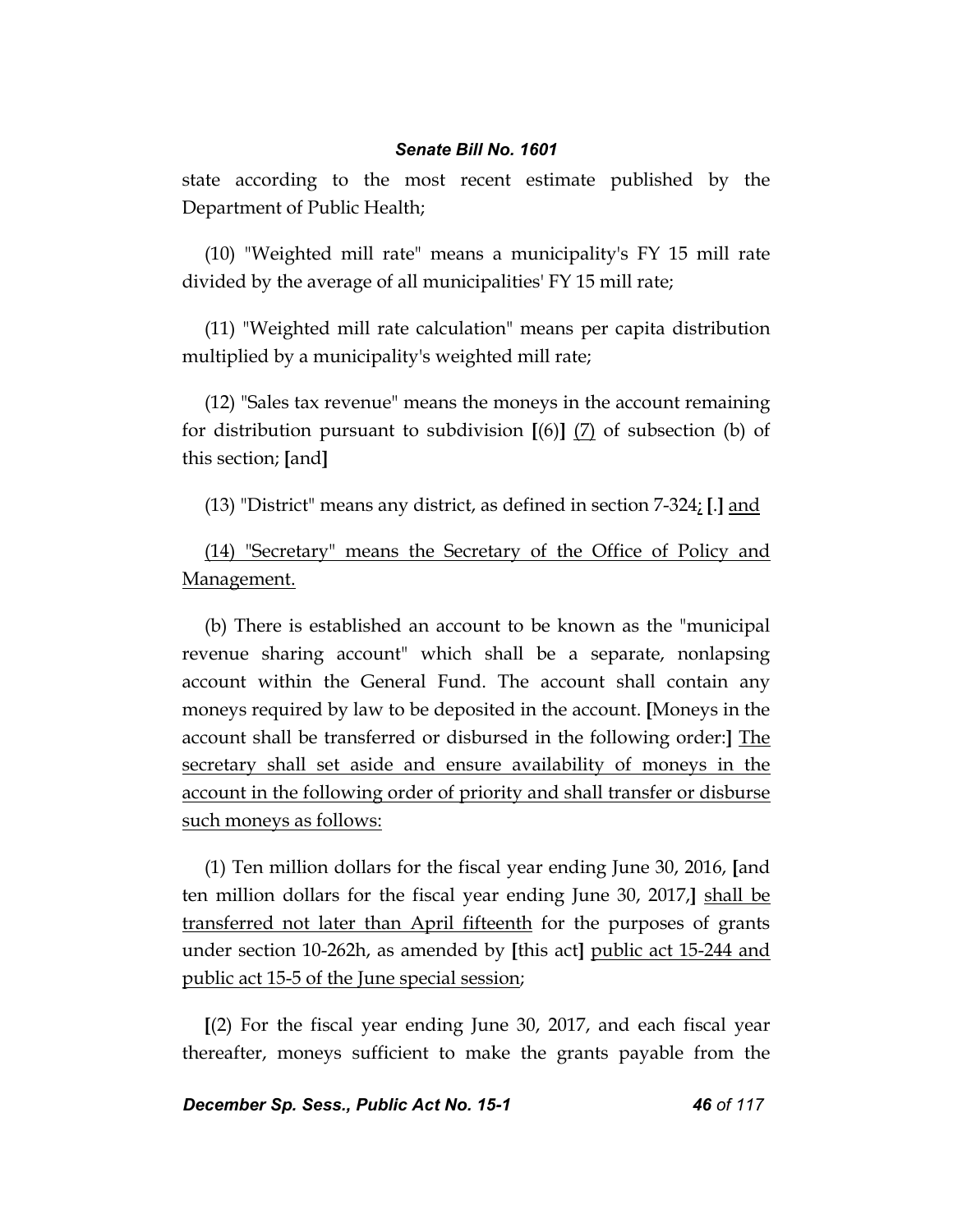state according to the most recent estimate published by the Department of Public Health;

(10) "Weighted mill rate" means a municipality's FY 15 mill rate divided by the average of all municipalities' FY 15 mill rate;

(11) "Weighted mill rate calculation" means per capita distribution multiplied by a municipality's weighted mill rate;

(12) "Sales tax revenue" means the moneys in the account remaining for distribution pursuant to subdivision [(6)] (7) of subsection (b) of this section; [and]

(13) "District" means any district, as defined in section 7-324; [.] and

(14) "Secretary" means the Secretary of the Office of Policy and Management.

(b) There is established an account to be known as the "municipal revenue sharing account" which shall be a separate, nonlapsing account within the General Fund. The account shall contain any moneys required by law to be deposited in the account. [Moneys in the account shall be transferred or disbursed in the following order:] The secretary shall set aside and ensure availability of moneys in the account in the following order of priority and shall transfer or disburse such moneys as follows:

(1) Ten million dollars for the fiscal year ending June 30, 2016, [and ten million dollars for the fiscal year ending June 30, 2017,] shall be transferred not later than April fifteenth for the purposes of grants under section 10-262h, as amended by [this act] public act 15-244 and public act 15-5 of the June special session;

[(2) For the fiscal year ending June 30, 2017, and each fiscal year thereafter, moneys sufficient to make the grants payable from the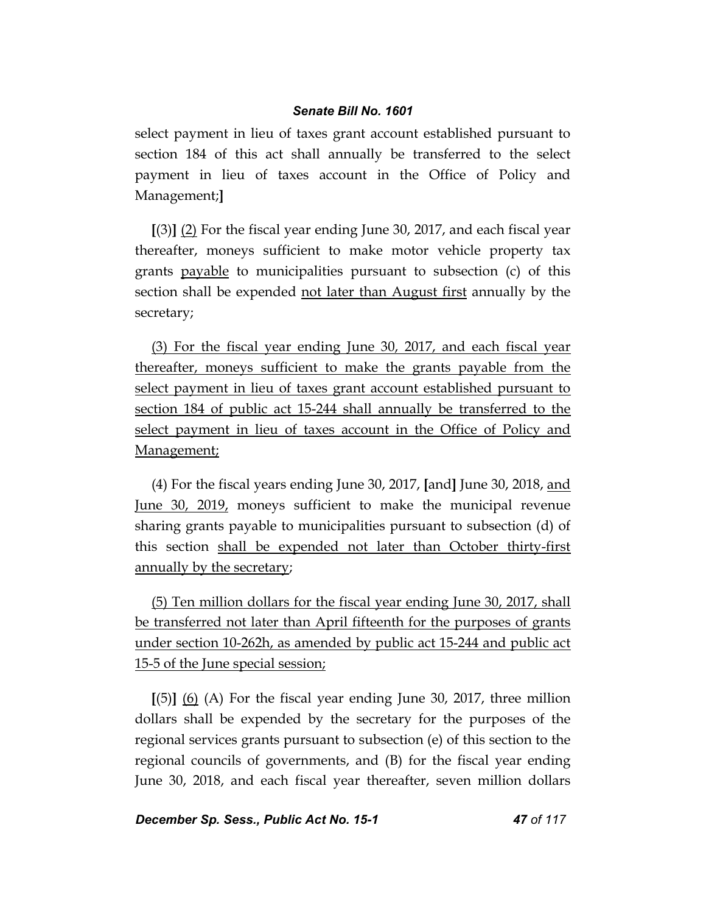select payment in lieu of taxes grant account established pursuant to section 184 of this act shall annually be transferred to the select payment in lieu of taxes account in the Office of Policy and Management;**]**

**[**(3)**]** <u>(2)</u> For the fiscal year ending June 30, 2017, and each fiscal year thereafter, moneys sufficient to make motor vehicle property tax grants <u>payable</u> to municipalities pursuant to subsection (c) of this section shall be expended <u>not later than August first</u> annually by the secretary;

<u>(3) For the fiscal year ending June 30, 2017, and each fiscal year thereafter, moneys sufficient to make the grants payable from the select payment in lieu of taxes grant account established pursuant to section 184 of public act 15-244 shall annually be transferred to the select payment in lieu of taxes account in the Office of Policy and Management;</u>

(4) For the fiscal years ending June 30, 2017, **[**and**]** June 30, 2018, <u>and June 30, 2019,</u> moneys sufficient to make the municipal revenue sharing grants payable to municipalities pursuant to subsection (d) of this section <u>shall be expended not later than October thirty-first annually by the secretary</u>;

<u>(5) Ten million dollars for the fiscal year ending June 30, 2017, shall be transferred not later than April fifteenth for the purposes of grants under section 10-262h, as amended by public act 15-244 and public act 15-5 of the June special session;</u>

**[**(5)**]** <u>(6)</u> (A) For the fiscal year ending June 30, 2017, three million dollars shall be expended by the secretary for the purposes of the regional services grants pursuant to subsection (e) of this section to the regional councils of governments, and (B) for the fiscal year ending June 30, 2018, and each fiscal year thereafter, seven million dollars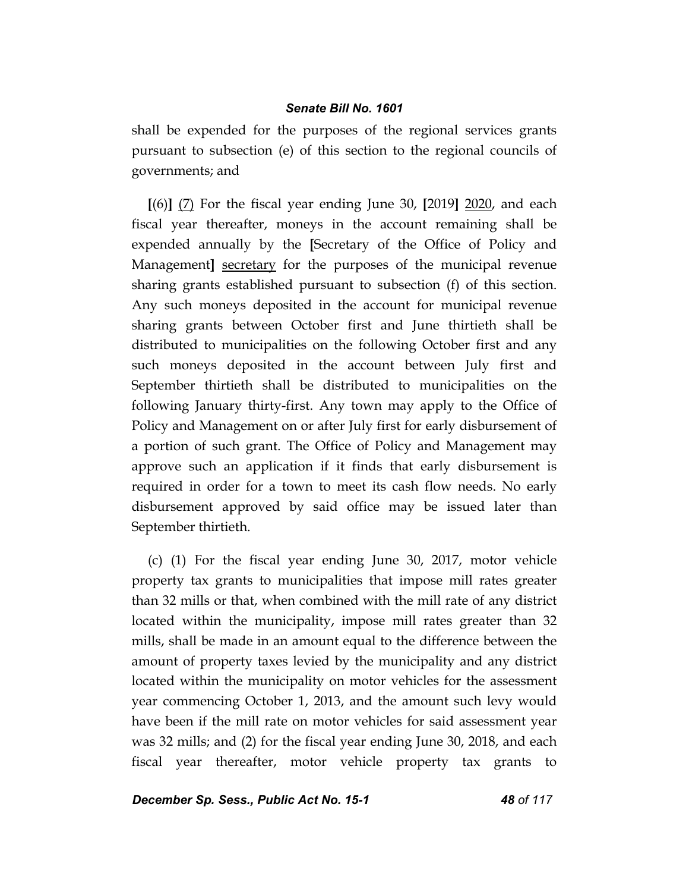shall be expended for the purposes of the regional services grants pursuant to subsection (e) of this section to the regional councils of governments; and

**[**(6)**]** <u>(7)</u> For the fiscal year ending June 30, **[**2019**]** <u>2020</u>, and each fiscal year thereafter, moneys in the account remaining shall be expended annually by the **[**Secretary of the Office of Policy and Management**]** <u>secretary</u> for the purposes of the municipal revenue sharing grants established pursuant to subsection (f) of this section. Any such moneys deposited in the account for municipal revenue sharing grants between October first and June thirtieth shall be distributed to municipalities on the following October first and any such moneys deposited in the account between July first and September thirtieth shall be distributed to municipalities on the following January thirty-first. Any town may apply to the Office of Policy and Management on or after July first for early disbursement of a portion of such grant. The Office of Policy and Management may approve such an application if it finds that early disbursement is required in order for a town to meet its cash flow needs. No early disbursement approved by said office may be issued later than September thirtieth.

(c) (1) For the fiscal year ending June 30, 2017, motor vehicle property tax grants to municipalities that impose mill rates greater than 32 mills or that, when combined with the mill rate of any district located within the municipality, impose mill rates greater than 32 mills, shall be made in an amount equal to the difference between the amount of property taxes levied by the municipality and any district located within the municipality on motor vehicles for the assessment year commencing October 1, 2013, and the amount such levy would have been if the mill rate on motor vehicles for said assessment year was 32 mills; and (2) for the fiscal year ending June 30, 2018, and each fiscal year thereafter, motor vehicle property tax grants to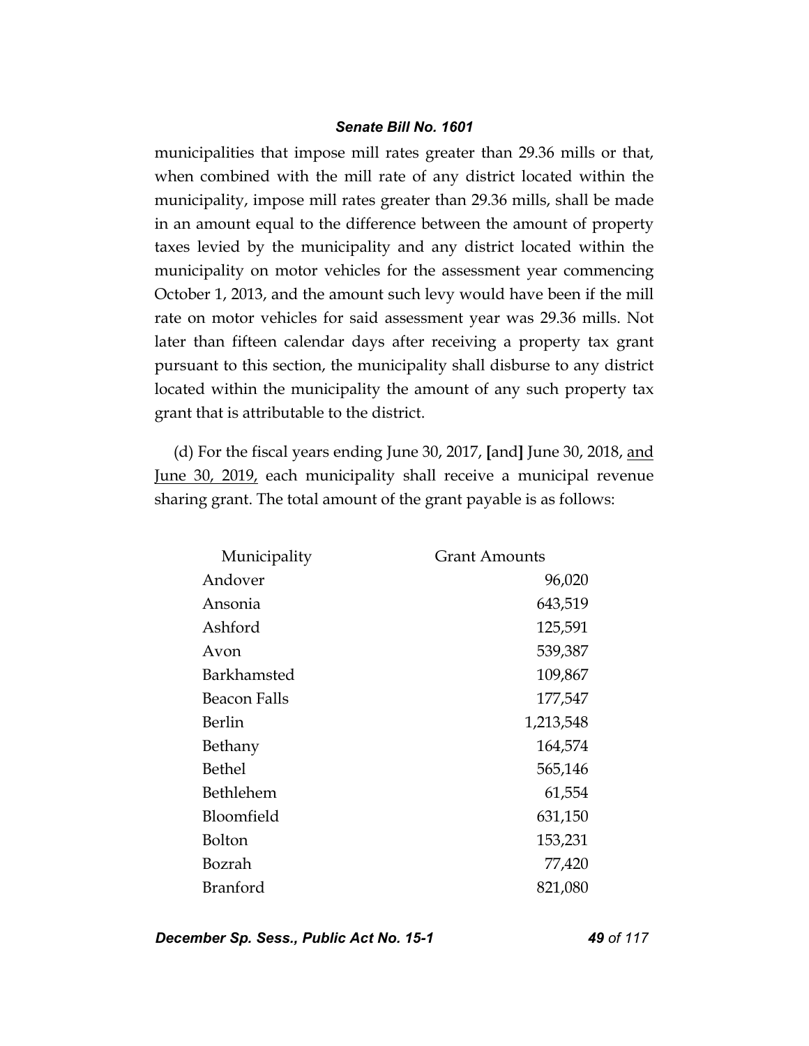municipalities that impose mill rates greater than 29.36 mills or that, when combined with the mill rate of any district located within the municipality, impose mill rates greater than 29.36 mills, shall be made in an amount equal to the difference between the amount of property taxes levied by the municipality and any district located within the municipality on motor vehicles for the assessment year commencing October 1, 2013, and the amount such levy would have been if the mill rate on motor vehicles for said assessment year was 29.36 mills. Not later than fifteen calendar days after receiving a property tax grant pursuant to this section, the municipality shall disburse to any district located within the municipality the amount of any such property tax grant that is attributable to the district.

(d) For the fiscal years ending June 30, 2017, [and] June 30, 2018, <u>and June 30, 2019,</u> each municipality shall receive a municipal revenue sharing grant. The total amount of the grant payable is as follows:

| Municipality | Grant Amounts |
|---|---:|
| Andover | 96,020 |
| Ansonia | 643,519 |
| Ashford | 125,591 |
| Avon | 539,387 |
| Barkhamsted | 109,867 |
| Beacon Falls | 177,547 |
| Berlin | 1,213,548 |
| Bethany | 164,574 |
| Bethel | 565,146 |
| Bethlehem | 61,554 |
| Bloomfield | 631,150 |
| Bolton | 153,231 |
| Bozrah | 77,420 |
| Branford | 821,080 |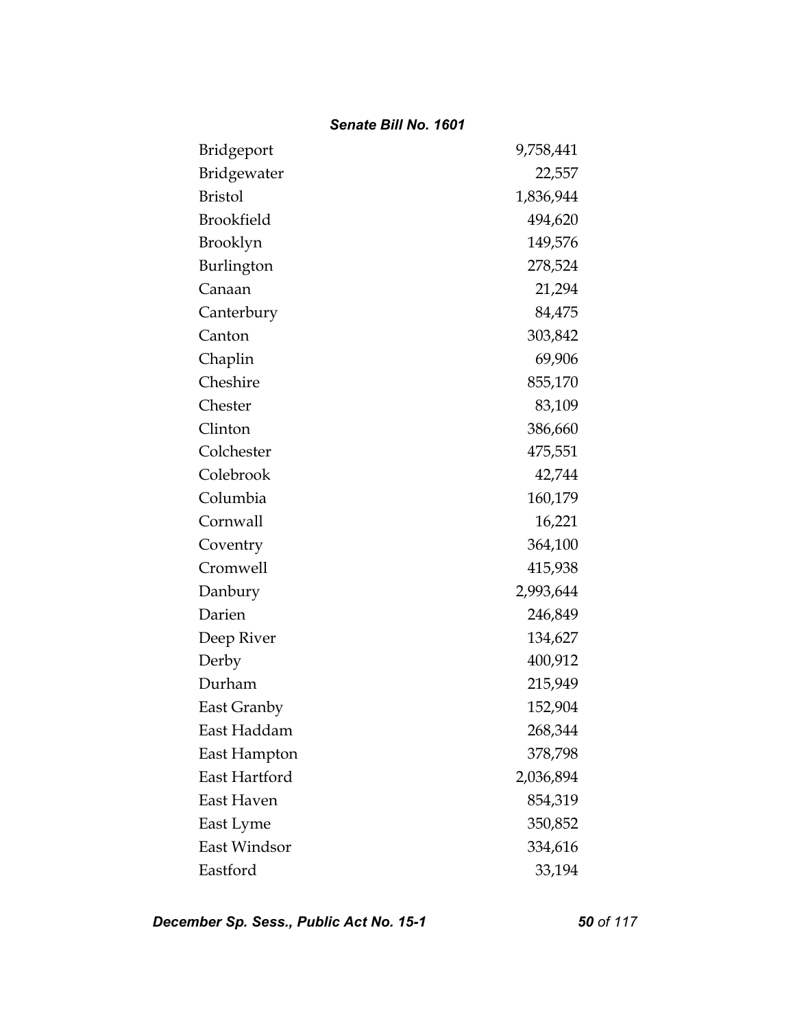| | |
|---|---|
| Bridgeport | 9,758,441 |
| Bridgewater | 22,557 |
| Bristol | 1,836,944 |
| Brookfield | 494,620 |
| Brooklyn | 149,576 |
| Burlington | 278,524 |
| Canaan | 21,294 |
| Canterbury | 84,475 |
| Canton | 303,842 |
| Chaplin | 69,906 |
| Cheshire | 855,170 |
| Chester | 83,109 |
| Clinton | 386,660 |
| Colchester | 475,551 |
| Colebrook | 42,744 |
| Columbia | 160,179 |
| Cornwall | 16,221 |
| Coventry | 364,100 |
| Cromwell | 415,938 |
| Danbury | 2,993,644 |
| Darien | 246,849 |
| Deep River | 134,627 |
| Derby | 400,912 |
| Durham | 215,949 |
| East Granby | 152,904 |
| East Haddam | 268,344 |
| East Hampton | 378,798 |
| East Hartford | 2,036,894 |
| East Haven | 854,319 |
| East Lyme | 350,852 |
| East Windsor | 334,616 |
| Eastford | 33,194 |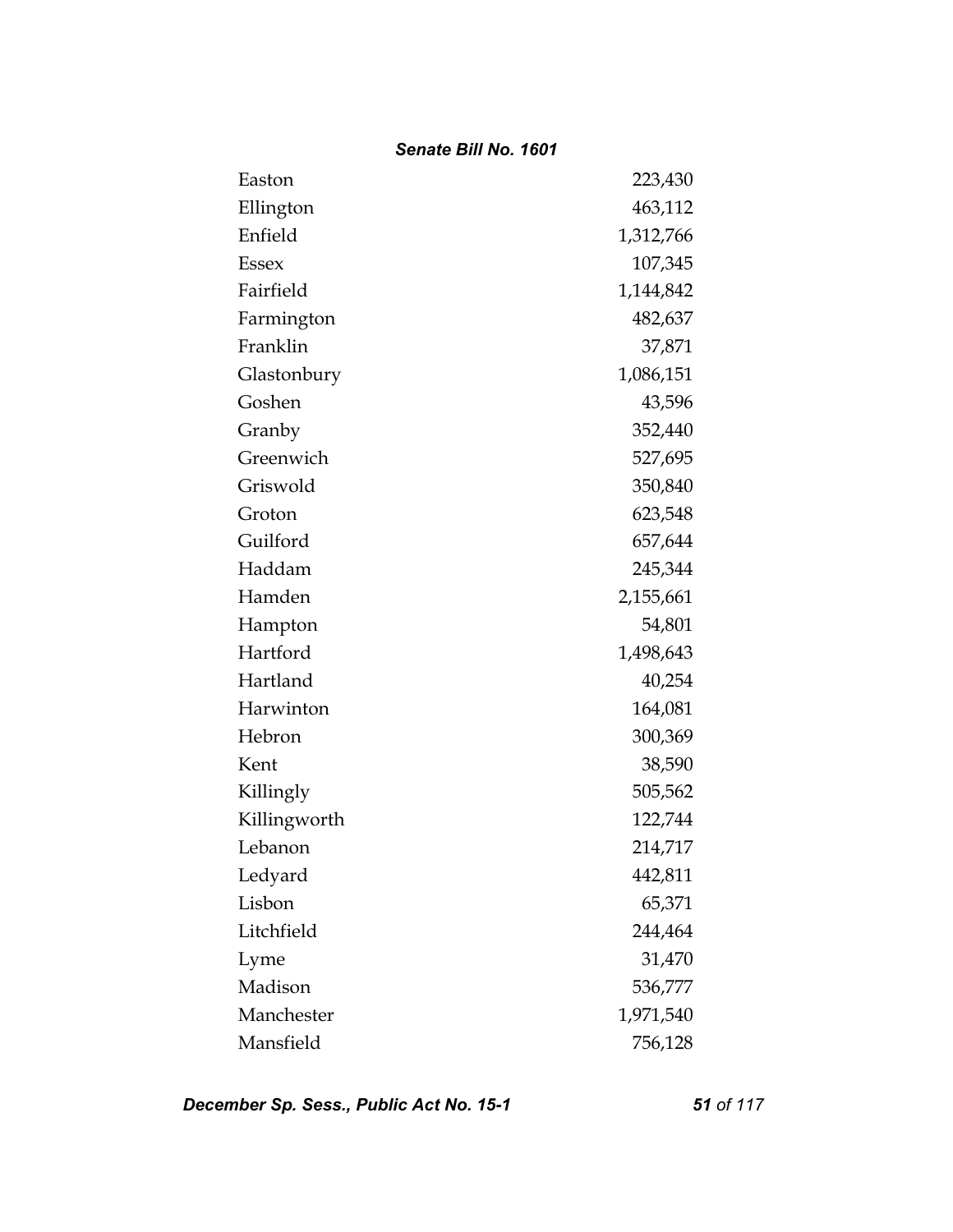| | |
|---|---|
| Easton | 223,430 |
| Ellington | 463,112 |
| Enfield | 1,312,766 |
| Essex | 107,345 |
| Fairfield | 1,144,842 |
| Farmington | 482,637 |
| Franklin | 37,871 |
| Glastonbury | 1,086,151 |
| Goshen | 43,596 |
| Granby | 352,440 |
| Greenwich | 527,695 |
| Griswold | 350,840 |
| Groton | 623,548 |
| Guilford | 657,644 |
| Haddam | 245,344 |
| Hamden | 2,155,661 |
| Hampton | 54,801 |
| Hartford | 1,498,643 |
| Hartland | 40,254 |
| Harwinton | 164,081 |
| Hebron | 300,369 |
| Kent | 38,590 |
| Killingly | 505,562 |
| Killingworth | 122,744 |
| Lebanon | 214,717 |
| Ledyard | 442,811 |
| Lisbon | 65,371 |
| Litchfield | 244,464 |
| Lyme | 31,470 |
| Madison | 536,777 |
| Manchester | 1,971,540 |
| Mansfield | 756,128 |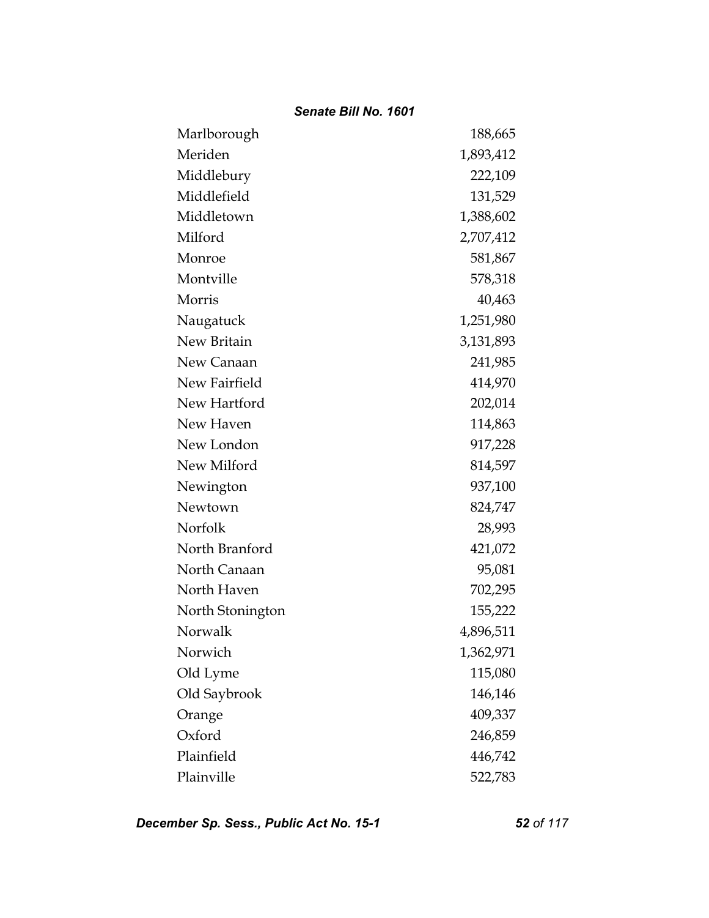| | |
|---|---|
| Marlborough | 188,665 |
| Meriden | 1,893,412 |
| Middlebury | 222,109 |
| Middlefield | 131,529 |
| Middletown | 1,388,602 |
| Milford | 2,707,412 |
| Monroe | 581,867 |
| Montville | 578,318 |
| Morris | 40,463 |
| Naugatuck | 1,251,980 |
| New Britain | 3,131,893 |
| New Canaan | 241,985 |
| New Fairfield | 414,970 |
| New Hartford | 202,014 |
| New Haven | 114,863 |
| New London | 917,228 |
| New Milford | 814,597 |
| Newington | 937,100 |
| Newtown | 824,747 |
| Norfolk | 28,993 |
| North Branford | 421,072 |
| North Canaan | 95,081 |
| North Haven | 702,295 |
| North Stonington | 155,222 |
| Norwalk | 4,896,511 |
| Norwich | 1,362,971 |
| Old Lyme | 115,080 |
| Old Saybrook | 146,146 |
| Orange | 409,337 |
| Oxford | 246,859 |
| Plainfield | 446,742 |
| Plainville | 522,783 |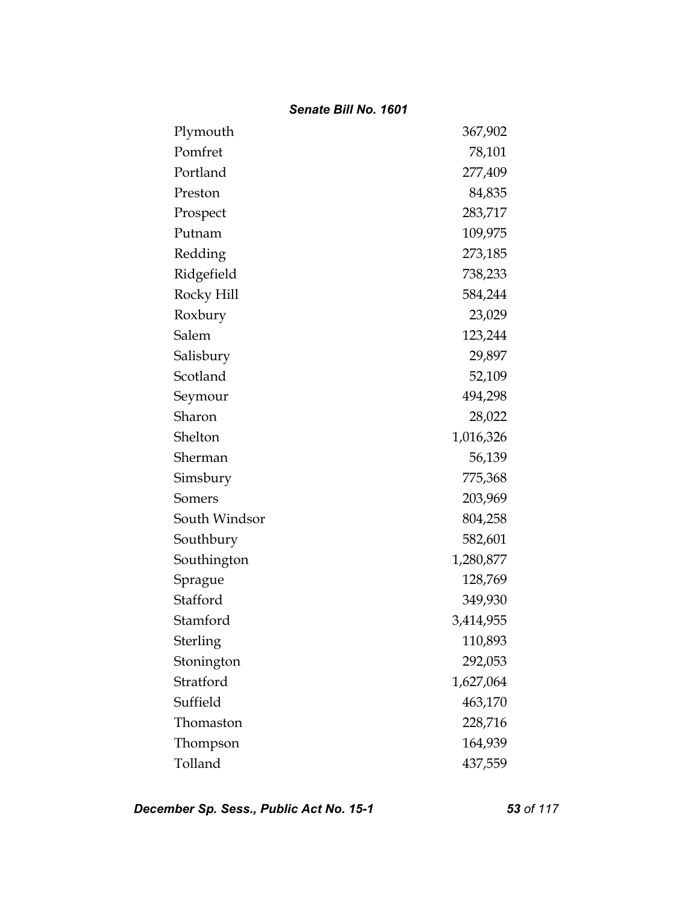| | |
|---|---|
| Plymouth | 367,902 |
| Pomfret | 78,101 |
| Portland | 277,409 |
| Preston | 84,835 |
| Prospect | 283,717 |
| Putnam | 109,975 |
| Redding | 273,185 |
| Ridgefield | 738,233 |
| Rocky Hill | 584,244 |
| Roxbury | 23,029 |
| Salem | 123,244 |
| Salisbury | 29,897 |
| Scotland | 52,109 |
| Seymour | 494,298 |
| Sharon | 28,022 |
| Shelton | 1,016,326 |
| Sherman | 56,139 |
| Simsbury | 775,368 |
| Somers | 203,969 |
| South Windsor | 804,258 |
| Southbury | 582,601 |
| Southington | 1,280,877 |
| Sprague | 128,769 |
| Stafford | 349,930 |
| Stamford | 3,414,955 |
| Sterling | 110,893 |
| Stonington | 292,053 |
| Stratford | 1,627,064 |
| Suffield | 463,170 |
| Thomaston | 228,716 |
| Thompson | 164,939 |
| Tolland | 437,559 |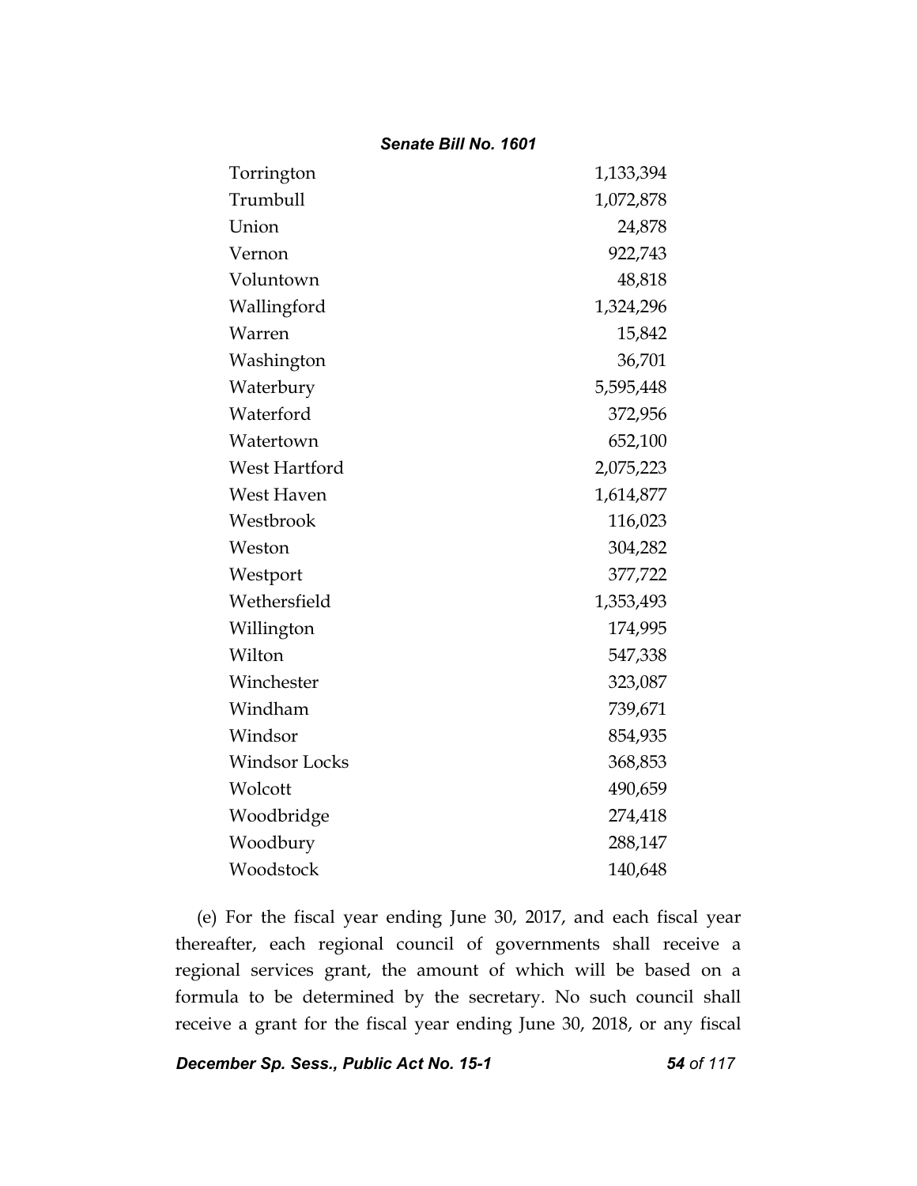| | |
|---|---|
| Torrington | 1,133,394 |
| Trumbull | 1,072,878 |
| Union | 24,878 |
| Vernon | 922,743 |
| Voluntown | 48,818 |
| Wallingford | 1,324,296 |
| Warren | 15,842 |
| Washington | 36,701 |
| Waterbury | 5,595,448 |
| Waterford | 372,956 |
| Watertown | 652,100 |
| West Hartford | 2,075,223 |
| West Haven | 1,614,877 |
| Westbrook | 116,023 |
| Weston | 304,282 |
| Westport | 377,722 |
| Wethersfield | 1,353,493 |
| Willington | 174,995 |
| Wilton | 547,338 |
| Winchester | 323,087 |
| Windham | 739,671 |
| Windsor | 854,935 |
| Windsor Locks | 368,853 |
| Wolcott | 490,659 |
| Woodbridge | 274,418 |
| Woodbury | 288,147 |
| Woodstock | 140,648 |

(e) For the fiscal year ending June 30, 2017, and each fiscal year thereafter, each regional council of governments shall receive a regional services grant, the amount of which will be based on a formula to be determined by the secretary. No such council shall receive a grant for the fiscal year ending June 30, 2018, or any fiscal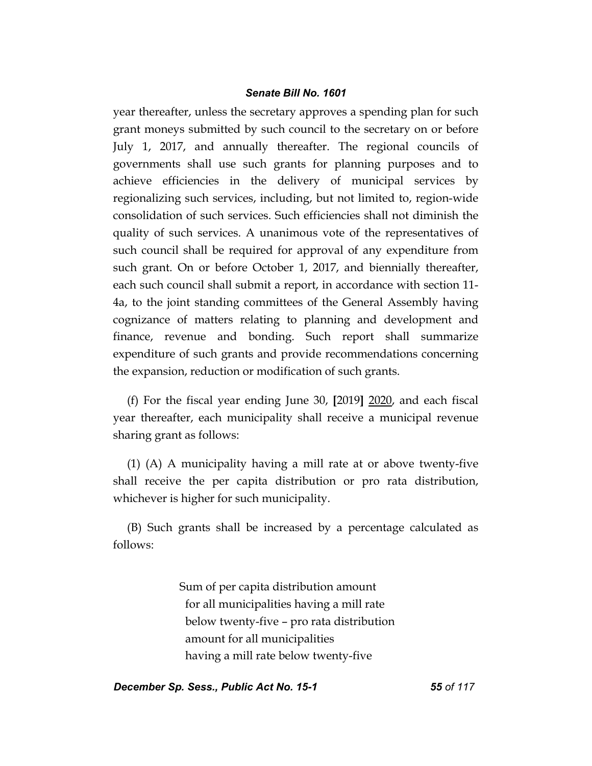year thereafter, unless the secretary approves a spending plan for such grant moneys submitted by such council to the secretary on or before July 1, 2017, and annually thereafter. The regional councils of governments shall use such grants for planning purposes and to achieve efficiencies in the delivery of municipal services by regionalizing such services, including, but not limited to, region-wide consolidation of such services. Such efficiencies shall not diminish the quality of such services. A unanimous vote of the representatives of such council shall be required for approval of any expenditure from such grant. On or before October 1, 2017, and biennially thereafter, each such council shall submit a report, in accordance with section 11-4a, to the joint standing committees of the General Assembly having cognizance of matters relating to planning and development and finance, revenue and bonding. Such report shall summarize expenditure of such grants and provide recommendations concerning the expansion, reduction or modification of such grants.

(f) For the fiscal year ending June 30, **[**2019**]** <u>2020</u>, and each fiscal year thereafter, each municipality shall receive a municipal revenue sharing grant as follows:

(1) (A) A municipality having a mill rate at or above twenty-five shall receive the per capita distribution or pro rata distribution, whichever is higher for such municipality.

(B) Such grants shall be increased by a percentage calculated as follows:

Sum of per capita distribution amount for all municipalities having a mill rate below twenty-five – pro rata distribution amount for all municipalities having a mill rate below twenty-five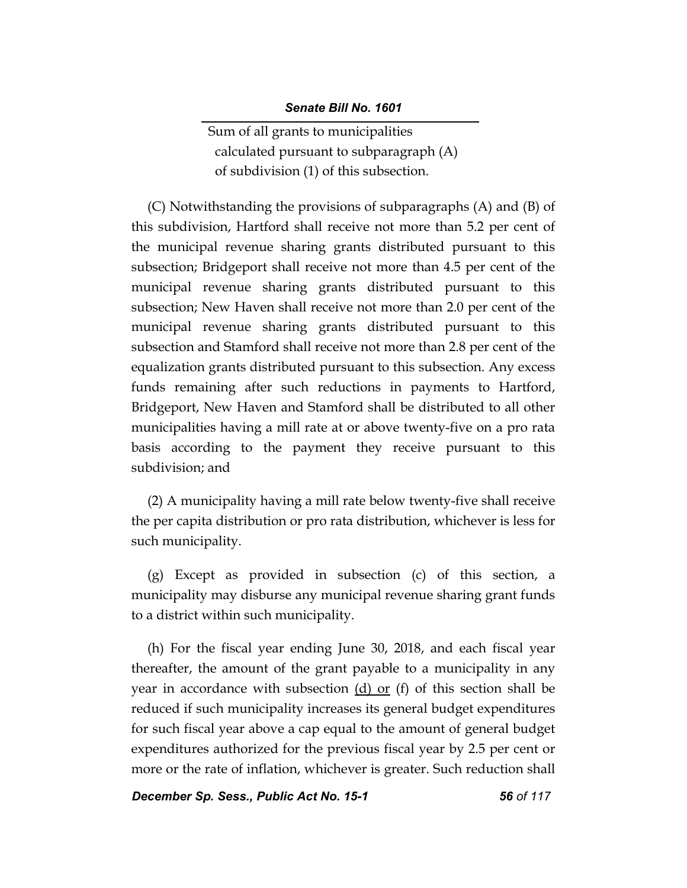Sum of all grants to municipalities calculated pursuant to subparagraph (A) of subdivision (1) of this subsection.

(C) Notwithstanding the provisions of subparagraphs (A) and (B) of this subdivision, Hartford shall receive not more than 5.2 per cent of the municipal revenue sharing grants distributed pursuant to this subsection; Bridgeport shall receive not more than 4.5 per cent of the municipal revenue sharing grants distributed pursuant to this subsection; New Haven shall receive not more than 2.0 per cent of the municipal revenue sharing grants distributed pursuant to this subsection and Stamford shall receive not more than 2.8 per cent of the equalization grants distributed pursuant to this subsection. Any excess funds remaining after such reductions in payments to Hartford, Bridgeport, New Haven and Stamford shall be distributed to all other municipalities having a mill rate at or above twenty-five on a pro rata basis according to the payment they receive pursuant to this subdivision; and

(2) A municipality having a mill rate below twenty-five shall receive the per capita distribution or pro rata distribution, whichever is less for such municipality.

(g) Except as provided in subsection (c) of this section, a municipality may disburse any municipal revenue sharing grant funds to a district within such municipality.

(h) For the fiscal year ending June 30, 2018, and each fiscal year thereafter, the amount of the grant payable to a municipality in any year in accordance with subsection <u>(d) or</u> (f) of this section shall be reduced if such municipality increases its general budget expenditures for such fiscal year above a cap equal to the amount of general budget expenditures authorized for the previous fiscal year by 2.5 per cent or more or the rate of inflation, whichever is greater. Such reduction shall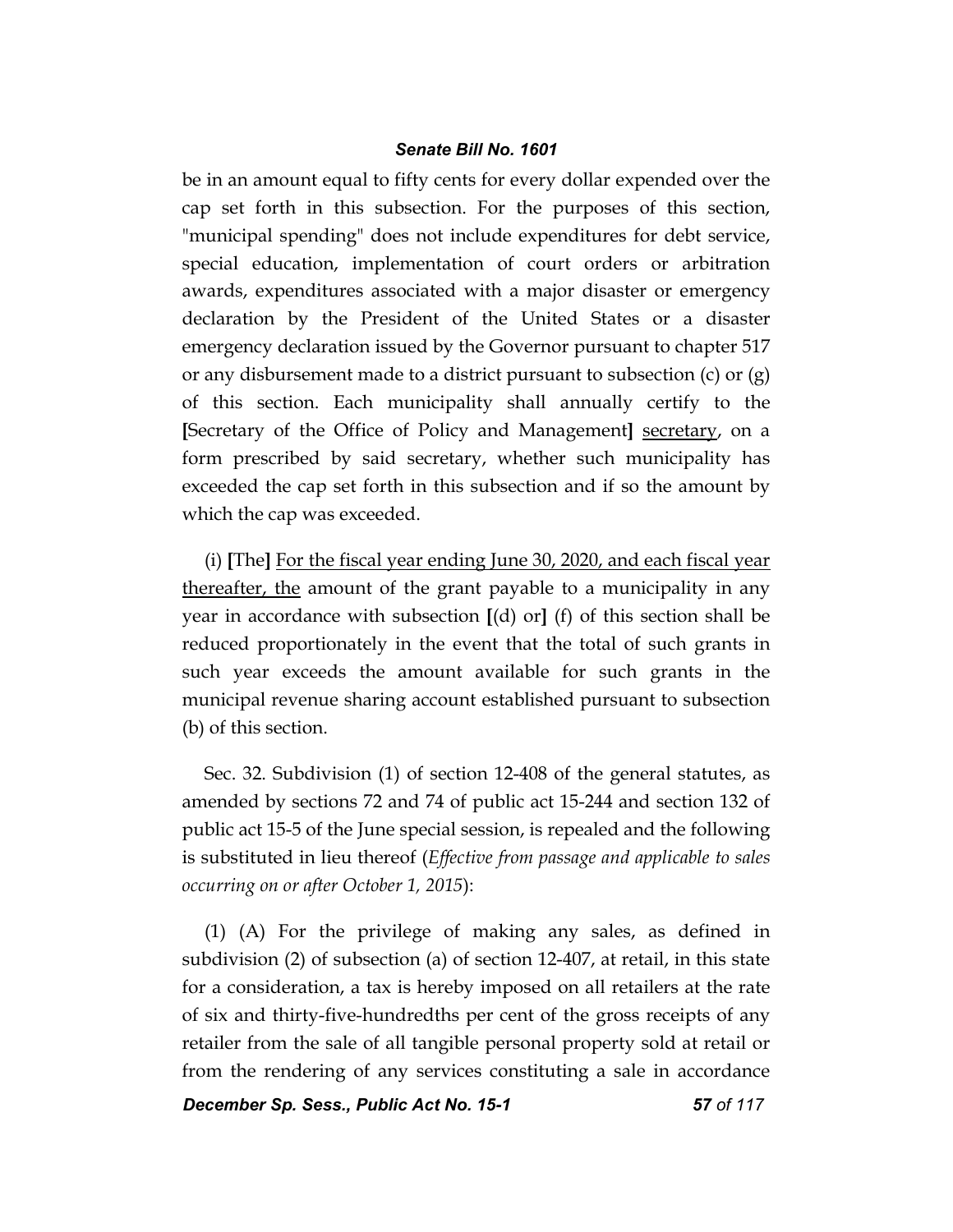be in an amount equal to fifty cents for every dollar expended over the cap set forth in this subsection. For the purposes of this section, "municipal spending" does not include expenditures for debt service, special education, implementation of court orders or arbitration awards, expenditures associated with a major disaster or emergency declaration by the President of the United States or a disaster emergency declaration issued by the Governor pursuant to chapter 517 or any disbursement made to a district pursuant to subsection (c) or (g) of this section. Each municipality shall annually certify to the [Secretary of the Office of Policy and Management] <u>secretary</u>, on a form prescribed by said secretary, whether such municipality has exceeded the cap set forth in this subsection and if so the amount by which the cap was exceeded.

(i) [The] <u>For the fiscal year ending June 30, 2020, and each fiscal year thereafter, the</u> amount of the grant payable to a municipality in any year in accordance with subsection [(d) or] (f) of this section shall be reduced proportionately in the event that the total of such grants in such year exceeds the amount available for such grants in the municipal revenue sharing account established pursuant to subsection (b) of this section.

Sec. 32. Subdivision (1) of section 12-408 of the general statutes, as amended by sections 72 and 74 of public act 15-244 and section 132 of public act 15-5 of the June special session, is repealed and the following is substituted in lieu thereof (*Effective from passage and applicable to sales occurring on or after October 1, 2015*):

(1) (A) For the privilege of making any sales, as defined in subdivision (2) of subsection (a) of section 12-407, at retail, in this state for a consideration, a tax is hereby imposed on all retailers at the rate of six and thirty-five-hundredths per cent of the gross receipts of any retailer from the sale of all tangible personal property sold at retail or from the rendering of any services constituting a sale in accordance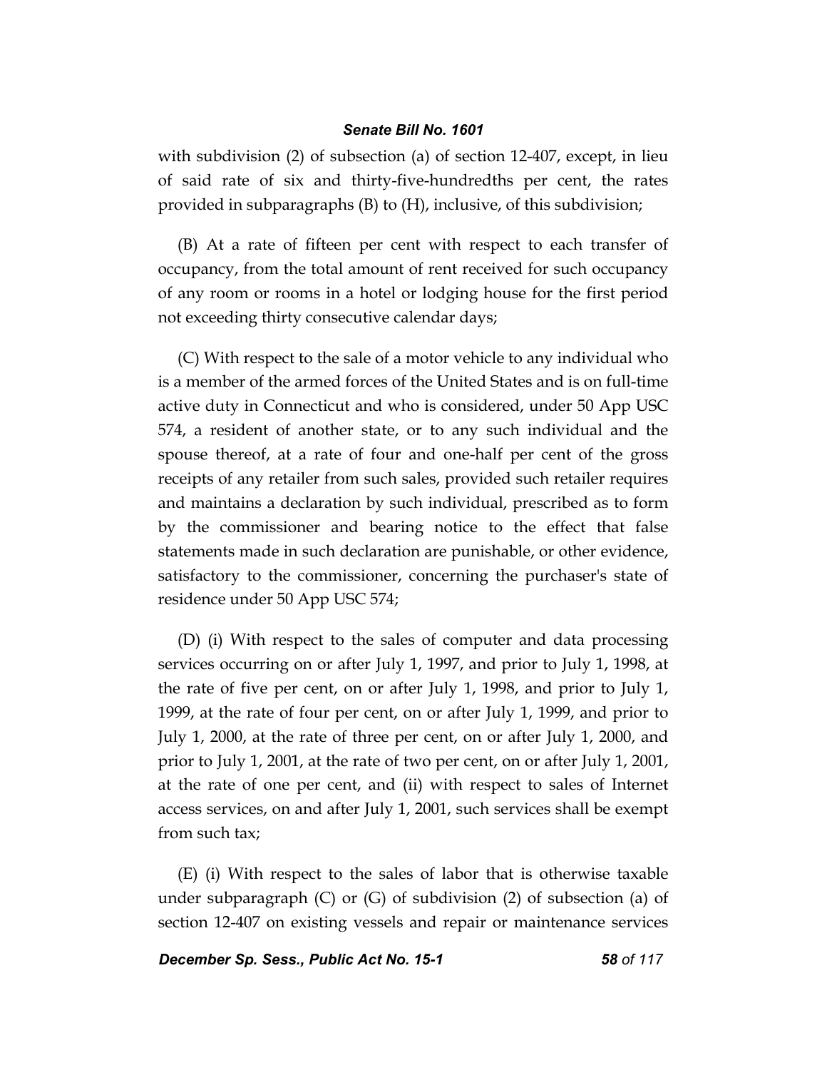with subdivision (2) of subsection (a) of section 12-407, except, in lieu of said rate of six and thirty-five-hundredths per cent, the rates provided in subparagraphs (B) to (H), inclusive, of this subdivision;

(B) At a rate of fifteen per cent with respect to each transfer of occupancy, from the total amount of rent received for such occupancy of any room or rooms in a hotel or lodging house for the first period not exceeding thirty consecutive calendar days;

(C) With respect to the sale of a motor vehicle to any individual who is a member of the armed forces of the United States and is on full-time active duty in Connecticut and who is considered, under 50 App USC 574, a resident of another state, or to any such individual and the spouse thereof, at a rate of four and one-half per cent of the gross receipts of any retailer from such sales, provided such retailer requires and maintains a declaration by such individual, prescribed as to form by the commissioner and bearing notice to the effect that false statements made in such declaration are punishable, or other evidence, satisfactory to the commissioner, concerning the purchaser's state of residence under 50 App USC 574;

(D) (i) With respect to the sales of computer and data processing services occurring on or after July 1, 1997, and prior to July 1, 1998, at the rate of five per cent, on or after July 1, 1998, and prior to July 1, 1999, at the rate of four per cent, on or after July 1, 1999, and prior to July 1, 2000, at the rate of three per cent, on or after July 1, 2000, and prior to July 1, 2001, at the rate of two per cent, on or after July 1, 2001, at the rate of one per cent, and (ii) with respect to sales of Internet access services, on and after July 1, 2001, such services shall be exempt from such tax;

(E) (i) With respect to the sales of labor that is otherwise taxable under subparagraph (C) or (G) of subdivision (2) of subsection (a) of section 12-407 on existing vessels and repair or maintenance services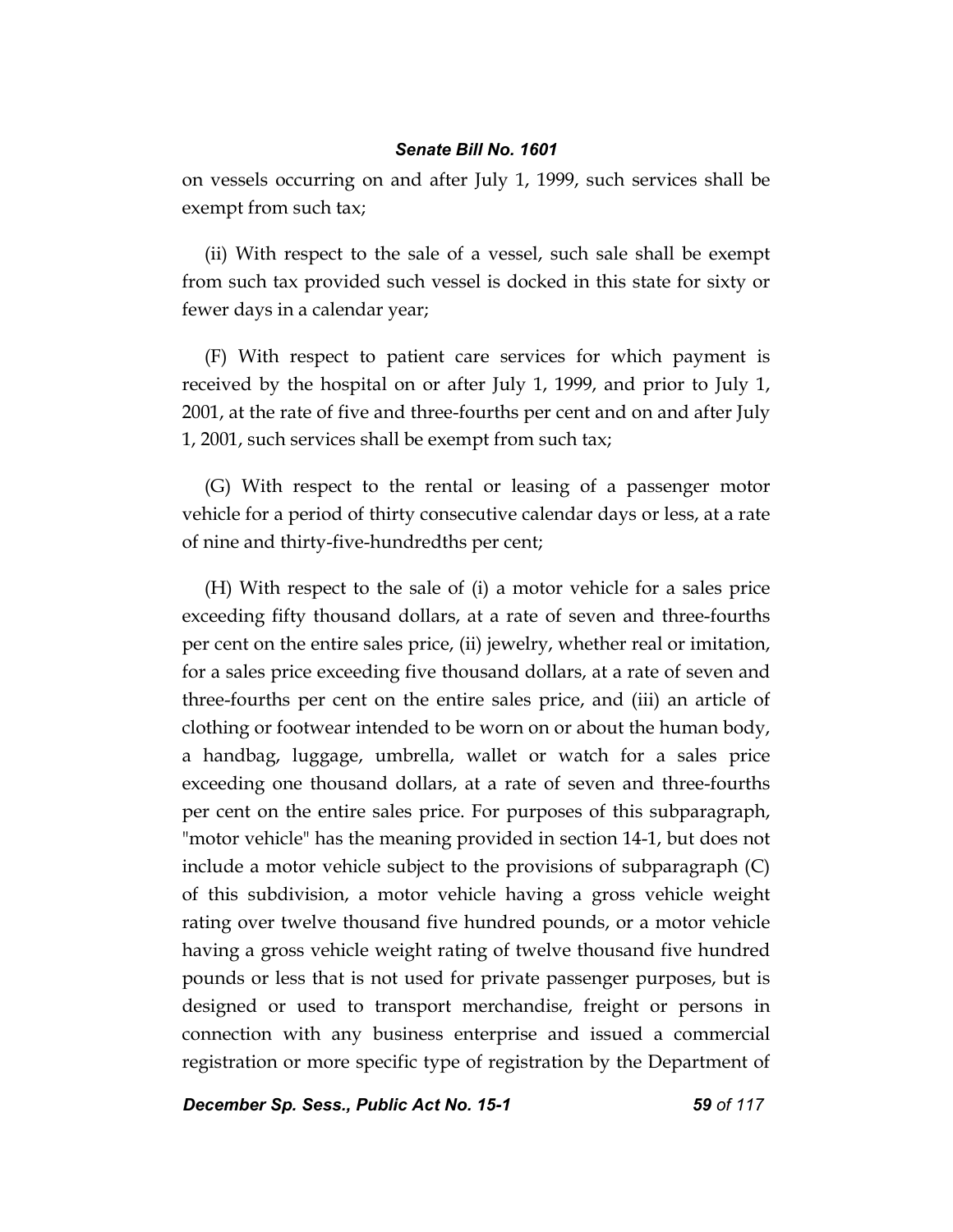on vessels occurring on and after July 1, 1999, such services shall be exempt from such tax;

(ii) With respect to the sale of a vessel, such sale shall be exempt from such tax provided such vessel is docked in this state for sixty or fewer days in a calendar year;

(F) With respect to patient care services for which payment is received by the hospital on or after July 1, 1999, and prior to July 1, 2001, at the rate of five and three-fourths per cent and on and after July 1, 2001, such services shall be exempt from such tax;

(G) With respect to the rental or leasing of a passenger motor vehicle for a period of thirty consecutive calendar days or less, at a rate of nine and thirty-five-hundredths per cent;

(H) With respect to the sale of (i) a motor vehicle for a sales price exceeding fifty thousand dollars, at a rate of seven and three-fourths per cent on the entire sales price, (ii) jewelry, whether real or imitation, for a sales price exceeding five thousand dollars, at a rate of seven and three-fourths per cent on the entire sales price, and (iii) an article of clothing or footwear intended to be worn on or about the human body, a handbag, luggage, umbrella, wallet or watch for a sales price exceeding one thousand dollars, at a rate of seven and three-fourths per cent on the entire sales price. For purposes of this subparagraph, "motor vehicle" has the meaning provided in section 14-1, but does not include a motor vehicle subject to the provisions of subparagraph (C) of this subdivision, a motor vehicle having a gross vehicle weight rating over twelve thousand five hundred pounds, or a motor vehicle having a gross vehicle weight rating of twelve thousand five hundred pounds or less that is not used for private passenger purposes, but is designed or used to transport merchandise, freight or persons in connection with any business enterprise and issued a commercial registration or more specific type of registration by the Department of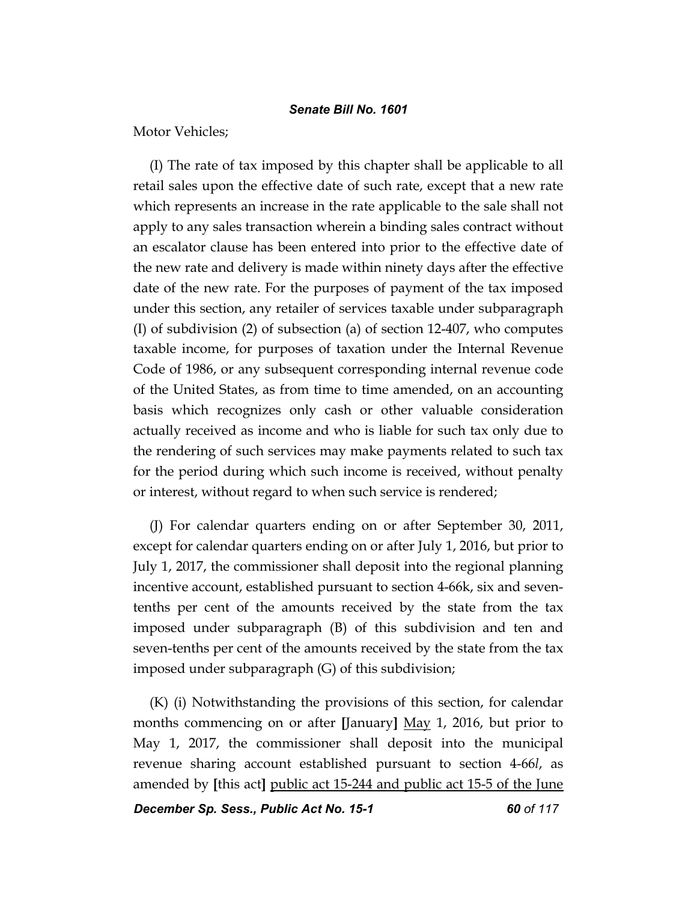Motor Vehicles;

(I) The rate of tax imposed by this chapter shall be applicable to all retail sales upon the effective date of such rate, except that a new rate which represents an increase in the rate applicable to the sale shall not apply to any sales transaction wherein a binding sales contract without an escalator clause has been entered into prior to the effective date of the new rate and delivery is made within ninety days after the effective date of the new rate. For the purposes of payment of the tax imposed under this section, any retailer of services taxable under subparagraph (I) of subdivision (2) of subsection (a) of section 12-407, who computes taxable income, for purposes of taxation under the Internal Revenue Code of 1986, or any subsequent corresponding internal revenue code of the United States, as from time to time amended, on an accounting basis which recognizes only cash or other valuable consideration actually received as income and who is liable for such tax only due to the rendering of such services may make payments related to such tax for the period during which such income is received, without penalty or interest, without regard to when such service is rendered;

(J) For calendar quarters ending on or after September 30, 2011, except for calendar quarters ending on or after July 1, 2016, but prior to July 1, 2017, the commissioner shall deposit into the regional planning incentive account, established pursuant to section 4-66k, six and seven-tenths per cent of the amounts received by the state from the tax imposed under subparagraph (B) of this subdivision and ten and seven-tenths per cent of the amounts received by the state from the tax imposed under subparagraph (G) of this subdivision;

(K) (i) Notwithstanding the provisions of this section, for calendar months commencing on or after **[**January**]** <u>May</u> 1, 2016, but prior to May 1, 2017, the commissioner shall deposit into the municipal revenue sharing account established pursuant to section 4-66*l*, as amended by **[**this act**]** <u>public act 15-244 and public act 15-5 of the June</u>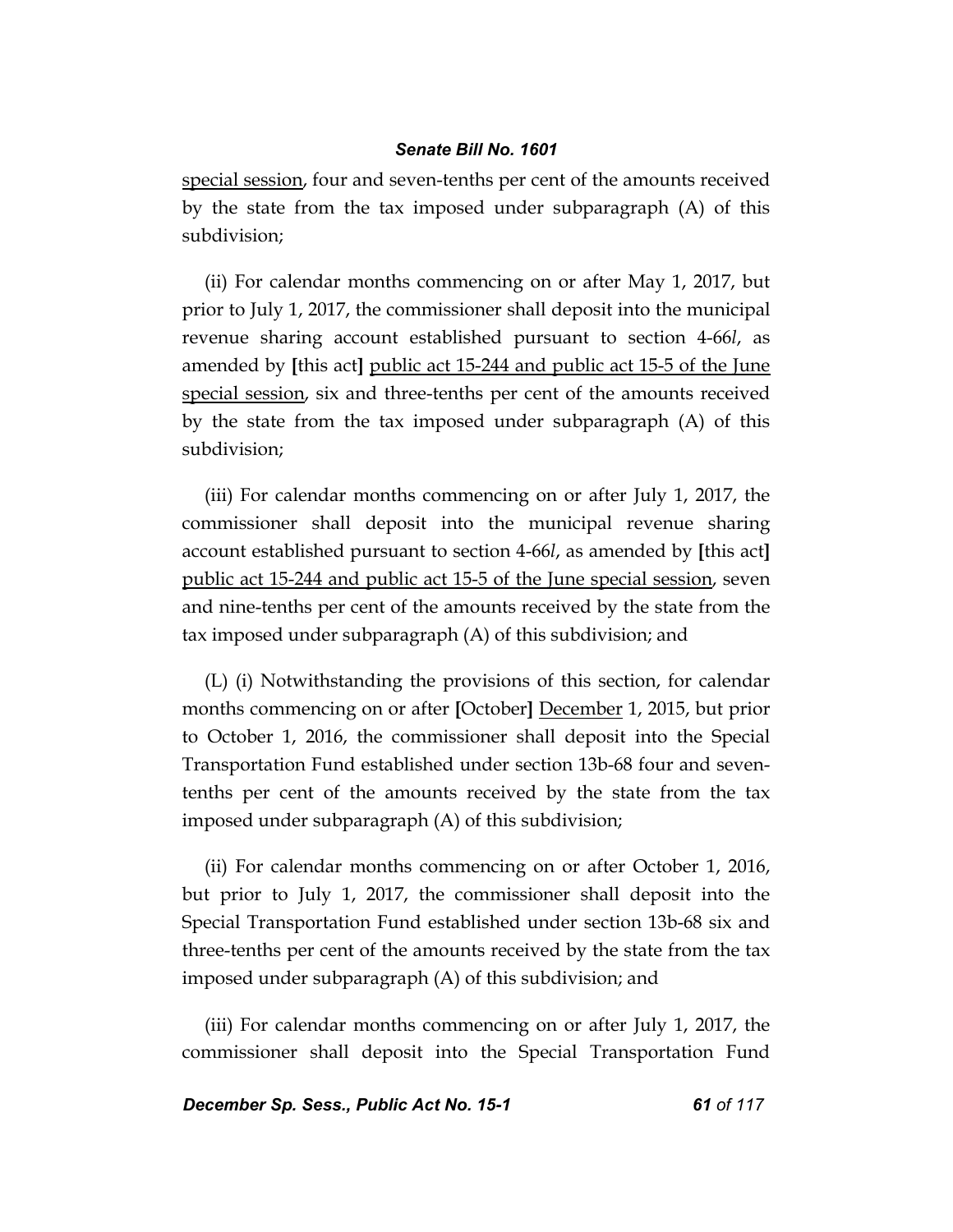special session, four and seven-tenths per cent of the amounts received by the state from the tax imposed under subparagraph (A) of this subdivision;

(ii) For calendar months commencing on or after May 1, 2017, but prior to July 1, 2017, the commissioner shall deposit into the municipal revenue sharing account established pursuant to section 4-66*l*, as amended by **[**this act**]** public act 15-244 and public act 15-5 of the June special session, six and three-tenths per cent of the amounts received by the state from the tax imposed under subparagraph (A) of this subdivision;

(iii) For calendar months commencing on or after July 1, 2017, the commissioner shall deposit into the municipal revenue sharing account established pursuant to section 4-66*l*, as amended by **[**this act**]** public act 15-244 and public act 15-5 of the June special session, seven and nine-tenths per cent of the amounts received by the state from the tax imposed under subparagraph (A) of this subdivision; and

(L) (i) Notwithstanding the provisions of this section, for calendar months commencing on or after **[**October**]** December 1, 2015, but prior to October 1, 2016, the commissioner shall deposit into the Special Transportation Fund established under section 13b-68 four and seven-tenths per cent of the amounts received by the state from the tax imposed under subparagraph (A) of this subdivision;

(ii) For calendar months commencing on or after October 1, 2016, but prior to July 1, 2017, the commissioner shall deposit into the Special Transportation Fund established under section 13b-68 six and three-tenths per cent of the amounts received by the state from the tax imposed under subparagraph (A) of this subdivision; and

(iii) For calendar months commencing on or after July 1, 2017, the commissioner shall deposit into the Special Transportation Fund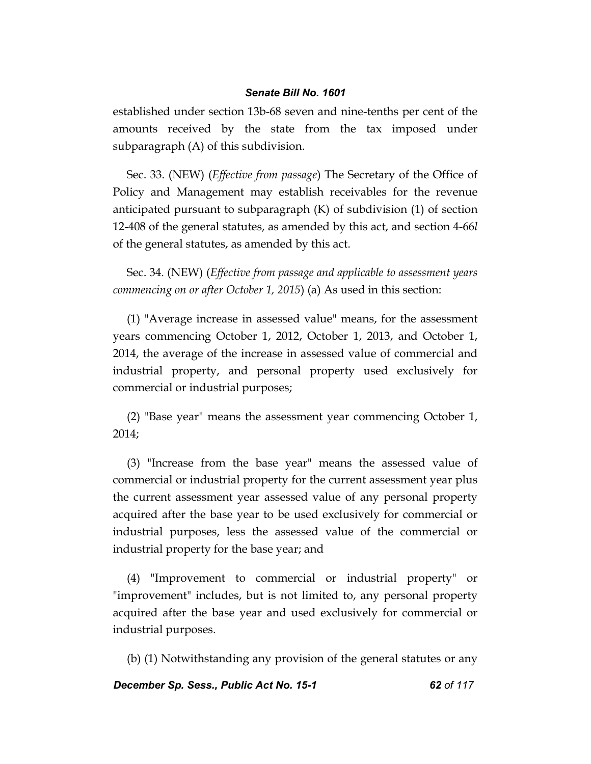established under section 13b-68 seven and nine-tenths per cent of the amounts received by the state from the tax imposed under subparagraph (A) of this subdivision.

Sec. 33. (NEW) (*Effective from passage*) The Secretary of the Office of Policy and Management may establish receivables for the revenue anticipated pursuant to subparagraph (K) of subdivision (1) of section 12-408 of the general statutes, as amended by this act, and section 4-66*l* of the general statutes, as amended by this act.

Sec. 34. (NEW) (*Effective from passage and applicable to assessment years commencing on or after October 1, 2015*) (a) As used in this section:

(1) "Average increase in assessed value" means, for the assessment years commencing October 1, 2012, October 1, 2013, and October 1, 2014, the average of the increase in assessed value of commercial and industrial property, and personal property used exclusively for commercial or industrial purposes;

(2) "Base year" means the assessment year commencing October 1, 2014;

(3) "Increase from the base year" means the assessed value of commercial or industrial property for the current assessment year plus the current assessment year assessed value of any personal property acquired after the base year to be used exclusively for commercial or industrial purposes, less the assessed value of the commercial or industrial property for the base year; and

(4) "Improvement to commercial or industrial property" or "improvement" includes, but is not limited to, any personal property acquired after the base year and used exclusively for commercial or industrial purposes.

(b) (1) Notwithstanding any provision of the general statutes or any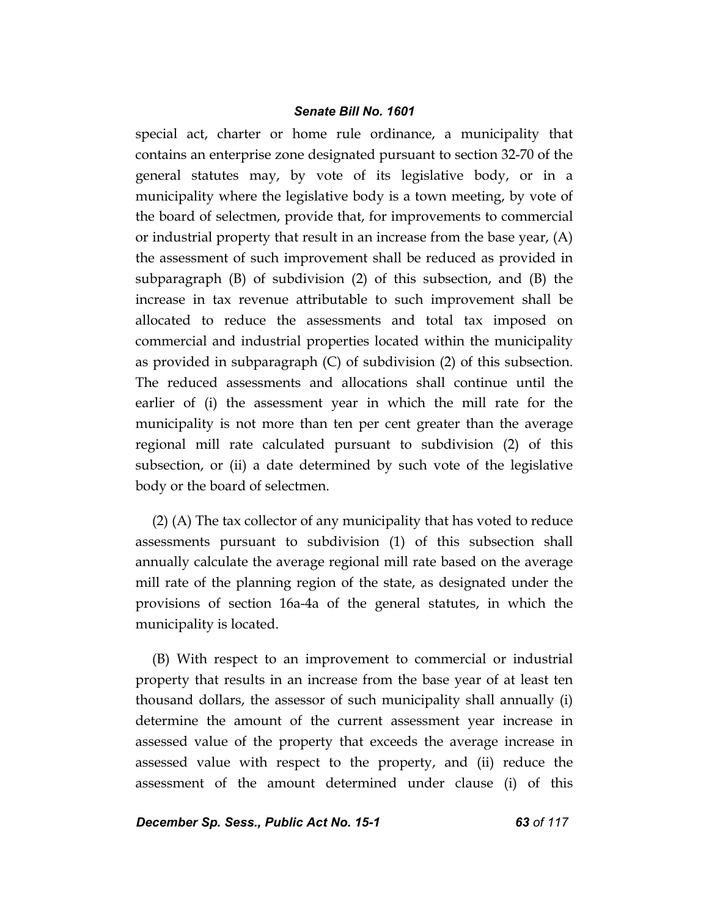special act, charter or home rule ordinance, a municipality that contains an enterprise zone designated pursuant to section 32-70 of the general statutes may, by vote of its legislative body, or in a municipality where the legislative body is a town meeting, by vote of the board of selectmen, provide that, for improvements to commercial or industrial property that result in an increase from the base year, (A) the assessment of such improvement shall be reduced as provided in subparagraph (B) of subdivision (2) of this subsection, and (B) the increase in tax revenue attributable to such improvement shall be allocated to reduce the assessments and total tax imposed on commercial and industrial properties located within the municipality as provided in subparagraph (C) of subdivision (2) of this subsection. The reduced assessments and allocations shall continue until the earlier of (i) the assessment year in which the mill rate for the municipality is not more than ten per cent greater than the average regional mill rate calculated pursuant to subdivision (2) of this subsection, or (ii) a date determined by such vote of the legislative body or the board of selectmen.

(2) (A) The tax collector of any municipality that has voted to reduce assessments pursuant to subdivision (1) of this subsection shall annually calculate the average regional mill rate based on the average mill rate of the planning region of the state, as designated under the provisions of section 16a-4a of the general statutes, in which the municipality is located.

(B) With respect to an improvement to commercial or industrial property that results in an increase from the base year of at least ten thousand dollars, the assessor of such municipality shall annually (i) determine the amount of the current assessment year increase in assessed value of the property that exceeds the average increase in assessed value with respect to the property, and (ii) reduce the assessment of the amount determined under clause (i) of this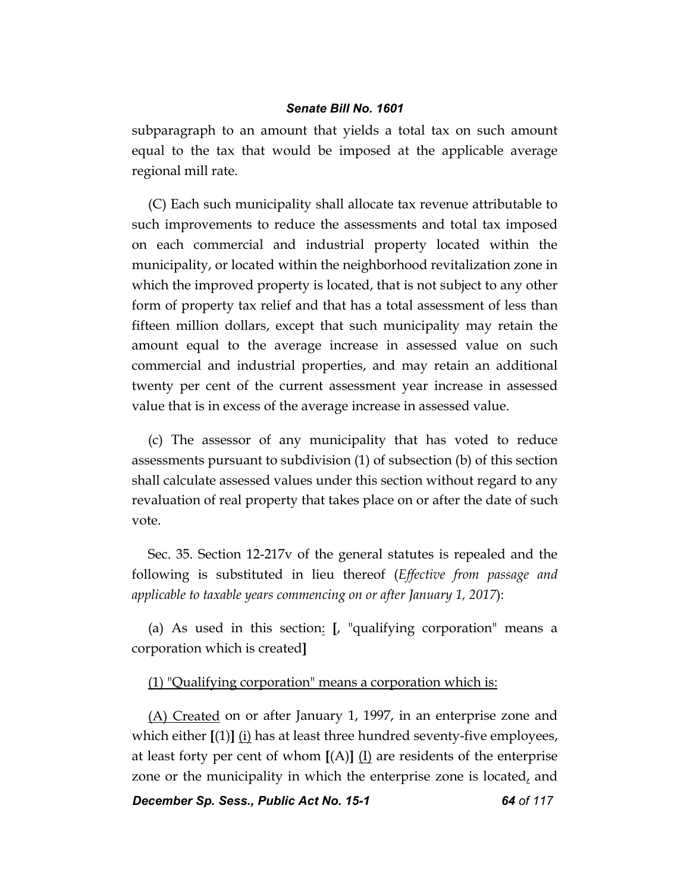subparagraph to an amount that yields a total tax on such amount equal to the tax that would be imposed at the applicable average regional mill rate.

(C) Each such municipality shall allocate tax revenue attributable to such improvements to reduce the assessments and total tax imposed on each commercial and industrial property located within the municipality, or located within the neighborhood revitalization zone in which the improved property is located, that is not subject to any other form of property tax relief and that has a total assessment of less than fifteen million dollars, except that such municipality may retain the amount equal to the average increase in assessed value on such commercial and industrial properties, and may retain an additional twenty per cent of the current assessment year increase in assessed value that is in excess of the average increase in assessed value.

(c) The assessor of any municipality that has voted to reduce assessments pursuant to subdivision (1) of subsection (b) of this section shall calculate assessed values under this section without regard to any revaluation of real property that takes place on or after the date of such vote.

Sec. 35. Section 12-217v of the general statutes is repealed and the following is substituted in lieu thereof (*Effective from passage and applicable to taxable years commencing on or after January 1, 2017*):

(a) As used in this section<u>:</u> **[**, "qualifying corporation" means a corporation which is created**]**

<u>(1) "Qualifying corporation" means a corporation which is:</u>

<u>(A) Created</u> on or after January 1, 1997, in an enterprise zone and which either **[**(1)**]** <u>(i)</u> has at least three hundred seventy-five employees, at least forty per cent of whom **[**(A)**]** <u>(I)</u> are residents of the enterprise zone or the municipality in which the enterprise zone is located<u>,</u> and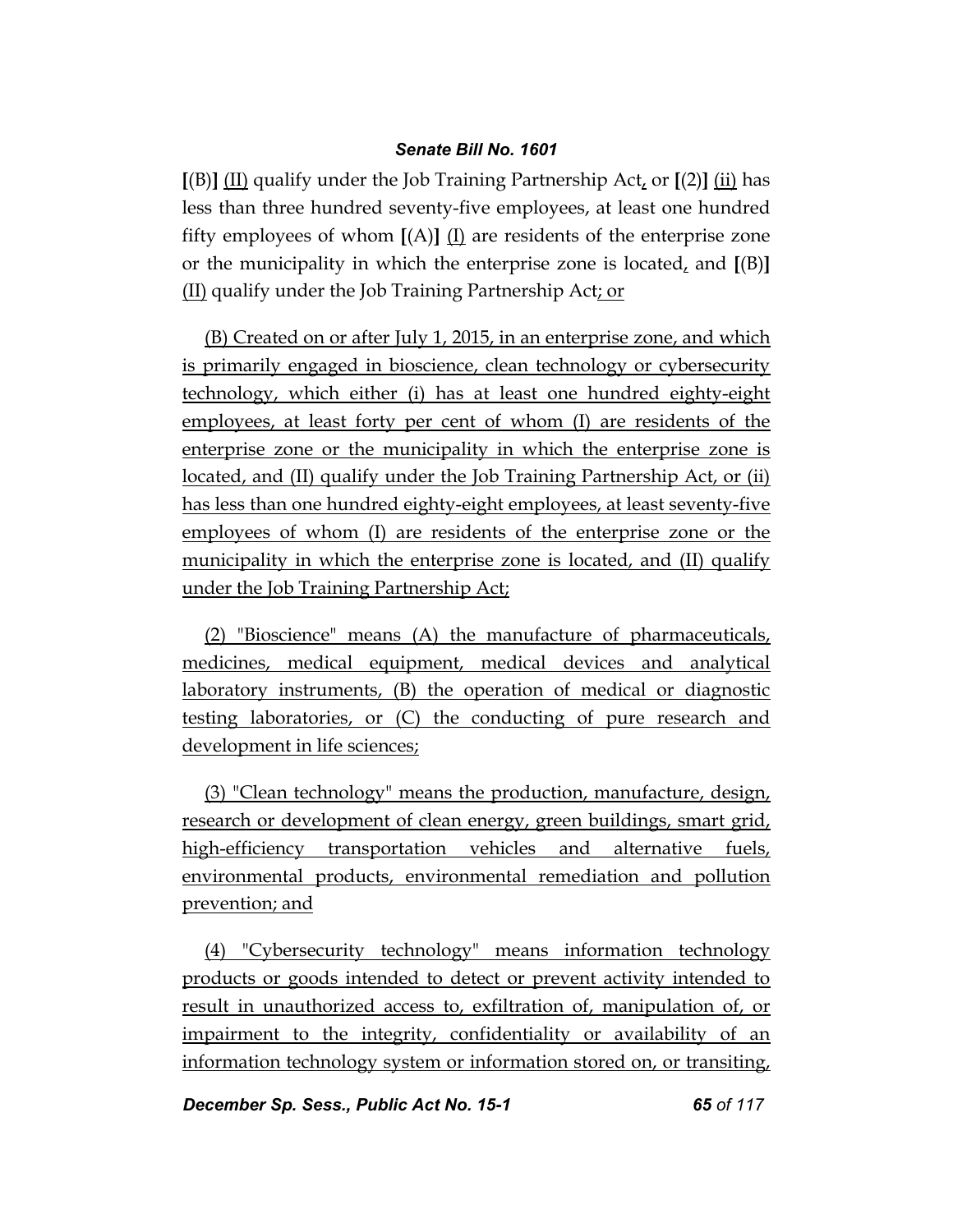[(B)] (II) qualify under the Job Training Partnership Act, or [(2)] (ii) has less than three hundred seventy-five employees, at least one hundred fifty employees of whom [(A)] (I) are residents of the enterprise zone or the municipality in which the enterprise zone is located, and [(B)] (II) qualify under the Job Training Partnership Act; or

(B) Created on or after July 1, 2015, in an enterprise zone, and which is primarily engaged in bioscience, clean technology or cybersecurity technology, which either (i) has at least one hundred eighty-eight employees, at least forty per cent of whom (I) are residents of the enterprise zone or the municipality in which the enterprise zone is located, and (II) qualify under the Job Training Partnership Act, or (ii) has less than one hundred eighty-eight employees, at least seventy-five employees of whom (I) are residents of the enterprise zone or the municipality in which the enterprise zone is located, and (II) qualify under the Job Training Partnership Act;

(2) "Bioscience" means (A) the manufacture of pharmaceuticals, medicines, medical equipment, medical devices and analytical laboratory instruments, (B) the operation of medical or diagnostic testing laboratories, or (C) the conducting of pure research and development in life sciences;

(3) "Clean technology" means the production, manufacture, design, research or development of clean energy, green buildings, smart grid, high-efficiency transportation vehicles and alternative fuels, environmental products, environmental remediation and pollution prevention; and

(4) "Cybersecurity technology" means information technology products or goods intended to detect or prevent activity intended to result in unauthorized access to, exfiltration of, manipulation of, or impairment to the integrity, confidentiality or availability of an information technology system or information stored on, or transiting,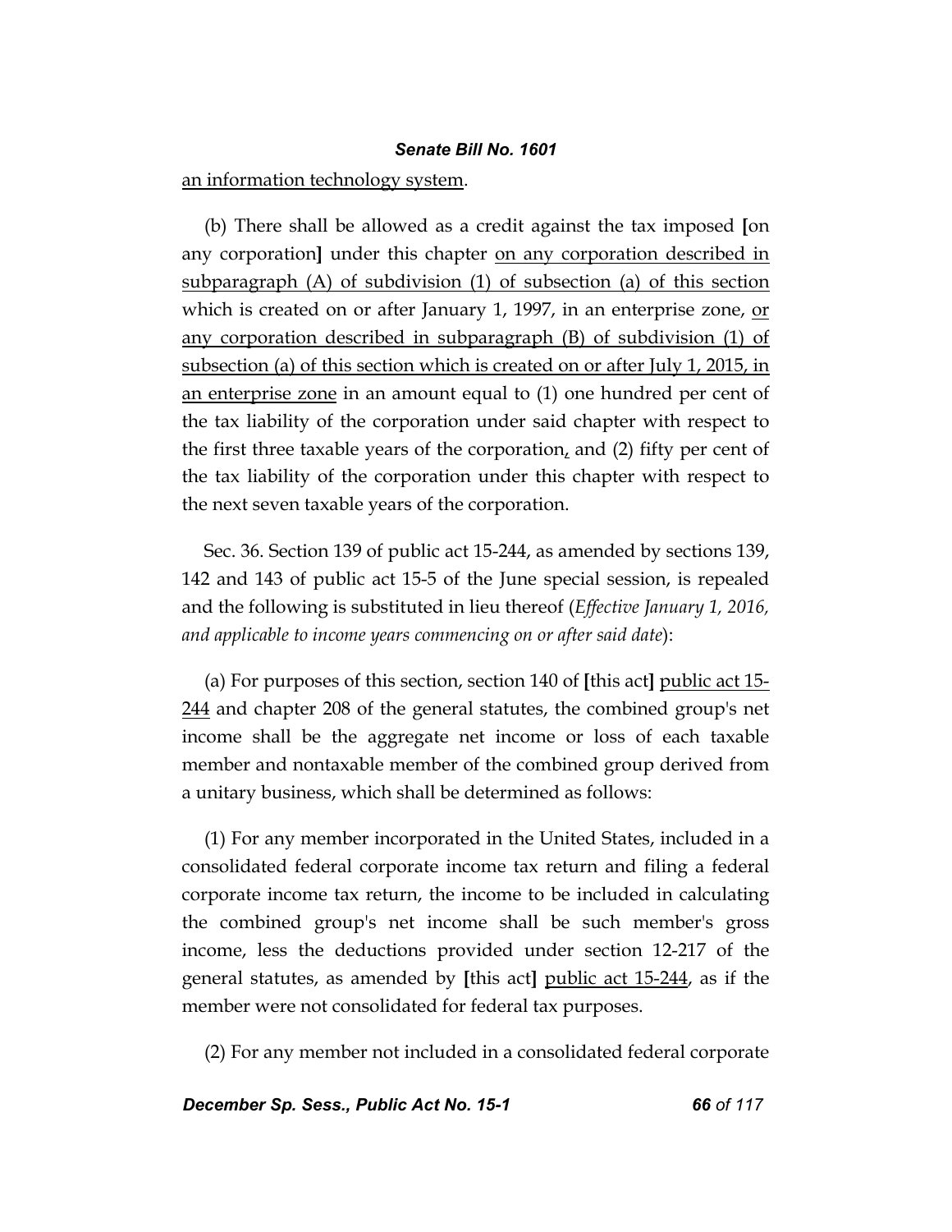an information technology system.

(b) There shall be allowed as a credit against the tax imposed [on any corporation] under this chapter on any corporation described in subparagraph (A) of subdivision (1) of subsection (a) of this section which is created on or after January 1, 1997, in an enterprise zone, or any corporation described in subparagraph (B) of subdivision (1) of subsection (a) of this section which is created on or after July 1, 2015, in an enterprise zone in an amount equal to (1) one hundred per cent of the tax liability of the corporation under said chapter with respect to the first three taxable years of the corporation, and (2) fifty per cent of the tax liability of the corporation under this chapter with respect to the next seven taxable years of the corporation.

Sec. 36. Section 139 of public act 15-244, as amended by sections 139, 142 and 143 of public act 15-5 of the June special session, is repealed and the following is substituted in lieu thereof (*Effective January 1, 2016, and applicable to income years commencing on or after said date*):

(a) For purposes of this section, section 140 of [this act] public act 15-244 and chapter 208 of the general statutes, the combined group's net income shall be the aggregate net income or loss of each taxable member and nontaxable member of the combined group derived from a unitary business, which shall be determined as follows:

(1) For any member incorporated in the United States, included in a consolidated federal corporate income tax return and filing a federal corporate income tax return, the income to be included in calculating the combined group's net income shall be such member's gross income, less the deductions provided under section 12-217 of the general statutes, as amended by [this act] public act 15-244, as if the member were not consolidated for federal tax purposes.

(2) For any member not included in a consolidated federal corporate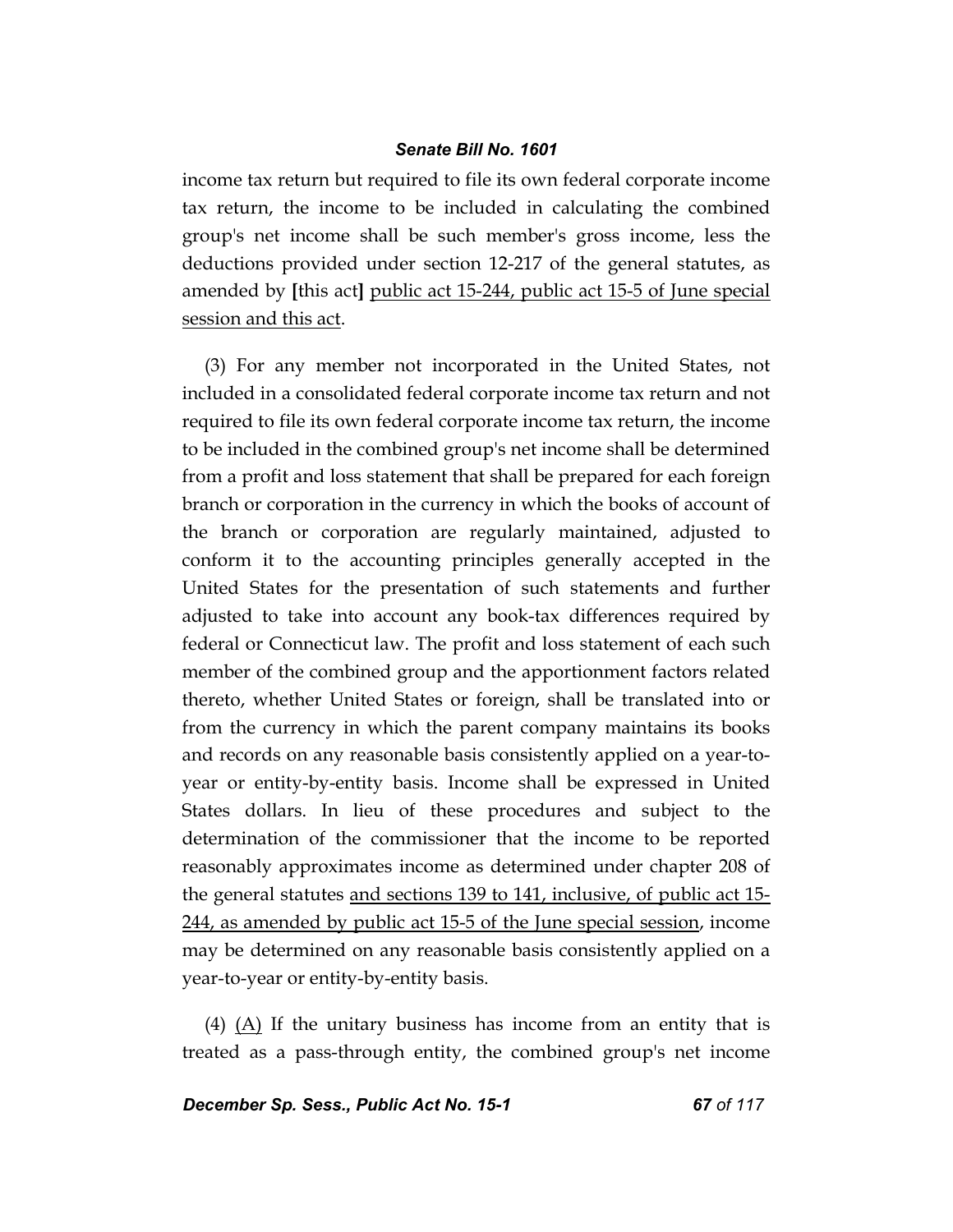income tax return but required to file its own federal corporate income tax return, the income to be included in calculating the combined group's net income shall be such member's gross income, less the deductions provided under section 12-217 of the general statutes, as amended by [this act] <u>public act 15-244, public act 15-5 of June special session and this act</u>.

(3) For any member not incorporated in the United States, not included in a consolidated federal corporate income tax return and not required to file its own federal corporate income tax return, the income to be included in the combined group's net income shall be determined from a profit and loss statement that shall be prepared for each foreign branch or corporation in the currency in which the books of account of the branch or corporation are regularly maintained, adjusted to conform it to the accounting principles generally accepted in the United States for the presentation of such statements and further adjusted to take into account any book-tax differences required by federal or Connecticut law. The profit and loss statement of each such member of the combined group and the apportionment factors related thereto, whether United States or foreign, shall be translated into or from the currency in which the parent company maintains its books and records on any reasonable basis consistently applied on a year-to-year or entity-by-entity basis. Income shall be expressed in United States dollars. In lieu of these procedures and subject to the determination of the commissioner that the income to be reported reasonably approximates income as determined under chapter 208 of the general statutes <u>and sections 139 to 141, inclusive, of public act 15-244, as amended by public act 15-5 of the June special session</u>, income may be determined on any reasonable basis consistently applied on a year-to-year or entity-by-entity basis.

(4) <u>(A)</u> If the unitary business has income from an entity that is treated as a pass-through entity, the combined group's net income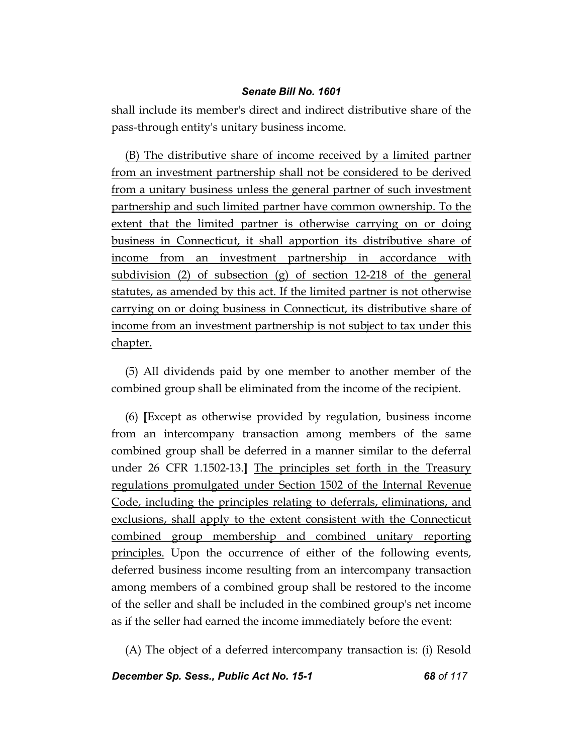shall include its member's direct and indirect distributive share of the pass-through entity's unitary business income.

(B) The distributive share of income received by a limited partner from an investment partnership shall not be considered to be derived from a unitary business unless the general partner of such investment partnership and such limited partner have common ownership. To the extent that the limited partner is otherwise carrying on or doing business in Connecticut, it shall apportion its distributive share of income from an investment partnership in accordance with subdivision (2) of subsection (g) of section 12-218 of the general statutes, as amended by this act. If the limited partner is not otherwise carrying on or doing business in Connecticut, its distributive share of income from an investment partnership is not subject to tax under this chapter.

(5) All dividends paid by one member to another member of the combined group shall be eliminated from the income of the recipient.

(6) [Except as otherwise provided by regulation, business income from an intercompany transaction among members of the same combined group shall be deferred in a manner similar to the deferral under 26 CFR 1.1502-13.] The principles set forth in the Treasury regulations promulgated under Section 1502 of the Internal Revenue Code, including the principles relating to deferrals, eliminations, and exclusions, shall apply to the extent consistent with the Connecticut combined group membership and combined unitary reporting principles. Upon the occurrence of either of the following events, deferred business income resulting from an intercompany transaction among members of a combined group shall be restored to the income of the seller and shall be included in the combined group's net income as if the seller had earned the income immediately before the event:

(A) The object of a deferred intercompany transaction is: (i) Resold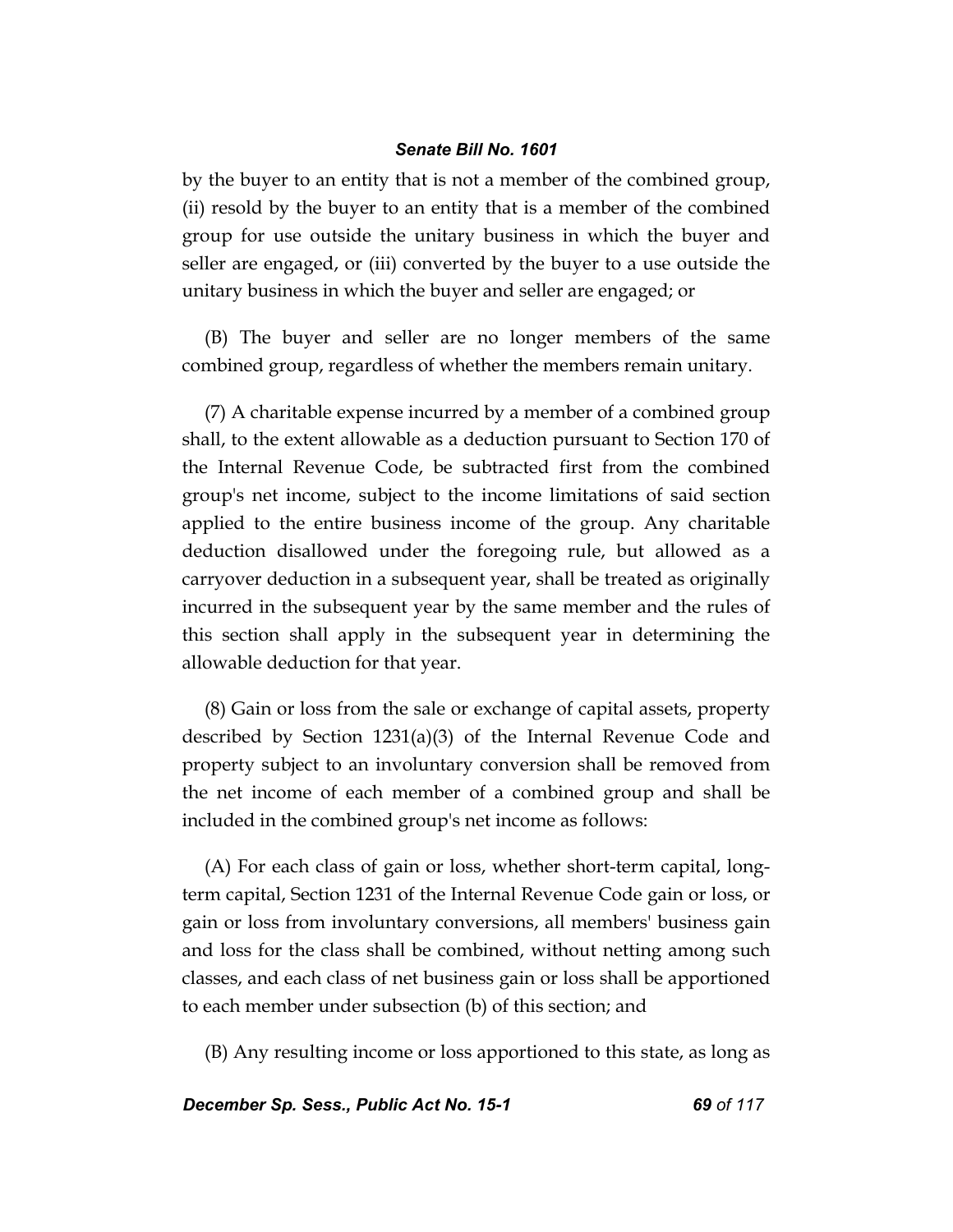by the buyer to an entity that is not a member of the combined group, (ii) resold by the buyer to an entity that is a member of the combined group for use outside the unitary business in which the buyer and seller are engaged, or (iii) converted by the buyer to a use outside the unitary business in which the buyer and seller are engaged; or

(B) The buyer and seller are no longer members of the same combined group, regardless of whether the members remain unitary.

(7) A charitable expense incurred by a member of a combined group shall, to the extent allowable as a deduction pursuant to Section 170 of the Internal Revenue Code, be subtracted first from the combined group's net income, subject to the income limitations of said section applied to the entire business income of the group. Any charitable deduction disallowed under the foregoing rule, but allowed as a carryover deduction in a subsequent year, shall be treated as originally incurred in the subsequent year by the same member and the rules of this section shall apply in the subsequent year in determining the allowable deduction for that year.

(8) Gain or loss from the sale or exchange of capital assets, property described by Section 1231(a)(3) of the Internal Revenue Code and property subject to an involuntary conversion shall be removed from the net income of each member of a combined group and shall be included in the combined group's net income as follows:

(A) For each class of gain or loss, whether short-term capital, long-term capital, Section 1231 of the Internal Revenue Code gain or loss, or gain or loss from involuntary conversions, all members' business gain and loss for the class shall be combined, without netting among such classes, and each class of net business gain or loss shall be apportioned to each member under subsection (b) of this section; and

(B) Any resulting income or loss apportioned to this state, as long as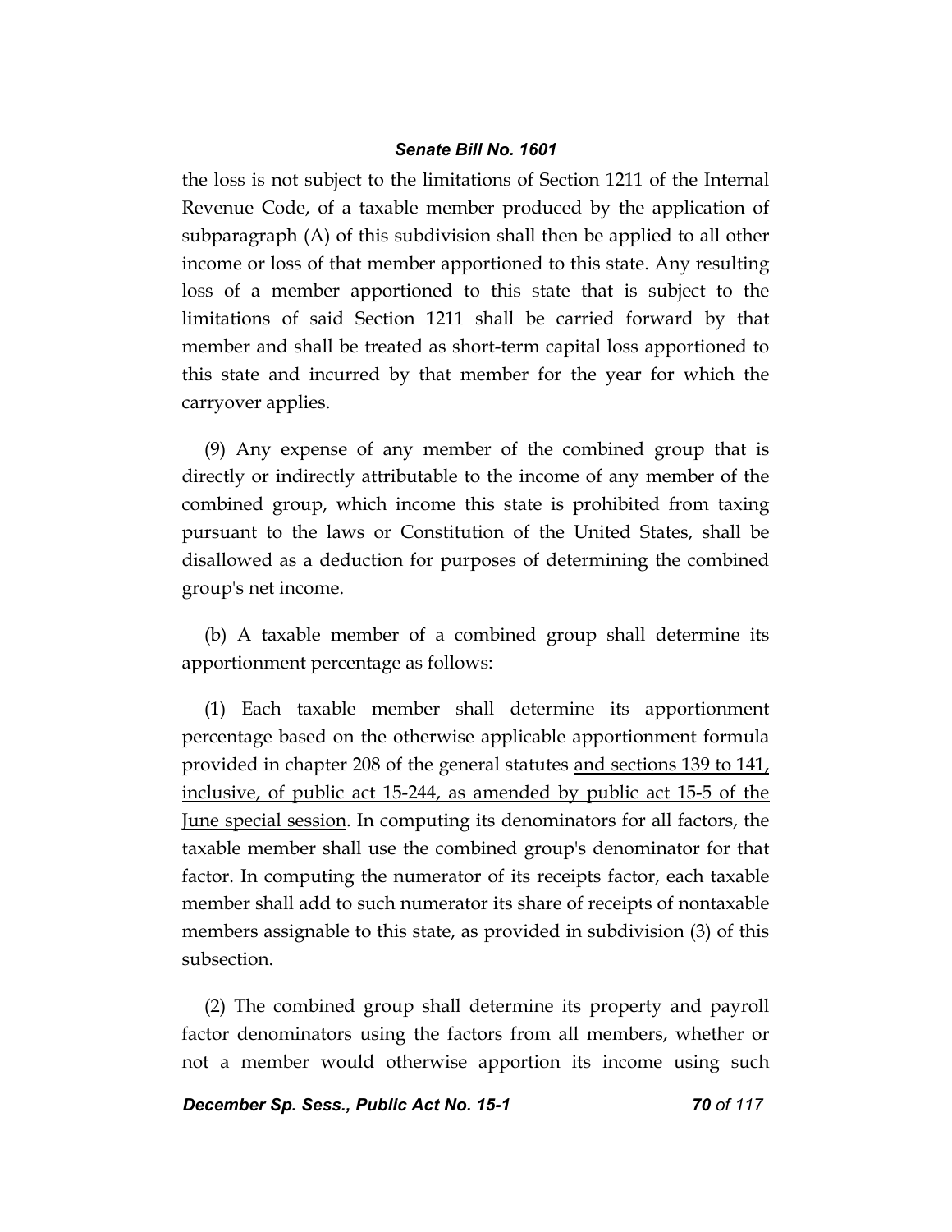the loss is not subject to the limitations of Section 1211 of the Internal Revenue Code, of a taxable member produced by the application of subparagraph (A) of this subdivision shall then be applied to all other income or loss of that member apportioned to this state. Any resulting loss of a member apportioned to this state that is subject to the limitations of said Section 1211 shall be carried forward by that member and shall be treated as short-term capital loss apportioned to this state and incurred by that member for the year for which the carryover applies.

(9) Any expense of any member of the combined group that is directly or indirectly attributable to the income of any member of the combined group, which income this state is prohibited from taxing pursuant to the laws or Constitution of the United States, shall be disallowed as a deduction for purposes of determining the combined group's net income.

(b) A taxable member of a combined group shall determine its apportionment percentage as follows:

(1) Each taxable member shall determine its apportionment percentage based on the otherwise applicable apportionment formula provided in chapter 208 of the general statutes <u>and sections 139 to 141, inclusive, of public act 15-244, as amended by public act 15-5 of the June special session</u>. In computing its denominators for all factors, the taxable member shall use the combined group's denominator for that factor. In computing the numerator of its receipts factor, each taxable member shall add to such numerator its share of receipts of nontaxable members assignable to this state, as provided in subdivision (3) of this subsection.

(2) The combined group shall determine its property and payroll factor denominators using the factors from all members, whether or not a member would otherwise apportion its income using such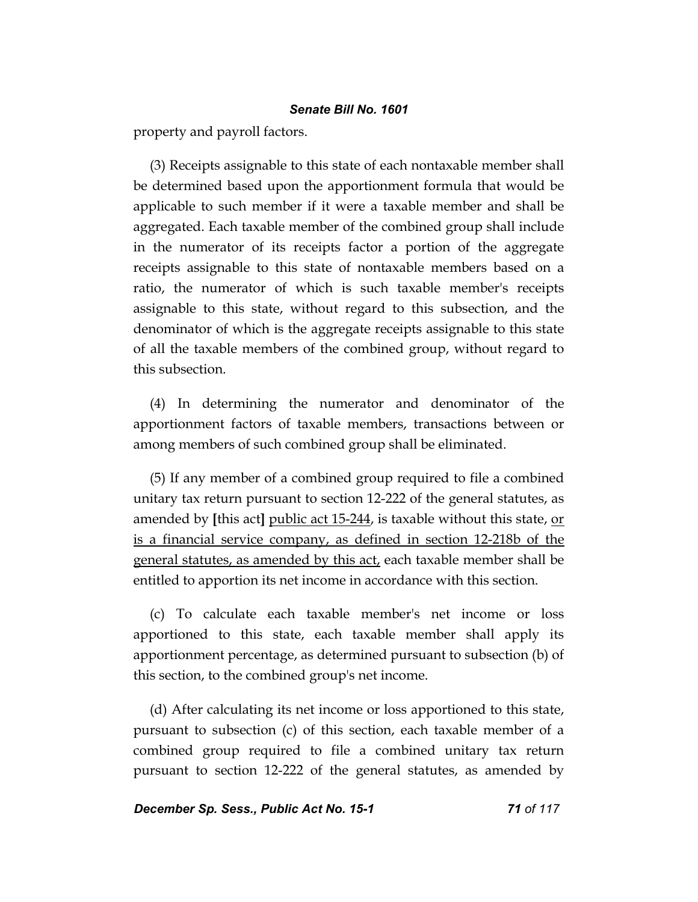property and payroll factors.

(3) Receipts assignable to this state of each nontaxable member shall be determined based upon the apportionment formula that would be applicable to such member if it were a taxable member and shall be aggregated. Each taxable member of the combined group shall include in the numerator of its receipts factor a portion of the aggregate receipts assignable to this state of nontaxable members based on a ratio, the numerator of which is such taxable member's receipts assignable to this state, without regard to this subsection, and the denominator of which is the aggregate receipts assignable to this state of all the taxable members of the combined group, without regard to this subsection.

(4) In determining the numerator and denominator of the apportionment factors of taxable members, transactions between or among members of such combined group shall be eliminated.

(5) If any member of a combined group required to file a combined unitary tax return pursuant to section 12-222 of the general statutes, as amended by **[**this act**]** <u>public act 15-244</u>, is taxable without this state, <u>or is a financial service company, as defined in section 12-218b of the general statutes, as amended by this act,</u> each taxable member shall be entitled to apportion its net income in accordance with this section.

(c) To calculate each taxable member's net income or loss apportioned to this state, each taxable member shall apply its apportionment percentage, as determined pursuant to subsection (b) of this section, to the combined group's net income.

(d) After calculating its net income or loss apportioned to this state, pursuant to subsection (c) of this section, each taxable member of a combined group required to file a combined unitary tax return pursuant to section 12-222 of the general statutes, as amended by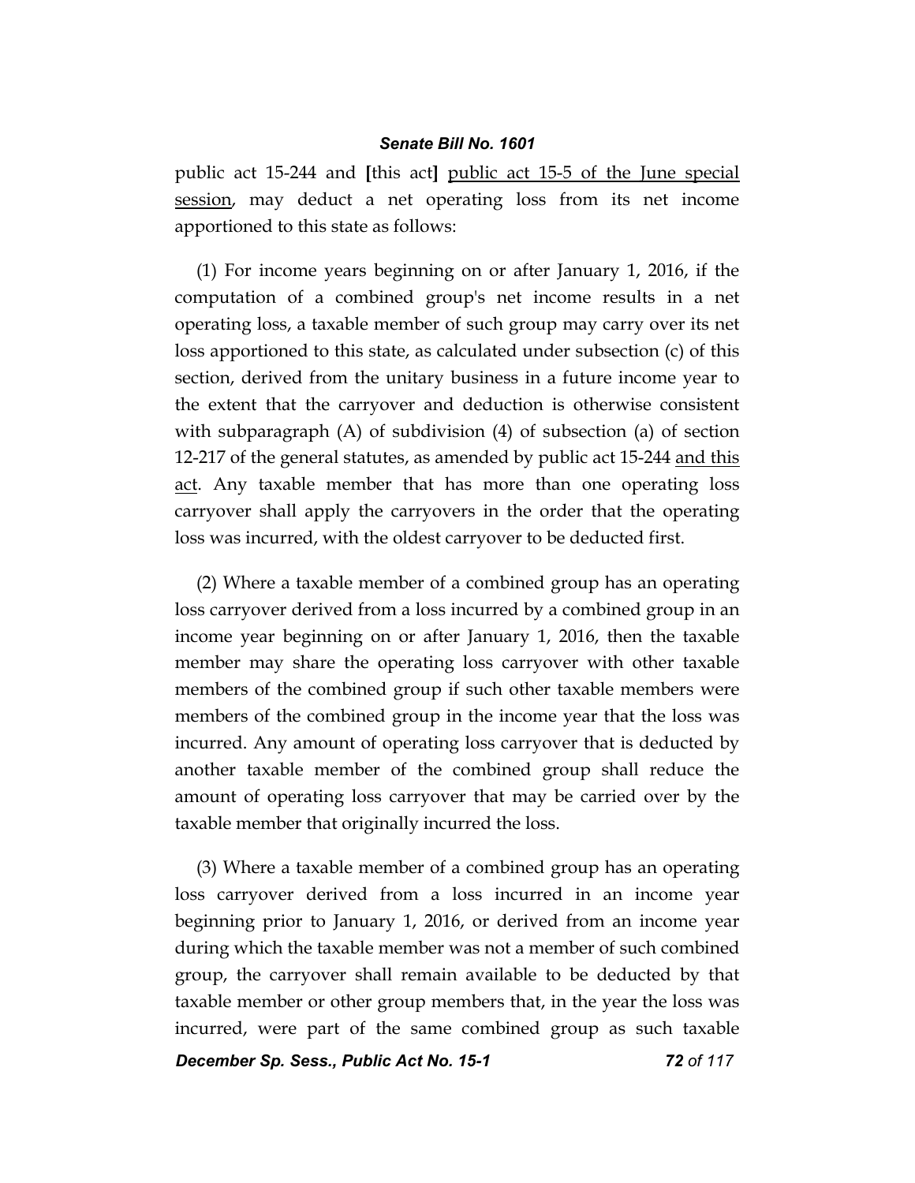public act 15-244 and [this act] public act 15-5 of the June special session, may deduct a net operating loss from its net income apportioned to this state as follows:

(1) For income years beginning on or after January 1, 2016, if the computation of a combined group's net income results in a net operating loss, a taxable member of such group may carry over its net loss apportioned to this state, as calculated under subsection (c) of this section, derived from the unitary business in a future income year to the extent that the carryover and deduction is otherwise consistent with subparagraph (A) of subdivision (4) of subsection (a) of section 12-217 of the general statutes, as amended by public act 15-244 and this act. Any taxable member that has more than one operating loss carryover shall apply the carryovers in the order that the operating loss was incurred, with the oldest carryover to be deducted first.

(2) Where a taxable member of a combined group has an operating loss carryover derived from a loss incurred by a combined group in an income year beginning on or after January 1, 2016, then the taxable member may share the operating loss carryover with other taxable members of the combined group if such other taxable members were members of the combined group in the income year that the loss was incurred. Any amount of operating loss carryover that is deducted by another taxable member of the combined group shall reduce the amount of operating loss carryover that may be carried over by the taxable member that originally incurred the loss.

(3) Where a taxable member of a combined group has an operating loss carryover derived from a loss incurred in an income year beginning prior to January 1, 2016, or derived from an income year during which the taxable member was not a member of such combined group, the carryover shall remain available to be deducted by that taxable member or other group members that, in the year the loss was incurred, were part of the same combined group as such taxable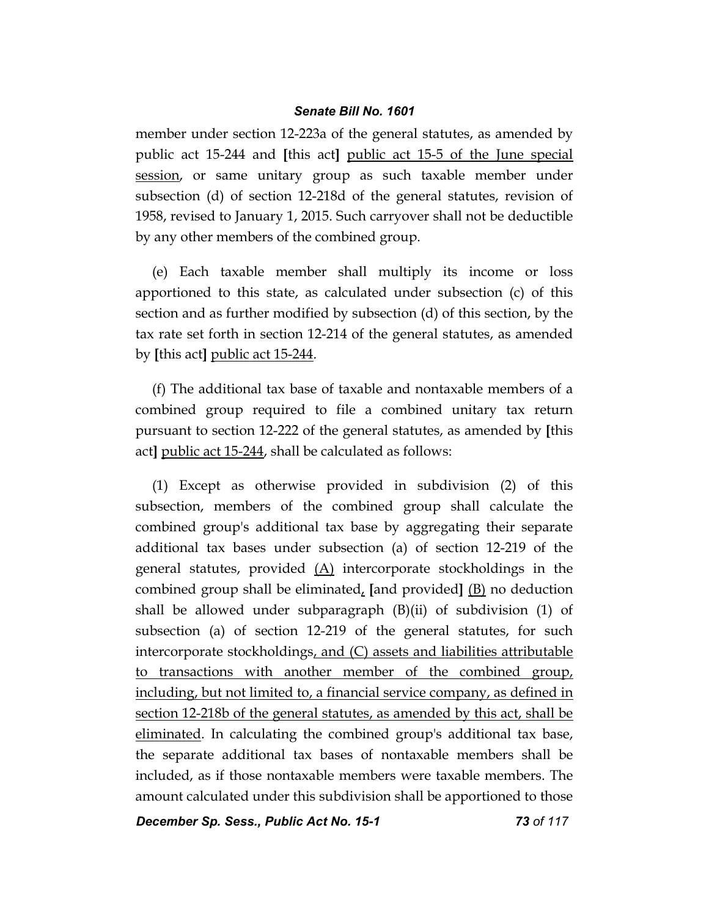member under section 12-223a of the general statutes, as amended by public act 15-244 and **[**this act**]** <u>public act 15-5 of the June special session</u>, or same unitary group as such taxable member under subsection (d) of section 12-218d of the general statutes, revision of 1958, revised to January 1, 2015. Such carryover shall not be deductible by any other members of the combined group.

(e) Each taxable member shall multiply its income or loss apportioned to this state, as calculated under subsection (c) of this section and as further modified by subsection (d) of this section, by the tax rate set forth in section 12-214 of the general statutes, as amended by **[**this act**]** <u>public act 15-244</u>.

(f) The additional tax base of taxable and nontaxable members of a combined group required to file a combined unitary tax return pursuant to section 12-222 of the general statutes, as amended by **[**this act**]** <u>public act 15-244</u>, shall be calculated as follows:

(1) Except as otherwise provided in subdivision (2) of this subsection, members of the combined group shall calculate the combined group's additional tax base by aggregating their separate additional tax bases under subsection (a) of section 12-219 of the general statutes, provided <u>(A)</u> intercorporate stockholdings in the combined group shall be eliminated<u>,</u> **[**and provided**]** <u>(B)</u> no deduction shall be allowed under subparagraph (B)(ii) of subdivision (1) of subsection (a) of section 12-219 of the general statutes, for such intercorporate stockholdings<u>, and (C) assets and liabilities attributable to transactions with another member of the combined group, including, but not limited to, a financial service company, as defined in section 12-218b of the general statutes, as amended by this act, shall be eliminated</u>. In calculating the combined group's additional tax base, the separate additional tax bases of nontaxable members shall be included, as if those nontaxable members were taxable members. The amount calculated under this subdivision shall be apportioned to those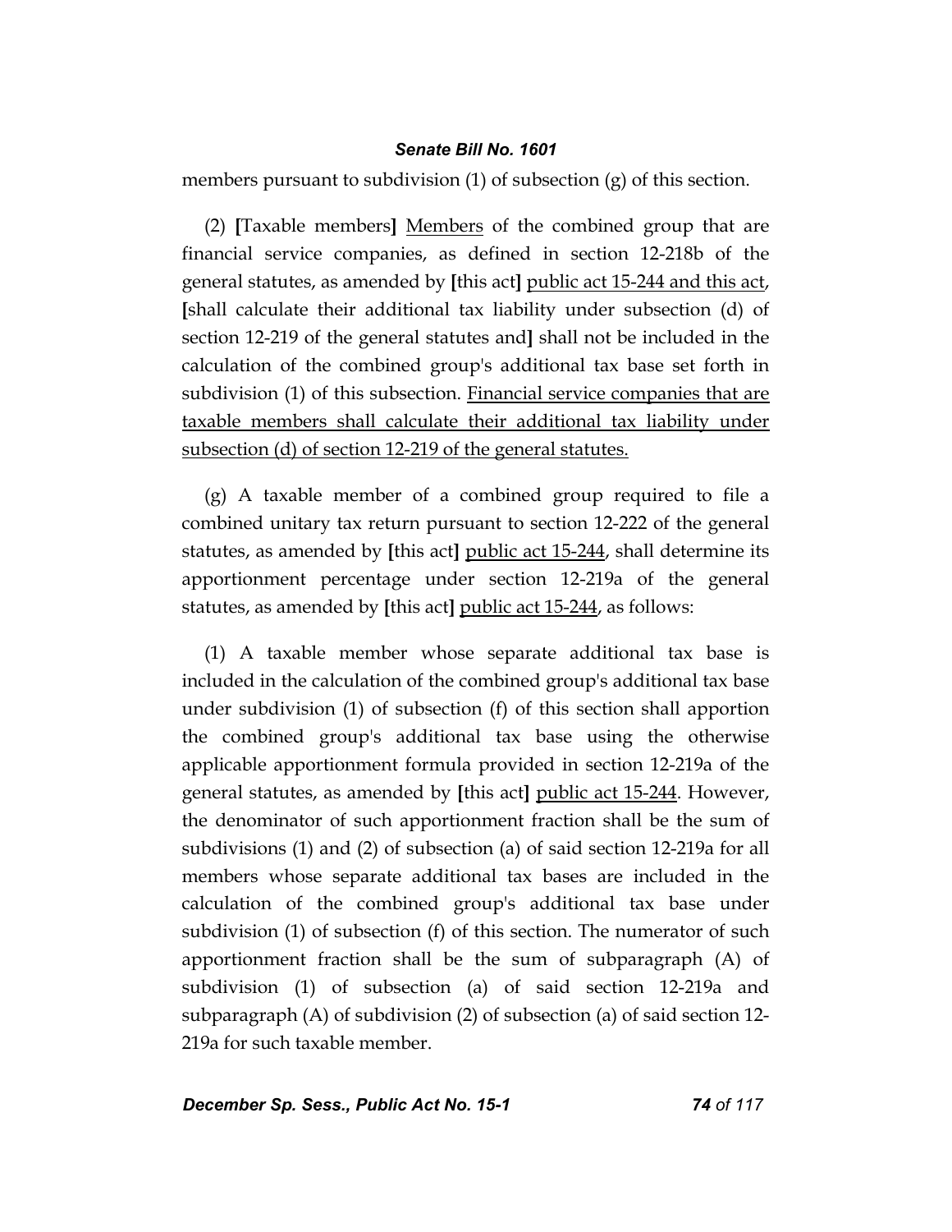members pursuant to subdivision (1) of subsection (g) of this section.

(2) [Taxable members] <u>Members</u> of the combined group that are financial service companies, as defined in section 12-218b of the general statutes, as amended by [this act] <u>public act 15-244 and this act</u>, [shall calculate their additional tax liability under subsection (d) of section 12-219 of the general statutes and] shall not be included in the calculation of the combined group's additional tax base set forth in subdivision (1) of this subsection. <u>Financial service companies that are taxable members shall calculate their additional tax liability under subsection (d) of section 12-219 of the general statutes.</u>

(g) A taxable member of a combined group required to file a combined unitary tax return pursuant to section 12-222 of the general statutes, as amended by [this act] <u>public act 15-244</u>, shall determine its apportionment percentage under section 12-219a of the general statutes, as amended by [this act] <u>public act 15-244</u>, as follows:

(1) A taxable member whose separate additional tax base is included in the calculation of the combined group's additional tax base under subdivision (1) of subsection (f) of this section shall apportion the combined group's additional tax base using the otherwise applicable apportionment formula provided in section 12-219a of the general statutes, as amended by [this act] <u>public act 15-244</u>. However, the denominator of such apportionment fraction shall be the sum of subdivisions (1) and (2) of subsection (a) of said section 12-219a for all members whose separate additional tax bases are included in the calculation of the combined group's additional tax base under subdivision (1) of subsection (f) of this section. The numerator of such apportionment fraction shall be the sum of subparagraph (A) of subdivision (1) of subsection (a) of said section 12-219a and subparagraph (A) of subdivision (2) of subsection (a) of said section 12-219a for such taxable member.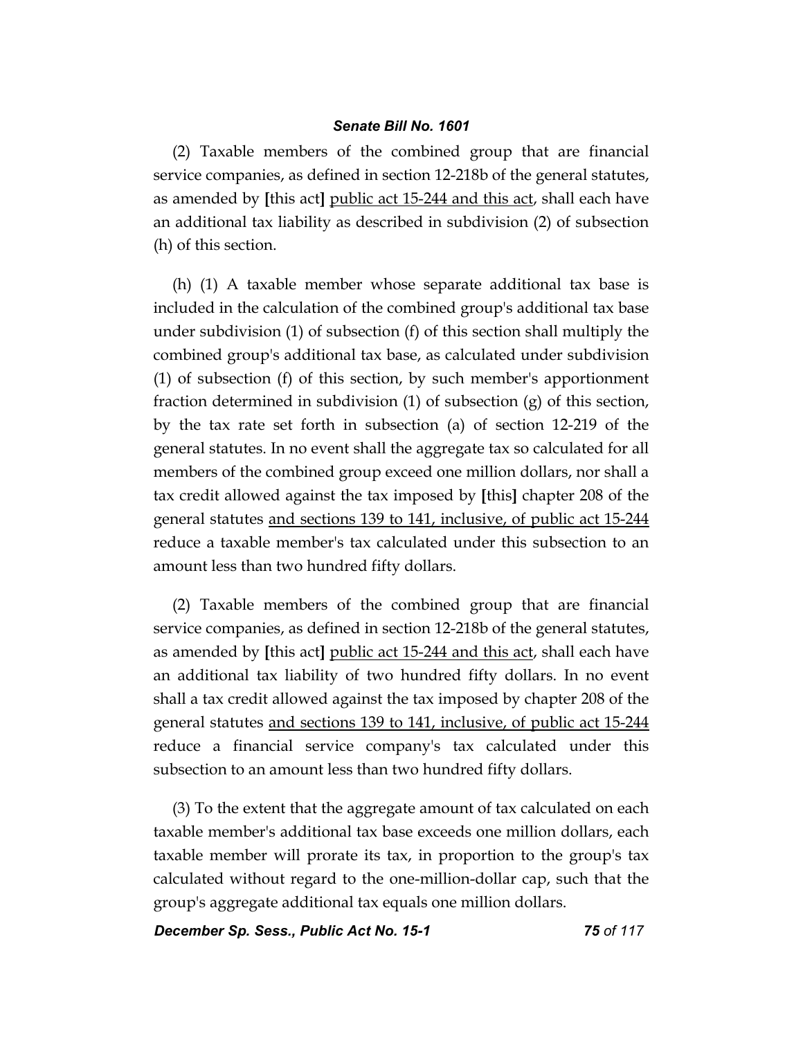(2) Taxable members of the combined group that are financial service companies, as defined in section 12-218b of the general statutes, as amended by **[**this act**]** <u>public act 15-244 and this act</u>, shall each have an additional tax liability as described in subdivision (2) of subsection (h) of this section.

(h) (1) A taxable member whose separate additional tax base is included in the calculation of the combined group's additional tax base under subdivision (1) of subsection (f) of this section shall multiply the combined group's additional tax base, as calculated under subdivision (1) of subsection (f) of this section, by such member's apportionment fraction determined in subdivision (1) of subsection (g) of this section, by the tax rate set forth in subsection (a) of section 12-219 of the general statutes. In no event shall the aggregate tax so calculated for all members of the combined group exceed one million dollars, nor shall a tax credit allowed against the tax imposed by **[**this**]** chapter 208 of the general statutes <u>and sections 139 to 141, inclusive, of public act 15-244</u> reduce a taxable member's tax calculated under this subsection to an amount less than two hundred fifty dollars.

(2) Taxable members of the combined group that are financial service companies, as defined in section 12-218b of the general statutes, as amended by **[**this act**]** <u>public act 15-244 and this act</u>, shall each have an additional tax liability of two hundred fifty dollars. In no event shall a tax credit allowed against the tax imposed by chapter 208 of the general statutes <u>and sections 139 to 141, inclusive, of public act 15-244</u> reduce a financial service company's tax calculated under this subsection to an amount less than two hundred fifty dollars.

(3) To the extent that the aggregate amount of tax calculated on each taxable member's additional tax base exceeds one million dollars, each taxable member will prorate its tax, in proportion to the group's tax calculated without regard to the one-million-dollar cap, such that the group's aggregate additional tax equals one million dollars.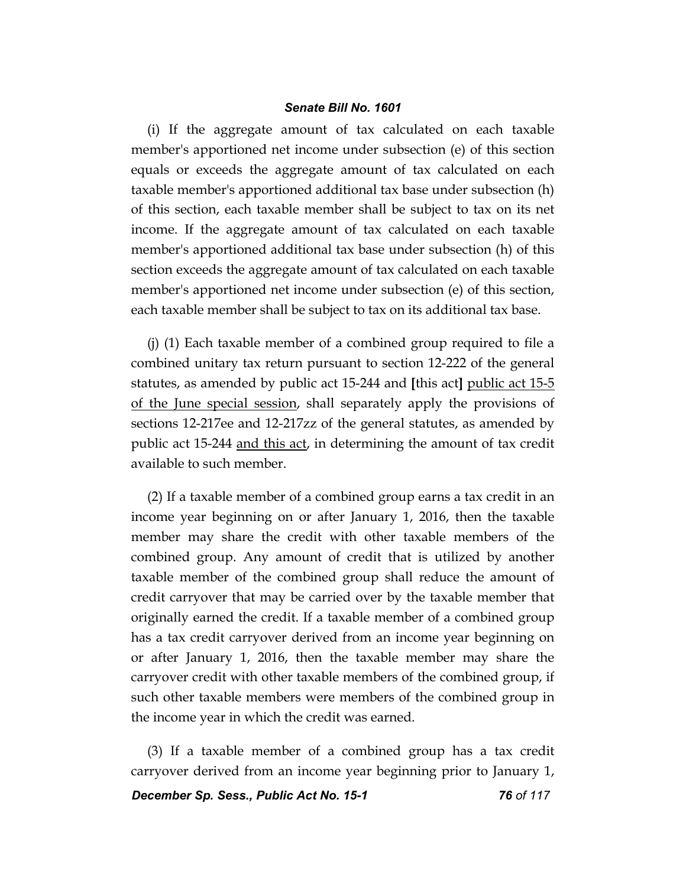(i) If the aggregate amount of tax calculated on each taxable member's apportioned net income under subsection (e) of this section equals or exceeds the aggregate amount of tax calculated on each taxable member's apportioned additional tax base under subsection (h) of this section, each taxable member shall be subject to tax on its net income. If the aggregate amount of tax calculated on each taxable member's apportioned additional tax base under subsection (h) of this section exceeds the aggregate amount of tax calculated on each taxable member's apportioned net income under subsection (e) of this section, each taxable member shall be subject to tax on its additional tax base.

(j) (1) Each taxable member of a combined group required to file a combined unitary tax return pursuant to section 12-222 of the general statutes, as amended by public act 15-244 and **[**this act**]** <u>public act 15-5 of the June special session</u>, shall separately apply the provisions of sections 12-217ee and 12-217zz of the general statutes, as amended by public act 15-244 <u>and this act</u>, in determining the amount of tax credit available to such member.

(2) If a taxable member of a combined group earns a tax credit in an income year beginning on or after January 1, 2016, then the taxable member may share the credit with other taxable members of the combined group. Any amount of credit that is utilized by another taxable member of the combined group shall reduce the amount of credit carryover that may be carried over by the taxable member that originally earned the credit. If a taxable member of a combined group has a tax credit carryover derived from an income year beginning on or after January 1, 2016, then the taxable member may share the carryover credit with other taxable members of the combined group, if such other taxable members were members of the combined group in the income year in which the credit was earned.

(3) If a taxable member of a combined group has a tax credit carryover derived from an income year beginning prior to January 1,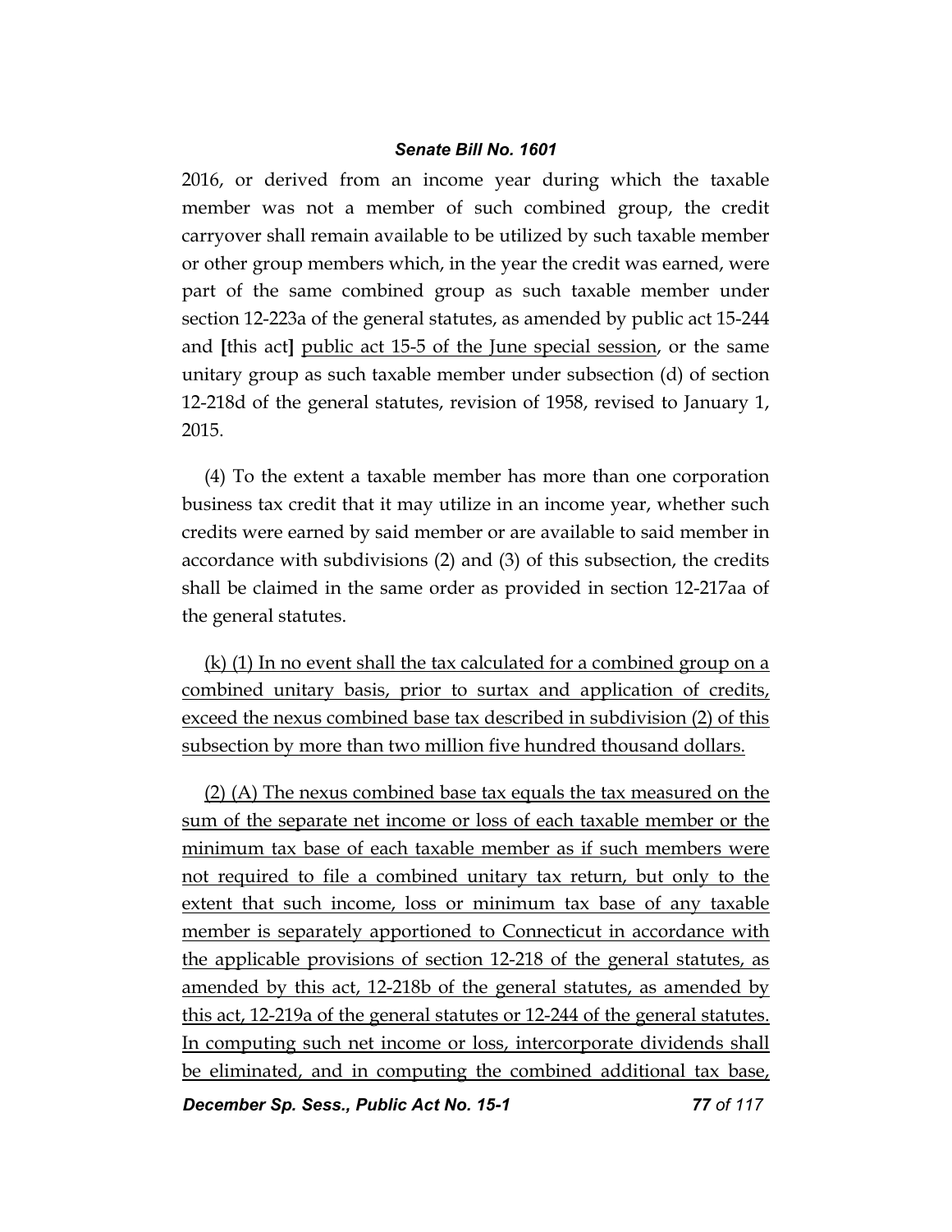2016, or derived from an income year during which the taxable member was not a member of such combined group, the credit carryover shall remain available to be utilized by such taxable member or other group members which, in the year the credit was earned, were part of the same combined group as such taxable member under section 12-223a of the general statutes, as amended by public act 15-244 and [this act] public act 15-5 of the June special session, or the same unitary group as such taxable member under subsection (d) of section 12-218d of the general statutes, revision of 1958, revised to January 1, 2015.

(4) To the extent a taxable member has more than one corporation business tax credit that it may utilize in an income year, whether such credits were earned by said member or are available to said member in accordance with subdivisions (2) and (3) of this subsection, the credits shall be claimed in the same order as provided in section 12-217aa of the general statutes.

(k) (1) In no event shall the tax calculated for a combined group on a combined unitary basis, prior to surtax and application of credits, exceed the nexus combined base tax described in subdivision (2) of this subsection by more than two million five hundred thousand dollars.

(2) (A) The nexus combined base tax equals the tax measured on the sum of the separate net income or loss of each taxable member or the minimum tax base of each taxable member as if such members were not required to file a combined unitary tax return, but only to the extent that such income, loss or minimum tax base of any taxable member is separately apportioned to Connecticut in accordance with the applicable provisions of section 12-218 of the general statutes, as amended by this act, 12-218b of the general statutes, as amended by this act, 12-219a of the general statutes or 12-244 of the general statutes. In computing such net income or loss, intercorporate dividends shall be eliminated, and in computing the combined additional tax base,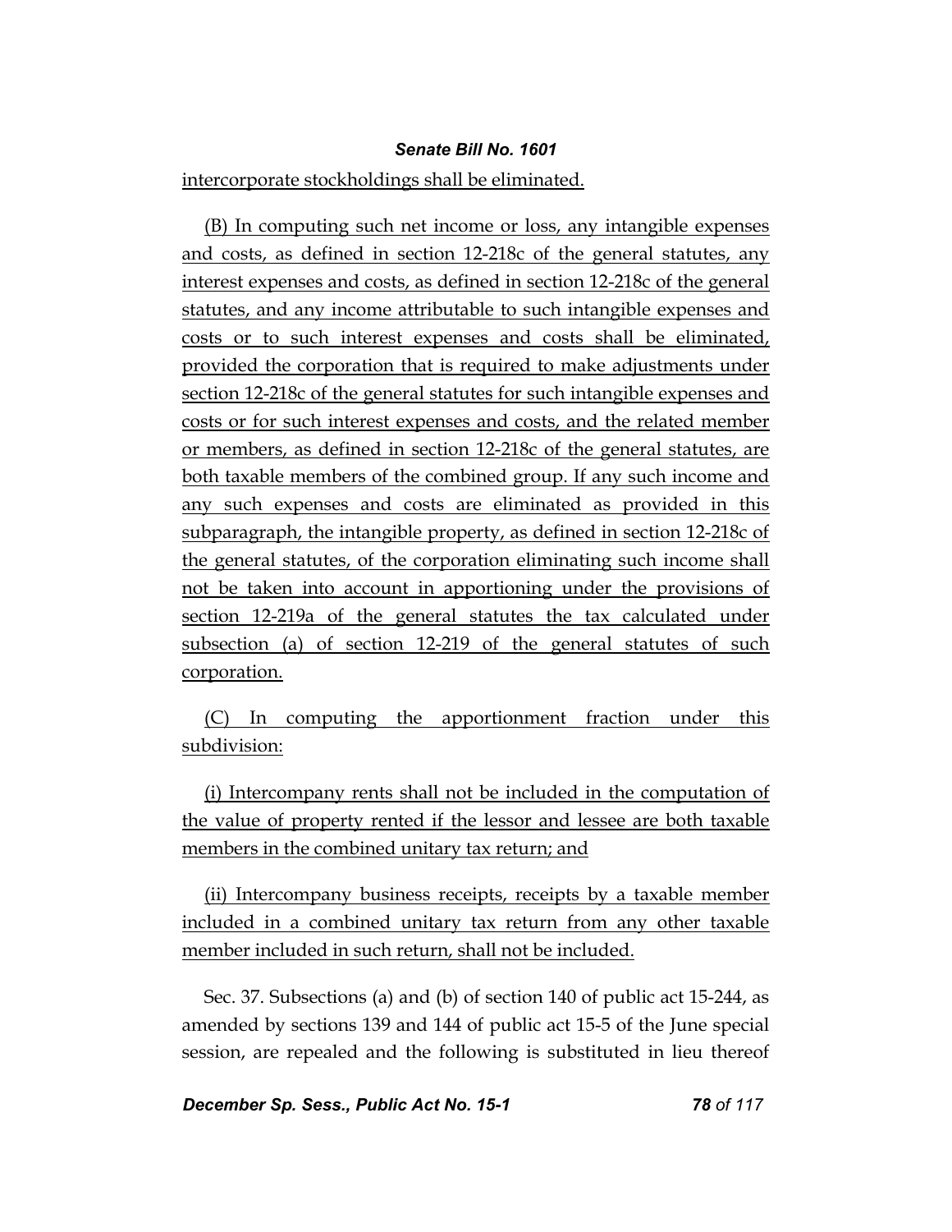intercorporate stockholdings shall be eliminated.

(B) In computing such net income or loss, any intangible expenses and costs, as defined in section 12-218c of the general statutes, any interest expenses and costs, as defined in section 12-218c of the general statutes, and any income attributable to such intangible expenses and costs or to such interest expenses and costs shall be eliminated, provided the corporation that is required to make adjustments under section 12-218c of the general statutes for such intangible expenses and costs or for such interest expenses and costs, and the related member or members, as defined in section 12-218c of the general statutes, are both taxable members of the combined group. If any such income and any such expenses and costs are eliminated as provided in this subparagraph, the intangible property, as defined in section 12-218c of the general statutes, of the corporation eliminating such income shall not be taken into account in apportioning under the provisions of section 12-219a of the general statutes the tax calculated under subsection (a) of section 12-219 of the general statutes of such corporation.

(C) In computing the apportionment fraction under this subdivision:

(i) Intercompany rents shall not be included in the computation of the value of property rented if the lessor and lessee are both taxable members in the combined unitary tax return; and

(ii) Intercompany business receipts, receipts by a taxable member included in a combined unitary tax return from any other taxable member included in such return, shall not be included.

Sec. 37. Subsections (a) and (b) of section 140 of public act 15-244, as amended by sections 139 and 144 of public act 15-5 of the June special session, are repealed and the following is substituted in lieu thereof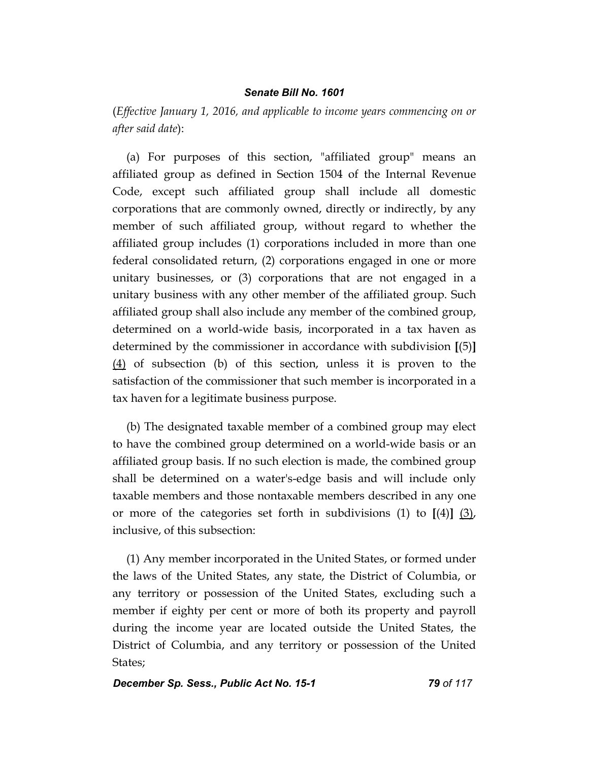(*Effective January 1, 2016, and applicable to income years commencing on or after said date*):

(a) For purposes of this section, "affiliated group" means an affiliated group as defined in Section 1504 of the Internal Revenue Code, except such affiliated group shall include all domestic corporations that are commonly owned, directly or indirectly, by any member of such affiliated group, without regard to whether the affiliated group includes (1) corporations included in more than one federal consolidated return, (2) corporations engaged in one or more unitary businesses, or (3) corporations that are not engaged in a unitary business with any other member of the affiliated group. Such affiliated group shall also include any member of the combined group, determined on a world-wide basis, incorporated in a tax haven as determined by the commissioner in accordance with subdivision **[**(5)**]** <u>(4)</u> of subsection (b) of this section, unless it is proven to the satisfaction of the commissioner that such member is incorporated in a tax haven for a legitimate business purpose.

(b) The designated taxable member of a combined group may elect to have the combined group determined on a world-wide basis or an affiliated group basis. If no such election is made, the combined group shall be determined on a water's-edge basis and will include only taxable members and those nontaxable members described in any one or more of the categories set forth in subdivisions (1) to **[**(4)**]** <u>(3)</u>, inclusive, of this subsection:

(1) Any member incorporated in the United States, or formed under the laws of the United States, any state, the District of Columbia, or any territory or possession of the United States, excluding such a member if eighty per cent or more of both its property and payroll during the income year are located outside the United States, the District of Columbia, and any territory or possession of the United States;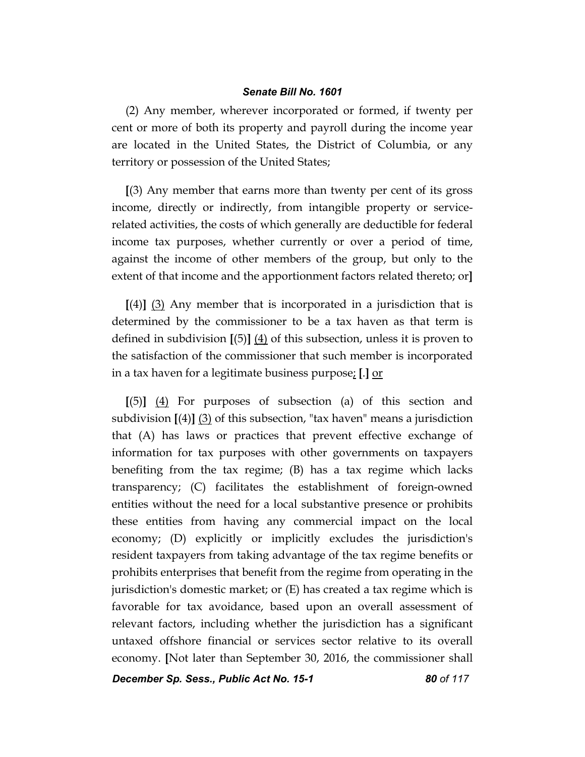(2) Any member, wherever incorporated or formed, if twenty per cent or more of both its property and payroll during the income year are located in the United States, the District of Columbia, or any territory or possession of the United States;

**[**(3) Any member that earns more than twenty per cent of its gross income, directly or indirectly, from intangible property or service-related activities, the costs of which generally are deductible for federal income tax purposes, whether currently or over a period of time, against the income of other members of the group, but only to the extent of that income and the apportionment factors related thereto; or**]**

**[**(4)**]** <u>(3)</u> Any member that is incorporated in a jurisdiction that is determined by the commissioner to be a tax haven as that term is defined in subdivision **[**(5)**]** <u>(4)</u> of this subsection, unless it is proven to the satisfaction of the commissioner that such member is incorporated in a tax haven for a legitimate business purpose<u>;</u> **[**.**]** <u>or</u>

**[**(5)**]** <u>(4)</u> For purposes of subsection (a) of this section and subdivision **[**(4)**]** <u>(3)</u> of this subsection, "tax haven" means a jurisdiction that (A) has laws or practices that prevent effective exchange of information for tax purposes with other governments on taxpayers benefiting from the tax regime; (B) has a tax regime which lacks transparency; (C) facilitates the establishment of foreign-owned entities without the need for a local substantive presence or prohibits these entities from having any commercial impact on the local economy; (D) explicitly or implicitly excludes the jurisdiction's resident taxpayers from taking advantage of the tax regime benefits or prohibits enterprises that benefit from the regime from operating in the jurisdiction's domestic market; or (E) has created a tax regime which is favorable for tax avoidance, based upon an overall assessment of relevant factors, including whether the jurisdiction has a significant untaxed offshore financial or services sector relative to its overall economy. **[**Not later than September 30, 2016, the commissioner shall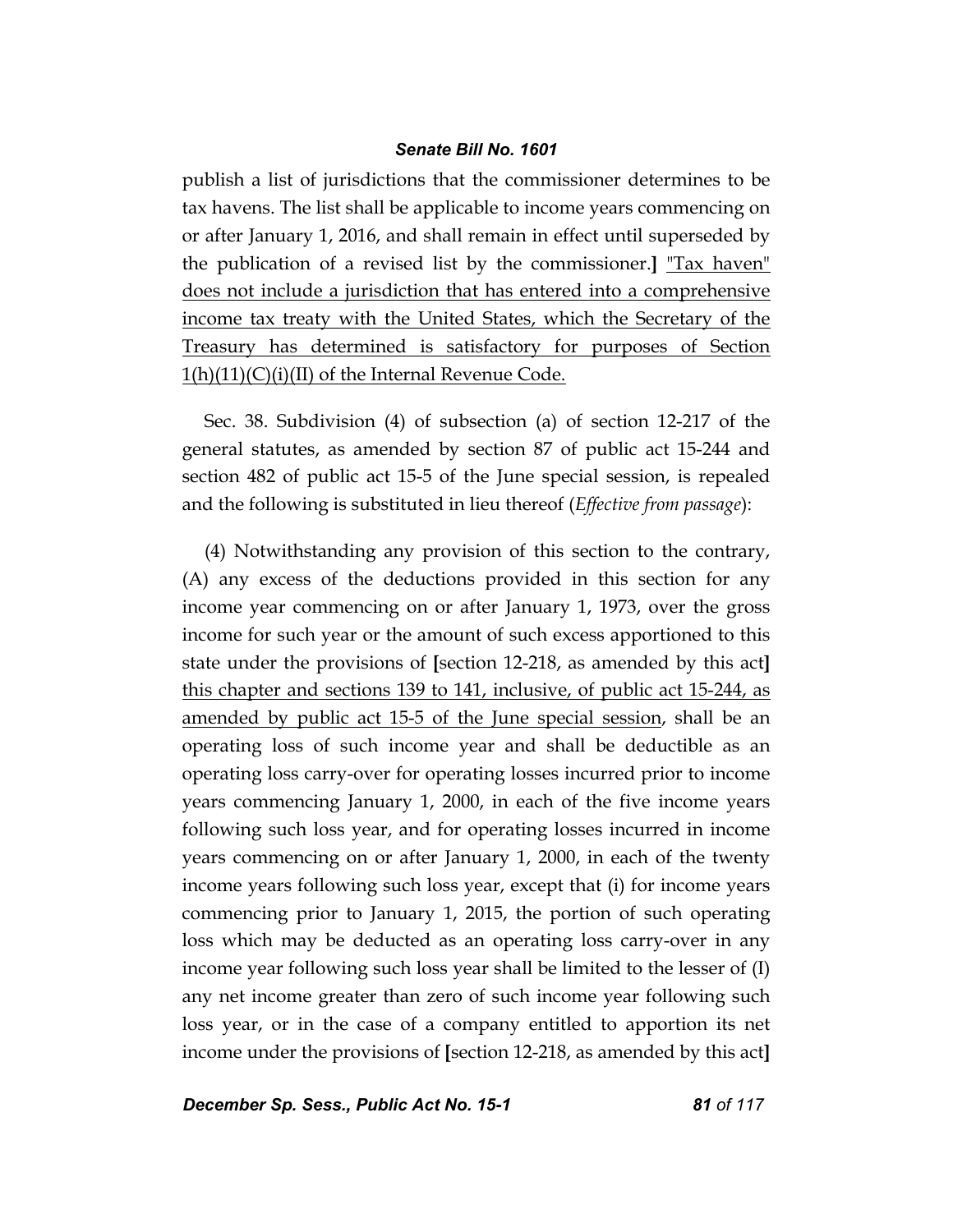publish a list of jurisdictions that the commissioner determines to be tax havens. The list shall be applicable to income years commencing on or after January 1, 2016, and shall remain in effect until superseded by the publication of a revised list by the commissioner.] <u>"Tax haven" does not include a jurisdiction that has entered into a comprehensive income tax treaty with the United States, which the Secretary of the Treasury has determined is satisfactory for purposes of Section 1(h)(11)(C)(i)(II) of the Internal Revenue Code.</u>

Sec. 38. Subdivision (4) of subsection (a) of section 12-217 of the general statutes, as amended by section 87 of public act 15-244 and section 482 of public act 15-5 of the June special session, is repealed and the following is substituted in lieu thereof (*Effective from passage*):

(4) Notwithstanding any provision of this section to the contrary, (A) any excess of the deductions provided in this section for any income year commencing on or after January 1, 1973, over the gross income for such year or the amount of such excess apportioned to this state under the provisions of **[**section 12-218, as amended by this act**]** <u>this chapter and sections 139 to 141, inclusive, of public act 15-244, as amended by public act 15-5 of the June special session</u>, shall be an operating loss of such income year and shall be deductible as an operating loss carry-over for operating losses incurred prior to income years commencing January 1, 2000, in each of the five income years following such loss year, and for operating losses incurred in income years commencing on or after January 1, 2000, in each of the twenty income years following such loss year, except that (i) for income years commencing prior to January 1, 2015, the portion of such operating loss which may be deducted as an operating loss carry-over in any income year following such loss year shall be limited to the lesser of (I) any net income greater than zero of such income year following such loss year, or in the case of a company entitled to apportion its net income under the provisions of **[**section 12-218, as amended by this act**]**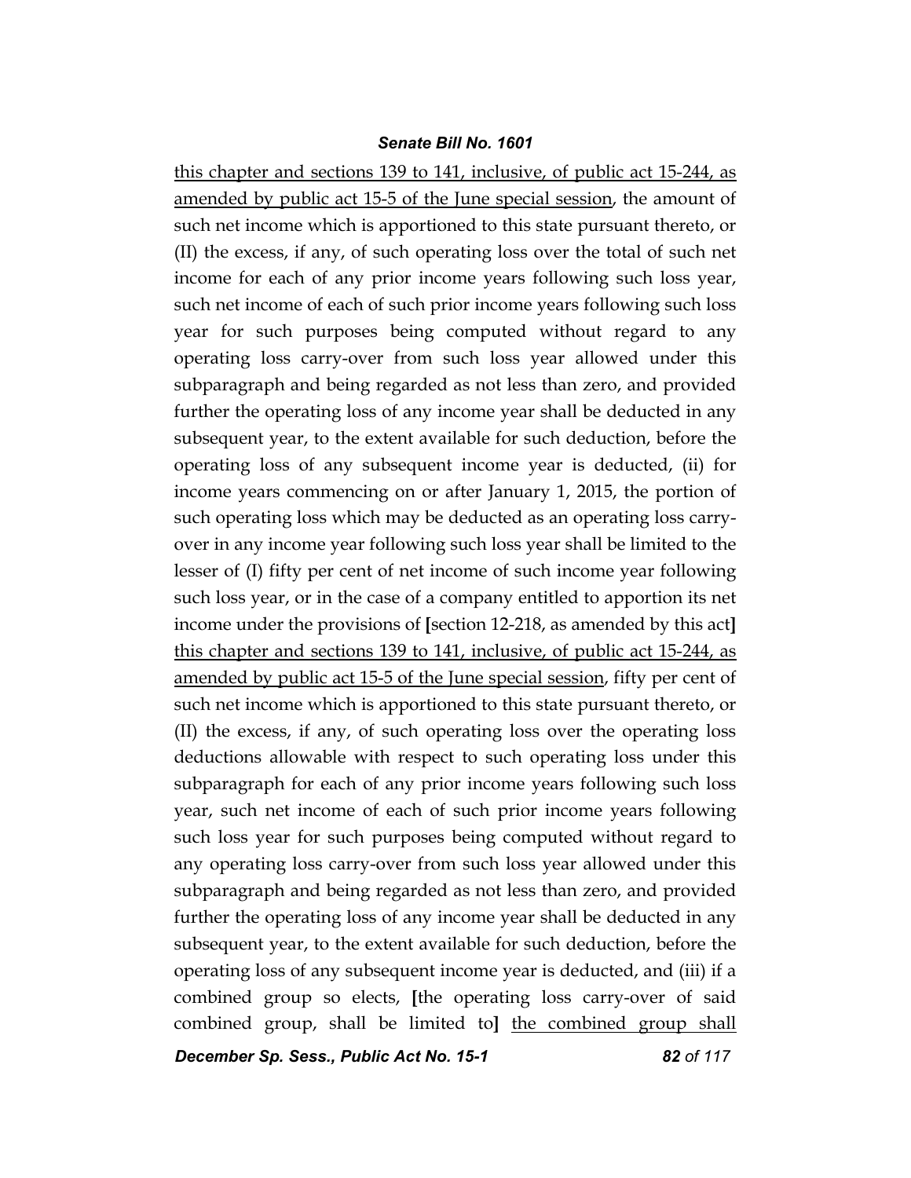this chapter and sections 139 to 141, inclusive, of public act 15-244, as amended by public act 15-5 of the June special session, the amount of such net income which is apportioned to this state pursuant thereto, or (II) the excess, if any, of such operating loss over the total of such net income for each of any prior income years following such loss year, such net income of each of such prior income years following such loss year for such purposes being computed without regard to any operating loss carry-over from such loss year allowed under this subparagraph and being regarded as not less than zero, and provided further the operating loss of any income year shall be deducted in any subsequent year, to the extent available for such deduction, before the operating loss of any subsequent income year is deducted, (ii) for income years commencing on or after January 1, 2015, the portion of such operating loss which may be deducted as an operating loss carry-over in any income year following such loss year shall be limited to the lesser of (I) fifty per cent of net income of such income year following such loss year, or in the case of a company entitled to apportion its net income under the provisions of **[**section 12-218, as amended by this act**]** this chapter and sections 139 to 141, inclusive, of public act 15-244, as amended by public act 15-5 of the June special session, fifty per cent of such net income which is apportioned to this state pursuant thereto, or (II) the excess, if any, of such operating loss over the operating loss deductions allowable with respect to such operating loss under this subparagraph for each of any prior income years following such loss year, such net income of each of such prior income years following such loss year for such purposes being computed without regard to any operating loss carry-over from such loss year allowed under this subparagraph and being regarded as not less than zero, and provided further the operating loss of any income year shall be deducted in any subsequent year, to the extent available for such deduction, before the operating loss of any subsequent income year is deducted, and (iii) if a combined group so elects, **[**the operating loss carry-over of said combined group, shall be limited to**]** the combined group shall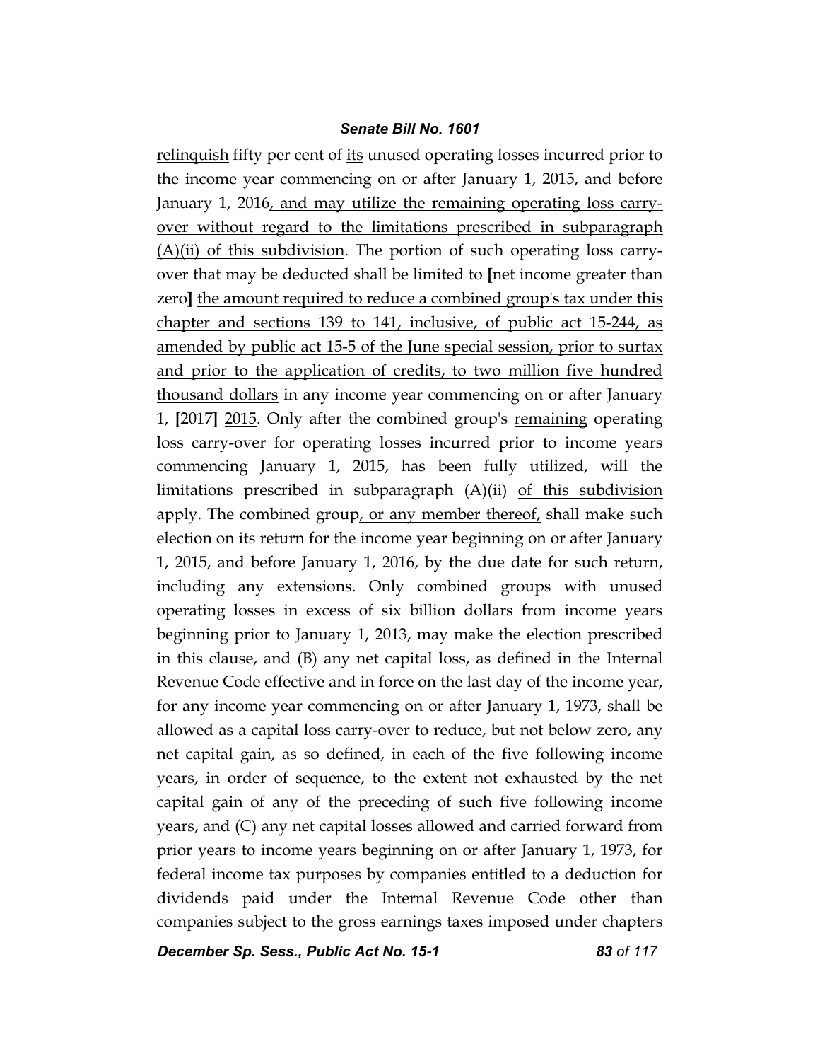<u>relinquish</u> fifty per cent of <u>its</u> unused operating losses incurred prior to the income year commencing on or after January 1, 2015, and before January 1, 2016<u>, and may utilize the remaining operating loss carry-over without regard to the limitations prescribed in subparagraph (A)(ii) of this subdivision</u>. The portion of such operating loss carry-over that may be deducted shall be limited to **[**net income greater than zero**]** <u>the amount required to reduce a combined group's tax under this chapter and sections 139 to 141, inclusive, of public act 15-244, as amended by public act 15-5 of the June special session, prior to surtax and prior to the application of credits, to two million five hundred thousand dollars</u> in any income year commencing on or after January 1, **[**2017**]** <u>2015</u>. Only after the combined group's <u>remaining</u> operating loss carry-over for operating losses incurred prior to income years commencing January 1, 2015, has been fully utilized, will the limitations prescribed in subparagraph (A)(ii) <u>of this subdivision</u> apply. The combined group<u>, or any member thereof,</u> shall make such election on its return for the income year beginning on or after January 1, 2015, and before January 1, 2016, by the due date for such return, including any extensions. Only combined groups with unused operating losses in excess of six billion dollars from income years beginning prior to January 1, 2013, may make the election prescribed in this clause, and (B) any net capital loss, as defined in the Internal Revenue Code effective and in force on the last day of the income year, for any income year commencing on or after January 1, 1973, shall be allowed as a capital loss carry-over to reduce, but not below zero, any net capital gain, as so defined, in each of the five following income years, in order of sequence, to the extent not exhausted by the net capital gain of any of the preceding of such five following income years, and (C) any net capital losses allowed and carried forward from prior years to income years beginning on or after January 1, 1973, for federal income tax purposes by companies entitled to a deduction for dividends paid under the Internal Revenue Code other than companies subject to the gross earnings taxes imposed under chapters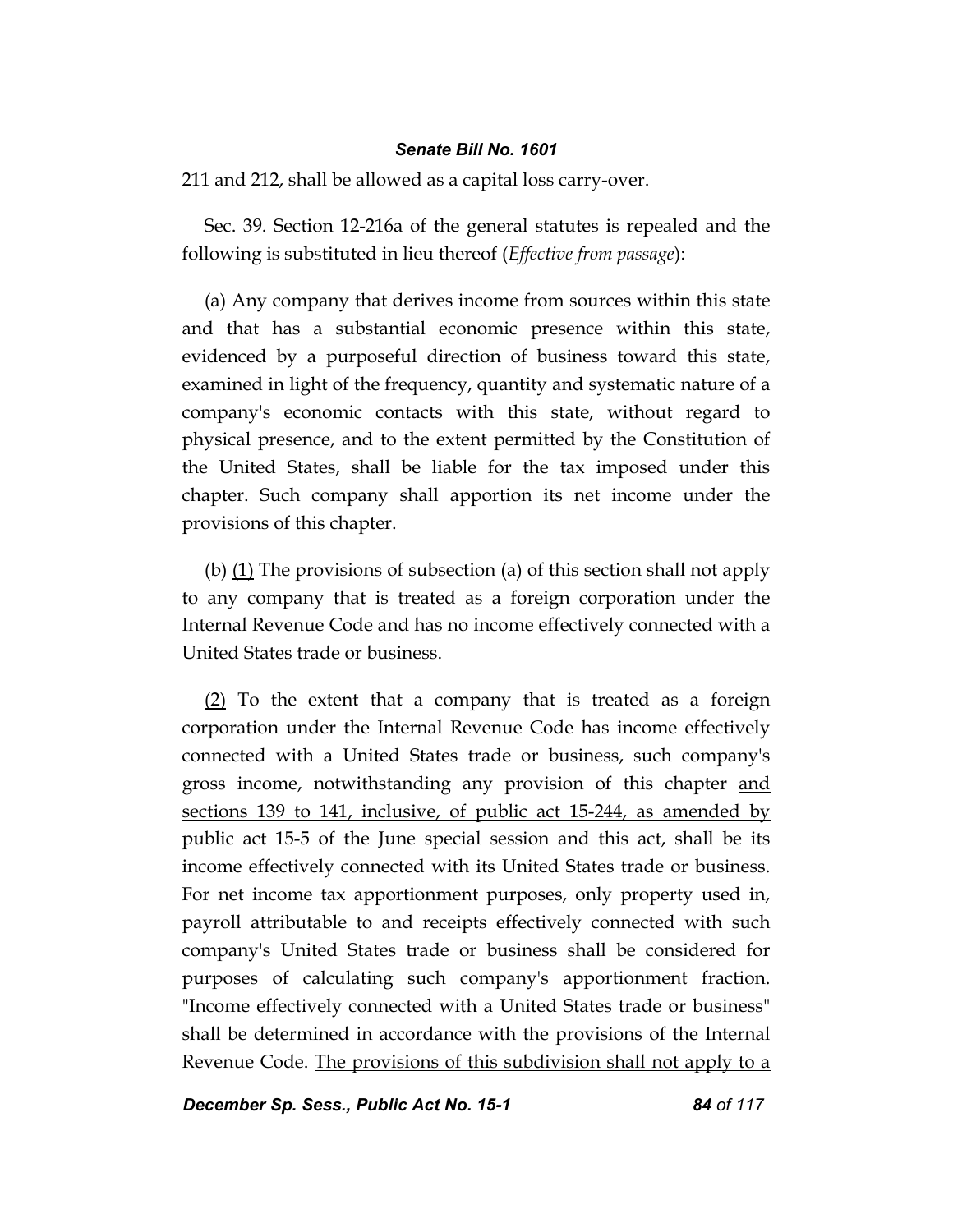211 and 212, shall be allowed as a capital loss carry-over.

Sec. 39. Section 12-216a of the general statutes is repealed and the following is substituted in lieu thereof (*Effective from passage*):

(a) Any company that derives income from sources within this state and that has a substantial economic presence within this state, evidenced by a purposeful direction of business toward this state, examined in light of the frequency, quantity and systematic nature of a company's economic contacts with this state, without regard to physical presence, and to the extent permitted by the Constitution of the United States, shall be liable for the tax imposed under this chapter. Such company shall apportion its net income under the provisions of this chapter.

(b) <u>(1)</u> The provisions of subsection (a) of this section shall not apply to any company that is treated as a foreign corporation under the Internal Revenue Code and has no income effectively connected with a United States trade or business.

<u>(2)</u> To the extent that a company that is treated as a foreign corporation under the Internal Revenue Code has income effectively connected with a United States trade or business, such company's gross income, notwithstanding any provision of this chapter <u>and sections 139 to 141, inclusive, of public act 15-244, as amended by public act 15-5 of the June special session and this act</u>, shall be its income effectively connected with its United States trade or business. For net income tax apportionment purposes, only property used in, payroll attributable to and receipts effectively connected with such company's United States trade or business shall be considered for purposes of calculating such company's apportionment fraction. "Income effectively connected with a United States trade or business" shall be determined in accordance with the provisions of the Internal Revenue Code. <u>The provisions of this subdivision shall not apply to a</u>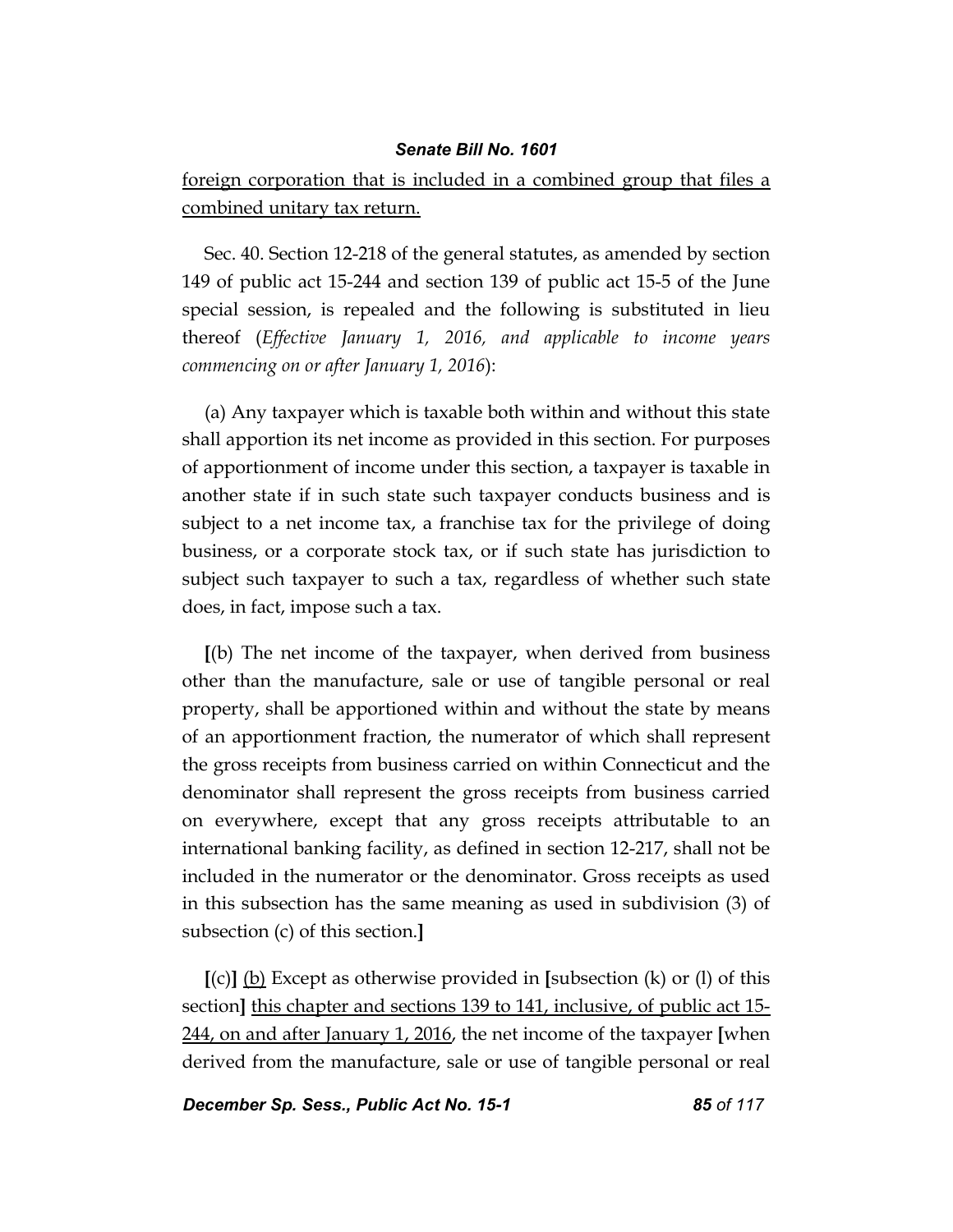<u>foreign corporation that is included in a combined group that files a combined unitary tax return.</u>

Sec. 40. Section 12-218 of the general statutes, as amended by section 149 of public act 15-244 and section 139 of public act 15-5 of the June special session, is repealed and the following is substituted in lieu thereof (*Effective January 1, 2016, and applicable to income years commencing on or after January 1, 2016*):

(a) Any taxpayer which is taxable both within and without this state shall apportion its net income as provided in this section. For purposes of apportionment of income under this section, a taxpayer is taxable in another state if in such state such taxpayer conducts business and is subject to a net income tax, a franchise tax for the privilege of doing business, or a corporate stock tax, or if such state has jurisdiction to subject such taxpayer to such a tax, regardless of whether such state does, in fact, impose such a tax.

**[**(b) The net income of the taxpayer, when derived from business other than the manufacture, sale or use of tangible personal or real property, shall be apportioned within and without the state by means of an apportionment fraction, the numerator of which shall represent the gross receipts from business carried on within Connecticut and the denominator shall represent the gross receipts from business carried on everywhere, except that any gross receipts attributable to an international banking facility, as defined in section 12-217, shall not be included in the numerator or the denominator. Gross receipts as used in this subsection has the same meaning as used in subdivision (3) of subsection (c) of this section.**]**

**[**(c)**]** <u>(b)</u> Except as otherwise provided in **[**subsection (k) or (l) of this section**]** <u>this chapter and sections 139 to 141, inclusive, of public act 15-244, on and after January 1, 2016</u>, the net income of the taxpayer **[**when derived from the manufacture, sale or use of tangible personal or real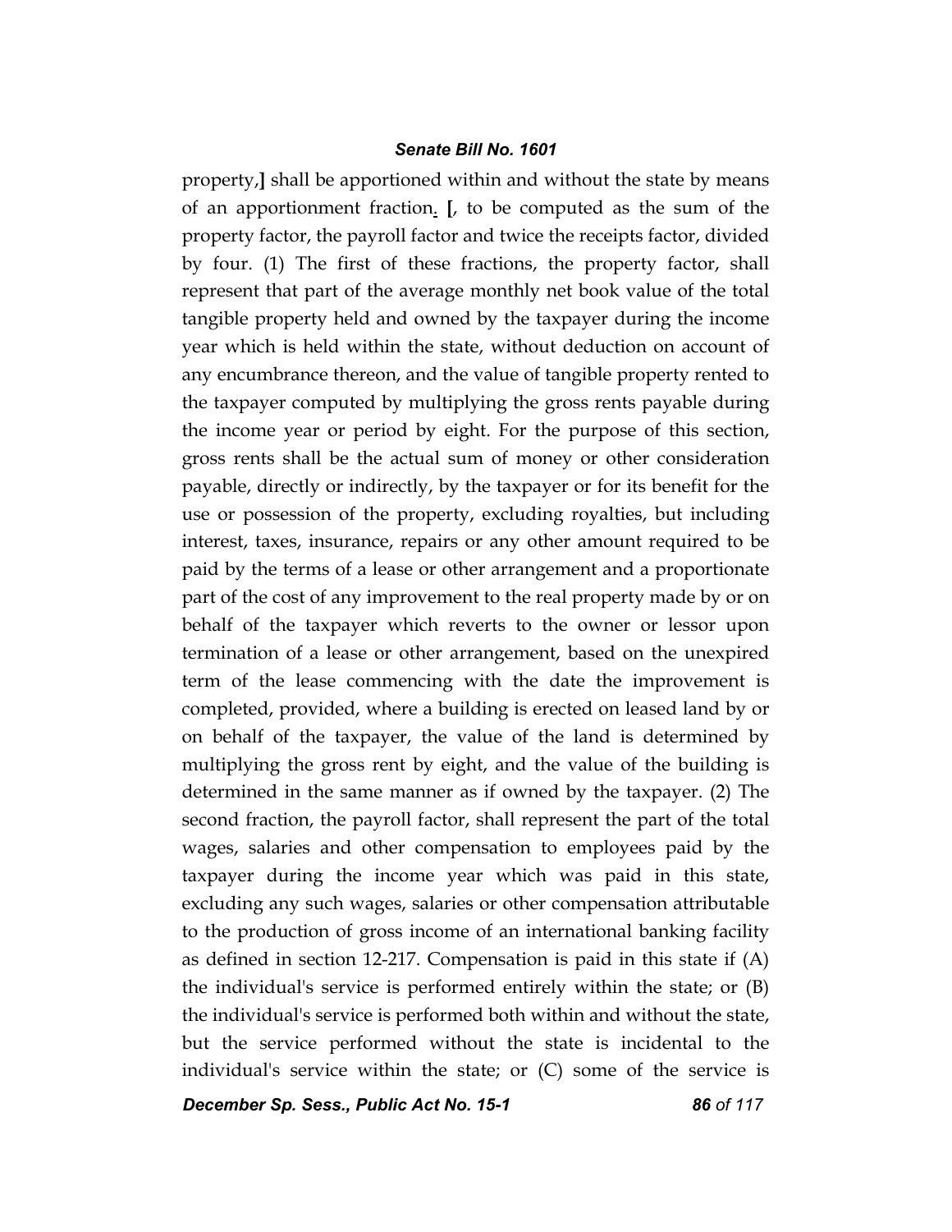property,**]** shall be apportioned within and without the state by means of an apportionment fraction. **[**, to be computed as the sum of the property factor, the payroll factor and twice the receipts factor, divided by four. (1) The first of these fractions, the property factor, shall represent that part of the average monthly net book value of the total tangible property held and owned by the taxpayer during the income year which is held within the state, without deduction on account of any encumbrance thereon, and the value of tangible property rented to the taxpayer computed by multiplying the gross rents payable during the income year or period by eight. For the purpose of this section, gross rents shall be the actual sum of money or other consideration payable, directly or indirectly, by the taxpayer or for its benefit for the use or possession of the property, excluding royalties, but including interest, taxes, insurance, repairs or any other amount required to be paid by the terms of a lease or other arrangement and a proportionate part of the cost of any improvement to the real property made by or on behalf of the taxpayer which reverts to the owner or lessor upon termination of a lease or other arrangement, based on the unexpired term of the lease commencing with the date the improvement is completed, provided, where a building is erected on leased land by or on behalf of the taxpayer, the value of the land is determined by multiplying the gross rent by eight, and the value of the building is determined in the same manner as if owned by the taxpayer. (2) The second fraction, the payroll factor, shall represent the part of the total wages, salaries and other compensation to employees paid by the taxpayer during the income year which was paid in this state, excluding any such wages, salaries or other compensation attributable to the production of gross income of an international banking facility as defined in section 12-217. Compensation is paid in this state if (A) the individual's service is performed entirely within the state; or (B) the individual's service is performed both within and without the state, but the service performed without the state is incidental to the individual's service within the state; or (C) some of the service is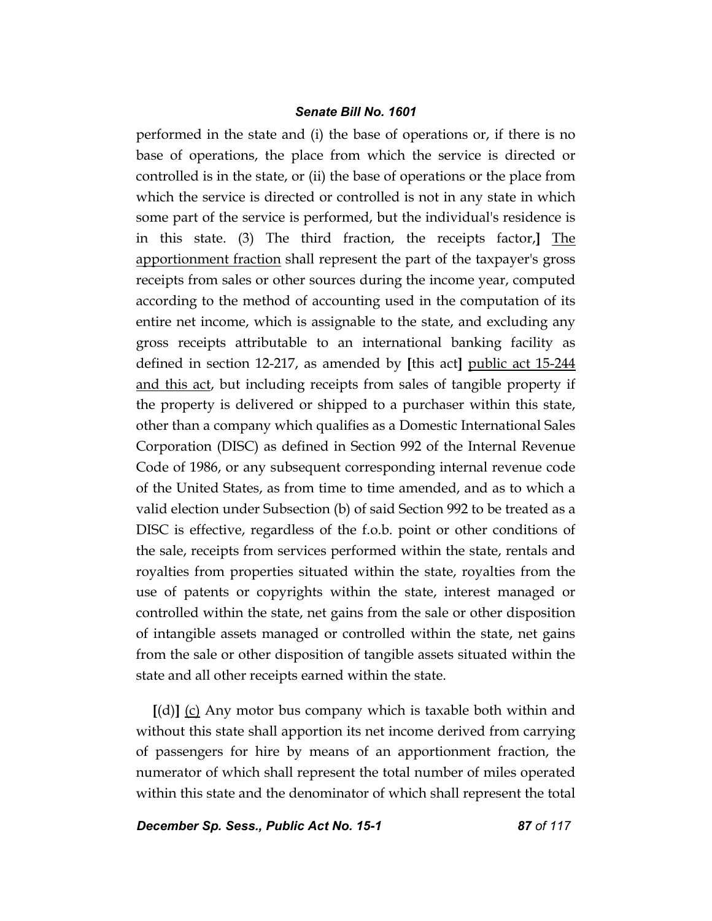performed in the state and (i) the base of operations or, if there is no base of operations, the place from which the service is directed or controlled is in the state, or (ii) the base of operations or the place from which the service is directed or controlled is not in any state in which some part of the service is performed, but the individual's residence is in this state. (3) The third fraction, the receipts factor,] <u>The apportionment fraction</u> shall represent the part of the taxpayer's gross receipts from sales or other sources during the income year, computed according to the method of accounting used in the computation of its entire net income, which is assignable to the state, and excluding any gross receipts attributable to an international banking facility as defined in section 12-217, as amended by [this act] <u>public act 15-244 and this act</u>, but including receipts from sales of tangible property if the property is delivered or shipped to a purchaser within this state, other than a company which qualifies as a Domestic International Sales Corporation (DISC) as defined in Section 992 of the Internal Revenue Code of 1986, or any subsequent corresponding internal revenue code of the United States, as from time to time amended, and as to which a valid election under Subsection (b) of said Section 992 to be treated as a DISC is effective, regardless of the f.o.b. point or other conditions of the sale, receipts from services performed within the state, rentals and royalties from properties situated within the state, royalties from the use of patents or copyrights within the state, interest managed or controlled within the state, net gains from the sale or other disposition of intangible assets managed or controlled within the state, net gains from the sale or other disposition of tangible assets situated within the state and all other receipts earned within the state.

[(d)] <u>(c)</u> Any motor bus company which is taxable both within and without this state shall apportion its net income derived from carrying of passengers for hire by means of an apportionment fraction, the numerator of which shall represent the total number of miles operated within this state and the denominator of which shall represent the total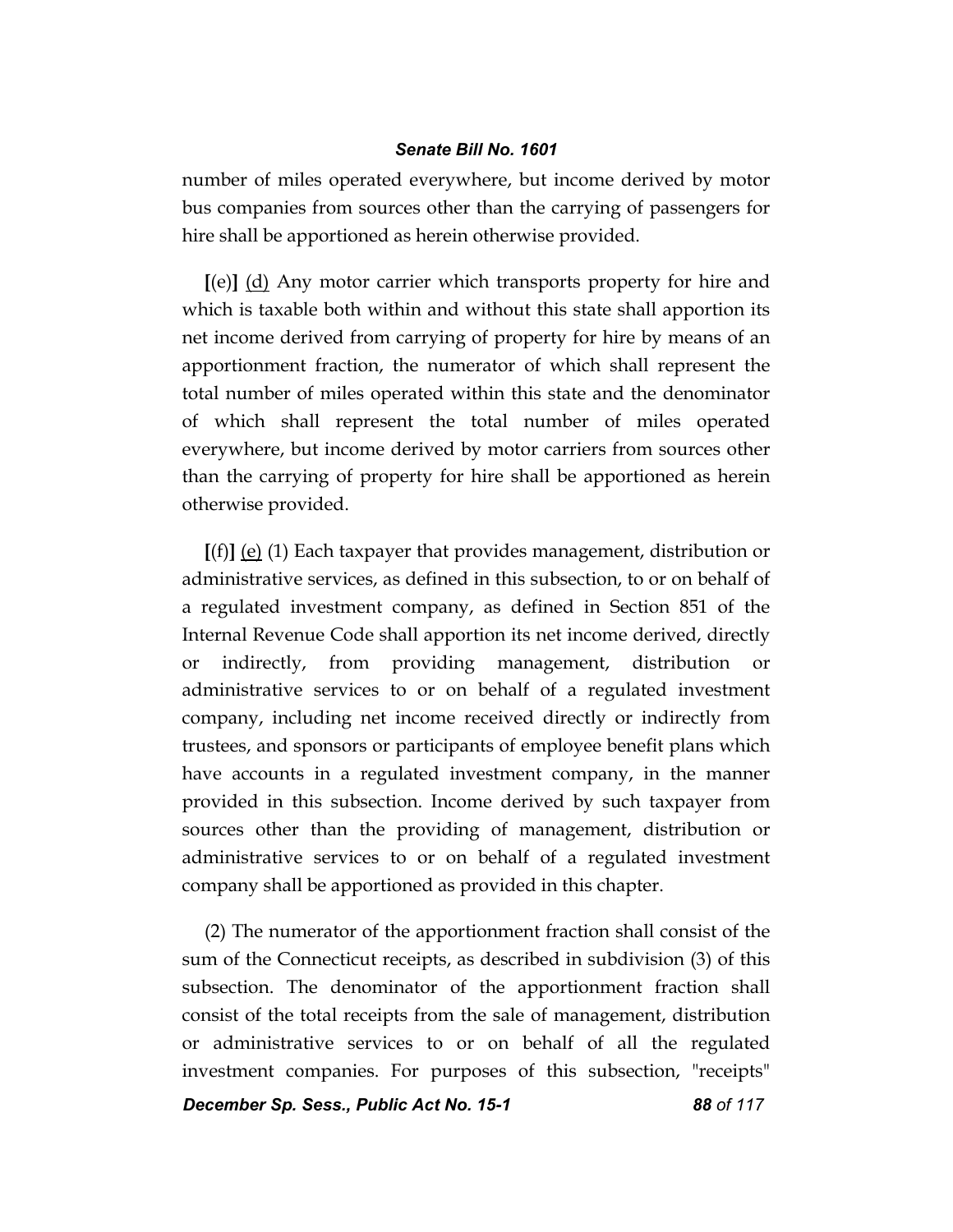number of miles operated everywhere, but income derived by motor bus companies from sources other than the carrying of passengers for hire shall be apportioned as herein otherwise provided.

[(e)] (d) Any motor carrier which transports property for hire and which is taxable both within and without this state shall apportion its net income derived from carrying of property for hire by means of an apportionment fraction, the numerator of which shall represent the total number of miles operated within this state and the denominator of which shall represent the total number of miles operated everywhere, but income derived by motor carriers from sources other than the carrying of property for hire shall be apportioned as herein otherwise provided.

[(f)] (e) (1) Each taxpayer that provides management, distribution or administrative services, as defined in this subsection, to or on behalf of a regulated investment company, as defined in Section 851 of the Internal Revenue Code shall apportion its net income derived, directly or indirectly, from providing management, distribution or administrative services to or on behalf of a regulated investment company, including net income received directly or indirectly from trustees, and sponsors or participants of employee benefit plans which have accounts in a regulated investment company, in the manner provided in this subsection. Income derived by such taxpayer from sources other than the providing of management, distribution or administrative services to or on behalf of a regulated investment company shall be apportioned as provided in this chapter.

(2) The numerator of the apportionment fraction shall consist of the sum of the Connecticut receipts, as described in subdivision (3) of this subsection. The denominator of the apportionment fraction shall consist of the total receipts from the sale of management, distribution or administrative services to or on behalf of all the regulated investment companies. For purposes of this subsection, "receipts"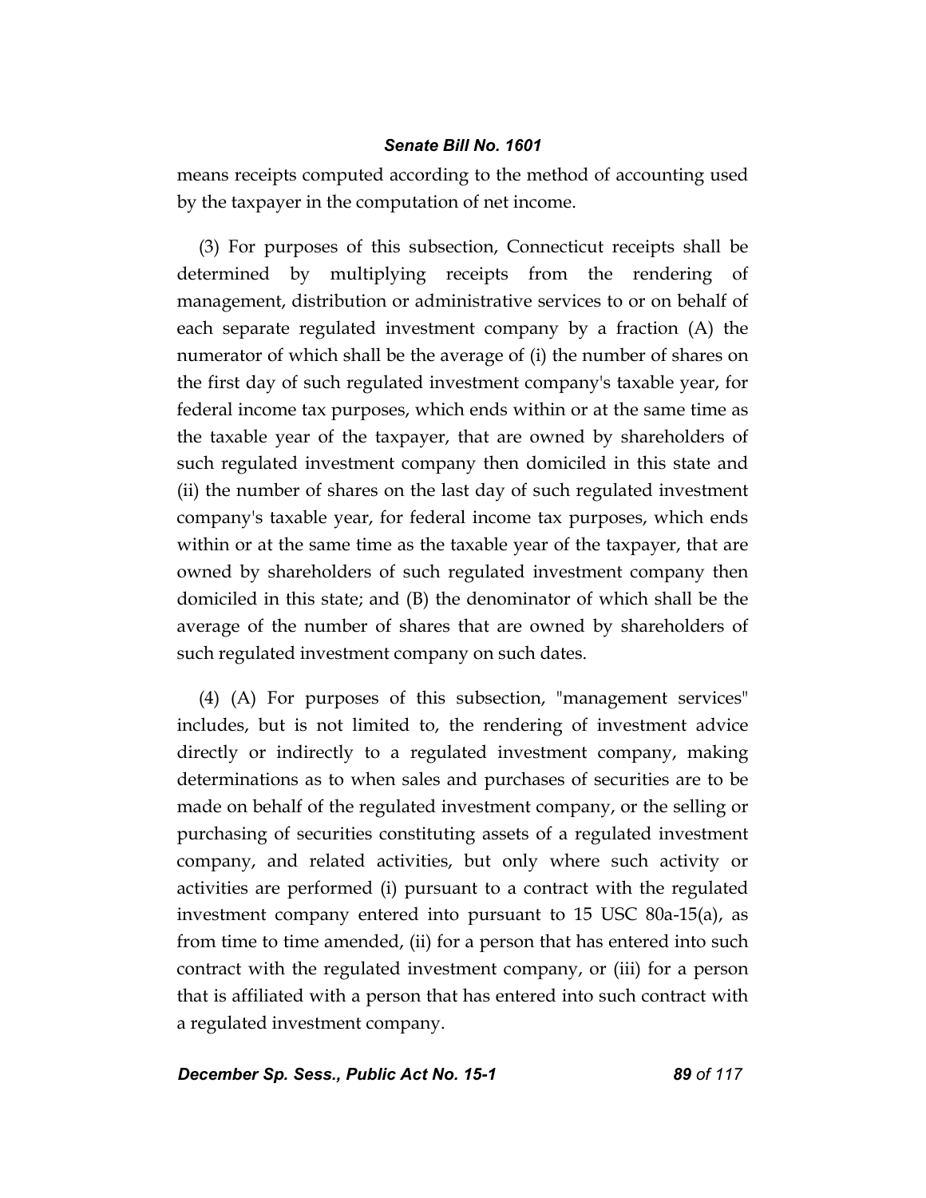means receipts computed according to the method of accounting used by the taxpayer in the computation of net income.

(3) For purposes of this subsection, Connecticut receipts shall be determined by multiplying receipts from the rendering of management, distribution or administrative services to or on behalf of each separate regulated investment company by a fraction (A) the numerator of which shall be the average of (i) the number of shares on the first day of such regulated investment company's taxable year, for federal income tax purposes, which ends within or at the same time as the taxable year of the taxpayer, that are owned by shareholders of such regulated investment company then domiciled in this state and (ii) the number of shares on the last day of such regulated investment company's taxable year, for federal income tax purposes, which ends within or at the same time as the taxable year of the taxpayer, that are owned by shareholders of such regulated investment company then domiciled in this state; and (B) the denominator of which shall be the average of the number of shares that are owned by shareholders of such regulated investment company on such dates.

(4) (A) For purposes of this subsection, "management services" includes, but is not limited to, the rendering of investment advice directly or indirectly to a regulated investment company, making determinations as to when sales and purchases of securities are to be made on behalf of the regulated investment company, or the selling or purchasing of securities constituting assets of a regulated investment company, and related activities, but only where such activity or activities are performed (i) pursuant to a contract with the regulated investment company entered into pursuant to 15 USC 80a-15(a), as from time to time amended, (ii) for a person that has entered into such contract with the regulated investment company, or (iii) for a person that is affiliated with a person that has entered into such contract with a regulated investment company.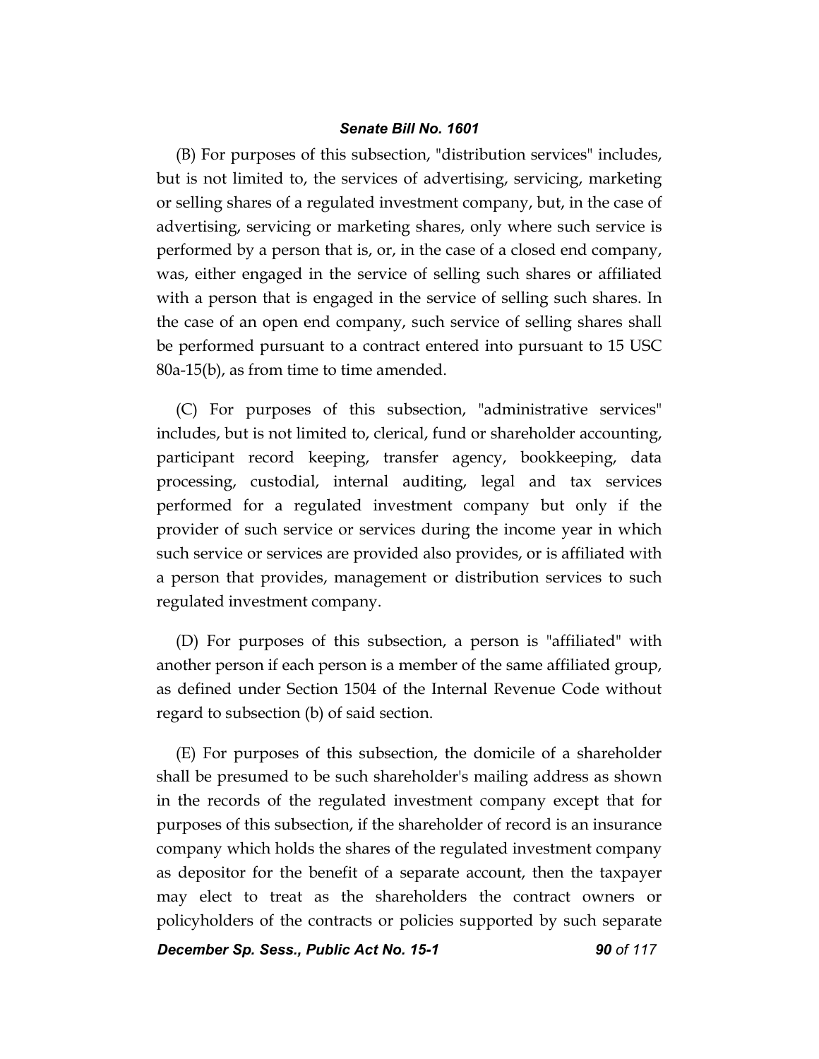(B) For purposes of this subsection, "distribution services" includes, but is not limited to, the services of advertising, servicing, marketing or selling shares of a regulated investment company, but, in the case of advertising, servicing or marketing shares, only where such service is performed by a person that is, or, in the case of a closed end company, was, either engaged in the service of selling such shares or affiliated with a person that is engaged in the service of selling such shares. In the case of an open end company, such service of selling shares shall be performed pursuant to a contract entered into pursuant to 15 USC 80a-15(b), as from time to time amended.

(C) For purposes of this subsection, "administrative services" includes, but is not limited to, clerical, fund or shareholder accounting, participant record keeping, transfer agency, bookkeeping, data processing, custodial, internal auditing, legal and tax services performed for a regulated investment company but only if the provider of such service or services during the income year in which such service or services are provided also provides, or is affiliated with a person that provides, management or distribution services to such regulated investment company.

(D) For purposes of this subsection, a person is "affiliated" with another person if each person is a member of the same affiliated group, as defined under Section 1504 of the Internal Revenue Code without regard to subsection (b) of said section.

(E) For purposes of this subsection, the domicile of a shareholder shall be presumed to be such shareholder's mailing address as shown in the records of the regulated investment company except that for purposes of this subsection, if the shareholder of record is an insurance company which holds the shares of the regulated investment company as depositor for the benefit of a separate account, then the taxpayer may elect to treat as the shareholders the contract owners or policyholders of the contracts or policies supported by such separate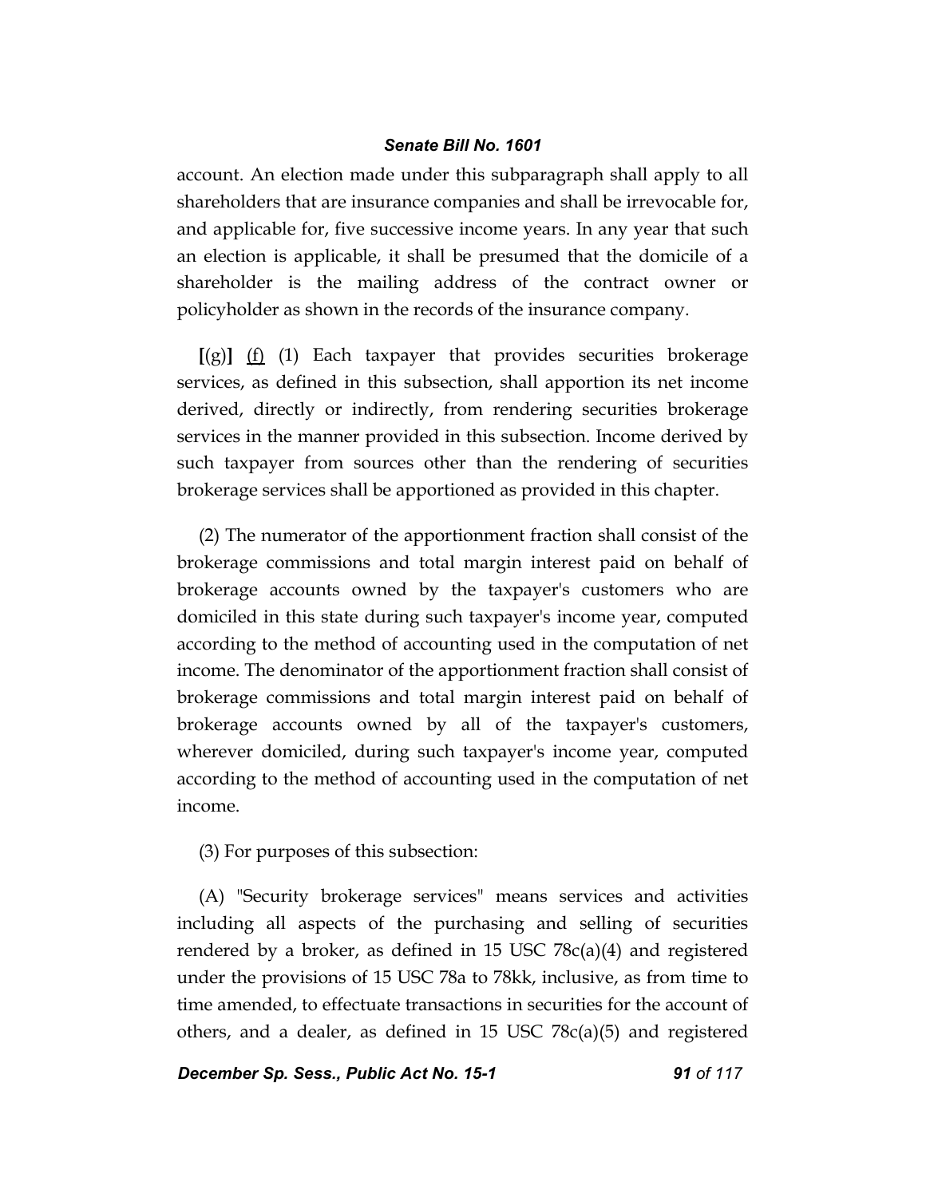account. An election made under this subparagraph shall apply to all shareholders that are insurance companies and shall be irrevocable for, and applicable for, five successive income years. In any year that such an election is applicable, it shall be presumed that the domicile of a shareholder is the mailing address of the contract owner or policyholder as shown in the records of the insurance company.

[(g)] (f) (1) Each taxpayer that provides securities brokerage services, as defined in this subsection, shall apportion its net income derived, directly or indirectly, from rendering securities brokerage services in the manner provided in this subsection. Income derived by such taxpayer from sources other than the rendering of securities brokerage services shall be apportioned as provided in this chapter.

(2) The numerator of the apportionment fraction shall consist of the brokerage commissions and total margin interest paid on behalf of brokerage accounts owned by the taxpayer's customers who are domiciled in this state during such taxpayer's income year, computed according to the method of accounting used in the computation of net income. The denominator of the apportionment fraction shall consist of brokerage commissions and total margin interest paid on behalf of brokerage accounts owned by all of the taxpayer's customers, wherever domiciled, during such taxpayer's income year, computed according to the method of accounting used in the computation of net income.

(3) For purposes of this subsection:

(A) "Security brokerage services" means services and activities including all aspects of the purchasing and selling of securities rendered by a broker, as defined in 15 USC 78c(a)(4) and registered under the provisions of 15 USC 78a to 78kk, inclusive, as from time to time amended, to effectuate transactions in securities for the account of others, and a dealer, as defined in 15 USC 78c(a)(5) and registered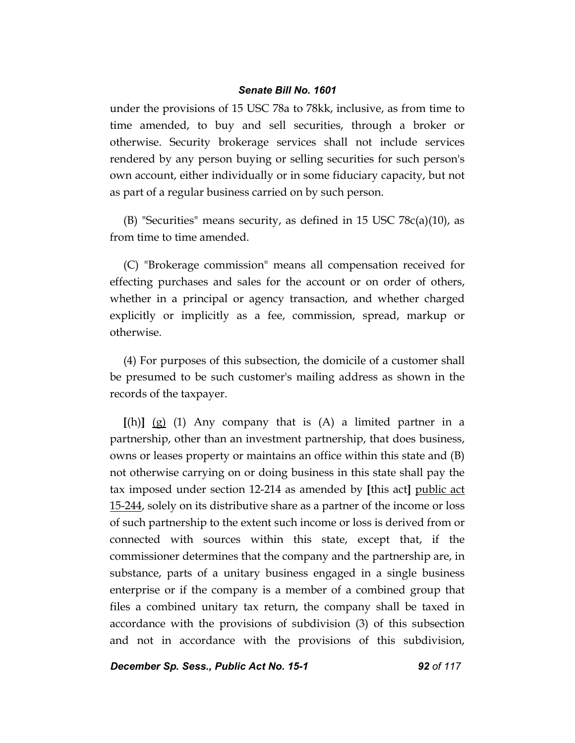under the provisions of 15 USC 78a to 78kk, inclusive, as from time to time amended, to buy and sell securities, through a broker or otherwise. Security brokerage services shall not include services rendered by any person buying or selling securities for such person's own account, either individually or in some fiduciary capacity, but not as part of a regular business carried on by such person.

(B) "Securities" means security, as defined in 15 USC 78c(a)(10), as from time to time amended.

(C) "Brokerage commission" means all compensation received for effecting purchases and sales for the account or on order of others, whether in a principal or agency transaction, and whether charged explicitly or implicitly as a fee, commission, spread, markup or otherwise.

(4) For purposes of this subsection, the domicile of a customer shall be presumed to be such customer's mailing address as shown in the records of the taxpayer.

**[**(h)**]** <u>(g)</u> (1) Any company that is (A) a limited partner in a partnership, other than an investment partnership, that does business, owns or leases property or maintains an office within this state and (B) not otherwise carrying on or doing business in this state shall pay the tax imposed under section 12-214 as amended by **[**this act**]** <u>public act 15-244</u>, solely on its distributive share as a partner of the income or loss of such partnership to the extent such income or loss is derived from or connected with sources within this state, except that, if the commissioner determines that the company and the partnership are, in substance, parts of a unitary business engaged in a single business enterprise or if the company is a member of a combined group that files a combined unitary tax return, the company shall be taxed in accordance with the provisions of subdivision (3) of this subsection and not in accordance with the provisions of this subdivision,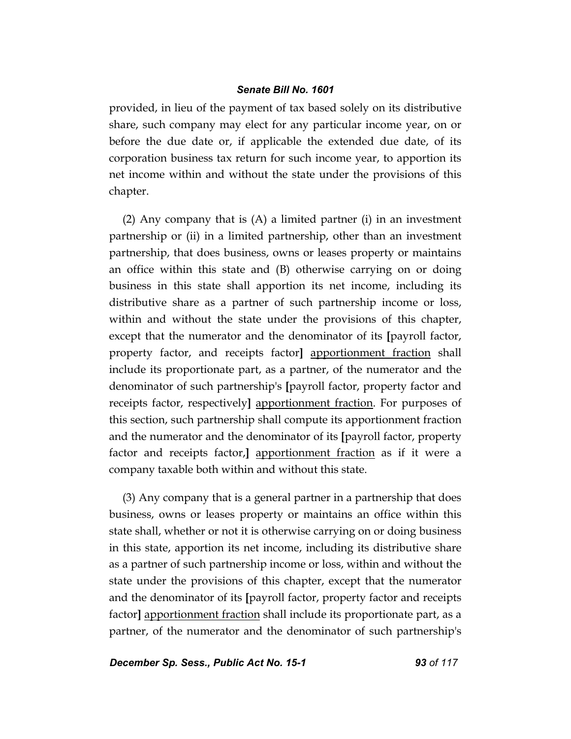provided, in lieu of the payment of tax based solely on its distributive share, such company may elect for any particular income year, on or before the due date or, if applicable the extended due date, of its corporation business tax return for such income year, to apportion its net income within and without the state under the provisions of this chapter.

(2) Any company that is (A) a limited partner (i) in an investment partnership or (ii) in a limited partnership, other than an investment partnership, that does business, owns or leases property or maintains an office within this state and (B) otherwise carrying on or doing business in this state shall apportion its net income, including its distributive share as a partner of such partnership income or loss, within and without the state under the provisions of this chapter, except that the numerator and the denominator of its **[**payroll factor, property factor, and receipts factor**]** <u>apportionment fraction</u> shall include its proportionate part, as a partner, of the numerator and the denominator of such partnership's **[**payroll factor, property factor and receipts factor, respectively**]** <u>apportionment fraction</u>. For purposes of this section, such partnership shall compute its apportionment fraction and the numerator and the denominator of its **[**payroll factor, property factor and receipts factor,**]** <u>apportionment fraction</u> as if it were a company taxable both within and without this state.

(3) Any company that is a general partner in a partnership that does business, owns or leases property or maintains an office within this state shall, whether or not it is otherwise carrying on or doing business in this state, apportion its net income, including its distributive share as a partner of such partnership income or loss, within and without the state under the provisions of this chapter, except that the numerator and the denominator of its **[**payroll factor, property factor and receipts factor**]** <u>apportionment fraction</u> shall include its proportionate part, as a partner, of the numerator and the denominator of such partnership's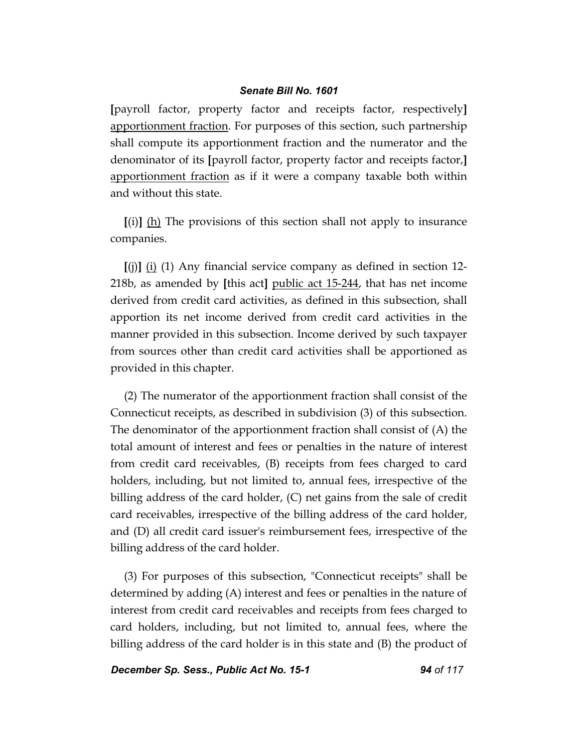**[**payroll factor, property factor and receipts factor, respectively**]** <u>apportionment fraction</u>. For purposes of this section, such partnership shall compute its apportionment fraction and the numerator and the denominator of its **[**payroll factor, property factor and receipts factor,**]** <u>apportionment fraction</u> as if it were a company taxable both within and without this state.

**[**(i)**]** <u>(h)</u> The provisions of this section shall not apply to insurance companies.

**[**(j)**]** <u>(i)</u> (1) Any financial service company as defined in section 12-218b, as amended by **[**this act**]** <u>public act 15-244</u>, that has net income derived from credit card activities, as defined in this subsection, shall apportion its net income derived from credit card activities in the manner provided in this subsection. Income derived by such taxpayer from sources other than credit card activities shall be apportioned as provided in this chapter.

(2) The numerator of the apportionment fraction shall consist of the Connecticut receipts, as described in subdivision (3) of this subsection. The denominator of the apportionment fraction shall consist of (A) the total amount of interest and fees or penalties in the nature of interest from credit card receivables, (B) receipts from fees charged to card holders, including, but not limited to, annual fees, irrespective of the billing address of the card holder, (C) net gains from the sale of credit card receivables, irrespective of the billing address of the card holder, and (D) all credit card issuer's reimbursement fees, irrespective of the billing address of the card holder.

(3) For purposes of this subsection, "Connecticut receipts" shall be determined by adding (A) interest and fees or penalties in the nature of interest from credit card receivables and receipts from fees charged to card holders, including, but not limited to, annual fees, where the billing address of the card holder is in this state and (B) the product of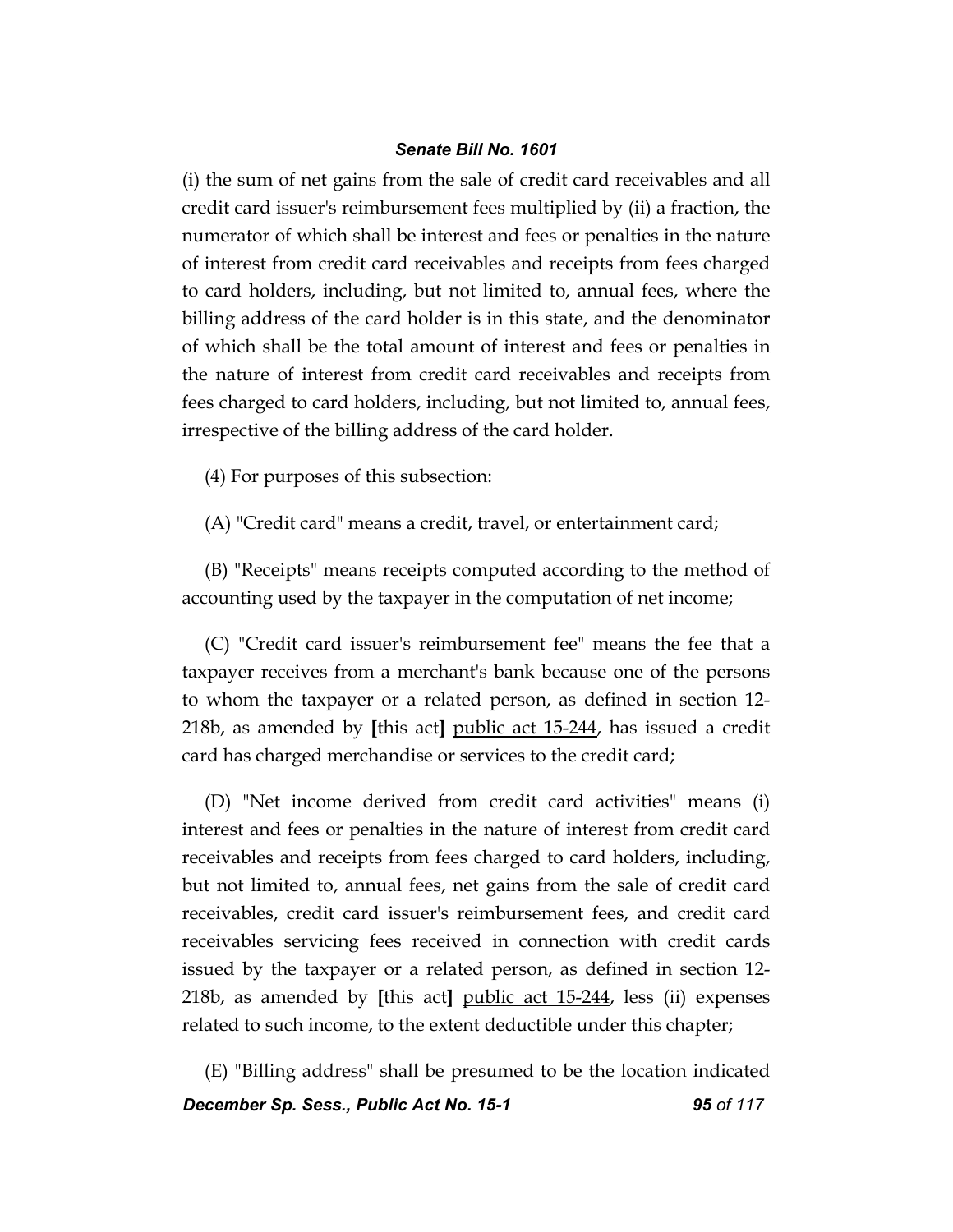(i) the sum of net gains from the sale of credit card receivables and all credit card issuer's reimbursement fees multiplied by (ii) a fraction, the numerator of which shall be interest and fees or penalties in the nature of interest from credit card receivables and receipts from fees charged to card holders, including, but not limited to, annual fees, where the billing address of the card holder is in this state, and the denominator of which shall be the total amount of interest and fees or penalties in the nature of interest from credit card receivables and receipts from fees charged to card holders, including, but not limited to, annual fees, irrespective of the billing address of the card holder.

(4) For purposes of this subsection:

(A) "Credit card" means a credit, travel, or entertainment card;

(B) "Receipts" means receipts computed according to the method of accounting used by the taxpayer in the computation of net income;

(C) "Credit card issuer's reimbursement fee" means the fee that a taxpayer receives from a merchant's bank because one of the persons to whom the taxpayer or a related person, as defined in section 12-218b, as amended by **[**this act**]** <u>public act 15-244</u>, has issued a credit card has charged merchandise or services to the credit card;

(D) "Net income derived from credit card activities" means (i) interest and fees or penalties in the nature of interest from credit card receivables and receipts from fees charged to card holders, including, but not limited to, annual fees, net gains from the sale of credit card receivables, credit card issuer's reimbursement fees, and credit card receivables servicing fees received in connection with credit cards issued by the taxpayer or a related person, as defined in section 12-218b, as amended by **[**this act**]** <u>public act 15-244</u>, less (ii) expenses related to such income, to the extent deductible under this chapter;

(E) "Billing address" shall be presumed to be the location indicated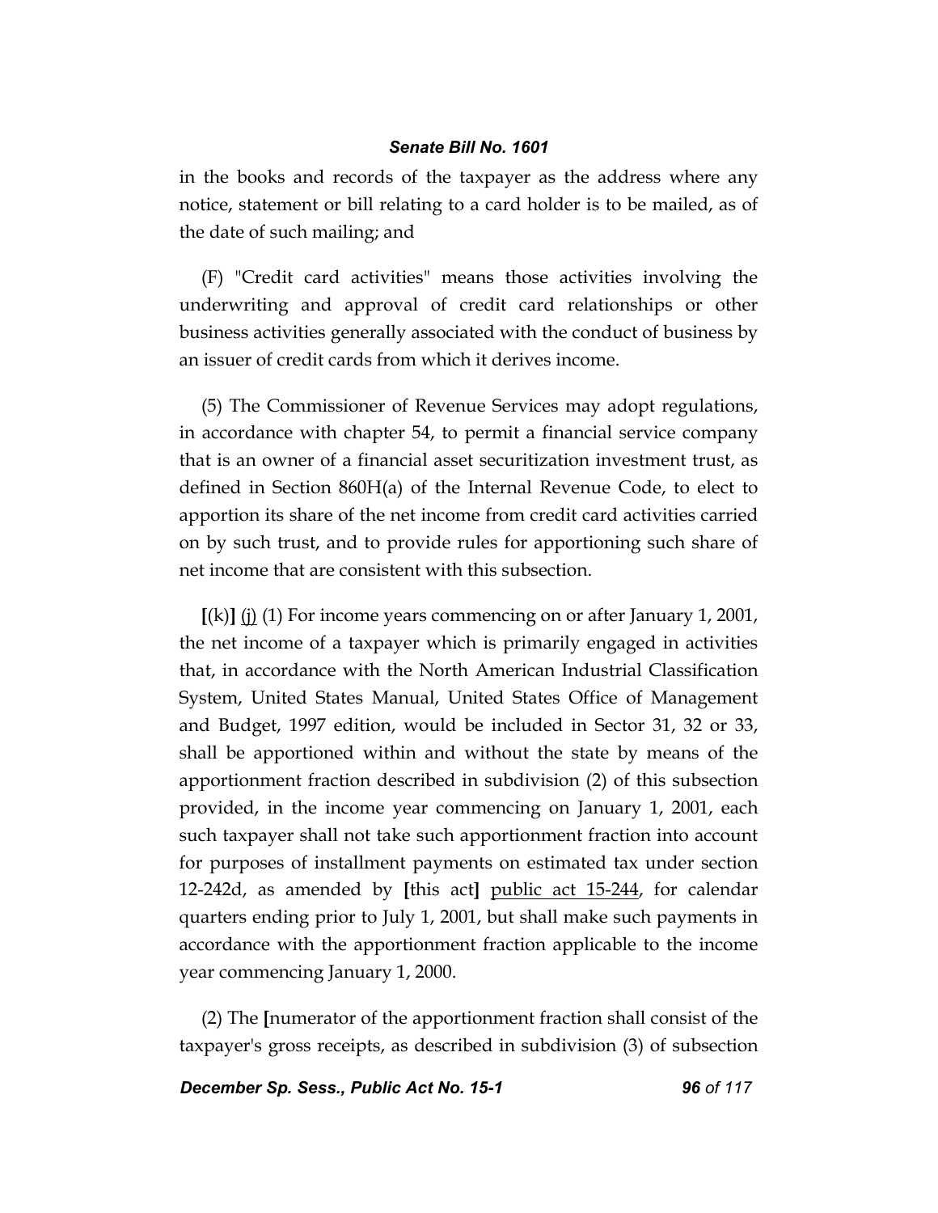in the books and records of the taxpayer as the address where any notice, statement or bill relating to a card holder is to be mailed, as of the date of such mailing; and

(F) "Credit card activities" means those activities involving the underwriting and approval of credit card relationships or other business activities generally associated with the conduct of business by an issuer of credit cards from which it derives income.

(5) The Commissioner of Revenue Services may adopt regulations, in accordance with chapter 54, to permit a financial service company that is an owner of a financial asset securitization investment trust, as defined in Section 860H(a) of the Internal Revenue Code, to elect to apportion its share of the net income from credit card activities carried on by such trust, and to provide rules for apportioning such share of net income that are consistent with this subsection.

**[**(k)**]** <u>(j)</u> (1) For income years commencing on or after January 1, 2001, the net income of a taxpayer which is primarily engaged in activities that, in accordance with the North American Industrial Classification System, United States Manual, United States Office of Management and Budget, 1997 edition, would be included in Sector 31, 32 or 33, shall be apportioned within and without the state by means of the apportionment fraction described in subdivision (2) of this subsection provided, in the income year commencing on January 1, 2001, each such taxpayer shall not take such apportionment fraction into account for purposes of installment payments on estimated tax under section 12-242d, as amended by **[**this act**]** <u>public act 15-244</u>, for calendar quarters ending prior to July 1, 2001, but shall make such payments in accordance with the apportionment fraction applicable to the income year commencing January 1, 2000.

(2) The **[**numerator of the apportionment fraction shall consist of the taxpayer's gross receipts, as described in subdivision (3) of subsection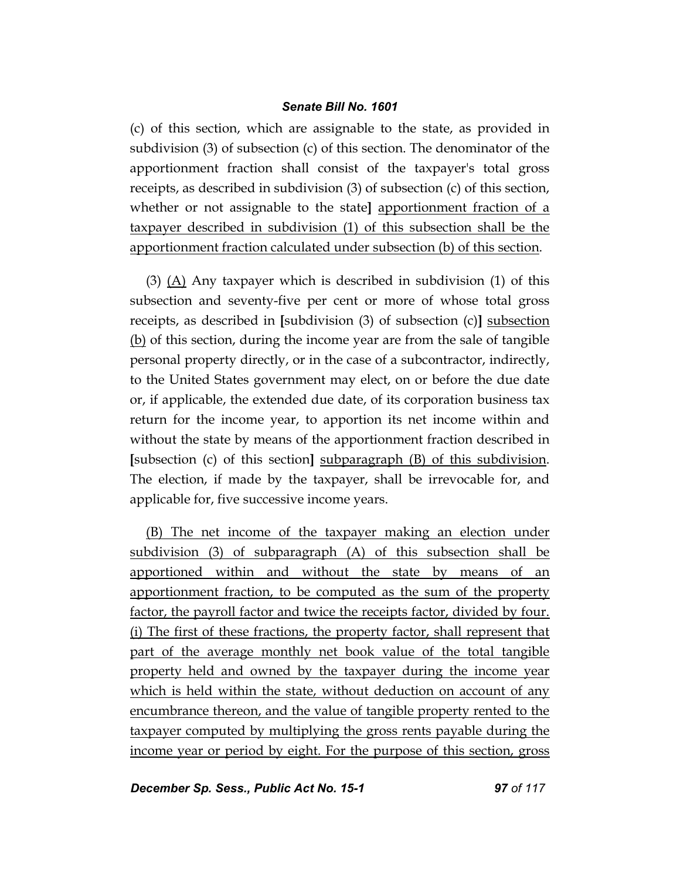(c) of this section, which are assignable to the state, as provided in subdivision (3) of subsection (c) of this section. The denominator of the apportionment fraction shall consist of the taxpayer's total gross receipts, as described in subdivision (3) of subsection (c) of this section, whether or not assignable to the state] apportionment fraction of a taxpayer described in subdivision (1) of this subsection shall be the apportionment fraction calculated under subsection (b) of this section.

(3) (A) Any taxpayer which is described in subdivision (1) of this subsection and seventy-five per cent or more of whose total gross receipts, as described in [subdivision (3) of subsection (c)] subsection (b) of this section, during the income year are from the sale of tangible personal property directly, or in the case of a subcontractor, indirectly, to the United States government may elect, on or before the due date or, if applicable, the extended due date, of its corporation business tax return for the income year, to apportion its net income within and without the state by means of the apportionment fraction described in [subsection (c) of this section] subparagraph (B) of this subdivision. The election, if made by the taxpayer, shall be irrevocable for, and applicable for, five successive income years.

(B) The net income of the taxpayer making an election under subdivision (3) of subparagraph (A) of this subsection shall be apportioned within and without the state by means of an apportionment fraction, to be computed as the sum of the property factor, the payroll factor and twice the receipts factor, divided by four. (i) The first of these fractions, the property factor, shall represent that part of the average monthly net book value of the total tangible property held and owned by the taxpayer during the income year which is held within the state, without deduction on account of any encumbrance thereon, and the value of tangible property rented to the taxpayer computed by multiplying the gross rents payable during the income year or period by eight. For the purpose of this section, gross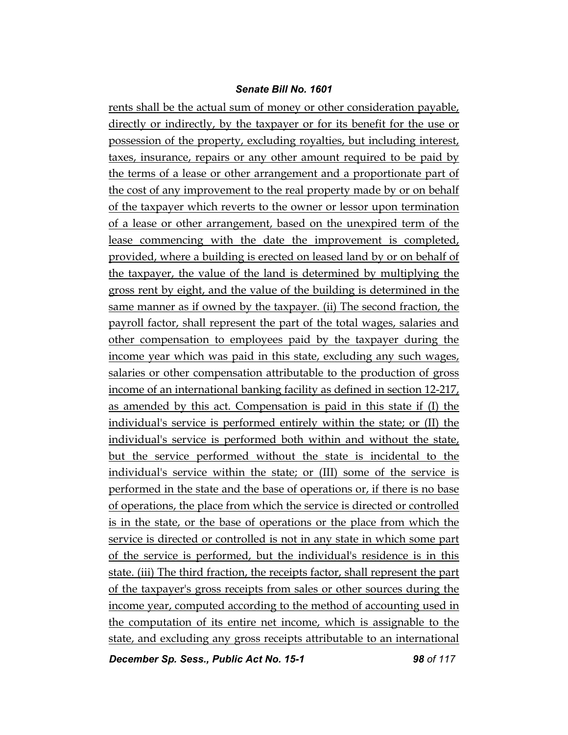rents shall be the actual sum of money or other consideration payable, directly or indirectly, by the taxpayer or for its benefit for the use or possession of the property, excluding royalties, but including interest, taxes, insurance, repairs or any other amount required to be paid by the terms of a lease or other arrangement and a proportionate part of the cost of any improvement to the real property made by or on behalf of the taxpayer which reverts to the owner or lessor upon termination of a lease or other arrangement, based on the unexpired term of the lease commencing with the date the improvement is completed, provided, where a building is erected on leased land by or on behalf of the taxpayer, the value of the land is determined by multiplying the gross rent by eight, and the value of the building is determined in the same manner as if owned by the taxpayer. (ii) The second fraction, the payroll factor, shall represent the part of the total wages, salaries and other compensation to employees paid by the taxpayer during the income year which was paid in this state, excluding any such wages, salaries or other compensation attributable to the production of gross income of an international banking facility as defined in section 12-217, as amended by this act. Compensation is paid in this state if (I) the individual's service is performed entirely within the state; or (II) the individual's service is performed both within and without the state, but the service performed without the state is incidental to the individual's service within the state; or (III) some of the service is performed in the state and the base of operations or, if there is no base of operations, the place from which the service is directed or controlled is in the state, or the base of operations or the place from which the service is directed or controlled is not in any state in which some part of the service is performed, but the individual's residence is in this state. (iii) The third fraction, the receipts factor, shall represent the part of the taxpayer's gross receipts from sales or other sources during the income year, computed according to the method of accounting used in the computation of its entire net income, which is assignable to the state, and excluding any gross receipts attributable to an international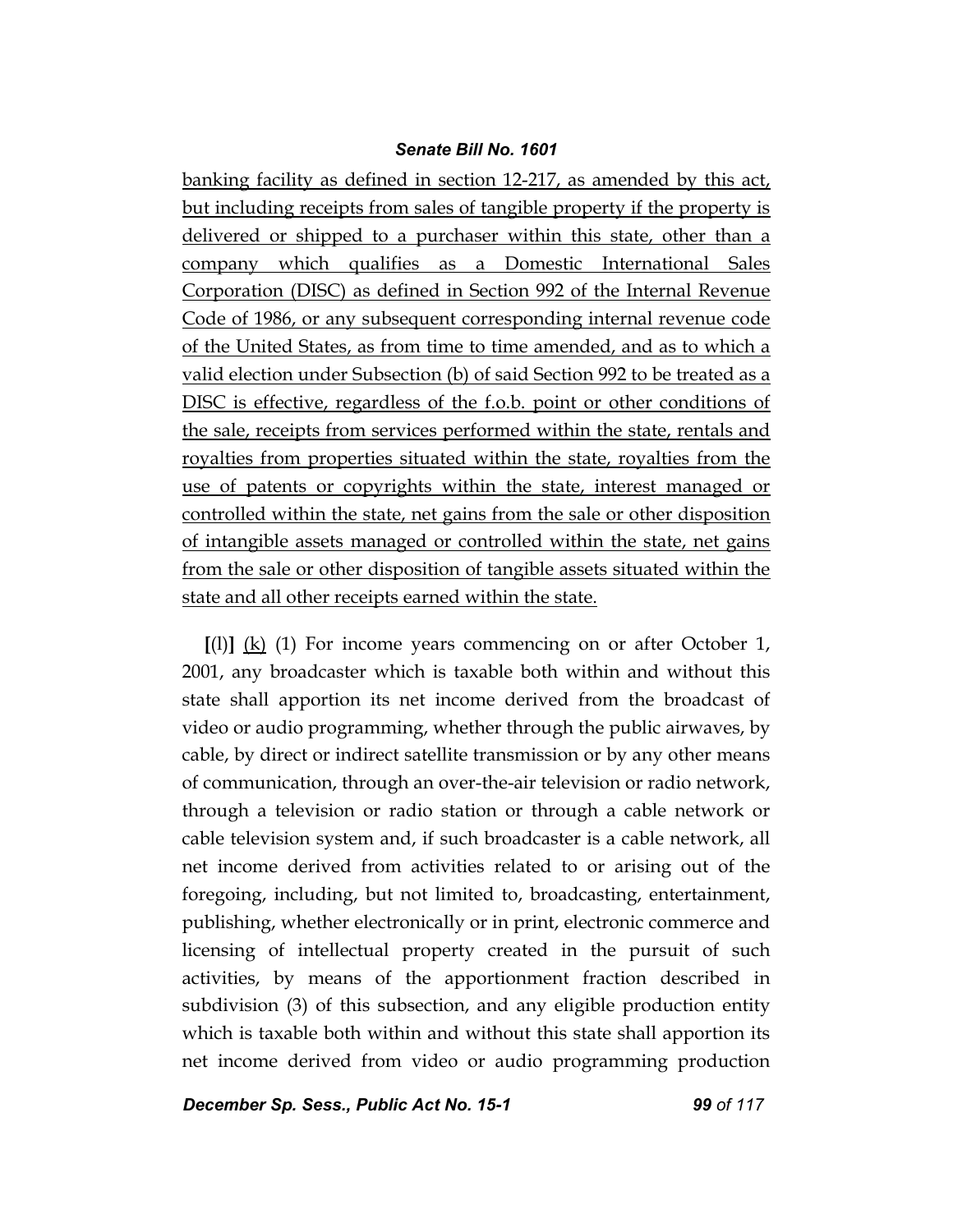banking facility as defined in section 12-217, as amended by this act, but including receipts from sales of tangible property if the property is delivered or shipped to a purchaser within this state, other than a company which qualifies as a Domestic International Sales Corporation (DISC) as defined in Section 992 of the Internal Revenue Code of 1986, or any subsequent corresponding internal revenue code of the United States, as from time to time amended, and as to which a valid election under Subsection (b) of said Section 992 to be treated as a DISC is effective, regardless of the f.o.b. point or other conditions of the sale, receipts from services performed within the state, rentals and royalties from properties situated within the state, royalties from the use of patents or copyrights within the state, interest managed or controlled within the state, net gains from the sale or other disposition of intangible assets managed or controlled within the state, net gains from the sale or other disposition of tangible assets situated within the state and all other receipts earned within the state.

[(l)] (k) (1) For income years commencing on or after October 1, 2001, any broadcaster which is taxable both within and without this state shall apportion its net income derived from the broadcast of video or audio programming, whether through the public airwaves, by cable, by direct or indirect satellite transmission or by any other means of communication, through an over-the-air television or radio network, through a television or radio station or through a cable network or cable television system and, if such broadcaster is a cable network, all net income derived from activities related to or arising out of the foregoing, including, but not limited to, broadcasting, entertainment, publishing, whether electronically or in print, electronic commerce and licensing of intellectual property created in the pursuit of such activities, by means of the apportionment fraction described in subdivision (3) of this subsection, and any eligible production entity which is taxable both within and without this state shall apportion its net income derived from video or audio programming production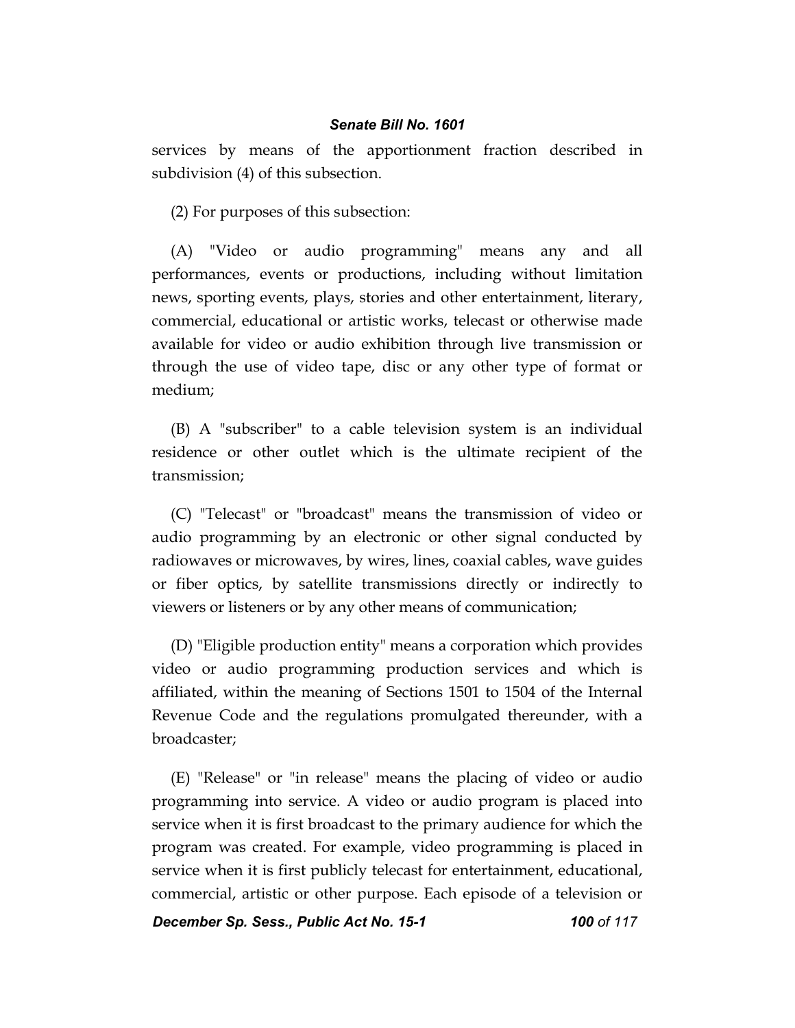services by means of the apportionment fraction described in subdivision (4) of this subsection.

(2) For purposes of this subsection:

(A) "Video or audio programming" means any and all performances, events or productions, including without limitation news, sporting events, plays, stories and other entertainment, literary, commercial, educational or artistic works, telecast or otherwise made available for video or audio exhibition through live transmission or through the use of video tape, disc or any other type of format or medium;

(B) A "subscriber" to a cable television system is an individual residence or other outlet which is the ultimate recipient of the transmission;

(C) "Telecast" or "broadcast" means the transmission of video or audio programming by an electronic or other signal conducted by radiowaves or microwaves, by wires, lines, coaxial cables, wave guides or fiber optics, by satellite transmissions directly or indirectly to viewers or listeners or by any other means of communication;

(D) "Eligible production entity" means a corporation which provides video or audio programming production services and which is affiliated, within the meaning of Sections 1501 to 1504 of the Internal Revenue Code and the regulations promulgated thereunder, with a broadcaster;

(E) "Release" or "in release" means the placing of video or audio programming into service. A video or audio program is placed into service when it is first broadcast to the primary audience for which the program was created. For example, video programming is placed in service when it is first publicly telecast for entertainment, educational, commercial, artistic or other purpose. Each episode of a television or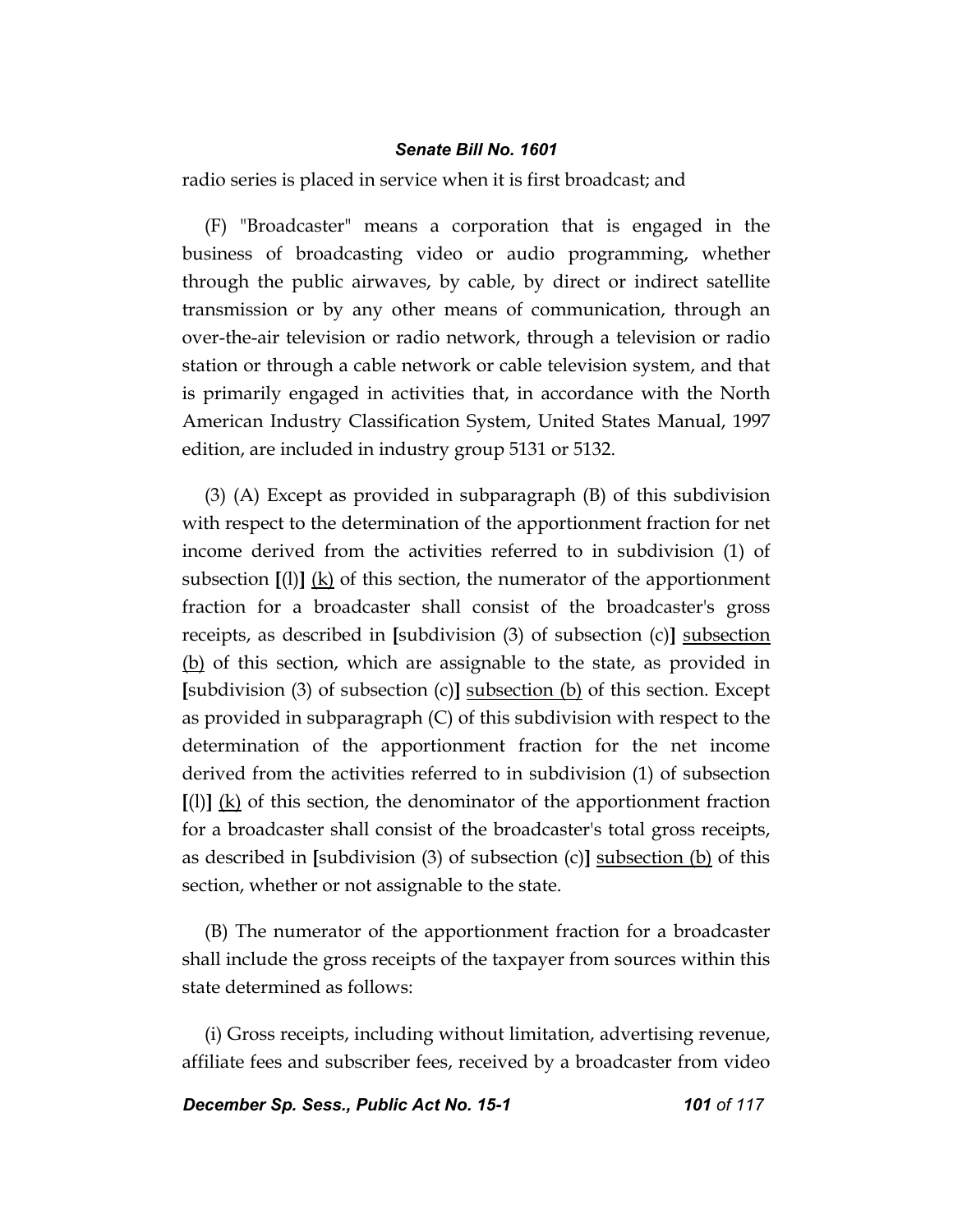radio series is placed in service when it is first broadcast; and

(F) "Broadcaster" means a corporation that is engaged in the business of broadcasting video or audio programming, whether through the public airwaves, by cable, by direct or indirect satellite transmission or by any other means of communication, through an over-the-air television or radio network, through a television or radio station or through a cable network or cable television system, and that is primarily engaged in activities that, in accordance with the North American Industry Classification System, United States Manual, 1997 edition, are included in industry group 5131 or 5132.

(3) (A) Except as provided in subparagraph (B) of this subdivision with respect to the determination of the apportionment fraction for net income derived from the activities referred to in subdivision (1) of subsection [(l)] <u>(k)</u> of this section, the numerator of the apportionment fraction for a broadcaster shall consist of the broadcaster's gross receipts, as described in [subdivision (3) of subsection (c)] <u>subsection (b)</u> of this section, which are assignable to the state, as provided in [subdivision (3) of subsection (c)] <u>subsection (b)</u> of this section. Except as provided in subparagraph (C) of this subdivision with respect to the determination of the apportionment fraction for the net income derived from the activities referred to in subdivision (1) of subsection [(l)] <u>(k)</u> of this section, the denominator of the apportionment fraction for a broadcaster shall consist of the broadcaster's total gross receipts, as described in [subdivision (3) of subsection (c)] <u>subsection (b)</u> of this section, whether or not assignable to the state.

(B) The numerator of the apportionment fraction for a broadcaster shall include the gross receipts of the taxpayer from sources within this state determined as follows:

(i) Gross receipts, including without limitation, advertising revenue, affiliate fees and subscriber fees, received by a broadcaster from video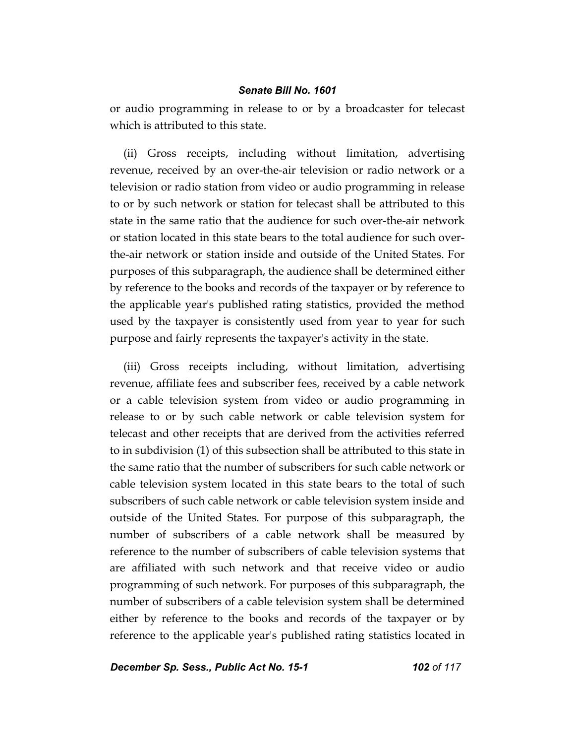or audio programming in release to or by a broadcaster for telecast which is attributed to this state.

(ii) Gross receipts, including without limitation, advertising revenue, received by an over-the-air television or radio network or a television or radio station from video or audio programming in release to or by such network or station for telecast shall be attributed to this state in the same ratio that the audience for such over-the-air network or station located in this state bears to the total audience for such over-the-air network or station inside and outside of the United States. For purposes of this subparagraph, the audience shall be determined either by reference to the books and records of the taxpayer or by reference to the applicable year's published rating statistics, provided the method used by the taxpayer is consistently used from year to year for such purpose and fairly represents the taxpayer's activity in the state.

(iii) Gross receipts including, without limitation, advertising revenue, affiliate fees and subscriber fees, received by a cable network or a cable television system from video or audio programming in release to or by such cable network or cable television system for telecast and other receipts that are derived from the activities referred to in subdivision (1) of this subsection shall be attributed to this state in the same ratio that the number of subscribers for such cable network or cable television system located in this state bears to the total of such subscribers of such cable network or cable television system inside and outside of the United States. For purpose of this subparagraph, the number of subscribers of a cable network shall be measured by reference to the number of subscribers of cable television systems that are affiliated with such network and that receive video or audio programming of such network. For purposes of this subparagraph, the number of subscribers of a cable television system shall be determined either by reference to the books and records of the taxpayer or by reference to the applicable year's published rating statistics located in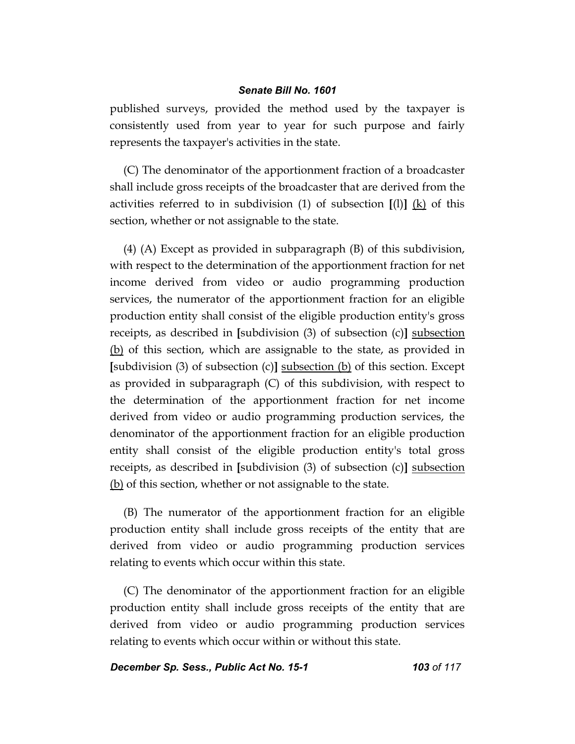published surveys, provided the method used by the taxpayer is consistently used from year to year for such purpose and fairly represents the taxpayer's activities in the state.

(C) The denominator of the apportionment fraction of a broadcaster shall include gross receipts of the broadcaster that are derived from the activities referred to in subdivision (1) of subsection **[**(l)**]** <u>(k)</u> of this section, whether or not assignable to the state.

(4) (A) Except as provided in subparagraph (B) of this subdivision, with respect to the determination of the apportionment fraction for net income derived from video or audio programming production services, the numerator of the apportionment fraction for an eligible production entity shall consist of the eligible production entity's gross receipts, as described in **[**subdivision (3) of subsection (c)**]** <u>subsection (b)</u> of this section, which are assignable to the state, as provided in **[**subdivision (3) of subsection (c)**]** <u>subsection (b)</u> of this section. Except as provided in subparagraph (C) of this subdivision, with respect to the determination of the apportionment fraction for net income derived from video or audio programming production services, the denominator of the apportionment fraction for an eligible production entity shall consist of the eligible production entity's total gross receipts, as described in **[**subdivision (3) of subsection (c)**]** <u>subsection (b)</u> of this section, whether or not assignable to the state.

(B) The numerator of the apportionment fraction for an eligible production entity shall include gross receipts of the entity that are derived from video or audio programming production services relating to events which occur within this state.

(C) The denominator of the apportionment fraction for an eligible production entity shall include gross receipts of the entity that are derived from video or audio programming production services relating to events which occur within or without this state.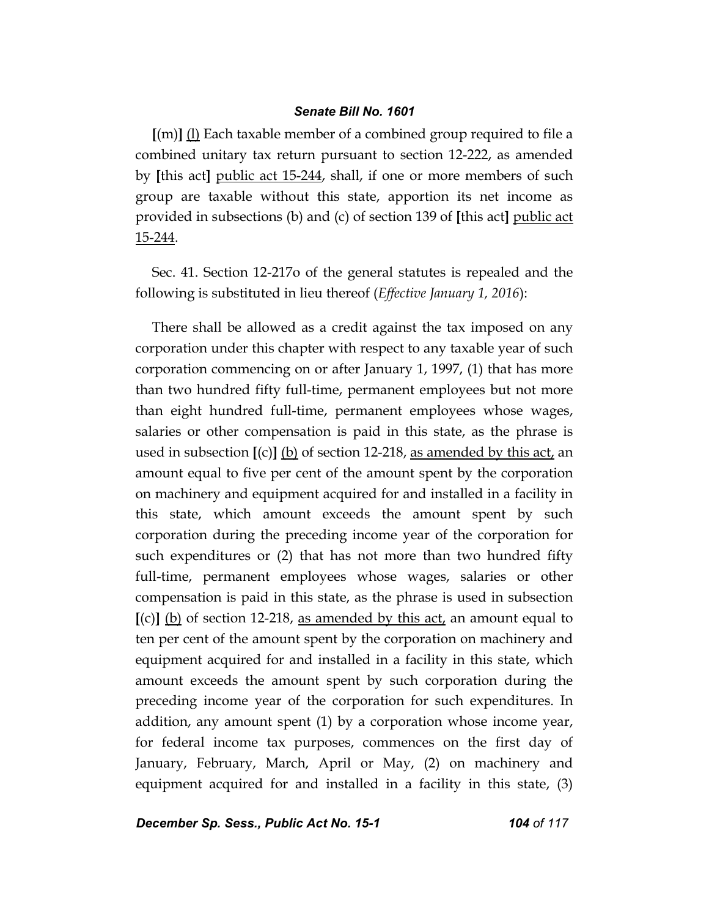[(m)] <u>(l)</u> Each taxable member of a combined group required to file a combined unitary tax return pursuant to section 12-222, as amended by [this act] <u>public act 15-244</u>, shall, if one or more members of such group are taxable without this state, apportion its net income as provided in subsections (b) and (c) of section 139 of [this act] <u>public act 15-244</u>.

Sec. 41. Section 12-217o of the general statutes is repealed and the following is substituted in lieu thereof (*Effective January 1, 2016*):

There shall be allowed as a credit against the tax imposed on any corporation under this chapter with respect to any taxable year of such corporation commencing on or after January 1, 1997, (1) that has more than two hundred fifty full-time, permanent employees but not more than eight hundred full-time, permanent employees whose wages, salaries or other compensation is paid in this state, as the phrase is used in subsection [(c)] <u>(b)</u> of section 12-218, <u>as amended by this act,</u> an amount equal to five per cent of the amount spent by the corporation on machinery and equipment acquired for and installed in a facility in this state, which amount exceeds the amount spent by such corporation during the preceding income year of the corporation for such expenditures or (2) that has not more than two hundred fifty full-time, permanent employees whose wages, salaries or other compensation is paid in this state, as the phrase is used in subsection [(c)] <u>(b)</u> of section 12-218, <u>as amended by this act,</u> an amount equal to ten per cent of the amount spent by the corporation on machinery and equipment acquired for and installed in a facility in this state, which amount exceeds the amount spent by such corporation during the preceding income year of the corporation for such expenditures. In addition, any amount spent (1) by a corporation whose income year, for federal income tax purposes, commences on the first day of January, February, March, April or May, (2) on machinery and equipment acquired for and installed in a facility in this state, (3)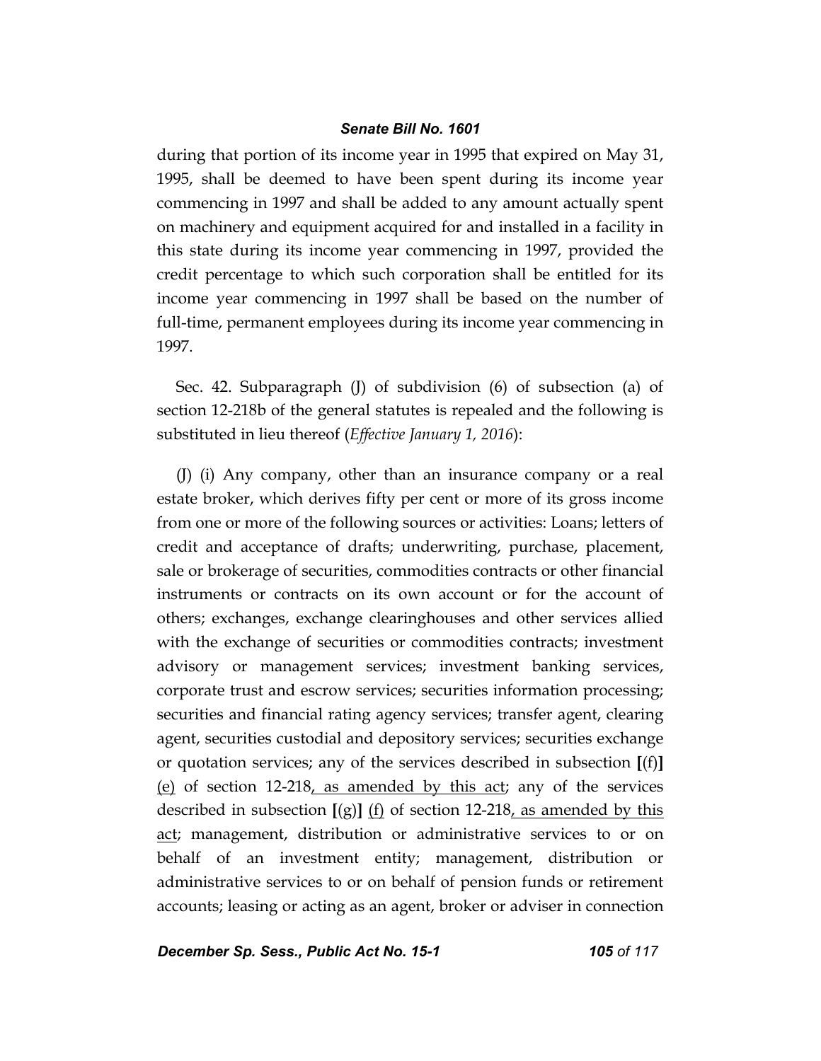during that portion of its income year in 1995 that expired on May 31, 1995, shall be deemed to have been spent during its income year commencing in 1997 and shall be added to any amount actually spent on machinery and equipment acquired for and installed in a facility in this state during its income year commencing in 1997, provided the credit percentage to which such corporation shall be entitled for its income year commencing in 1997 shall be based on the number of full-time, permanent employees during its income year commencing in 1997.

Sec. 42. Subparagraph (J) of subdivision (6) of subsection (a) of section 12-218b of the general statutes is repealed and the following is substituted in lieu thereof (*Effective January 1, 2016*):

(J) (i) Any company, other than an insurance company or a real estate broker, which derives fifty per cent or more of its gross income from one or more of the following sources or activities: Loans; letters of credit and acceptance of drafts; underwriting, purchase, placement, sale or brokerage of securities, commodities contracts or other financial instruments or contracts on its own account or for the account of others; exchanges, exchange clearinghouses and other services allied with the exchange of securities or commodities contracts; investment advisory or management services; investment banking services, corporate trust and escrow services; securities information processing; securities and financial rating agency services; transfer agent, clearing agent, securities custodial and depository services; securities exchange or quotation services; any of the services described in subsection **[**(f)**]** <u>(e)</u> of section 12-218<u>, as amended by this act</u>; any of the services described in subsection **[**(g)**]** <u>(f)</u> of section 12-218<u>, as amended by this act</u>; management, distribution or administrative services to or on behalf of an investment entity; management, distribution or administrative services to or on behalf of pension funds or retirement accounts; leasing or acting as an agent, broker or adviser in connection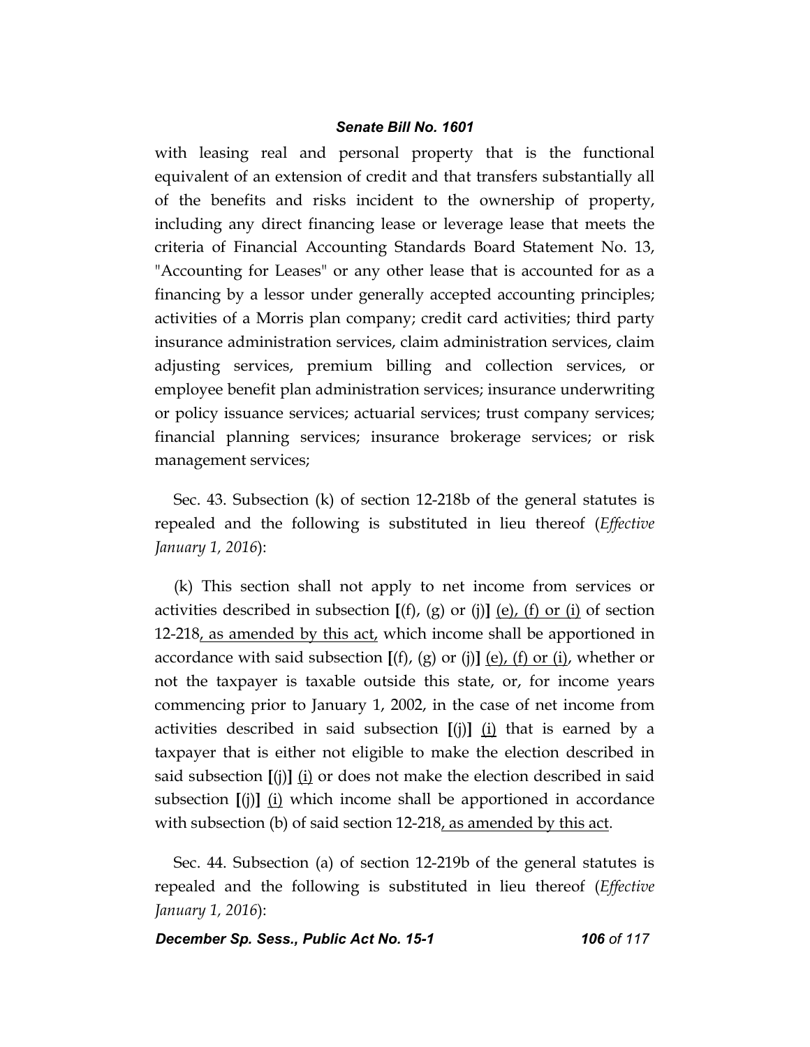with leasing real and personal property that is the functional equivalent of an extension of credit and that transfers substantially all of the benefits and risks incident to the ownership of property, including any direct financing lease or leverage lease that meets the criteria of Financial Accounting Standards Board Statement No. 13, "Accounting for Leases" or any other lease that is accounted for as a financing by a lessor under generally accepted accounting principles; activities of a Morris plan company; credit card activities; third party insurance administration services, claim administration services, claim adjusting services, premium billing and collection services, or employee benefit plan administration services; insurance underwriting or policy issuance services; actuarial services; trust company services; financial planning services; insurance brokerage services; or risk management services;

Sec. 43. Subsection (k) of section 12-218b of the general statutes is repealed and the following is substituted in lieu thereof (*Effective January 1, 2016*):

(k) This section shall not apply to net income from services or activities described in subsection **[**(f), (g) or (j)**]** <u>(e), (f) or (i)</u> of section 12-218<u>, as amended by this act,</u> which income shall be apportioned in accordance with said subsection **[**(f), (g) or (j)**]** <u>(e), (f) or (i)</u>, whether or not the taxpayer is taxable outside this state, or, for income years commencing prior to January 1, 2002, in the case of net income from activities described in said subsection **[**(j)**]** <u>(i)</u> that is earned by a taxpayer that is either not eligible to make the election described in said subsection **[**(j)**]** <u>(i)</u> or does not make the election described in said subsection **[**(j)**]** <u>(i)</u> which income shall be apportioned in accordance with subsection (b) of said section 12-218<u>, as amended by this act</u>.

Sec. 44. Subsection (a) of section 12-219b of the general statutes is repealed and the following is substituted in lieu thereof (*Effective January 1, 2016*):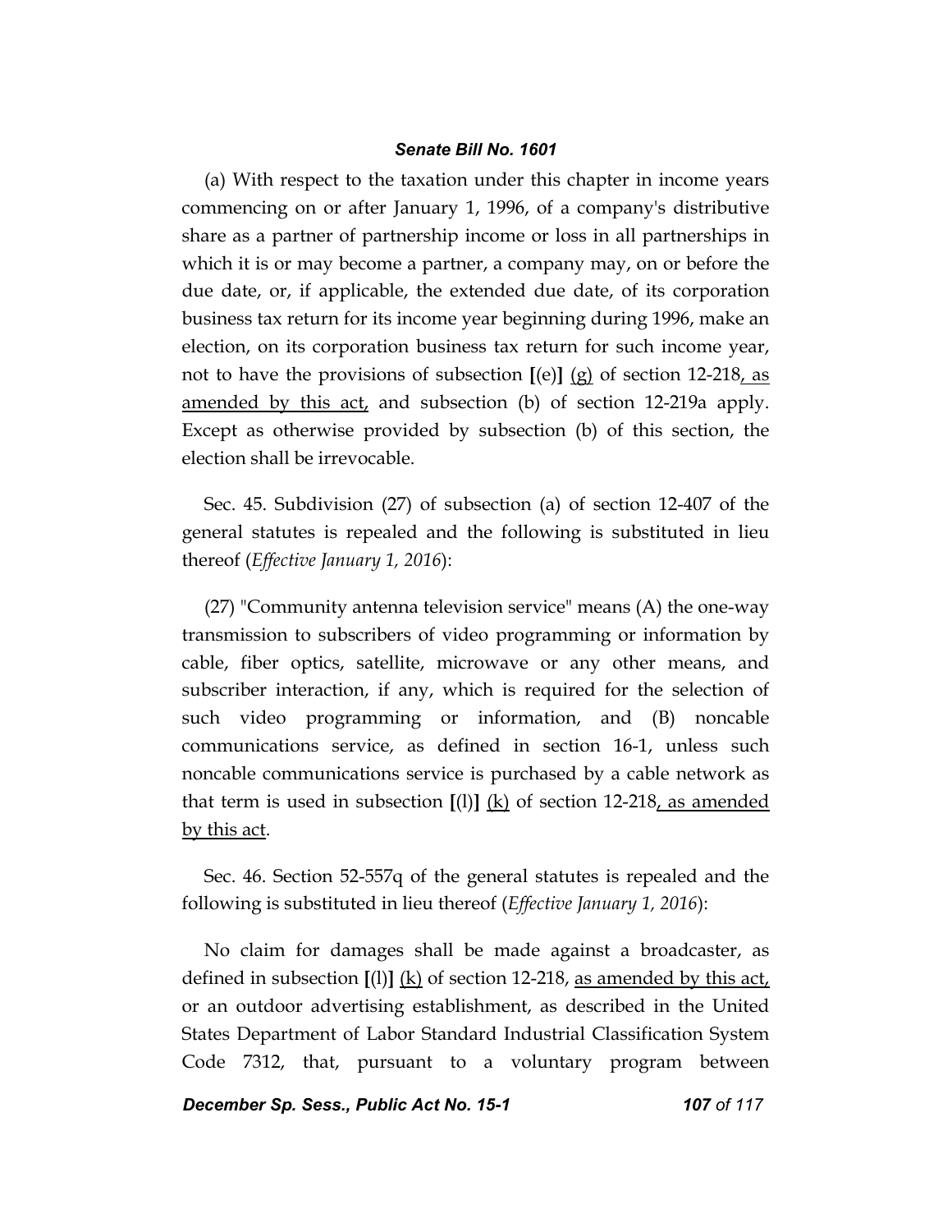(a) With respect to the taxation under this chapter in income years commencing on or after January 1, 1996, of a company's distributive share as a partner of partnership income or loss in all partnerships in which it is or may become a partner, a company may, on or before the due date, or, if applicable, the extended due date, of its corporation business tax return for its income year beginning during 1996, make an election, on its corporation business tax return for such income year, not to have the provisions of subsection **[**(e)**]** <u>(g)</u> of section 12-218<u>, as amended by this act,</u> and subsection (b) of section 12-219a apply. Except as otherwise provided by subsection (b) of this section, the election shall be irrevocable.

Sec. 45. Subdivision (27) of subsection (a) of section 12-407 of the general statutes is repealed and the following is substituted in lieu thereof (*Effective January 1, 2016*):

(27) "Community antenna television service" means (A) the one-way transmission to subscribers of video programming or information by cable, fiber optics, satellite, microwave or any other means, and subscriber interaction, if any, which is required for the selection of such video programming or information, and (B) noncable communications service, as defined in section 16-1, unless such noncable communications service is purchased by a cable network as that term is used in subsection **[**(l)**]** <u>(k)</u> of section 12-218<u>, as amended by this act</u>.

Sec. 46. Section 52-557q of the general statutes is repealed and the following is substituted in lieu thereof (*Effective January 1, 2016*):

No claim for damages shall be made against a broadcaster, as defined in subsection **[**(l)**]** <u>(k)</u> of section 12-218, <u>as amended by this act,</u> or an outdoor advertising establishment, as described in the United States Department of Labor Standard Industrial Classification System Code 7312, that, pursuant to a voluntary program between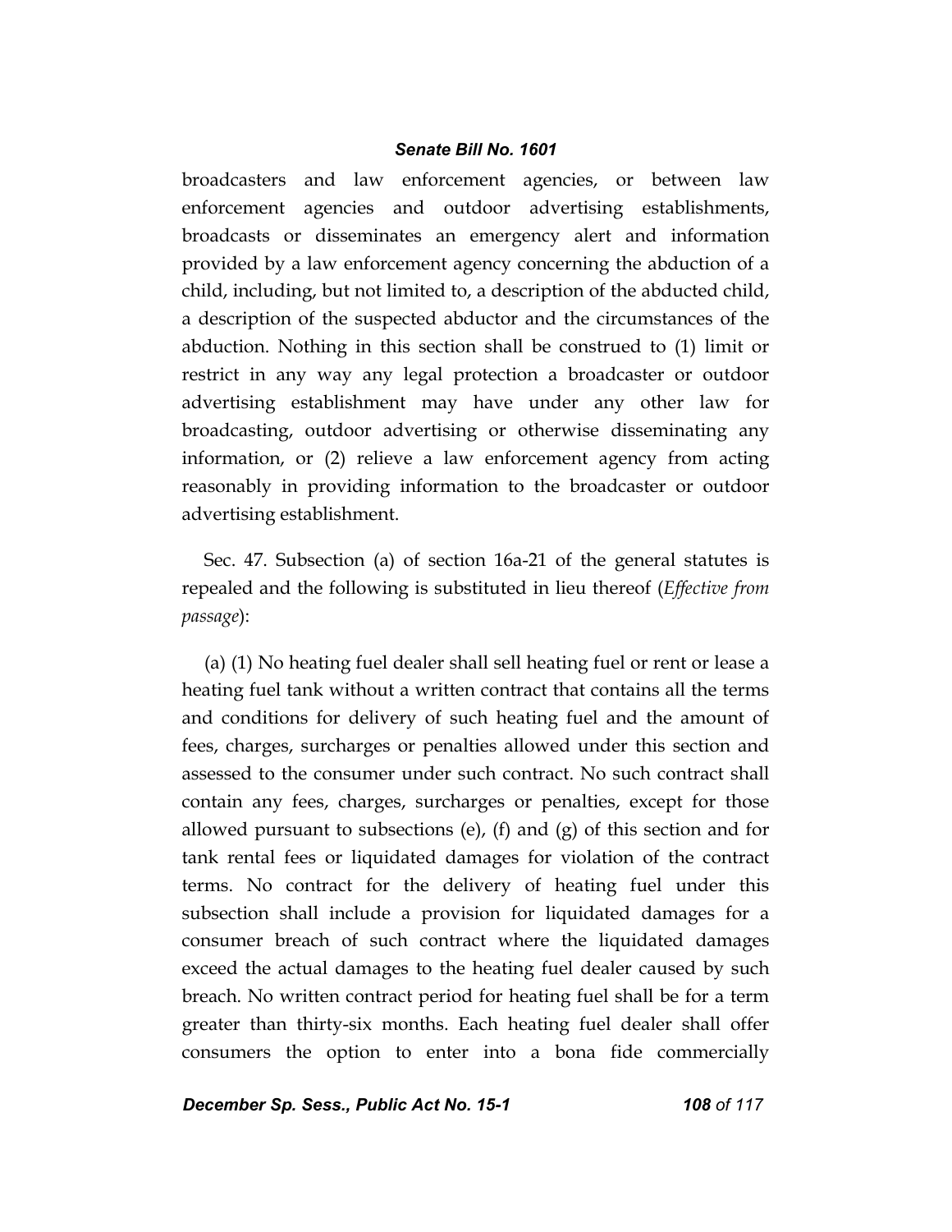broadcasters and law enforcement agencies, or between law enforcement agencies and outdoor advertising establishments, broadcasts or disseminates an emergency alert and information provided by a law enforcement agency concerning the abduction of a child, including, but not limited to, a description of the abducted child, a description of the suspected abductor and the circumstances of the abduction. Nothing in this section shall be construed to (1) limit or restrict in any way any legal protection a broadcaster or outdoor advertising establishment may have under any other law for broadcasting, outdoor advertising or otherwise disseminating any information, or (2) relieve a law enforcement agency from acting reasonably in providing information to the broadcaster or outdoor advertising establishment.

Sec. 47. Subsection (a) of section 16a-21 of the general statutes is repealed and the following is substituted in lieu thereof (*Effective from passage*):

(a) (1) No heating fuel dealer shall sell heating fuel or rent or lease a heating fuel tank without a written contract that contains all the terms and conditions for delivery of such heating fuel and the amount of fees, charges, surcharges or penalties allowed under this section and assessed to the consumer under such contract. No such contract shall contain any fees, charges, surcharges or penalties, except for those allowed pursuant to subsections (e), (f) and (g) of this section and for tank rental fees or liquidated damages for violation of the contract terms. No contract for the delivery of heating fuel under this subsection shall include a provision for liquidated damages for a consumer breach of such contract where the liquidated damages exceed the actual damages to the heating fuel dealer caused by such breach. No written contract period for heating fuel shall be for a term greater than thirty-six months. Each heating fuel dealer shall offer consumers the option to enter into a bona fide commercially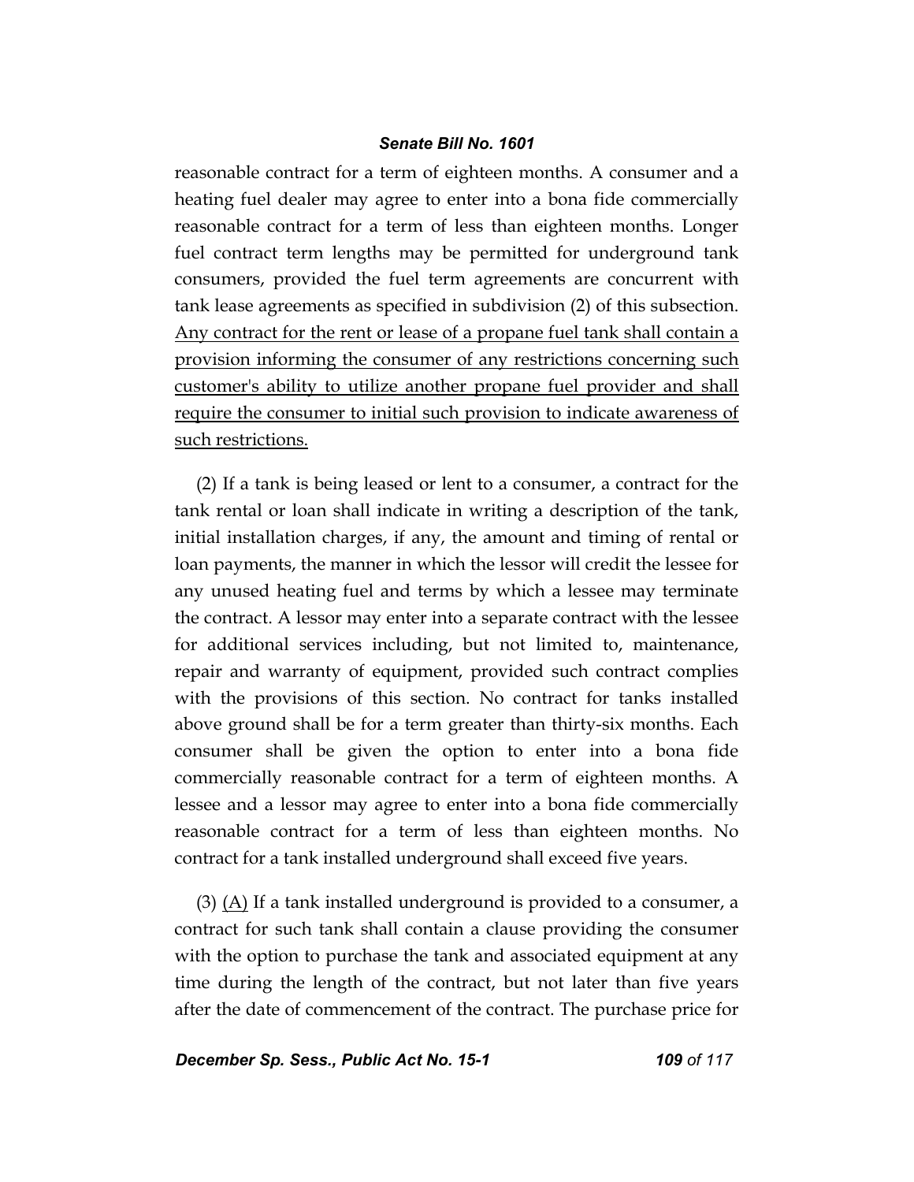reasonable contract for a term of eighteen months. A consumer and a heating fuel dealer may agree to enter into a bona fide commercially reasonable contract for a term of less than eighteen months. Longer fuel contract term lengths may be permitted for underground tank consumers, provided the fuel term agreements are concurrent with tank lease agreements as specified in subdivision (2) of this subsection. <u>Any contract for the rent or lease of a propane fuel tank shall contain a provision informing the consumer of any restrictions concerning such customer's ability to utilize another propane fuel provider and shall require the consumer to initial such provision to indicate awareness of such restrictions.</u>

(2) If a tank is being leased or lent to a consumer, a contract for the tank rental or loan shall indicate in writing a description of the tank, initial installation charges, if any, the amount and timing of rental or loan payments, the manner in which the lessor will credit the lessee for any unused heating fuel and terms by which a lessee may terminate the contract. A lessor may enter into a separate contract with the lessee for additional services including, but not limited to, maintenance, repair and warranty of equipment, provided such contract complies with the provisions of this section. No contract for tanks installed above ground shall be for a term greater than thirty-six months. Each consumer shall be given the option to enter into a bona fide commercially reasonable contract for a term of eighteen months. A lessee and a lessor may agree to enter into a bona fide commercially reasonable contract for a term of less than eighteen months. No contract for a tank installed underground shall exceed five years.

(3) <u>(A)</u> If a tank installed underground is provided to a consumer, a contract for such tank shall contain a clause providing the consumer with the option to purchase the tank and associated equipment at any time during the length of the contract, but not later than five years after the date of commencement of the contract. The purchase price for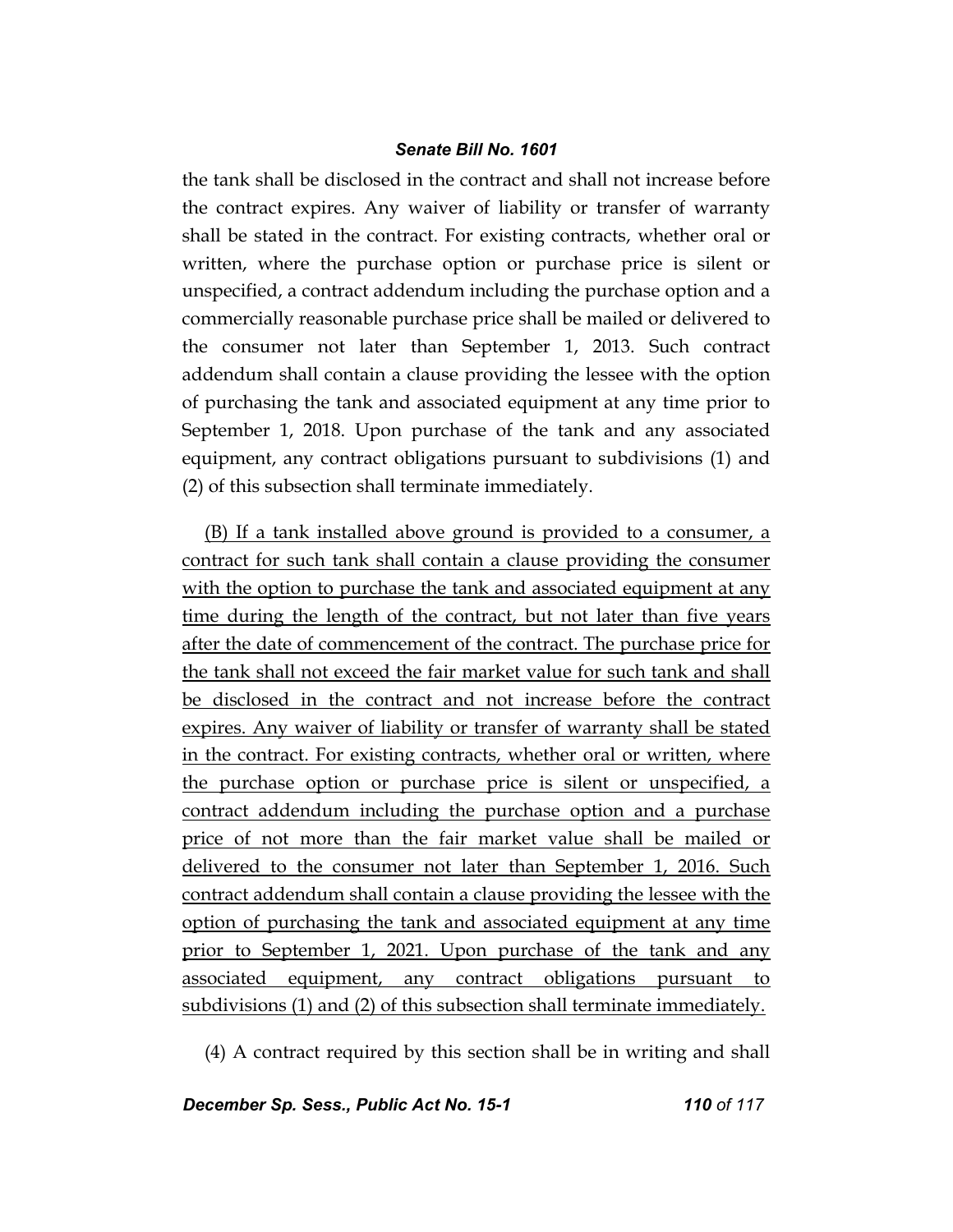the tank shall be disclosed in the contract and shall not increase before the contract expires. Any waiver of liability or transfer of warranty shall be stated in the contract. For existing contracts, whether oral or written, where the purchase option or purchase price is silent or unspecified, a contract addendum including the purchase option and a commercially reasonable purchase price shall be mailed or delivered to the consumer not later than September 1, 2013. Such contract addendum shall contain a clause providing the lessee with the option of purchasing the tank and associated equipment at any time prior to September 1, 2018. Upon purchase of the tank and any associated equipment, any contract obligations pursuant to subdivisions (1) and (2) of this subsection shall terminate immediately.

<u>(B) If a tank installed above ground is provided to a consumer, a contract for such tank shall contain a clause providing the consumer with the option to purchase the tank and associated equipment at any time during the length of the contract, but not later than five years after the date of commencement of the contract. The purchase price for the tank shall not exceed the fair market value for such tank and shall be disclosed in the contract and not increase before the contract expires. Any waiver of liability or transfer of warranty shall be stated in the contract. For existing contracts, whether oral or written, where the purchase option or purchase price is silent or unspecified, a contract addendum including the purchase option and a purchase price of not more than the fair market value shall be mailed or delivered to the consumer not later than September 1, 2016. Such contract addendum shall contain a clause providing the lessee with the option of purchasing the tank and associated equipment at any time prior to September 1, 2021. Upon purchase of the tank and any associated equipment, any contract obligations pursuant to subdivisions (1) and (2) of this subsection shall terminate immediately.</u>

(4) A contract required by this section shall be in writing and shall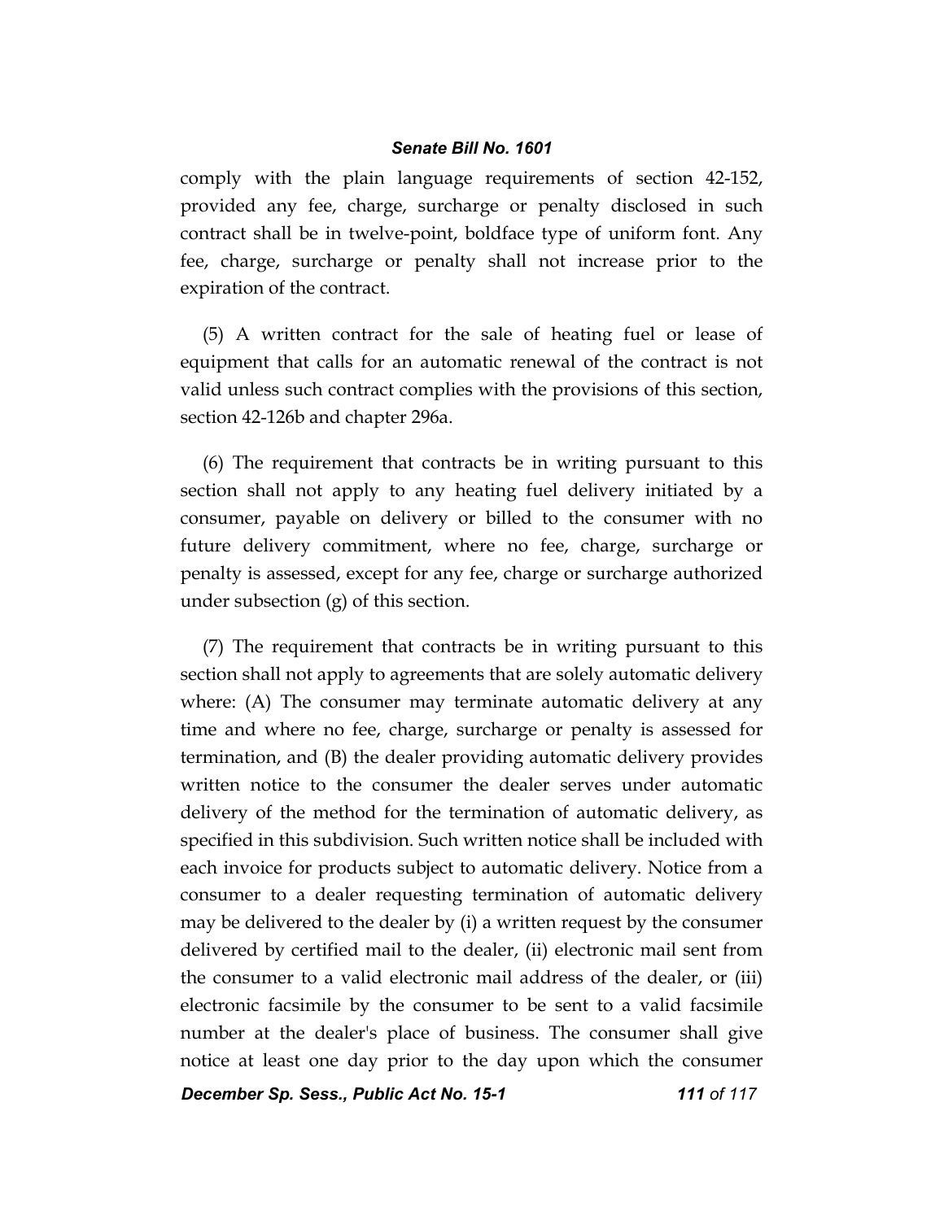comply with the plain language requirements of section 42-152, provided any fee, charge, surcharge or penalty disclosed in such contract shall be in twelve-point, boldface type of uniform font. Any fee, charge, surcharge or penalty shall not increase prior to the expiration of the contract.

(5) A written contract for the sale of heating fuel or lease of equipment that calls for an automatic renewal of the contract is not valid unless such contract complies with the provisions of this section, section 42-126b and chapter 296a.

(6) The requirement that contracts be in writing pursuant to this section shall not apply to any heating fuel delivery initiated by a consumer, payable on delivery or billed to the consumer with no future delivery commitment, where no fee, charge, surcharge or penalty is assessed, except for any fee, charge or surcharge authorized under subsection (g) of this section.

(7) The requirement that contracts be in writing pursuant to this section shall not apply to agreements that are solely automatic delivery where: (A) The consumer may terminate automatic delivery at any time and where no fee, charge, surcharge or penalty is assessed for termination, and (B) the dealer providing automatic delivery provides written notice to the consumer the dealer serves under automatic delivery of the method for the termination of automatic delivery, as specified in this subdivision. Such written notice shall be included with each invoice for products subject to automatic delivery. Notice from a consumer to a dealer requesting termination of automatic delivery may be delivered to the dealer by (i) a written request by the consumer delivered by certified mail to the dealer, (ii) electronic mail sent from the consumer to a valid electronic mail address of the dealer, or (iii) electronic facsimile by the consumer to be sent to a valid facsimile number at the dealer's place of business. The consumer shall give notice at least one day prior to the day upon which the consumer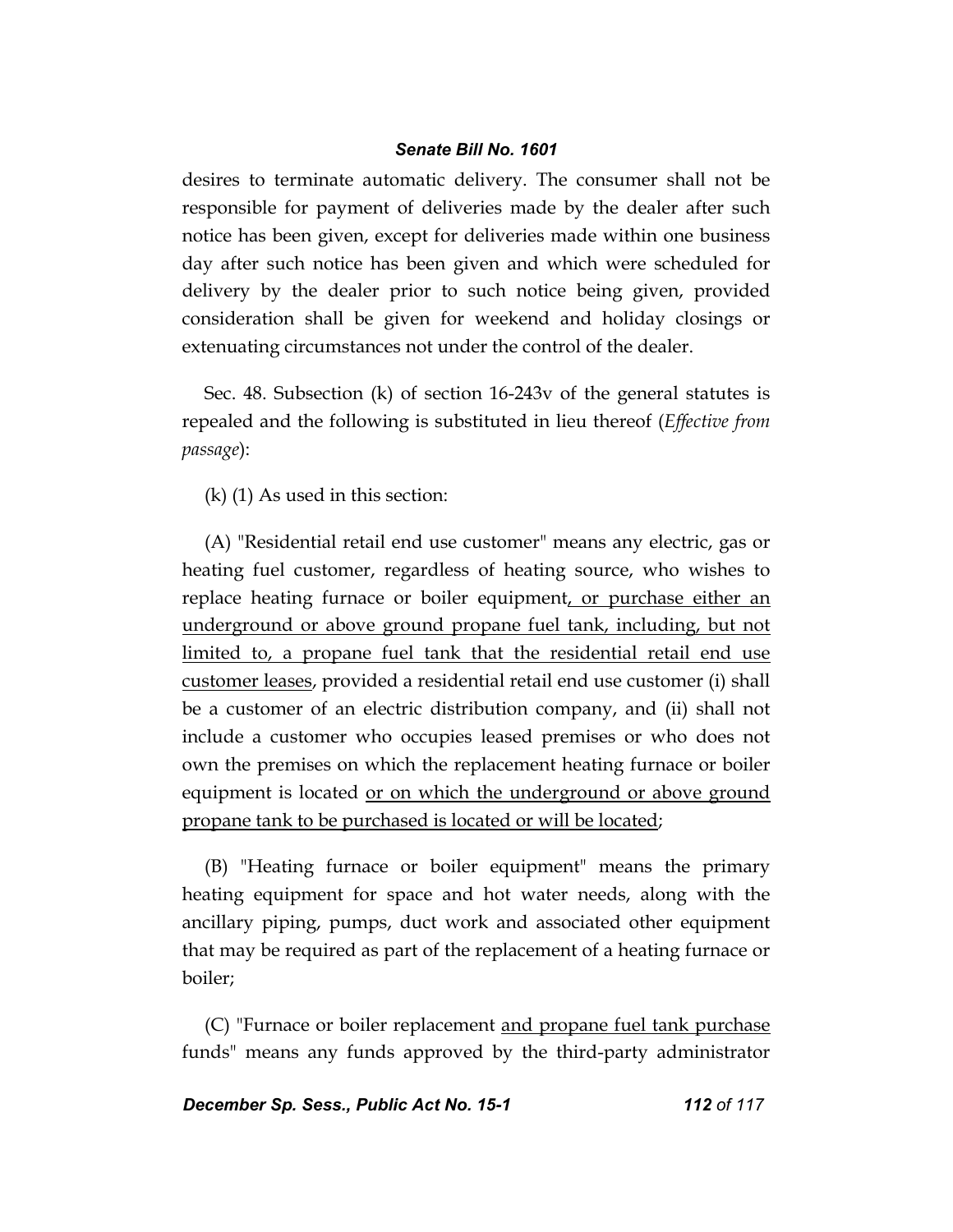desires to terminate automatic delivery. The consumer shall not be responsible for payment of deliveries made by the dealer after such notice has been given, except for deliveries made within one business day after such notice has been given and which were scheduled for delivery by the dealer prior to such notice being given, provided consideration shall be given for weekend and holiday closings or extenuating circumstances not under the control of the dealer.

Sec. 48. Subsection (k) of section 16-243v of the general statutes is repealed and the following is substituted in lieu thereof (*Effective from passage*):

(k) (1) As used in this section:

(A) "Residential retail end use customer" means any electric, gas or heating fuel customer, regardless of heating source, who wishes to replace heating furnace or boiler equipment<u>, or purchase either an underground or above ground propane fuel tank, including, but not limited to, a propane fuel tank that the residential retail end use customer leases</u>, provided a residential retail end use customer (i) shall be a customer of an electric distribution company, and (ii) shall not include a customer who occupies leased premises or who does not own the premises on which the replacement heating furnace or boiler equipment is located <u>or on which the underground or above ground propane tank to be purchased is located or will be located</u>;

(B) "Heating furnace or boiler equipment" means the primary heating equipment for space and hot water needs, along with the ancillary piping, pumps, duct work and associated other equipment that may be required as part of the replacement of a heating furnace or boiler;

(C) "Furnace or boiler replacement <u>and propane fuel tank purchase</u> funds" means any funds approved by the third-party administrator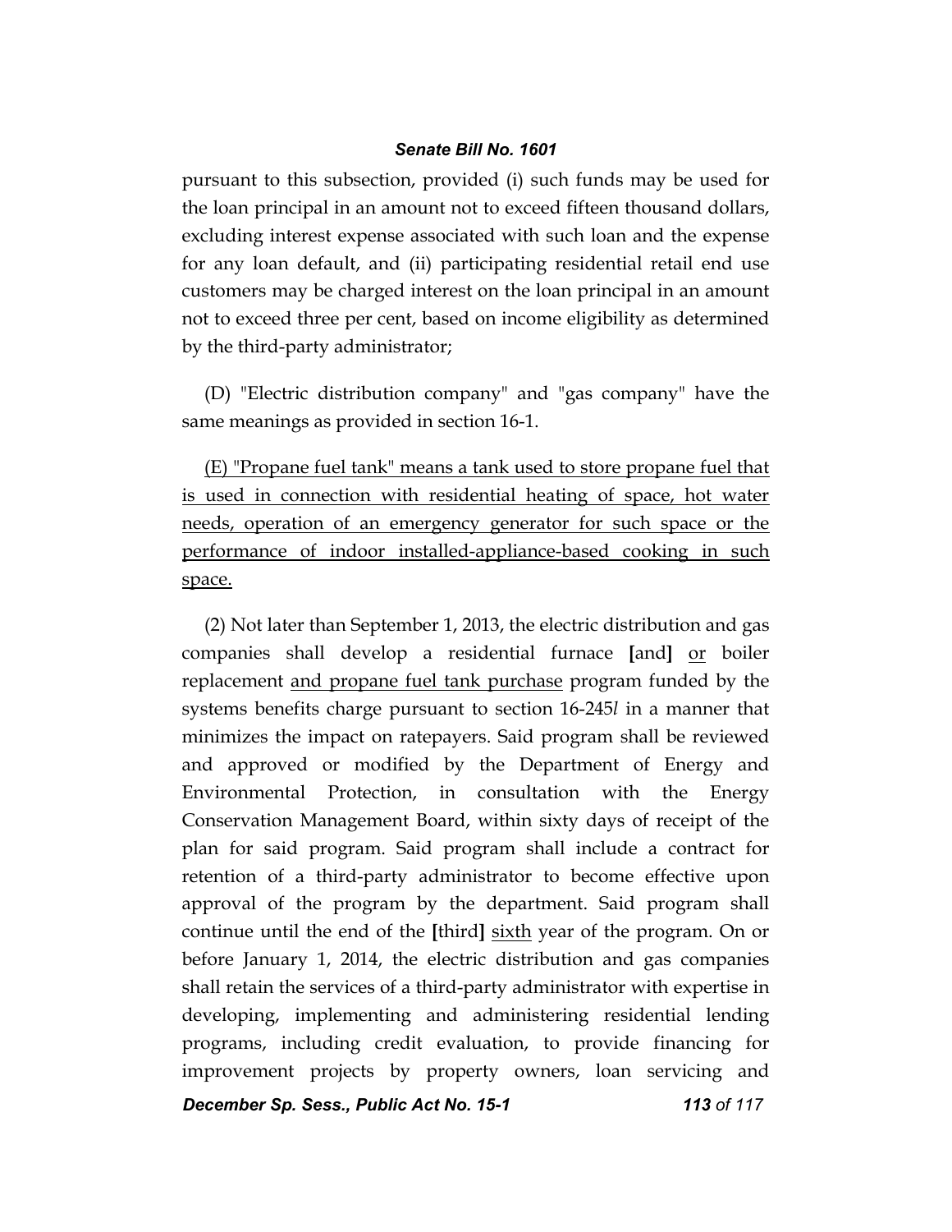pursuant to this subsection, provided (i) such funds may be used for the loan principal in an amount not to exceed fifteen thousand dollars, excluding interest expense associated with such loan and the expense for any loan default, and (ii) participating residential retail end use customers may be charged interest on the loan principal in an amount not to exceed three per cent, based on income eligibility as determined by the third-party administrator;

(D) "Electric distribution company" and "gas company" have the same meanings as provided in section 16-1.

<u>(E) "Propane fuel tank" means a tank used to store propane fuel that is used in connection with residential heating of space, hot water needs, operation of an emergency generator for such space or the performance of indoor installed-appliance-based cooking in such space.</u>

(2) Not later than September 1, 2013, the electric distribution and gas companies shall develop a residential furnace **[**and**]** <u>or</u> boiler replacement <u>and propane fuel tank purchase</u> program funded by the systems benefits charge pursuant to section 16-245*l* in a manner that minimizes the impact on ratepayers. Said program shall be reviewed and approved or modified by the Department of Energy and Environmental Protection, in consultation with the Energy Conservation Management Board, within sixty days of receipt of the plan for said program. Said program shall include a contract for retention of a third-party administrator to become effective upon approval of the program by the department. Said program shall continue until the end of the **[**third**]** <u>sixth</u> year of the program. On or before January 1, 2014, the electric distribution and gas companies shall retain the services of a third-party administrator with expertise in developing, implementing and administering residential lending programs, including credit evaluation, to provide financing for improvement projects by property owners, loan servicing and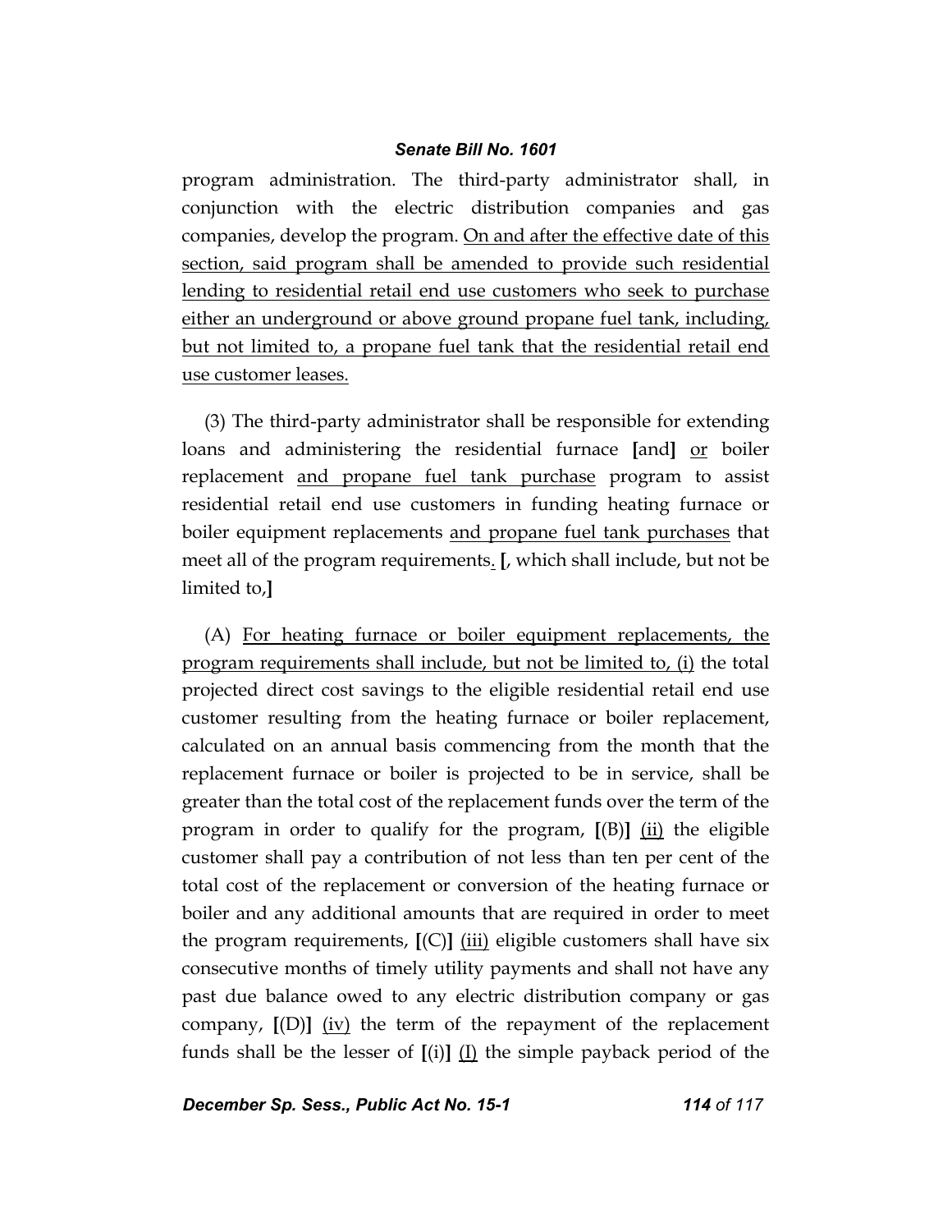program administration. The third-party administrator shall, in conjunction with the electric distribution companies and gas companies, develop the program. <u>On and after the effective date of this section, said program shall be amended to provide such residential lending to residential retail end use customers who seek to purchase either an underground or above ground propane fuel tank, including, but not limited to, a propane fuel tank that the residential retail end use customer leases.</u>

(3) The third-party administrator shall be responsible for extending loans and administering the residential furnace **[**and**]** <u>or</u> boiler replacement <u>and propane fuel tank purchase</u> program to assist residential retail end use customers in funding heating furnace or boiler equipment replacements <u>and propane fuel tank purchases</u> that meet all of the program requirements<u>.</u> **[**, which shall include, but not be limited to,**]**

(A) <u>For heating furnace or boiler equipment replacements, the program requirements shall include, but not be limited to, (i)</u> the total projected direct cost savings to the eligible residential retail end use customer resulting from the heating furnace or boiler replacement, calculated on an annual basis commencing from the month that the replacement furnace or boiler is projected to be in service, shall be greater than the total cost of the replacement funds over the term of the program in order to qualify for the program, **[**(B)**]** <u>(ii)</u> the eligible customer shall pay a contribution of not less than ten per cent of the total cost of the replacement or conversion of the heating furnace or boiler and any additional amounts that are required in order to meet the program requirements, **[**(C)**]** <u>(iii)</u> eligible customers shall have six consecutive months of timely utility payments and shall not have any past due balance owed to any electric distribution company or gas company, **[**(D)**]** <u>(iv)</u> the term of the repayment of the replacement funds shall be the lesser of **[**(i)**]** <u>(I)</u> the simple payback period of the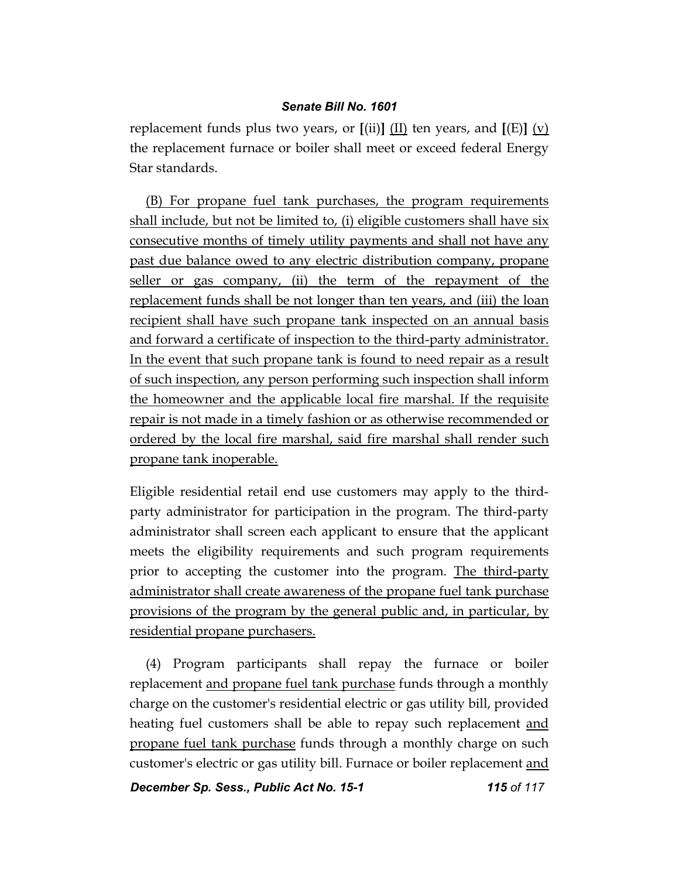replacement funds plus two years, or **[**(ii)**]** <u>(II)</u> ten years, and **[**(E)**]** <u>(v)</u> the replacement furnace or boiler shall meet or exceed federal Energy Star standards.

<u>(B) For propane fuel tank purchases, the program requirements shall include, but not be limited to, (i) eligible customers shall have six consecutive months of timely utility payments and shall not have any past due balance owed to any electric distribution company, propane seller or gas company, (ii) the term of the repayment of the replacement funds shall be not longer than ten years, and (iii) the loan recipient shall have such propane tank inspected on an annual basis and forward a certificate of inspection to the third-party administrator. In the event that such propane tank is found to need repair as a result of such inspection, any person performing such inspection shall inform the homeowner and the applicable local fire marshal. If the requisite repair is not made in a timely fashion or as otherwise recommended or ordered by the local fire marshal, said fire marshal shall render such propane tank inoperable.</u>

Eligible residential retail end use customers may apply to the third-party administrator for participation in the program. The third-party administrator shall screen each applicant to ensure that the applicant meets the eligibility requirements and such program requirements prior to accepting the customer into the program. <u>The third-party administrator shall create awareness of the propane fuel tank purchase provisions of the program by the general public and, in particular, by residential propane purchasers.</u>

(4) Program participants shall repay the furnace or boiler replacement <u>and propane fuel tank purchase</u> funds through a monthly charge on the customer's residential electric or gas utility bill, provided heating fuel customers shall be able to repay such replacement <u>and propane fuel tank purchase</u> funds through a monthly charge on such customer's electric or gas utility bill. Furnace or boiler replacement <u>and</u>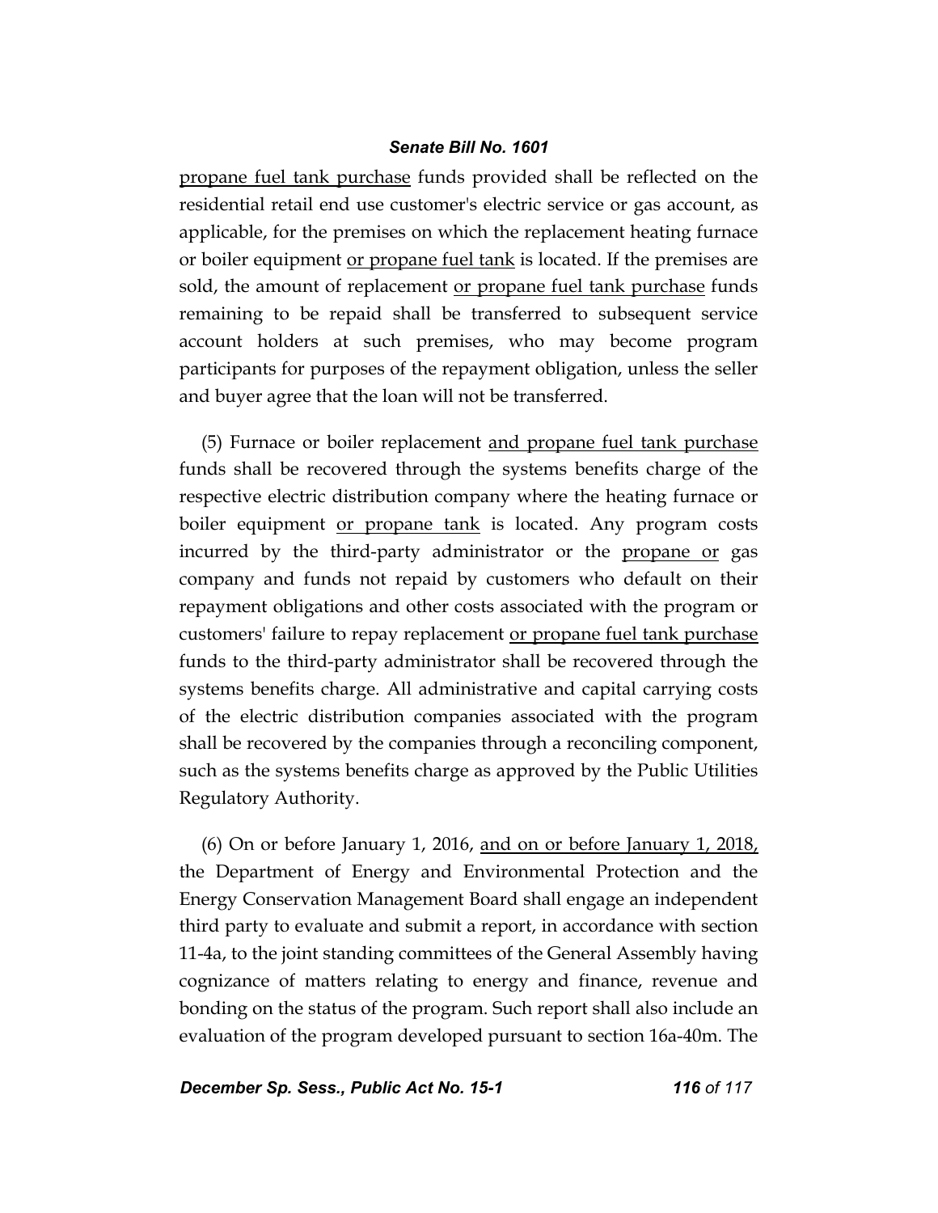propane fuel tank purchase funds provided shall be reflected on the residential retail end use customer's electric service or gas account, as applicable, for the premises on which the replacement heating furnace or boiler equipment or propane fuel tank is located. If the premises are sold, the amount of replacement or propane fuel tank purchase funds remaining to be repaid shall be transferred to subsequent service account holders at such premises, who may become program participants for purposes of the repayment obligation, unless the seller and buyer agree that the loan will not be transferred.

(5) Furnace or boiler replacement and propane fuel tank purchase funds shall be recovered through the systems benefits charge of the respective electric distribution company where the heating furnace or boiler equipment or propane tank is located. Any program costs incurred by the third-party administrator or the propane or gas company and funds not repaid by customers who default on their repayment obligations and other costs associated with the program or customers' failure to repay replacement or propane fuel tank purchase funds to the third-party administrator shall be recovered through the systems benefits charge. All administrative and capital carrying costs of the electric distribution companies associated with the program shall be recovered by the companies through a reconciling component, such as the systems benefits charge as approved by the Public Utilities Regulatory Authority.

(6) On or before January 1, 2016, and on or before January 1, 2018, the Department of Energy and Environmental Protection and the Energy Conservation Management Board shall engage an independent third party to evaluate and submit a report, in accordance with section 11-4a, to the joint standing committees of the General Assembly having cognizance of matters relating to energy and finance, revenue and bonding on the status of the program. Such report shall also include an evaluation of the program developed pursuant to section 16a-40m. The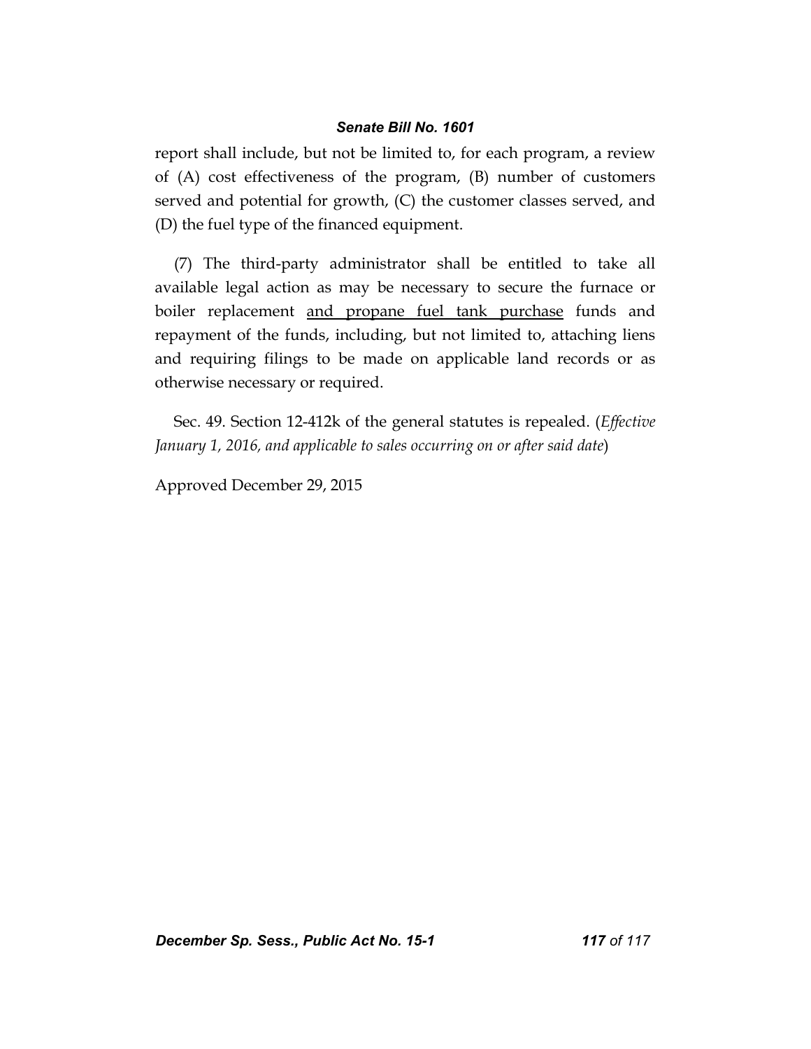report shall include, but not be limited to, for each program, a review of (A) cost effectiveness of the program, (B) number of customers served and potential for growth, (C) the customer classes served, and (D) the fuel type of the financed equipment.

(7) The third-party administrator shall be entitled to take all available legal action as may be necessary to secure the furnace or boiler replacement <u>and propane fuel tank purchase</u> funds and repayment of the funds, including, but not limited to, attaching liens and requiring filings to be made on applicable land records or as otherwise necessary or required.

Sec. 49. Section 12-412k of the general statutes is repealed. (*Effective January 1, 2016, and applicable to sales occurring on or after said date*)

Approved December 29, 2015